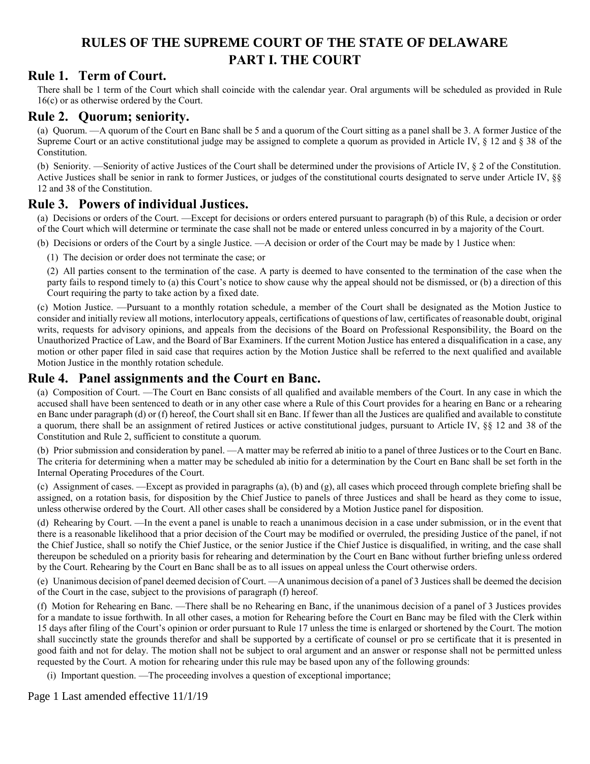# RULES OF THE SUPREME COURT OF THE STATE OF DELAWARE
# PART I. THE COURT

## Rule 1. Term of Court.

There shall be 1 term of the Court which shall coincide with the calendar year. Oral arguments will be scheduled as provided in Rule 16(c) or as otherwise ordered by the Court.

## Rule 2. Quorum; seniority.

(a) Quorum. —A quorum of the Court en Banc shall be 5 and a quorum of the Court sitting as a panel shall be 3. A former Justice of the Supreme Court or an active constitutional judge may be assigned to complete a quorum as provided in Article IV, § 12 and § 38 of the Constitution.

(b) Seniority. —Seniority of active Justices of the Court shall be determined under the provisions of Article IV, § 2 of the Constitution. Active Justices shall be senior in rank to former Justices, or judges of the constitutional courts designated to serve under Article IV, §§ 12 and 38 of the Constitution.

## Rule 3. Powers of individual Justices.

(a) Decisions or orders of the Court. —Except for decisions or orders entered pursuant to paragraph (b) of this Rule, a decision or order of the Court which will determine or terminate the case shall not be made or entered unless concurred in by a majority of the Court.

(b) Decisions or orders of the Court by a single Justice. —A decision or order of the Court may be made by 1 Justice when:

(1) The decision or order does not terminate the case; or

(2) All parties consent to the termination of the case. A party is deemed to have consented to the termination of the case when the party fails to respond timely to (a) this Court's notice to show cause why the appeal should not be dismissed, or (b) a direction of this Court requiring the party to take action by a fixed date.

(c) Motion Justice. —Pursuant to a monthly rotation schedule, a member of the Court shall be designated as the Motion Justice to consider and initially review all motions, interlocutory appeals, certifications of questions of law, certificates of reasonable doubt, original writs, requests for advisory opinions, and appeals from the decisions of the Board on Professional Responsibility, the Board on the Unauthorized Practice of Law, and the Board of Bar Examiners. If the current Motion Justice has entered a disqualification in a case, any motion or other paper filed in said case that requires action by the Motion Justice shall be referred to the next qualified and available Motion Justice in the monthly rotation schedule.

## Rule 4. Panel assignments and the Court en Banc.

(a) Composition of Court. —The Court en Banc consists of all qualified and available members of the Court. In any case in which the accused shall have been sentenced to death or in any other case where a Rule of this Court provides for a hearing en Banc or a rehearing en Banc under paragraph (d) or (f) hereof, the Court shall sit en Banc. If fewer than all the Justices are qualified and available to constitute a quorum, there shall be an assignment of retired Justices or active constitutional judges, pursuant to Article IV, §§ 12 and 38 of the Constitution and Rule 2, sufficient to constitute a quorum.

(b) Prior submission and consideration by panel. —A matter may be referred ab initio to a panel of three Justices or to the Court en Banc. The criteria for determining when a matter may be scheduled ab initio for a determination by the Court en Banc shall be set forth in the Internal Operating Procedures of the Court.

(c) Assignment of cases. —Except as provided in paragraphs (a), (b) and (g), all cases which proceed through complete briefing shall be assigned, on a rotation basis, for disposition by the Chief Justice to panels of three Justices and shall be heard as they come to issue, unless otherwise ordered by the Court. All other cases shall be considered by a Motion Justice panel for disposition.

(d) Rehearing by Court. —In the event a panel is unable to reach a unanimous decision in a case under submission, or in the event that there is a reasonable likelihood that a prior decision of the Court may be modified or overruled, the presiding Justice of the panel, if not the Chief Justice, shall so notify the Chief Justice, or the senior Justice if the Chief Justice is disqualified, in writing, and the case shall thereupon be scheduled on a priority basis for rehearing and determination by the Court en Banc without further briefing unless ordered by the Court. Rehearing by the Court en Banc shall be as to all issues on appeal unless the Court otherwise orders.

(e) Unanimous decision of panel deemed decision of Court. —A unanimous decision of a panel of 3 Justices shall be deemed the decision of the Court in the case, subject to the provisions of paragraph (f) hereof.

(f) Motion for Rehearing en Banc. —There shall be no Rehearing en Banc, if the unanimous decision of a panel of 3 Justices provides for a mandate to issue forthwith. In all other cases, a motion for Rehearing before the Court en Banc may be filed with the Clerk within 15 days after filing of the Court's opinion or order pursuant to Rule 17 unless the time is enlarged or shortened by the Court. The motion shall succinctly state the grounds therefor and shall be supported by a certificate of counsel or pro se certificate that it is presented in good faith and not for delay. The motion shall not be subject to oral argument and an answer or response shall not be permitted unless requested by the Court. A motion for rehearing under this rule may be based upon any of the following grounds:

(i) Important question. —The proceeding involves a question of exceptional importance;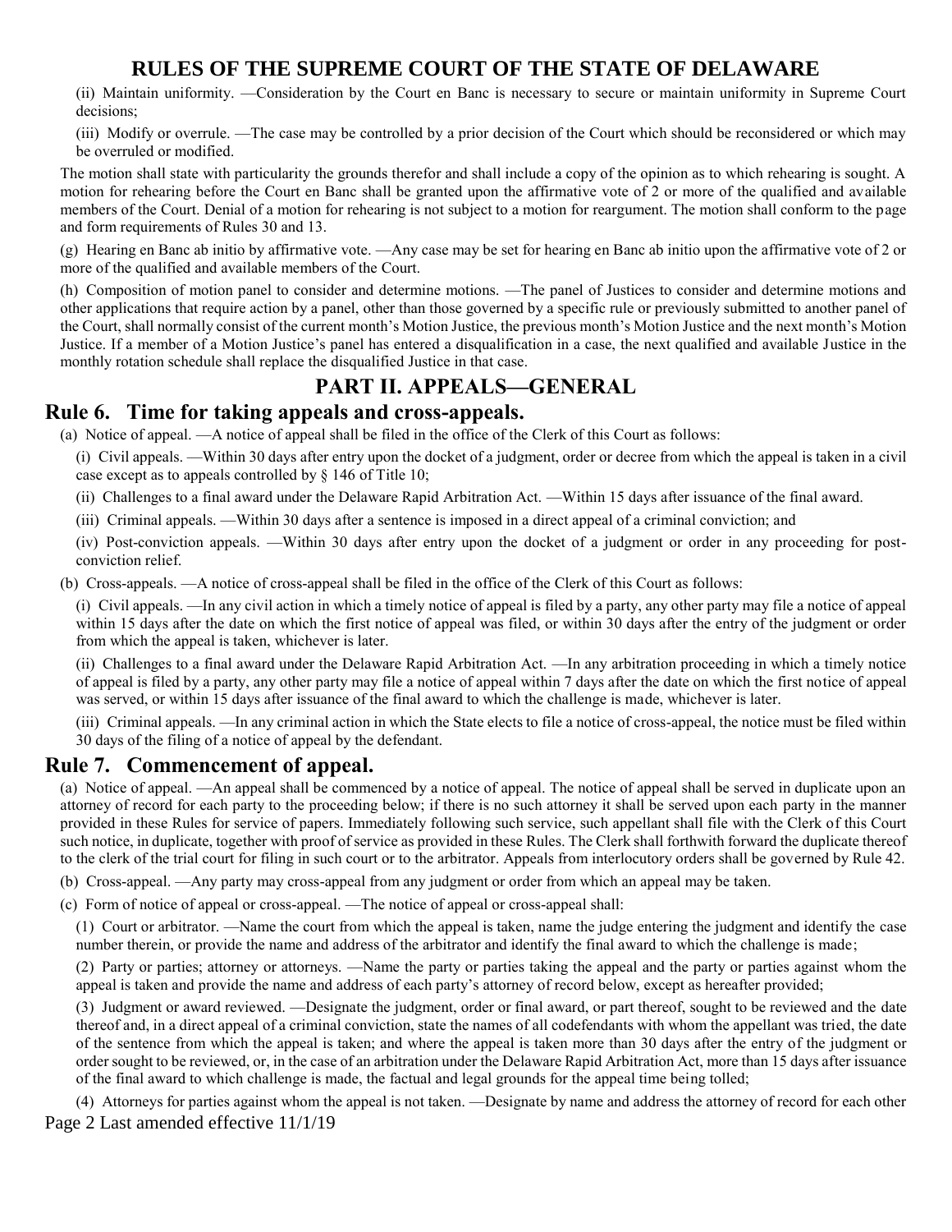(ii) Maintain uniformity. —Consideration by the Court en Banc is necessary to secure or maintain uniformity in Supreme Court decisions;

(iii) Modify or overrule. —The case may be controlled by a prior decision of the Court which should be reconsidered or which may be overruled or modified.

The motion shall state with particularity the grounds therefor and shall include a copy of the opinion as to which rehearing is sought. A motion for rehearing before the Court en Banc shall be granted upon the affirmative vote of 2 or more of the qualified and available members of the Court. Denial of a motion for rehearing is not subject to a motion for reargument. The motion shall conform to the page and form requirements of Rules 30 and 13.

(g) Hearing en Banc ab initio by affirmative vote. —Any case may be set for hearing en Banc ab initio upon the affirmative vote of 2 or more of the qualified and available members of the Court.

(h) Composition of motion panel to consider and determine motions. —The panel of Justices to consider and determine motions and other applications that require action by a panel, other than those governed by a specific rule or previously submitted to another panel of the Court, shall normally consist of the current month's Motion Justice, the previous month's Motion Justice and the next month's Motion Justice. If a member of a Motion Justice's panel has entered a disqualification in a case, the next qualified and available Justice in the monthly rotation schedule shall replace the disqualified Justice in that case.

# PART II. APPEALS—GENERAL

## Rule 6. Time for taking appeals and cross-appeals.

(a) Notice of appeal. —A notice of appeal shall be filed in the office of the Clerk of this Court as follows:

(i) Civil appeals. —Within 30 days after entry upon the docket of a judgment, order or decree from which the appeal is taken in a civil case except as to appeals controlled by § 146 of Title 10;

(ii) Challenges to a final award under the Delaware Rapid Arbitration Act. —Within 15 days after issuance of the final award.

(iii) Criminal appeals. —Within 30 days after a sentence is imposed in a direct appeal of a criminal conviction; and

(iv) Post-conviction appeals. —Within 30 days after entry upon the docket of a judgment or order in any proceeding for post-conviction relief.

(b) Cross-appeals. —A notice of cross-appeal shall be filed in the office of the Clerk of this Court as follows:

(i) Civil appeals. —In any civil action in which a timely notice of appeal is filed by a party, any other party may file a notice of appeal within 15 days after the date on which the first notice of appeal was filed, or within 30 days after the entry of the judgment or order from which the appeal is taken, whichever is later.

(ii) Challenges to a final award under the Delaware Rapid Arbitration Act. —In any arbitration proceeding in which a timely notice of appeal is filed by a party, any other party may file a notice of appeal within 7 days after the date on which the first notice of appeal was served, or within 15 days after issuance of the final award to which the challenge is made, whichever is later.

(iii) Criminal appeals. —In any criminal action in which the State elects to file a notice of cross-appeal, the notice must be filed within 30 days of the filing of a notice of appeal by the defendant.

## Rule 7. Commencement of appeal.

(a) Notice of appeal. —An appeal shall be commenced by a notice of appeal. The notice of appeal shall be served in duplicate upon an attorney of record for each party to the proceeding below; if there is no such attorney it shall be served upon each party in the manner provided in these Rules for service of papers. Immediately following such service, such appellant shall file with the Clerk of this Court such notice, in duplicate, together with proof of service as provided in these Rules. The Clerk shall forthwith forward the duplicate thereof to the clerk of the trial court for filing in such court or to the arbitrator. Appeals from interlocutory orders shall be governed by Rule 42.

(b) Cross-appeal. —Any party may cross-appeal from any judgment or order from which an appeal may be taken.

(c) Form of notice of appeal or cross-appeal. —The notice of appeal or cross-appeal shall:

(1) Court or arbitrator. —Name the court from which the appeal is taken, name the judge entering the judgment and identify the case number therein, or provide the name and address of the arbitrator and identify the final award to which the challenge is made;

(2) Party or parties; attorney or attorneys. —Name the party or parties taking the appeal and the party or parties against whom the appeal is taken and provide the name and address of each party's attorney of record below, except as hereafter provided;

(3) Judgment or award reviewed. —Designate the judgment, order or final award, or part thereof, sought to be reviewed and the date thereof and, in a direct appeal of a criminal conviction, state the names of all codefendants with whom the appellant was tried, the date of the sentence from which the appeal is taken; and where the appeal is taken more than 30 days after the entry of the judgment or order sought to be reviewed, or, in the case of an arbitration under the Delaware Rapid Arbitration Act, more than 15 days after issuance of the final award to which challenge is made, the factual and legal grounds for the appeal time being tolled;

(4) Attorneys for parties against whom the appeal is not taken. —Designate by name and address the attorney of record for each other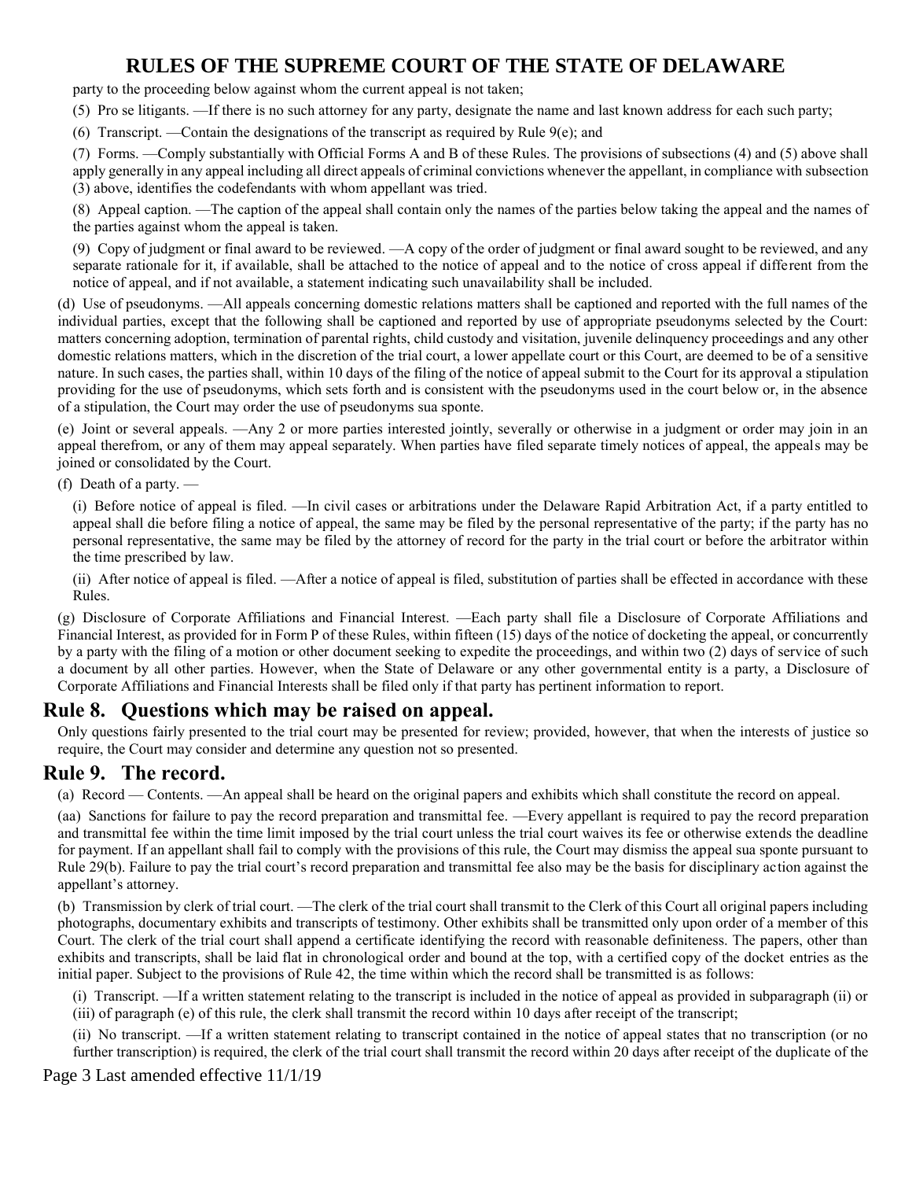party to the proceeding below against whom the current appeal is not taken;

(5) Pro se litigants. —If there is no such attorney for any party, designate the name and last known address for each such party;

(6) Transcript. —Contain the designations of the transcript as required by Rule 9(e); and

(7) Forms. —Comply substantially with Official Forms A and B of these Rules. The provisions of subsections (4) and (5) above shall apply generally in any appeal including all direct appeals of criminal convictions whenever the appellant, in compliance with subsection (3) above, identifies the codefendants with whom appellant was tried.

(8) Appeal caption. —The caption of the appeal shall contain only the names of the parties below taking the appeal and the names of the parties against whom the appeal is taken.

(9) Copy of judgment or final award to be reviewed. —A copy of the order of judgment or final award sought to be reviewed, and any separate rationale for it, if available, shall be attached to the notice of appeal and to the notice of cross appeal if different from the notice of appeal, and if not available, a statement indicating such unavailability shall be included.

(d) Use of pseudonyms. —All appeals concerning domestic relations matters shall be captioned and reported with the full names of the individual parties, except that the following shall be captioned and reported by use of appropriate pseudonyms selected by the Court: matters concerning adoption, termination of parental rights, child custody and visitation, juvenile delinquency proceedings and any other domestic relations matters, which in the discretion of the trial court, a lower appellate court or this Court, are deemed to be of a sensitive nature. In such cases, the parties shall, within 10 days of the filing of the notice of appeal submit to the Court for its approval a stipulation providing for the use of pseudonyms, which sets forth and is consistent with the pseudonyms used in the court below or, in the absence of a stipulation, the Court may order the use of pseudonyms sua sponte.

(e) Joint or several appeals. —Any 2 or more parties interested jointly, severally or otherwise in a judgment or order may join in an appeal therefrom, or any of them may appeal separately. When parties have filed separate timely notices of appeal, the appeals may be joined or consolidated by the Court.

(f) Death of a party. —

(i) Before notice of appeal is filed. —In civil cases or arbitrations under the Delaware Rapid Arbitration Act, if a party entitled to appeal shall die before filing a notice of appeal, the same may be filed by the personal representative of the party; if the party has no personal representative, the same may be filed by the attorney of record for the party in the trial court or before the arbitrator within the time prescribed by law.

(ii) After notice of appeal is filed. —After a notice of appeal is filed, substitution of parties shall be effected in accordance with these Rules.

(g) Disclosure of Corporate Affiliations and Financial Interest. —Each party shall file a Disclosure of Corporate Affiliations and Financial Interest, as provided for in Form P of these Rules, within fifteen (15) days of the notice of docketing the appeal, or concurrently by a party with the filing of a motion or other document seeking to expedite the proceedings, and within two (2) days of service of such a document by all other parties. However, when the State of Delaware or any other governmental entity is a party, a Disclosure of Corporate Affiliations and Financial Interests shall be filed only if that party has pertinent information to report.

## Rule 8. Questions which may be raised on appeal.

Only questions fairly presented to the trial court may be presented for review; provided, however, that when the interests of justice so require, the Court may consider and determine any question not so presented.

## Rule 9. The record.

(a) Record — Contents. —An appeal shall be heard on the original papers and exhibits which shall constitute the record on appeal.

(aa) Sanctions for failure to pay the record preparation and transmittal fee. —Every appellant is required to pay the record preparation and transmittal fee within the time limit imposed by the trial court unless the trial court waives its fee or otherwise extends the deadline for payment. If an appellant shall fail to comply with the provisions of this rule, the Court may dismiss the appeal sua sponte pursuant to Rule 29(b). Failure to pay the trial court's record preparation and transmittal fee also may be the basis for disciplinary action against the appellant's attorney.

(b) Transmission by clerk of trial court. —The clerk of the trial court shall transmit to the Clerk of this Court all original papers including photographs, documentary exhibits and transcripts of testimony. Other exhibits shall be transmitted only upon order of a member of this Court. The clerk of the trial court shall append a certificate identifying the record with reasonable definiteness. The papers, other than exhibits and transcripts, shall be laid flat in chronological order and bound at the top, with a certified copy of the docket entries as the initial paper. Subject to the provisions of Rule 42, the time within which the record shall be transmitted is as follows:

(i) Transcript. —If a written statement relating to the transcript is included in the notice of appeal as provided in subparagraph (ii) or (iii) of paragraph (e) of this rule, the clerk shall transmit the record within 10 days after receipt of the transcript;

(ii) No transcript. —If a written statement relating to transcript contained in the notice of appeal states that no transcription (or no further transcription) is required, the clerk of the trial court shall transmit the record within 20 days after receipt of the duplicate of the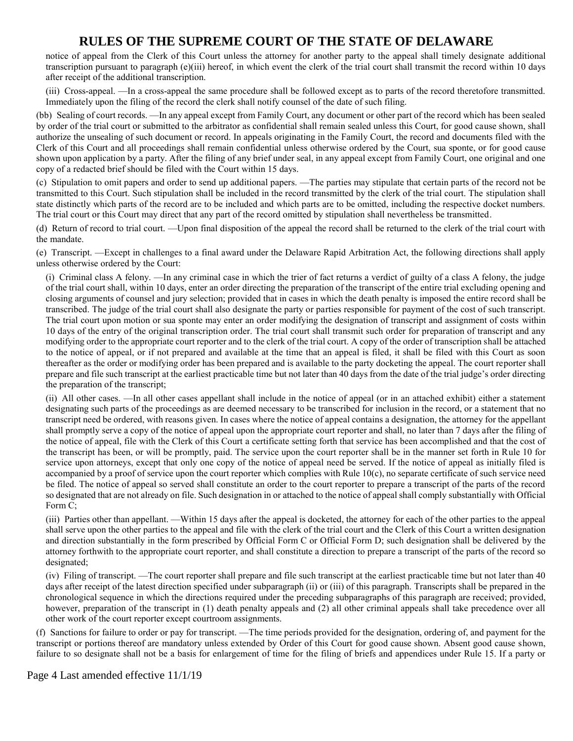notice of appeal from the Clerk of this Court unless the attorney for another party to the appeal shall timely designate additional transcription pursuant to paragraph (e)(iii) hereof, in which event the clerk of the trial court shall transmit the record within 10 days after receipt of the additional transcription.

(iii) Cross-appeal. —In a cross-appeal the same procedure shall be followed except as to parts of the record theretofore transmitted. Immediately upon the filing of the record the clerk shall notify counsel of the date of such filing.

(bb) Sealing of court records. —In any appeal except from Family Court, any document or other part of the record which has been sealed by order of the trial court or submitted to the arbitrator as confidential shall remain sealed unless this Court, for good cause shown, shall authorize the unsealing of such document or record. In appeals originating in the Family Court, the record and documents filed with the Clerk of this Court and all proceedings shall remain confidential unless otherwise ordered by the Court, sua sponte, or for good cause shown upon application by a party. After the filing of any brief under seal, in any appeal except from Family Court, one original and one copy of a redacted brief should be filed with the Court within 15 days.

(c) Stipulation to omit papers and order to send up additional papers. —The parties may stipulate that certain parts of the record not be transmitted to this Court. Such stipulation shall be included in the record transmitted by the clerk of the trial court. The stipulation shall state distinctly which parts of the record are to be included and which parts are to be omitted, including the respective docket numbers. The trial court or this Court may direct that any part of the record omitted by stipulation shall nevertheless be transmitted.

(d) Return of record to trial court. —Upon final disposition of the appeal the record shall be returned to the clerk of the trial court with the mandate.

(e) Transcript. —Except in challenges to a final award under the Delaware Rapid Arbitration Act, the following directions shall apply unless otherwise ordered by the Court:

(i) Criminal class A felony. —In any criminal case in which the trier of fact returns a verdict of guilty of a class A felony, the judge of the trial court shall, within 10 days, enter an order directing the preparation of the transcript of the entire trial excluding opening and closing arguments of counsel and jury selection; provided that in cases in which the death penalty is imposed the entire record shall be transcribed. The judge of the trial court shall also designate the party or parties responsible for payment of the cost of such transcript. The trial court upon motion or sua sponte may enter an order modifying the designation of transcript and assignment of costs within 10 days of the entry of the original transcription order. The trial court shall transmit such order for preparation of transcript and any modifying order to the appropriate court reporter and to the clerk of the trial court. A copy of the order of transcription shall be attached to the notice of appeal, or if not prepared and available at the time that an appeal is filed, it shall be filed with this Court as soon thereafter as the order or modifying order has been prepared and is available to the party docketing the appeal. The court reporter shall prepare and file such transcript at the earliest practicable time but not later than 40 days from the date of the trial judge's order directing the preparation of the transcript;

(ii) All other cases. —In all other cases appellant shall include in the notice of appeal (or in an attached exhibit) either a statement designating such parts of the proceedings as are deemed necessary to be transcribed for inclusion in the record, or a statement that no transcript need be ordered, with reasons given. In cases where the notice of appeal contains a designation, the attorney for the appellant shall promptly serve a copy of the notice of appeal upon the appropriate court reporter and shall, no later than 7 days after the filing of the notice of appeal, file with the Clerk of this Court a certificate setting forth that service has been accomplished and that the cost of the transcript has been, or will be promptly, paid. The service upon the court reporter shall be in the manner set forth in Rule 10 for service upon attorneys, except that only one copy of the notice of appeal need be served. If the notice of appeal as initially filed is accompanied by a proof of service upon the court reporter which complies with Rule 10(c), no separate certificate of such service need be filed. The notice of appeal so served shall constitute an order to the court reporter to prepare a transcript of the parts of the record so designated that are not already on file. Such designation in or attached to the notice of appeal shall comply substantially with Official Form C;

(iii) Parties other than appellant. —Within 15 days after the appeal is docketed, the attorney for each of the other parties to the appeal shall serve upon the other parties to the appeal and file with the clerk of the trial court and the Clerk of this Court a written designation and direction substantially in the form prescribed by Official Form C or Official Form D; such designation shall be delivered by the attorney forthwith to the appropriate court reporter, and shall constitute a direction to prepare a transcript of the parts of the record so designated;

(iv) Filing of transcript. —The court reporter shall prepare and file such transcript at the earliest practicable time but not later than 40 days after receipt of the latest direction specified under subparagraph (ii) or (iii) of this paragraph. Transcripts shall be prepared in the chronological sequence in which the directions required under the preceding subparagraphs of this paragraph are received; provided, however, preparation of the transcript in (1) death penalty appeals and (2) all other criminal appeals shall take precedence over all other work of the court reporter except courtroom assignments.

(f) Sanctions for failure to order or pay for transcript. —The time periods provided for the designation, ordering of, and payment for the transcript or portions thereof are mandatory unless extended by Order of this Court for good cause shown. Absent good cause shown, failure to so designate shall not be a basis for enlargement of time for the filing of briefs and appendices under Rule 15. If a party or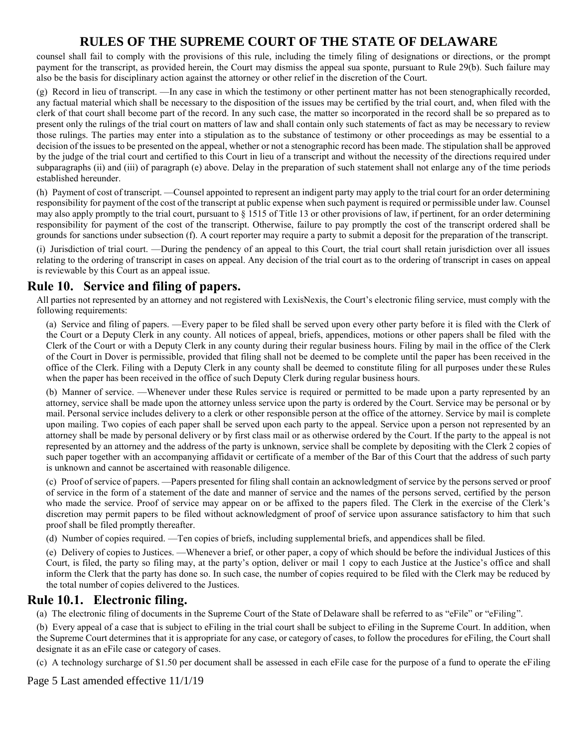counsel shall fail to comply with the provisions of this rule, including the timely filing of designations or directions, or the prompt payment for the transcript, as provided herein, the Court may dismiss the appeal sua sponte, pursuant to Rule 29(b). Such failure may also be the basis for disciplinary action against the attorney or other relief in the discretion of the Court.

(g) Record in lieu of transcript. —In any case in which the testimony or other pertinent matter has not been stenographically recorded, any factual material which shall be necessary to the disposition of the issues may be certified by the trial court, and, when filed with the clerk of that court shall become part of the record. In any such case, the matter so incorporated in the record shall be so prepared as to present only the rulings of the trial court on matters of law and shall contain only such statements of fact as may be necessary to review those rulings. The parties may enter into a stipulation as to the substance of testimony or other proceedings as may be essential to a decision of the issues to be presented on the appeal, whether or not a stenographic record has been made. The stipulation shall be approved by the judge of the trial court and certified to this Court in lieu of a transcript and without the necessity of the directions required under subparagraphs (ii) and (iii) of paragraph (e) above. Delay in the preparation of such statement shall not enlarge any of the time periods established hereunder.

(h) Payment of cost of transcript. —Counsel appointed to represent an indigent party may apply to the trial court for an order determining responsibility for payment of the cost of the transcript at public expense when such payment is required or permissible under law. Counsel may also apply promptly to the trial court, pursuant to § 1515 of Title 13 or other provisions of law, if pertinent, for an order determining responsibility for payment of the cost of the transcript. Otherwise, failure to pay promptly the cost of the transcript ordered shall be grounds for sanctions under subsection (f). A court reporter may require a party to submit a deposit for the preparation of the transcript.

(i) Jurisdiction of trial court. —During the pendency of an appeal to this Court, the trial court shall retain jurisdiction over all issues relating to the ordering of transcript in cases on appeal. Any decision of the trial court as to the ordering of transcript in cases on appeal is reviewable by this Court as an appeal issue.

## Rule 10. Service and filing of papers.

All parties not represented by an attorney and not registered with LexisNexis, the Court's electronic filing service, must comply with the following requirements:

(a) Service and filing of papers. —Every paper to be filed shall be served upon every other party before it is filed with the Clerk of the Court or a Deputy Clerk in any county. All notices of appeal, briefs, appendices, motions or other papers shall be filed with the Clerk of the Court or with a Deputy Clerk in any county during their regular business hours. Filing by mail in the office of the Clerk of the Court in Dover is permissible, provided that filing shall not be deemed to be complete until the paper has been received in the office of the Clerk. Filing with a Deputy Clerk in any county shall be deemed to constitute filing for all purposes under these Rules when the paper has been received in the office of such Deputy Clerk during regular business hours.

(b) Manner of service. —Whenever under these Rules service is required or permitted to be made upon a party represented by an attorney, service shall be made upon the attorney unless service upon the party is ordered by the Court. Service may be personal or by mail. Personal service includes delivery to a clerk or other responsible person at the office of the attorney. Service by mail is complete upon mailing. Two copies of each paper shall be served upon each party to the appeal. Service upon a person not represented by an attorney shall be made by personal delivery or by first class mail or as otherwise ordered by the Court. If the party to the appeal is not represented by an attorney and the address of the party is unknown, service shall be complete by depositing with the Clerk 2 copies of such paper together with an accompanying affidavit or certificate of a member of the Bar of this Court that the address of such party is unknown and cannot be ascertained with reasonable diligence.

(c) Proof of service of papers. —Papers presented for filing shall contain an acknowledgment of service by the persons served or proof of service in the form of a statement of the date and manner of service and the names of the persons served, certified by the person who made the service. Proof of service may appear on or be affixed to the papers filed. The Clerk in the exercise of the Clerk's discretion may permit papers to be filed without acknowledgment of proof of service upon assurance satisfactory to him that such proof shall be filed promptly thereafter.

(d) Number of copies required. —Ten copies of briefs, including supplemental briefs, and appendices shall be filed.

(e) Delivery of copies to Justices. —Whenever a brief, or other paper, a copy of which should be before the individual Justices of this Court, is filed, the party so filing may, at the party's option, deliver or mail 1 copy to each Justice at the Justice's office and shall inform the Clerk that the party has done so. In such case, the number of copies required to be filed with the Clerk may be reduced by the total number of copies delivered to the Justices.

## Rule 10.1. Electronic filing.

(a) The electronic filing of documents in the Supreme Court of the State of Delaware shall be referred to as "eFile" or "eFiling".

(b) Every appeal of a case that is subject to eFiling in the trial court shall be subject to eFiling in the Supreme Court. In addition, when the Supreme Court determines that it is appropriate for any case, or category of cases, to follow the procedures for eFiling, the Court shall designate it as an eFile case or category of cases.

(c) A technology surcharge of $1.50 per document shall be assessed in each eFile case for the purpose of a fund to operate the eFiling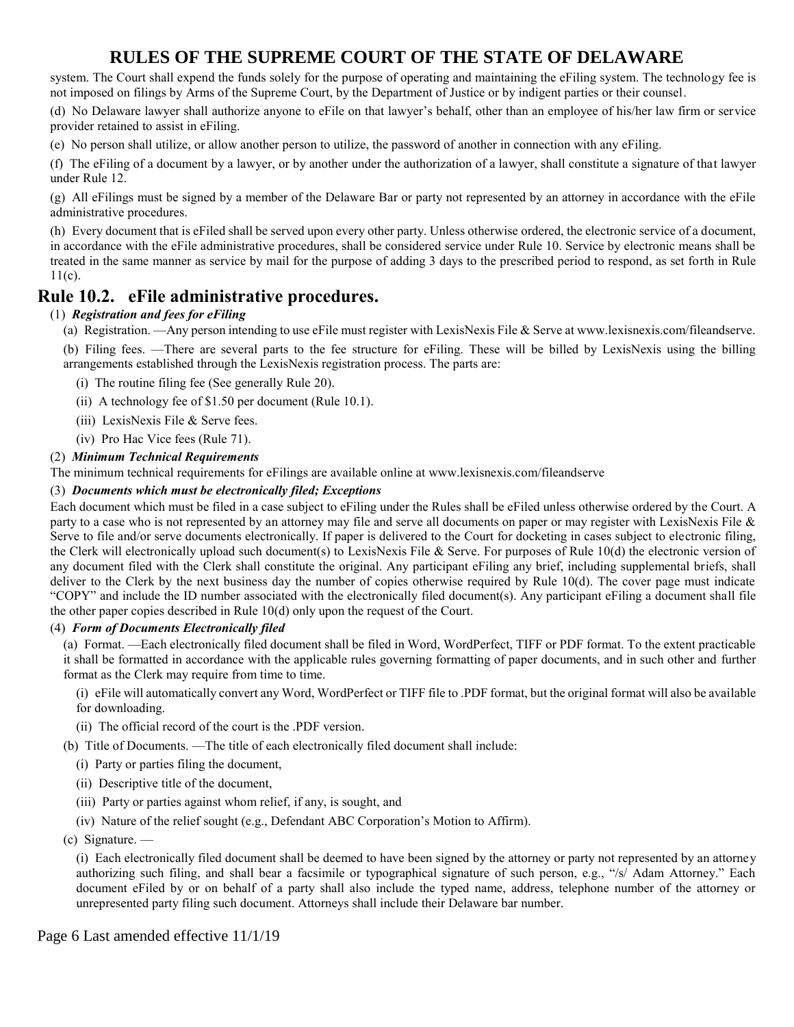system. The Court shall expend the funds solely for the purpose of operating and maintaining the eFiling system. The technology fee is not imposed on filings by Arms of the Supreme Court, by the Department of Justice or by indigent parties or their counsel.

(d) No Delaware lawyer shall authorize anyone to eFile on that lawyer's behalf, other than an employee of his/her law firm or service provider retained to assist in eFiling.

(e) No person shall utilize, or allow another person to utilize, the password of another in connection with any eFiling.

(f) The eFiling of a document by a lawyer, or by another under the authorization of a lawyer, shall constitute a signature of that lawyer under Rule 12.

(g) All eFilings must be signed by a member of the Delaware Bar or party not represented by an attorney in accordance with the eFile administrative procedures.

(h) Every document that is eFiled shall be served upon every other party. Unless otherwise ordered, the electronic service of a document, in accordance with the eFile administrative procedures, shall be considered service under Rule 10. Service by electronic means shall be treated in the same manner as service by mail for the purpose of adding 3 days to the prescribed period to respond, as set forth in Rule 11(c).

## Rule 10.2. eFile administrative procedures.

(1) ***Registration and fees for eFiling***

(a) Registration. —Any person intending to use eFile must register with LexisNexis File & Serve at www.lexisnexis.com/fileandserve.

(b) Filing fees. —There are several parts to the fee structure for eFiling. These will be billed by LexisNexis using the billing arrangements established through the LexisNexis registration process. The parts are:

(i) The routine filing fee (See generally Rule 20).

(ii) A technology fee of $1.50 per document (Rule 10.1).

(iii) LexisNexis File & Serve fees.

(iv) Pro Hac Vice fees (Rule 71).

(2) ***Minimum Technical Requirements***

The minimum technical requirements for eFilings are available online at www.lexisnexis.com/fileandserve

(3) ***Documents which must be electronically filed; Exceptions***

Each document which must be filed in a case subject to eFiling under the Rules shall be eFiled unless otherwise ordered by the Court. A party to a case who is not represented by an attorney may file and serve all documents on paper or may register with LexisNexis File & Serve to file and/or serve documents electronically. If paper is delivered to the Court for docketing in cases subject to electronic filing, the Clerk will electronically upload such document(s) to LexisNexis File & Serve. For purposes of Rule 10(d) the electronic version of any document filed with the Clerk shall constitute the original. Any participant eFiling any brief, including supplemental briefs, shall deliver to the Clerk by the next business day the number of copies otherwise required by Rule 10(d). The cover page must indicate "COPY" and include the ID number associated with the electronically filed document(s). Any participant eFiling a document shall file the other paper copies described in Rule 10(d) only upon the request of the Court.

(4) ***Form of Documents Electronically filed***

(a) Format. —Each electronically filed document shall be filed in Word, WordPerfect, TIFF or PDF format. To the extent practicable it shall be formatted in accordance with the applicable rules governing formatting of paper documents, and in such other and further format as the Clerk may require from time to time.

(i) eFile will automatically convert any Word, WordPerfect or TIFF file to .PDF format, but the original format will also be available for downloading.

(ii) The official record of the court is the .PDF version.

(b) Title of Documents. —The title of each electronically filed document shall include:

(i) Party or parties filing the document,

(ii) Descriptive title of the document,

(iii) Party or parties against whom relief, if any, is sought, and

(iv) Nature of the relief sought (e.g., Defendant ABC Corporation's Motion to Affirm).

(c) Signature. —

(i) Each electronically filed document shall be deemed to have been signed by the attorney or party not represented by an attorney authorizing such filing, and shall bear a facsimile or typographical signature of such person, e.g., "/s/ Adam Attorney." Each document eFiled by or on behalf of a party shall also include the typed name, address, telephone number of the attorney or unrepresented party filing such document. Attorneys shall include their Delaware bar number.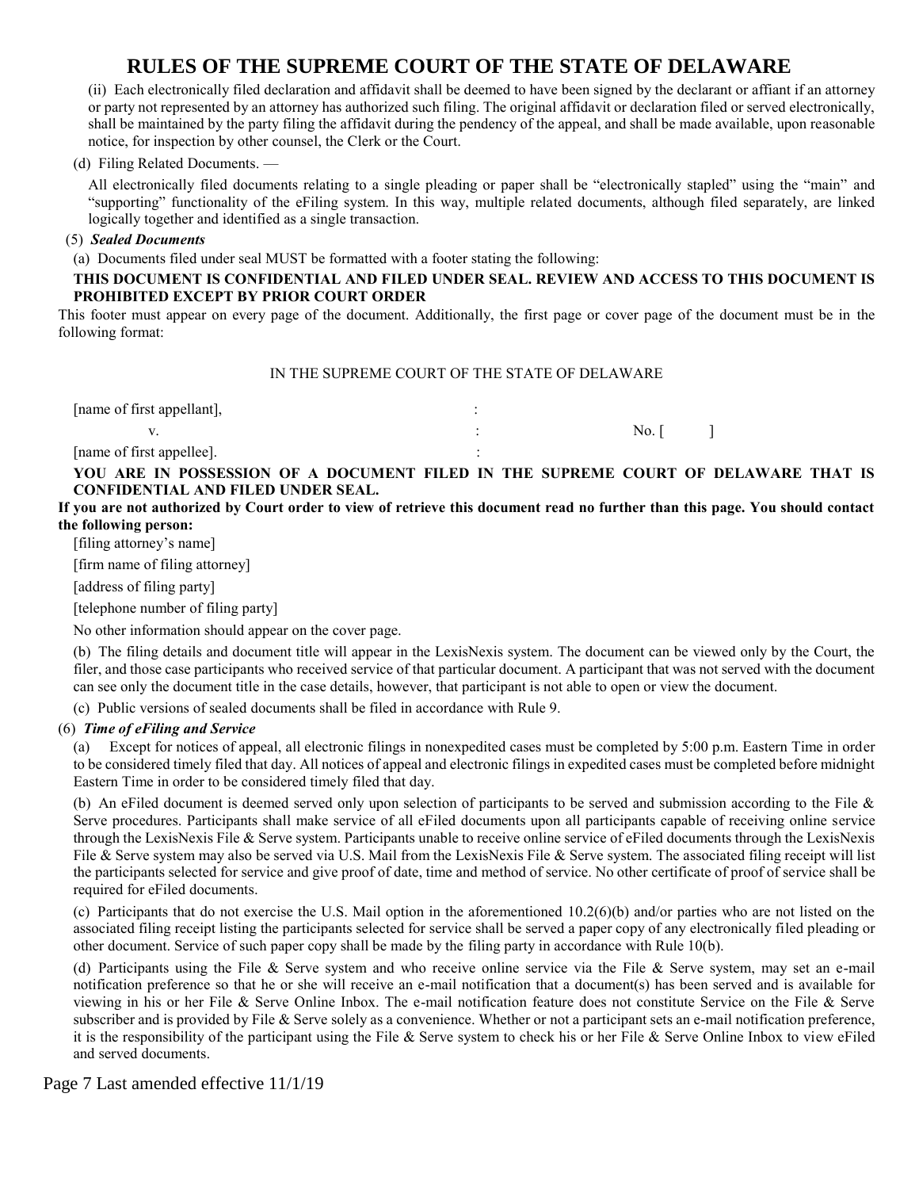(ii) Each electronically filed declaration and affidavit shall be deemed to have been signed by the declarant or affiant if an attorney or party not represented by an attorney has authorized such filing. The original affidavit or declaration filed or served electronically, shall be maintained by the party filing the affidavit during the pendency of the appeal, and shall be made available, upon reasonable notice, for inspection by other counsel, the Clerk or the Court.

(d) Filing Related Documents. —

All electronically filed documents relating to a single pleading or paper shall be "electronically stapled" using the "main" and "supporting" functionality of the eFiling system. In this way, multiple related documents, although filed separately, are linked logically together and identified as a single transaction.

(5) ***Sealed Documents***

(a) Documents filed under seal MUST be formatted with a footer stating the following:

**THIS DOCUMENT IS CONFIDENTIAL AND FILED UNDER SEAL. REVIEW AND ACCESS TO THIS DOCUMENT IS PROHIBITED EXCEPT BY PRIOR COURT ORDER**

This footer must appear on every page of the document. Additionally, the first page or cover page of the document must be in the following format:

IN THE SUPREME COURT OF THE STATE OF DELAWARE

[name of first appellant], :

v. : No. [ ]

[name of first appellee]. :

**YOU ARE IN POSSESSION OF A DOCUMENT FILED IN THE SUPREME COURT OF DELAWARE THAT IS CONFIDENTIAL AND FILED UNDER SEAL.**

**If you are not authorized by Court order to view of retrieve this document read no further than this page. You should contact the following person:**

[filing attorney's name]

[firm name of filing attorney]

[address of filing party]

[telephone number of filing party]

No other information should appear on the cover page.

(b) The filing details and document title will appear in the LexisNexis system. The document can be viewed only by the Court, the filer, and those case participants who received service of that particular document. A participant that was not served with the document can see only the document title in the case details, however, that participant is not able to open or view the document.

(c) Public versions of sealed documents shall be filed in accordance with Rule 9.

(6) ***Time of eFiling and Service***

(a) Except for notices of appeal, all electronic filings in nonexpedited cases must be completed by 5:00 p.m. Eastern Time in order to be considered timely filed that day. All notices of appeal and electronic filings in expedited cases must be completed before midnight Eastern Time in order to be considered timely filed that day.

(b) An eFiled document is deemed served only upon selection of participants to be served and submission according to the File & Serve procedures. Participants shall make service of all eFiled documents upon all participants capable of receiving online service through the LexisNexis File & Serve system. Participants unable to receive online service of eFiled documents through the LexisNexis File & Serve system may also be served via U.S. Mail from the LexisNexis File & Serve system. The associated filing receipt will list the participants selected for service and give proof of date, time and method of service. No other certificate of proof of service shall be required for eFiled documents.

(c) Participants that do not exercise the U.S. Mail option in the aforementioned 10.2(6)(b) and/or parties who are not listed on the associated filing receipt listing the participants selected for service shall be served a paper copy of any electronically filed pleading or other document. Service of such paper copy shall be made by the filing party in accordance with Rule 10(b).

(d) Participants using the File & Serve system and who receive online service via the File & Serve system, may set an e-mail notification preference so that he or she will receive an e-mail notification that a document(s) has been served and is available for viewing in his or her File & Serve Online Inbox. The e-mail notification feature does not constitute Service on the File & Serve subscriber and is provided by File & Serve solely as a convenience. Whether or not a participant sets an e-mail notification preference, it is the responsibility of the participant using the File & Serve system to check his or her File & Serve Online Inbox to view eFiled and served documents.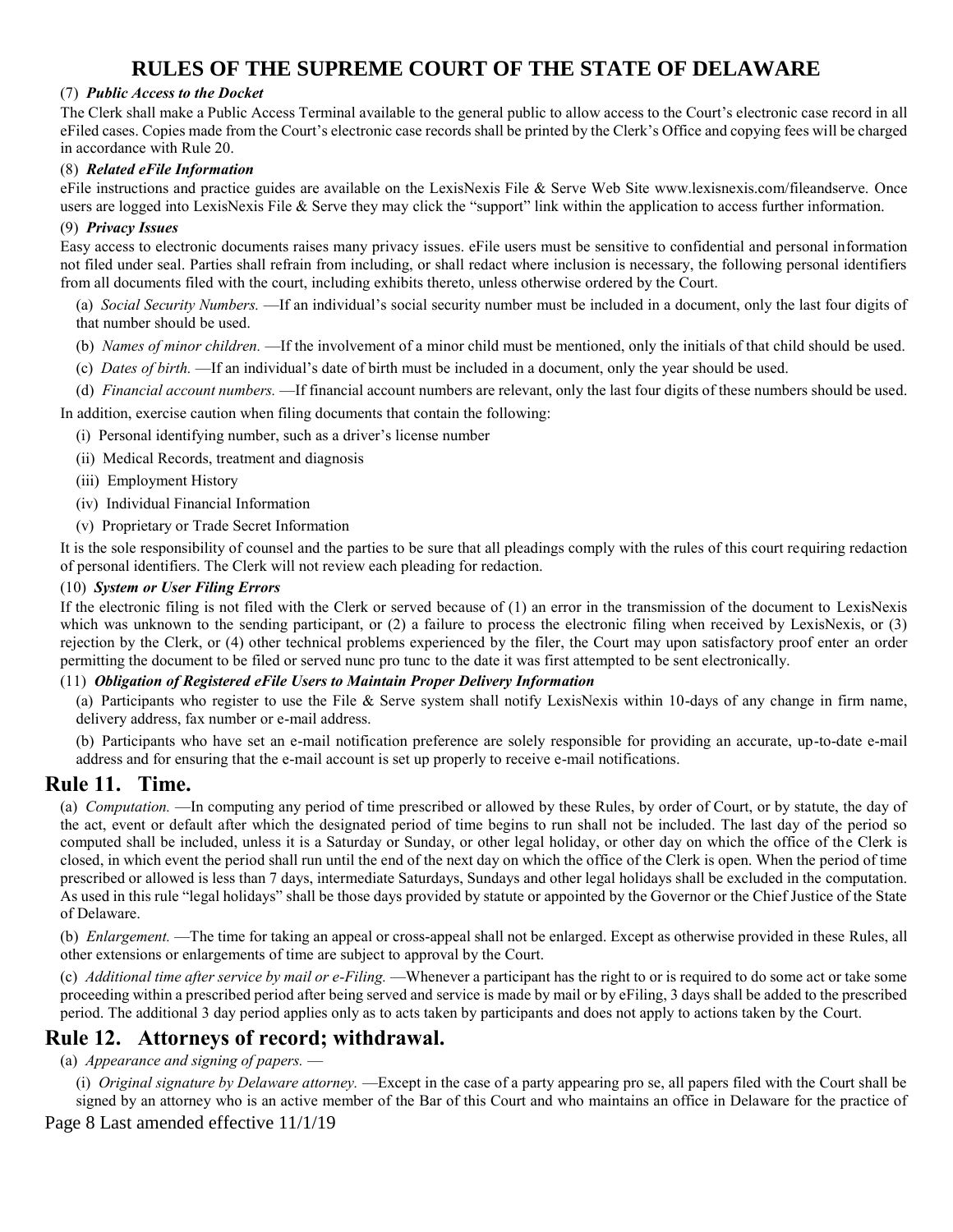(7) ***Public Access to the Docket***

The Clerk shall make a Public Access Terminal available to the general public to allow access to the Court's electronic case record in all eFiled cases. Copies made from the Court's electronic case records shall be printed by the Clerk's Office and copying fees will be charged in accordance with Rule 20.

(8) ***Related eFile Information***

eFile instructions and practice guides are available on the LexisNexis File & Serve Web Site www.lexisnexis.com/fileandserve. Once users are logged into LexisNexis File & Serve they may click the "support" link within the application to access further information.

(9) ***Privacy Issues***

Easy access to electronic documents raises many privacy issues. eFile users must be sensitive to confidential and personal information not filed under seal. Parties shall refrain from including, or shall redact where inclusion is necessary, the following personal identifiers from all documents filed with the court, including exhibits thereto, unless otherwise ordered by the Court.

(a) *Social Security Numbers.* —If an individual's social security number must be included in a document, only the last four digits of that number should be used.

(b) *Names of minor children.* —If the involvement of a minor child must be mentioned, only the initials of that child should be used.

(c) *Dates of birth.* —If an individual's date of birth must be included in a document, only the year should be used.

(d) *Financial account numbers.* —If financial account numbers are relevant, only the last four digits of these numbers should be used.

In addition, exercise caution when filing documents that contain the following:

(i) Personal identifying number, such as a driver's license number

(ii) Medical Records, treatment and diagnosis

(iii) Employment History

(iv) Individual Financial Information

(v) Proprietary or Trade Secret Information

It is the sole responsibility of counsel and the parties to be sure that all pleadings comply with the rules of this court requiring redaction of personal identifiers. The Clerk will not review each pleading for redaction.

(10) ***System or User Filing Errors***

If the electronic filing is not filed with the Clerk or served because of (1) an error in the transmission of the document to LexisNexis which was unknown to the sending participant, or (2) a failure to process the electronic filing when received by LexisNexis, or (3) rejection by the Clerk, or (4) other technical problems experienced by the filer, the Court may upon satisfactory proof enter an order permitting the document to be filed or served nunc pro tunc to the date it was first attempted to be sent electronically.

(11) ***Obligation of Registered eFile Users to Maintain Proper Delivery Information***

(a) Participants who register to use the File & Serve system shall notify LexisNexis within 10-days of any change in firm name, delivery address, fax number or e-mail address.

(b) Participants who have set an e-mail notification preference are solely responsible for providing an accurate, up-to-date e-mail address and for ensuring that the e-mail account is set up properly to receive e-mail notifications.

## Rule 11. Time.

(a) *Computation.* —In computing any period of time prescribed or allowed by these Rules, by order of Court, or by statute, the day of the act, event or default after which the designated period of time begins to run shall not be included. The last day of the period so computed shall be included, unless it is a Saturday or Sunday, or other legal holiday, or other day on which the office of the Clerk is closed, in which event the period shall run until the end of the next day on which the office of the Clerk is open. When the period of time prescribed or allowed is less than 7 days, intermediate Saturdays, Sundays and other legal holidays shall be excluded in the computation. As used in this rule "legal holidays" shall be those days provided by statute or appointed by the Governor or the Chief Justice of the State of Delaware.

(b) *Enlargement.* —The time for taking an appeal or cross-appeal shall not be enlarged. Except as otherwise provided in these Rules, all other extensions or enlargements of time are subject to approval by the Court.

(c) *Additional time after service by mail or e-Filing.* —Whenever a participant has the right to or is required to do some act or take some proceeding within a prescribed period after being served and service is made by mail or by eFiling, 3 days shall be added to the prescribed period. The additional 3 day period applies only as to acts taken by participants and does not apply to actions taken by the Court.

## Rule 12. Attorneys of record; withdrawal.

(a) *Appearance and signing of papers.* —

(i) *Original signature by Delaware attorney.* —Except in the case of a party appearing pro se, all papers filed with the Court shall be signed by an attorney who is an active member of the Bar of this Court and who maintains an office in Delaware for the practice of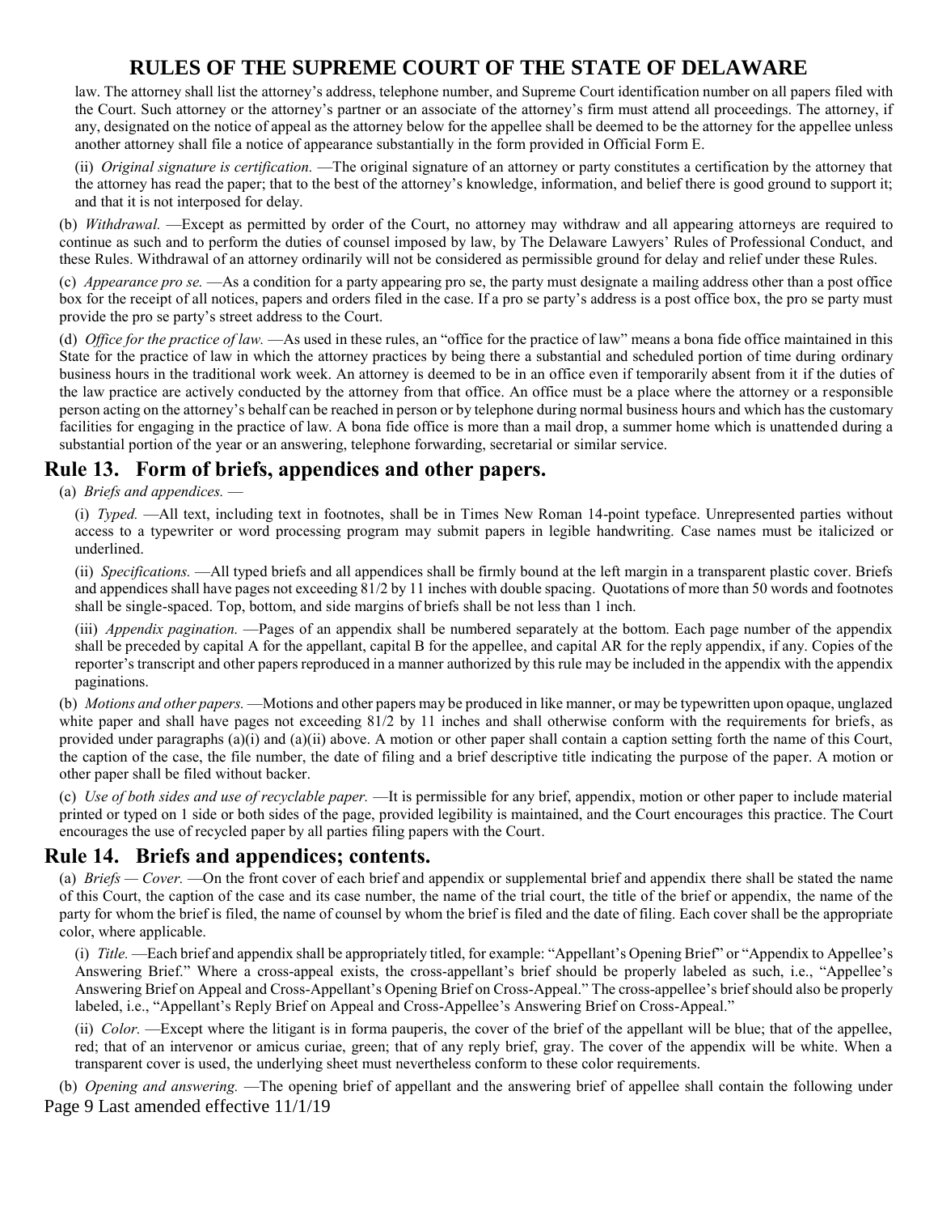law. The attorney shall list the attorney's address, telephone number, and Supreme Court identification number on all papers filed with the Court. Such attorney or the attorney's partner or an associate of the attorney's firm must attend all proceedings. The attorney, if any, designated on the notice of appeal as the attorney below for the appellee shall be deemed to be the attorney for the appellee unless another attorney shall file a notice of appearance substantially in the form provided in Official Form E.

(ii) *Original signature is certification.* —The original signature of an attorney or party constitutes a certification by the attorney that the attorney has read the paper; that to the best of the attorney's knowledge, information, and belief there is good ground to support it; and that it is not interposed for delay.

(b) *Withdrawal.* —Except as permitted by order of the Court, no attorney may withdraw and all appearing attorneys are required to continue as such and to perform the duties of counsel imposed by law, by The Delaware Lawyers' Rules of Professional Conduct, and these Rules. Withdrawal of an attorney ordinarily will not be considered as permissible ground for delay and relief under these Rules.

(c) *Appearance pro se.* —As a condition for a party appearing pro se, the party must designate a mailing address other than a post office box for the receipt of all notices, papers and orders filed in the case. If a pro se party's address is a post office box, the pro se party must provide the pro se party's street address to the Court.

(d) *Office for the practice of law.* —As used in these rules, an "office for the practice of law" means a bona fide office maintained in this State for the practice of law in which the attorney practices by being there a substantial and scheduled portion of time during ordinary business hours in the traditional work week. An attorney is deemed to be in an office even if temporarily absent from it if the duties of the law practice are actively conducted by the attorney from that office. An office must be a place where the attorney or a responsible person acting on the attorney's behalf can be reached in person or by telephone during normal business hours and which has the customary facilities for engaging in the practice of law. A bona fide office is more than a mail drop, a summer home which is unattended during a substantial portion of the year or an answering, telephone forwarding, secretarial or similar service.

## Rule 13. Form of briefs, appendices and other papers.

(a) *Briefs and appendices.* —

(i) *Typed.* —All text, including text in footnotes, shall be in Times New Roman 14-point typeface. Unrepresented parties without access to a typewriter or word processing program may submit papers in legible handwriting. Case names must be italicized or underlined.

(ii) *Specifications.* —All typed briefs and all appendices shall be firmly bound at the left margin in a transparent plastic cover. Briefs and appendices shall have pages not exceeding 81/2 by 11 inches with double spacing. Quotations of more than 50 words and footnotes shall be single-spaced. Top, bottom, and side margins of briefs shall be not less than 1 inch.

(iii) *Appendix pagination.* —Pages of an appendix shall be numbered separately at the bottom. Each page number of the appendix shall be preceded by capital A for the appellant, capital B for the appellee, and capital AR for the reply appendix, if any. Copies of the reporter's transcript and other papers reproduced in a manner authorized by this rule may be included in the appendix with the appendix paginations.

(b) *Motions and other papers.* —Motions and other papers may be produced in like manner, or may be typewritten upon opaque, unglazed white paper and shall have pages not exceeding 81/2 by 11 inches and shall otherwise conform with the requirements for briefs, as provided under paragraphs (a)(i) and (a)(ii) above. A motion or other paper shall contain a caption setting forth the name of this Court, the caption of the case, the file number, the date of filing and a brief descriptive title indicating the purpose of the paper. A motion or other paper shall be filed without backer.

(c) *Use of both sides and use of recyclable paper.* —It is permissible for any brief, appendix, motion or other paper to include material printed or typed on 1 side or both sides of the page, provided legibility is maintained, and the Court encourages this practice. The Court encourages the use of recycled paper by all parties filing papers with the Court.

## Rule 14. Briefs and appendices; contents.

(a) *Briefs — Cover.* —On the front cover of each brief and appendix or supplemental brief and appendix there shall be stated the name of this Court, the caption of the case and its case number, the name of the trial court, the title of the brief or appendix, the name of the party for whom the brief is filed, the name of counsel by whom the brief is filed and the date of filing. Each cover shall be the appropriate color, where applicable.

(i) *Title.* —Each brief and appendix shall be appropriately titled, for example: "Appellant's Opening Brief" or "Appendix to Appellee's Answering Brief." Where a cross-appeal exists, the cross-appellant's brief should be properly labeled as such, i.e., "Appellee's Answering Brief on Appeal and Cross-Appellant's Opening Brief on Cross-Appeal." The cross-appellee's brief should also be properly labeled, i.e., "Appellant's Reply Brief on Appeal and Cross-Appellee's Answering Brief on Cross-Appeal."

(ii) *Color.* —Except where the litigant is in forma pauperis, the cover of the brief of the appellant will be blue; that of the appellee, red; that of an intervenor or amicus curiae, green; that of any reply brief, gray. The cover of the appendix will be white. When a transparent cover is used, the underlying sheet must nevertheless conform to these color requirements.

(b) *Opening and answering.* —The opening brief of appellant and the answering brief of appellee shall contain the following under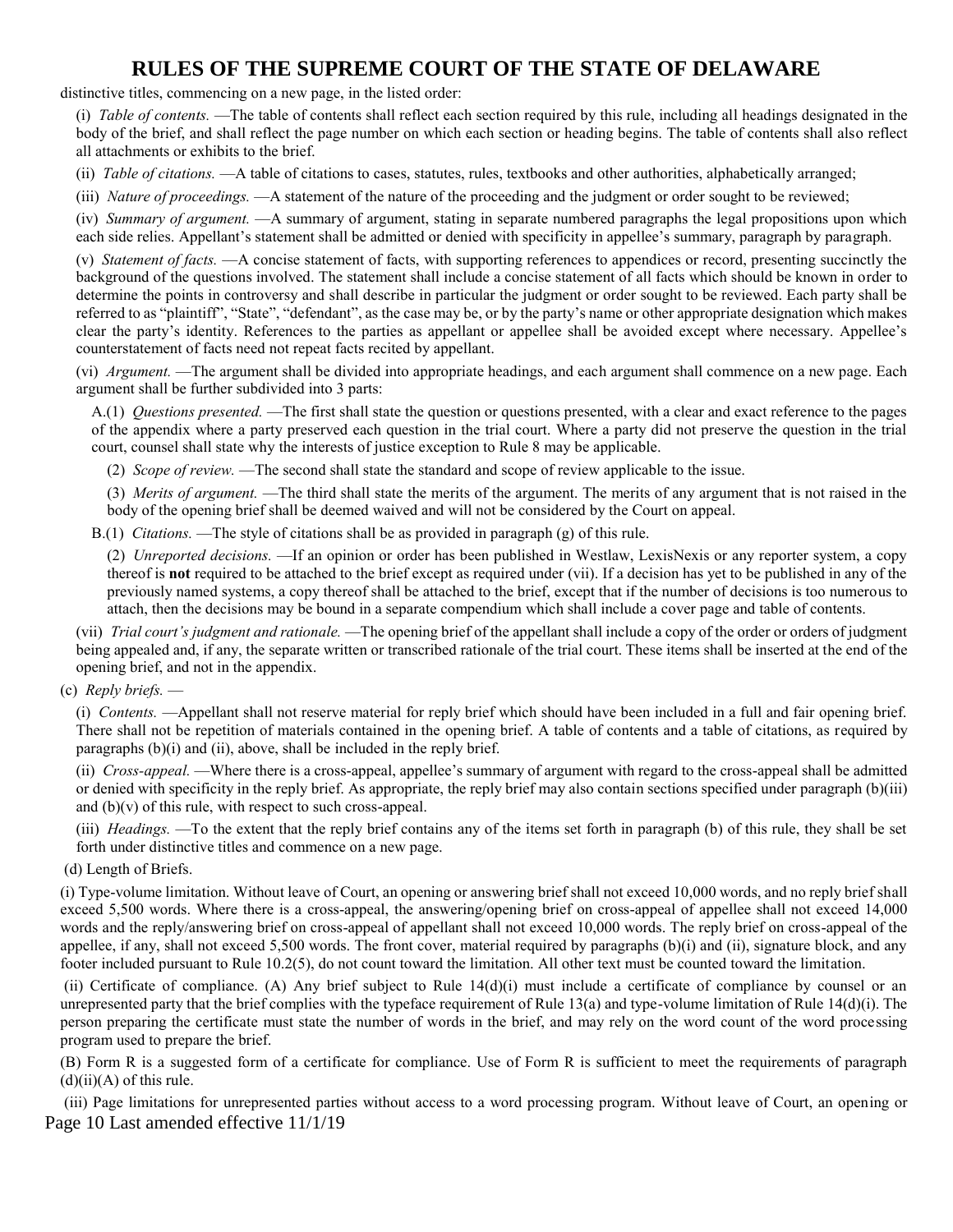distinctive titles, commencing on a new page, in the listed order:

(i) *Table of contents.* —The table of contents shall reflect each section required by this rule, including all headings designated in the body of the brief, and shall reflect the page number on which each section or heading begins. The table of contents shall also reflect all attachments or exhibits to the brief.

(ii) *Table of citations.* —A table of citations to cases, statutes, rules, textbooks and other authorities, alphabetically arranged;

(iii) *Nature of proceedings.* —A statement of the nature of the proceeding and the judgment or order sought to be reviewed;

(iv) *Summary of argument.* —A summary of argument, stating in separate numbered paragraphs the legal propositions upon which each side relies. Appellant's statement shall be admitted or denied with specificity in appellee's summary, paragraph by paragraph.

(v) *Statement of facts.* —A concise statement of facts, with supporting references to appendices or record, presenting succinctly the background of the questions involved. The statement shall include a concise statement of all facts which should be known in order to determine the points in controversy and shall describe in particular the judgment or order sought to be reviewed. Each party shall be referred to as "plaintiff", "State", "defendant", as the case may be, or by the party's name or other appropriate designation which makes clear the party's identity. References to the parties as appellant or appellee shall be avoided except where necessary. Appellee's counterstatement of facts need not repeat facts recited by appellant.

(vi) *Argument.* —The argument shall be divided into appropriate headings, and each argument shall commence on a new page. Each argument shall be further subdivided into 3 parts:

A.(1) *Questions presented.* —The first shall state the question or questions presented, with a clear and exact reference to the pages of the appendix where a party preserved each question in the trial court. Where a party did not preserve the question in the trial court, counsel shall state why the interests of justice exception to Rule 8 may be applicable.

(2) *Scope of review.* —The second shall state the standard and scope of review applicable to the issue.

(3) *Merits of argument.* —The third shall state the merits of the argument. The merits of any argument that is not raised in the body of the opening brief shall be deemed waived and will not be considered by the Court on appeal.

B.(1) *Citations.* —The style of citations shall be as provided in paragraph (g) of this rule.

(2) *Unreported decisions.* —If an opinion or order has been published in Westlaw, LexisNexis or any reporter system, a copy thereof is **not** required to be attached to the brief except as required under (vii). If a decision has yet to be published in any of the previously named systems, a copy thereof shall be attached to the brief, except that if the number of decisions is too numerous to attach, then the decisions may be bound in a separate compendium which shall include a cover page and table of contents.

(vii) *Trial court's judgment and rationale.* —The opening brief of the appellant shall include a copy of the order or orders of judgment being appealed and, if any, the separate written or transcribed rationale of the trial court. These items shall be inserted at the end of the opening brief, and not in the appendix.

(c) *Reply briefs.* —

(i) *Contents.* —Appellant shall not reserve material for reply brief which should have been included in a full and fair opening brief. There shall not be repetition of materials contained in the opening brief. A table of contents and a table of citations, as required by paragraphs (b)(i) and (ii), above, shall be included in the reply brief.

(ii) *Cross-appeal.* —Where there is a cross-appeal, appellee's summary of argument with regard to the cross-appeal shall be admitted or denied with specificity in the reply brief. As appropriate, the reply brief may also contain sections specified under paragraph (b)(iii) and (b)(v) of this rule, with respect to such cross-appeal.

(iii) *Headings.* —To the extent that the reply brief contains any of the items set forth in paragraph (b) of this rule, they shall be set forth under distinctive titles and commence on a new page.

(d) Length of Briefs.

(i) Type-volume limitation. Without leave of Court, an opening or answering brief shall not exceed 10,000 words, and no reply brief shall exceed 5,500 words. Where there is a cross-appeal, the answering/opening brief on cross-appeal of appellee shall not exceed 14,000 words and the reply/answering brief on cross-appeal of appellant shall not exceed 10,000 words. The reply brief on cross-appeal of the appellee, if any, shall not exceed 5,500 words. The front cover, material required by paragraphs (b)(i) and (ii), signature block, and any footer included pursuant to Rule 10.2(5), do not count toward the limitation. All other text must be counted toward the limitation.

(ii) Certificate of compliance. (A) Any brief subject to Rule 14(d)(i) must include a certificate of compliance by counsel or an unrepresented party that the brief complies with the typeface requirement of Rule 13(a) and type-volume limitation of Rule 14(d)(i). The person preparing the certificate must state the number of words in the brief, and may rely on the word count of the word processing program used to prepare the brief.

(B) Form R is a suggested form of a certificate for compliance. Use of Form R is sufficient to meet the requirements of paragraph (d)(ii)(A) of this rule.

(iii) Page limitations for unrepresented parties without access to a word processing program. Without leave of Court, an opening or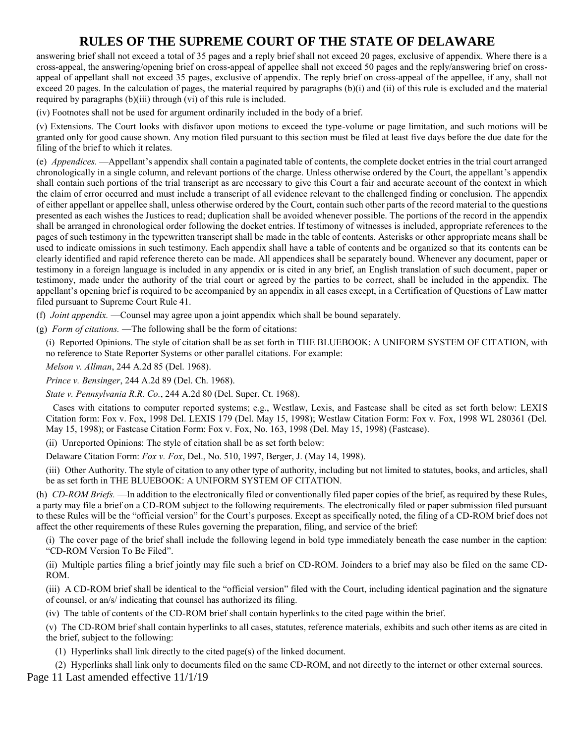answering brief shall not exceed a total of 35 pages and a reply brief shall not exceed 20 pages, exclusive of appendix. Where there is a cross-appeal, the answering/opening brief on cross-appeal of appellee shall not exceed 50 pages and the reply/answering brief on cross-appeal of appellant shall not exceed 35 pages, exclusive of appendix. The reply brief on cross-appeal of the appellee, if any, shall not exceed 20 pages. In the calculation of pages, the material required by paragraphs (b)(i) and (ii) of this rule is excluded and the material required by paragraphs (b)(iii) through (vi) of this rule is included.

(iv) Footnotes shall not be used for argument ordinarily included in the body of a brief.

(v) Extensions. The Court looks with disfavor upon motions to exceed the type-volume or page limitation, and such motions will be granted only for good cause shown. Any motion filed pursuant to this section must be filed at least five days before the due date for the filing of the brief to which it relates.

(e) *Appendices.* —Appellant's appendix shall contain a paginated table of contents, the complete docket entries in the trial court arranged chronologically in a single column, and relevant portions of the charge. Unless otherwise ordered by the Court, the appellant's appendix shall contain such portions of the trial transcript as are necessary to give this Court a fair and accurate account of the context in which the claim of error occurred and must include a transcript of all evidence relevant to the challenged finding or conclusion. The appendix of either appellant or appellee shall, unless otherwise ordered by the Court, contain such other parts of the record material to the questions presented as each wishes the Justices to read; duplication shall be avoided whenever possible. The portions of the record in the appendix shall be arranged in chronological order following the docket entries. If testimony of witnesses is included, appropriate references to the pages of such testimony in the typewritten transcript shall be made in the table of contents. Asterisks or other appropriate means shall be used to indicate omissions in such testimony. Each appendix shall have a table of contents and be organized so that its contents can be clearly identified and rapid reference thereto can be made. All appendices shall be separately bound. Whenever any document, paper or testimony in a foreign language is included in any appendix or is cited in any brief, an English translation of such document, paper or testimony, made under the authority of the trial court or agreed by the parties to be correct, shall be included in the appendix. The appellant's opening brief is required to be accompanied by an appendix in all cases except, in a Certification of Questions of Law matter filed pursuant to Supreme Court Rule 41.

(f) *Joint appendix.* —Counsel may agree upon a joint appendix which shall be bound separately.

(g) *Form of citations.* —The following shall be the form of citations:

(i) Reported Opinions. The style of citation shall be as set forth in THE BLUEBOOK: A UNIFORM SYSTEM OF CITATION, with no reference to State Reporter Systems or other parallel citations. For example:

*Melson v. Allman*, 244 A.2d 85 (Del. 1968).

*Prince v. Bensinger*, 244 A.2d 89 (Del. Ch. 1968).

*State v. Pennsylvania R.R. Co.*, 244 A.2d 80 (Del. Super. Ct. 1968).

Cases with citations to computer reported systems; e.g., Westlaw, Lexis, and Fastcase shall be cited as set forth below: LEXIS Citation form: Fox v. Fox, 1998 Del. LEXIS 179 (Del. May 15, 1998); Westlaw Citation Form: Fox v. Fox, 1998 WL 280361 (Del. May 15, 1998); or Fastcase Citation Form: Fox v. Fox, No. 163, 1998 (Del. May 15, 1998) (Fastcase).

(ii) Unreported Opinions: The style of citation shall be as set forth below:

Delaware Citation Form: *Fox v. Fox*, Del., No. 510, 1997, Berger, J. (May 14, 1998).

(iii) Other Authority. The style of citation to any other type of authority, including but not limited to statutes, books, and articles, shall be as set forth in THE BLUEBOOK: A UNIFORM SYSTEM OF CITATION.

(h) *CD-ROM Briefs.* —In addition to the electronically filed or conventionally filed paper copies of the brief, as required by these Rules, a party may file a brief on a CD-ROM subject to the following requirements. The electronically filed or paper submission filed pursuant to these Rules will be the "official version" for the Court's purposes. Except as specifically noted, the filing of a CD-ROM brief does not affect the other requirements of these Rules governing the preparation, filing, and service of the brief:

(i) The cover page of the brief shall include the following legend in bold type immediately beneath the case number in the caption: "CD-ROM Version To Be Filed".

(ii) Multiple parties filing a brief jointly may file such a brief on CD-ROM. Joinders to a brief may also be filed on the same CD-ROM.

(iii) A CD-ROM brief shall be identical to the "official version" filed with the Court, including identical pagination and the signature of counsel, or an/s/ indicating that counsel has authorized its filing.

(iv) The table of contents of the CD-ROM brief shall contain hyperlinks to the cited page within the brief.

(v) The CD-ROM brief shall contain hyperlinks to all cases, statutes, reference materials, exhibits and such other items as are cited in the brief, subject to the following:

(1) Hyperlinks shall link directly to the cited page(s) of the linked document.

(2) Hyperlinks shall link only to documents filed on the same CD-ROM, and not directly to the internet or other external sources.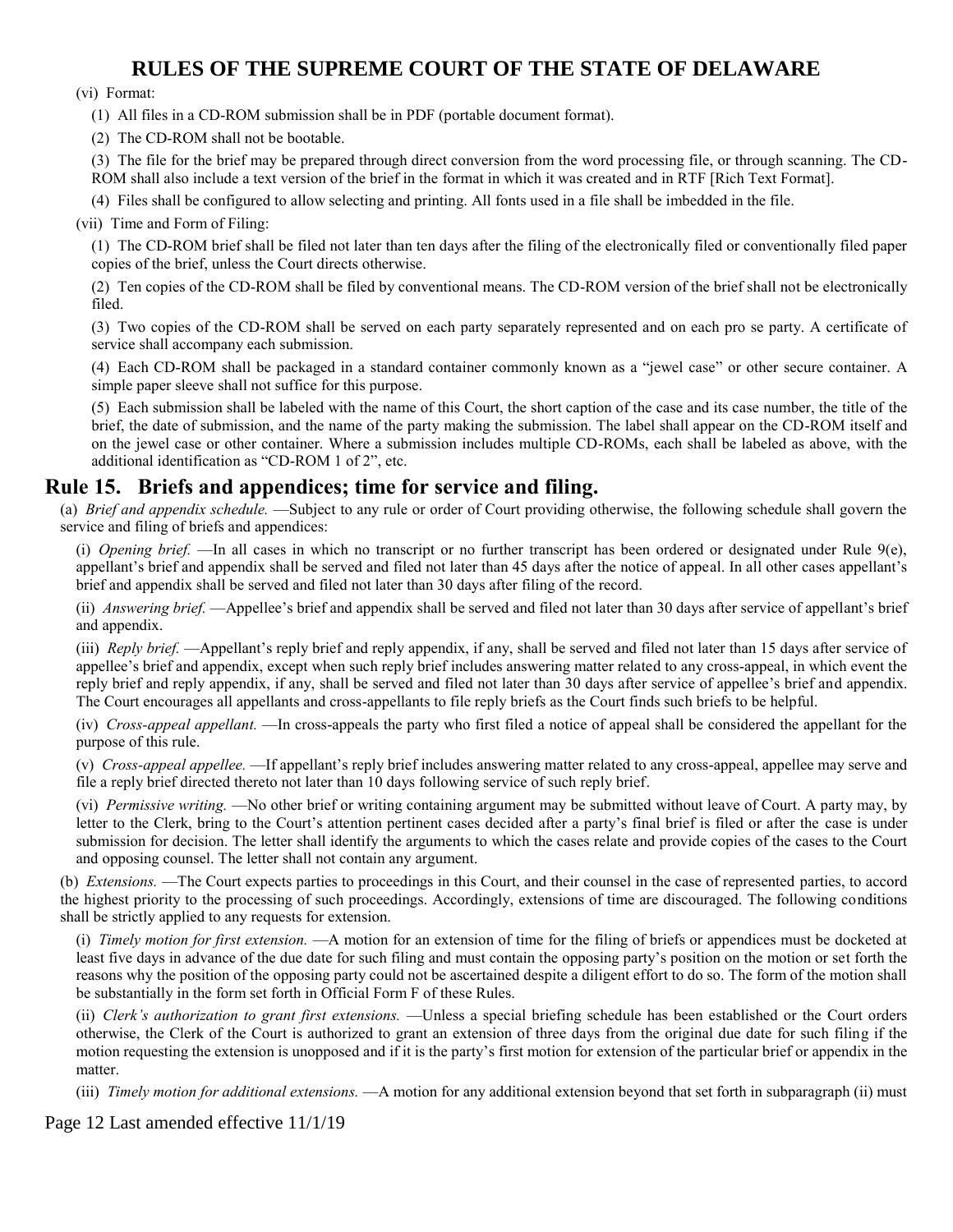(vi) Format:

(1) All files in a CD-ROM submission shall be in PDF (portable document format).

(2) The CD-ROM shall not be bootable.

(3) The file for the brief may be prepared through direct conversion from the word processing file, or through scanning. The CD-ROM shall also include a text version of the brief in the format in which it was created and in RTF [Rich Text Format].

(4) Files shall be configured to allow selecting and printing. All fonts used in a file shall be imbedded in the file.

(vii) Time and Form of Filing:

(1) The CD-ROM brief shall be filed not later than ten days after the filing of the electronically filed or conventionally filed paper copies of the brief, unless the Court directs otherwise.

(2) Ten copies of the CD-ROM shall be filed by conventional means. The CD-ROM version of the brief shall not be electronically filed.

(3) Two copies of the CD-ROM shall be served on each party separately represented and on each pro se party. A certificate of service shall accompany each submission.

(4) Each CD-ROM shall be packaged in a standard container commonly known as a "jewel case" or other secure container. A simple paper sleeve shall not suffice for this purpose.

(5) Each submission shall be labeled with the name of this Court, the short caption of the case and its case number, the title of the brief, the date of submission, and the name of the party making the submission. The label shall appear on the CD-ROM itself and on the jewel case or other container. Where a submission includes multiple CD-ROMs, each shall be labeled as above, with the additional identification as "CD-ROM 1 of 2", etc.

## Rule 15. Briefs and appendices; time for service and filing.

(a) *Brief and appendix schedule.* —Subject to any rule or order of Court providing otherwise, the following schedule shall govern the service and filing of briefs and appendices:

(i) *Opening brief.* —In all cases in which no transcript or no further transcript has been ordered or designated under Rule 9(e), appellant's brief and appendix shall be served and filed not later than 45 days after the notice of appeal. In all other cases appellant's brief and appendix shall be served and filed not later than 30 days after filing of the record.

(ii) *Answering brief.* —Appellee's brief and appendix shall be served and filed not later than 30 days after service of appellant's brief and appendix.

(iii) *Reply brief.* —Appellant's reply brief and reply appendix, if any, shall be served and filed not later than 15 days after service of appellee's brief and appendix, except when such reply brief includes answering matter related to any cross-appeal, in which event the reply brief and reply appendix, if any, shall be served and filed not later than 30 days after service of appellee's brief and appendix. The Court encourages all appellants and cross-appellants to file reply briefs as the Court finds such briefs to be helpful.

(iv) *Cross-appeal appellant.* —In cross-appeals the party who first filed a notice of appeal shall be considered the appellant for the purpose of this rule.

(v) *Cross-appeal appellee.* —If appellant's reply brief includes answering matter related to any cross-appeal, appellee may serve and file a reply brief directed thereto not later than 10 days following service of such reply brief.

(vi) *Permissive writing.* —No other brief or writing containing argument may be submitted without leave of Court. A party may, by letter to the Clerk, bring to the Court's attention pertinent cases decided after a party's final brief is filed or after the case is under submission for decision. The letter shall identify the arguments to which the cases relate and provide copies of the cases to the Court and opposing counsel. The letter shall not contain any argument.

(b) *Extensions.* —The Court expects parties to proceedings in this Court, and their counsel in the case of represented parties, to accord the highest priority to the processing of such proceedings. Accordingly, extensions of time are discouraged. The following conditions shall be strictly applied to any requests for extension.

(i) *Timely motion for first extension.* —A motion for an extension of time for the filing of briefs or appendices must be docketed at least five days in advance of the due date for such filing and must contain the opposing party's position on the motion or set forth the reasons why the position of the opposing party could not be ascertained despite a diligent effort to do so. The form of the motion shall be substantially in the form set forth in Official Form F of these Rules.

(ii) *Clerk's authorization to grant first extensions.* —Unless a special briefing schedule has been established or the Court orders otherwise, the Clerk of the Court is authorized to grant an extension of three days from the original due date for such filing if the motion requesting the extension is unopposed and if it is the party's first motion for extension of the particular brief or appendix in the matter.

(iii) *Timely motion for additional extensions.* —A motion for any additional extension beyond that set forth in subparagraph (ii) must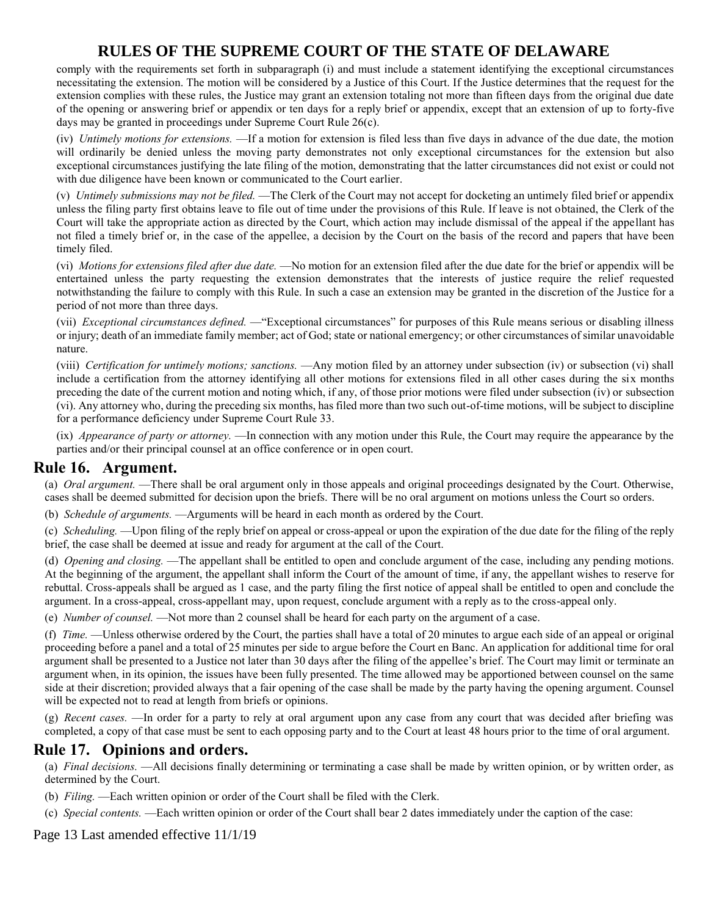comply with the requirements set forth in subparagraph (i) and must include a statement identifying the exceptional circumstances necessitating the extension. The motion will be considered by a Justice of this Court. If the Justice determines that the request for the extension complies with these rules, the Justice may grant an extension totaling not more than fifteen days from the original due date of the opening or answering brief or appendix or ten days for a reply brief or appendix, except that an extension of up to forty-five days may be granted in proceedings under Supreme Court Rule 26(c).

(iv) *Untimely motions for extensions.* —If a motion for extension is filed less than five days in advance of the due date, the motion will ordinarily be denied unless the moving party demonstrates not only exceptional circumstances for the extension but also exceptional circumstances justifying the late filing of the motion, demonstrating that the latter circumstances did not exist or could not with due diligence have been known or communicated to the Court earlier.

(v) *Untimely submissions may not be filed.* —The Clerk of the Court may not accept for docketing an untimely filed brief or appendix unless the filing party first obtains leave to file out of time under the provisions of this Rule. If leave is not obtained, the Clerk of the Court will take the appropriate action as directed by the Court, which action may include dismissal of the appeal if the appellant has not filed a timely brief or, in the case of the appellee, a decision by the Court on the basis of the record and papers that have been timely filed.

(vi) *Motions for extensions filed after due date.* —No motion for an extension filed after the due date for the brief or appendix will be entertained unless the party requesting the extension demonstrates that the interests of justice require the relief requested notwithstanding the failure to comply with this Rule. In such a case an extension may be granted in the discretion of the Justice for a period of not more than three days.

(vii) *Exceptional circumstances defined.* —"Exceptional circumstances" for purposes of this Rule means serious or disabling illness or injury; death of an immediate family member; act of God; state or national emergency; or other circumstances of similar unavoidable nature.

(viii) *Certification for untimely motions; sanctions.* —Any motion filed by an attorney under subsection (iv) or subsection (vi) shall include a certification from the attorney identifying all other motions for extensions filed in all other cases during the six months preceding the date of the current motion and noting which, if any, of those prior motions were filed under subsection (iv) or subsection (vi). Any attorney who, during the preceding six months, has filed more than two such out-of-time motions, will be subject to discipline for a performance deficiency under Supreme Court Rule 33.

(ix) *Appearance of party or attorney.* —In connection with any motion under this Rule, the Court may require the appearance by the parties and/or their principal counsel at an office conference or in open court.

## Rule 16. Argument.

(a) *Oral argument.* —There shall be oral argument only in those appeals and original proceedings designated by the Court. Otherwise, cases shall be deemed submitted for decision upon the briefs. There will be no oral argument on motions unless the Court so orders.

(b) *Schedule of arguments.* —Arguments will be heard in each month as ordered by the Court.

(c) *Scheduling.* —Upon filing of the reply brief on appeal or cross-appeal or upon the expiration of the due date for the filing of the reply brief, the case shall be deemed at issue and ready for argument at the call of the Court.

(d) *Opening and closing.* —The appellant shall be entitled to open and conclude argument of the case, including any pending motions. At the beginning of the argument, the appellant shall inform the Court of the amount of time, if any, the appellant wishes to reserve for rebuttal. Cross-appeals shall be argued as 1 case, and the party filing the first notice of appeal shall be entitled to open and conclude the argument. In a cross-appeal, cross-appellant may, upon request, conclude argument with a reply as to the cross-appeal only.

(e) *Number of counsel.* —Not more than 2 counsel shall be heard for each party on the argument of a case.

(f) *Time.* —Unless otherwise ordered by the Court, the parties shall have a total of 20 minutes to argue each side of an appeal or original proceeding before a panel and a total of 25 minutes per side to argue before the Court en Banc. An application for additional time for oral argument shall be presented to a Justice not later than 30 days after the filing of the appellee's brief. The Court may limit or terminate an argument when, in its opinion, the issues have been fully presented. The time allowed may be apportioned between counsel on the same side at their discretion; provided always that a fair opening of the case shall be made by the party having the opening argument. Counsel will be expected not to read at length from briefs or opinions.

(g) *Recent cases.* —In order for a party to rely at oral argument upon any case from any court that was decided after briefing was completed, a copy of that case must be sent to each opposing party and to the Court at least 48 hours prior to the time of oral argument.

## Rule 17. Opinions and orders.

(a) *Final decisions.* —All decisions finally determining or terminating a case shall be made by written opinion, or by written order, as determined by the Court.

(b) *Filing.* —Each written opinion or order of the Court shall be filed with the Clerk.

(c) *Special contents.* —Each written opinion or order of the Court shall bear 2 dates immediately under the caption of the case: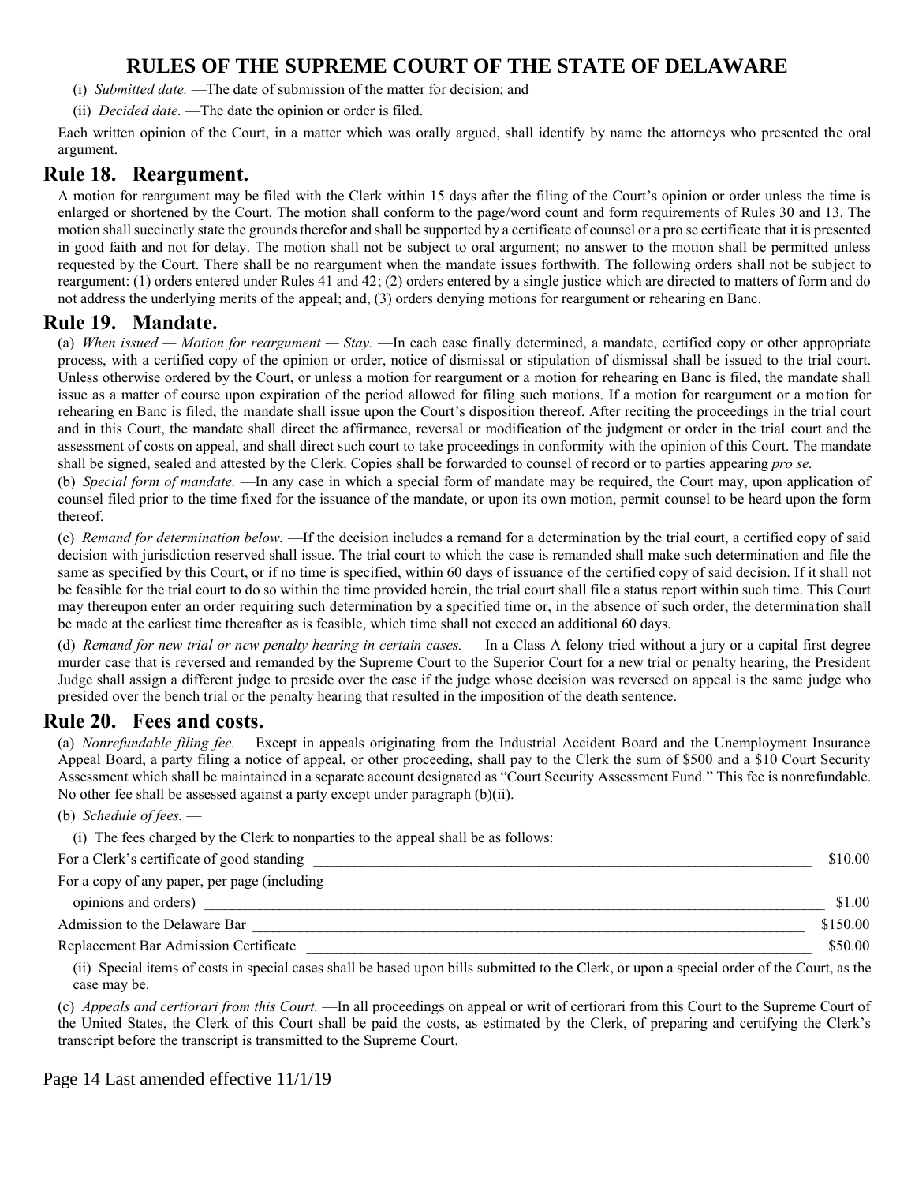(i) *Submitted date.* —The date of submission of the matter for decision; and

(ii) *Decided date.* —The date the opinion or order is filed.

Each written opinion of the Court, in a matter which was orally argued, shall identify by name the attorneys who presented the oral argument.

## Rule 18. Reargument.

A motion for reargument may be filed with the Clerk within 15 days after the filing of the Court's opinion or order unless the time is enlarged or shortened by the Court. The motion shall conform to the page/word count and form requirements of Rules 30 and 13. The motion shall succinctly state the grounds therefor and shall be supported by a certificate of counsel or a pro se certificate that it is presented in good faith and not for delay. The motion shall not be subject to oral argument; no answer to the motion shall be permitted unless requested by the Court. There shall be no reargument when the mandate issues forthwith. The following orders shall not be subject to reargument: (1) orders entered under Rules 41 and 42; (2) orders entered by a single justice which are directed to matters of form and do not address the underlying merits of the appeal; and, (3) orders denying motions for reargument or rehearing en Banc.

## Rule 19. Mandate.

(a) *When issued — Motion for reargument — Stay.* —In each case finally determined, a mandate, certified copy or other appropriate process, with a certified copy of the opinion or order, notice of dismissal or stipulation of dismissal shall be issued to the trial court. Unless otherwise ordered by the Court, or unless a motion for reargument or a motion for rehearing en Banc is filed, the mandate shall issue as a matter of course upon expiration of the period allowed for filing such motions. If a motion for reargument or a motion for rehearing en Banc is filed, the mandate shall issue upon the Court's disposition thereof. After reciting the proceedings in the trial court and in this Court, the mandate shall direct the affirmance, reversal or modification of the judgment or order in the trial court and the assessment of costs on appeal, and shall direct such court to take proceedings in conformity with the opinion of this Court. The mandate shall be signed, sealed and attested by the Clerk. Copies shall be forwarded to counsel of record or to parties appearing *pro se.*

(b) *Special form of mandate.* —In any case in which a special form of mandate may be required, the Court may, upon application of counsel filed prior to the time fixed for the issuance of the mandate, or upon its own motion, permit counsel to be heard upon the form thereof.

(c) *Remand for determination below.* —If the decision includes a remand for a determination by the trial court, a certified copy of said decision with jurisdiction reserved shall issue. The trial court to which the case is remanded shall make such determination and file the same as specified by this Court, or if no time is specified, within 60 days of issuance of the certified copy of said decision. If it shall not be feasible for the trial court to do so within the time provided herein, the trial court shall file a status report within such time. This Court may thereupon enter an order requiring such determination by a specified time or, in the absence of such order, the determination shall be made at the earliest time thereafter as is feasible, which time shall not exceed an additional 60 days.

(d) *Remand for new trial or new penalty hearing in certain cases.* — In a Class A felony tried without a jury or a capital first degree murder case that is reversed and remanded by the Supreme Court to the Superior Court for a new trial or penalty hearing, the President Judge shall assign a different judge to preside over the case if the judge whose decision was reversed on appeal is the same judge who presided over the bench trial or the penalty hearing that resulted in the imposition of the death sentence.

## Rule 20. Fees and costs.

(a) *Nonrefundable filing fee.* —Except in appeals originating from the Industrial Accident Board and the Unemployment Insurance Appeal Board, a party filing a notice of appeal, or other proceeding, shall pay to the Clerk the sum of $500 and a $10 Court Security Assessment which shall be maintained in a separate account designated as "Court Security Assessment Fund." This fee is nonrefundable. No other fee shall be assessed against a party except under paragraph (b)(ii).

(b) *Schedule of fees.* —

(i) The fees charged by the Clerk to nonparties to the appeal shall be as follows:

| | |
|---|---|
| For a Clerk's certificate of good standing | $10.00 |
| For a copy of any paper, per page (including opinions and orders) | $1.00 |
| Admission to the Delaware Bar | $150.00 |
| Replacement Bar Admission Certificate | $50.00 |

(ii) Special items of costs in special cases shall be based upon bills submitted to the Clerk, or upon a special order of the Court, as the case may be.

(c) *Appeals and certiorari from this Court.* —In all proceedings on appeal or writ of certiorari from this Court to the Supreme Court of the United States, the Clerk of this Court shall be paid the costs, as estimated by the Clerk, of preparing and certifying the Clerk's transcript before the transcript is transmitted to the Supreme Court.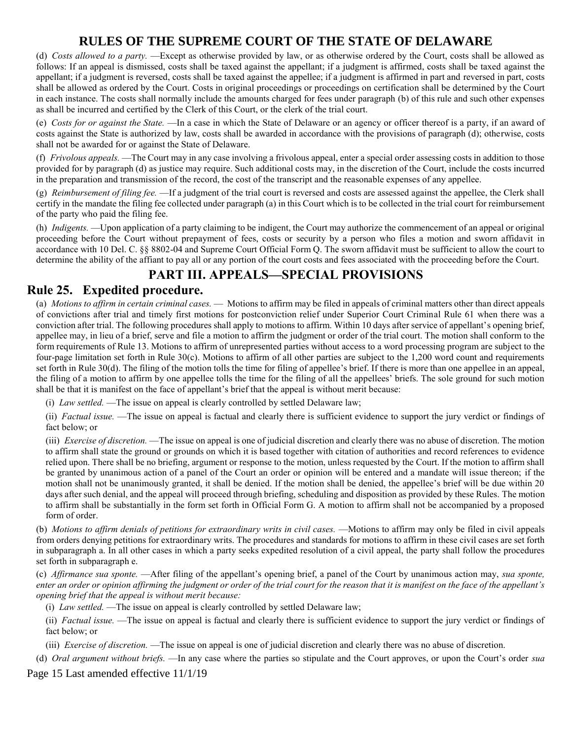(d) *Costs allowed to a party.* —Except as otherwise provided by law, or as otherwise ordered by the Court, costs shall be allowed as follows: If an appeal is dismissed, costs shall be taxed against the appellant; if a judgment is affirmed, costs shall be taxed against the appellant; if a judgment is reversed, costs shall be taxed against the appellee; if a judgment is affirmed in part and reversed in part, costs shall be allowed as ordered by the Court. Costs in original proceedings or proceedings on certification shall be determined by the Court in each instance. The costs shall normally include the amounts charged for fees under paragraph (b) of this rule and such other expenses as shall be incurred and certified by the Clerk of this Court, or the clerk of the trial court.

(e) *Costs for or against the State.* —In a case in which the State of Delaware or an agency or officer thereof is a party, if an award of costs against the State is authorized by law, costs shall be awarded in accordance with the provisions of paragraph (d); otherwise, costs shall not be awarded for or against the State of Delaware.

(f) *Frivolous appeals.* —The Court may in any case involving a frivolous appeal, enter a special order assessing costs in addition to those provided for by paragraph (d) as justice may require. Such additional costs may, in the discretion of the Court, include the costs incurred in the preparation and transmission of the record, the cost of the transcript and the reasonable expenses of any appellee.

(g) *Reimbursement of filing fee.* —If a judgment of the trial court is reversed and costs are assessed against the appellee, the Clerk shall certify in the mandate the filing fee collected under paragraph (a) in this Court which is to be collected in the trial court for reimbursement of the party who paid the filing fee.

(h) *Indigents.* —Upon application of a party claiming to be indigent, the Court may authorize the commencement of an appeal or original proceeding before the Court without prepayment of fees, costs or security by a person who files a motion and sworn affidavit in accordance with 10 Del. C. §§ 8802-04 and Supreme Court Official Form Q. The sworn affidavit must be sufficient to allow the court to determine the ability of the affiant to pay all or any portion of the court costs and fees associated with the proceeding before the Court.

# PART III. APPEALS—SPECIAL PROVISIONS

## Rule 25. Expedited procedure.

(a) *Motions to affirm in certain criminal cases.* — Motions to affirm may be filed in appeals of criminal matters other than direct appeals of convictions after trial and timely first motions for postconviction relief under Superior Court Criminal Rule 61 when there was a conviction after trial. The following procedures shall apply to motions to affirm. Within 10 days after service of appellant's opening brief, appellee may, in lieu of a brief, serve and file a motion to affirm the judgment or order of the trial court. The motion shall conform to the form requirements of Rule 13. Motions to affirm of unrepresented parties without access to a word processing program are subject to the four-page limitation set forth in Rule 30(c). Motions to affirm of all other parties are subject to the 1,200 word count and requirements set forth in Rule 30(d). The filing of the motion tolls the time for filing of appellee's brief. If there is more than one appellee in an appeal, the filing of a motion to affirm by one appellee tolls the time for the filing of all the appellees' briefs. The sole ground for such motion shall be that it is manifest on the face of appellant's opening brief that the appeal is without merit because:

(i) *Law settled.* —The issue on appeal is clearly controlled by settled Delaware law;

(ii) *Factual issue.* —The issue on appeal is factual and clearly there is sufficient evidence to support the jury verdict or findings of fact below; or

(iii) *Exercise of discretion.* —The issue on appeal is one of judicial discretion and clearly there was no abuse of discretion. The motion to affirm shall state the ground or grounds on which it is based together with citation of authorities and record references to evidence relied upon. There shall be no briefing, argument or response to the motion, unless requested by the Court. If the motion to affirm shall be granted by unanimous action of a panel of the Court an order or opinion will be entered and a mandate will issue thereon; if the motion shall not be unanimously granted, it shall be denied. If the motion shall be denied, the appellee's brief will be due within 20 days after such denial, and the appeal will proceed through briefing, scheduling and disposition as provided by these Rules. The motion to affirm shall be substantially in the form set forth in Official Form G. A motion to affirm shall not be accompanied by a proposed form of order.

(b) *Motions to affirm denials of petitions for extraordinary writs in civil cases.* —Motions to affirm may only be filed in civil appeals from orders denying petitions for extraordinary writs. The procedures and standards for motions to affirm in these civil cases are set forth in subparagraph a. In all other cases in which a party seeks expedited resolution of a civil appeal, the party shall follow the procedures set forth in subparagraph e.

(c) *Affirmance sua sponte.* —After filing of the appellant's opening brief, a panel of the Court by unanimous action may, *sua sponte, enter an order or opinion affirming the judgment or order of the trial court for the reason that it is manifest on the face of the appellant's opening brief that the appeal is without merit because:*

(i) *Law settled.* —The issue on appeal is clearly controlled by settled Delaware law;

(ii) *Factual issue.* —The issue on appeal is factual and clearly there is sufficient evidence to support the jury verdict or findings of fact below; or

(iii) *Exercise of discretion.* —The issue on appeal is one of judicial discretion and clearly there was no abuse of discretion.

(d) *Oral argument without briefs.* —In any case where the parties so stipulate and the Court approves, or upon the Court's order *sua*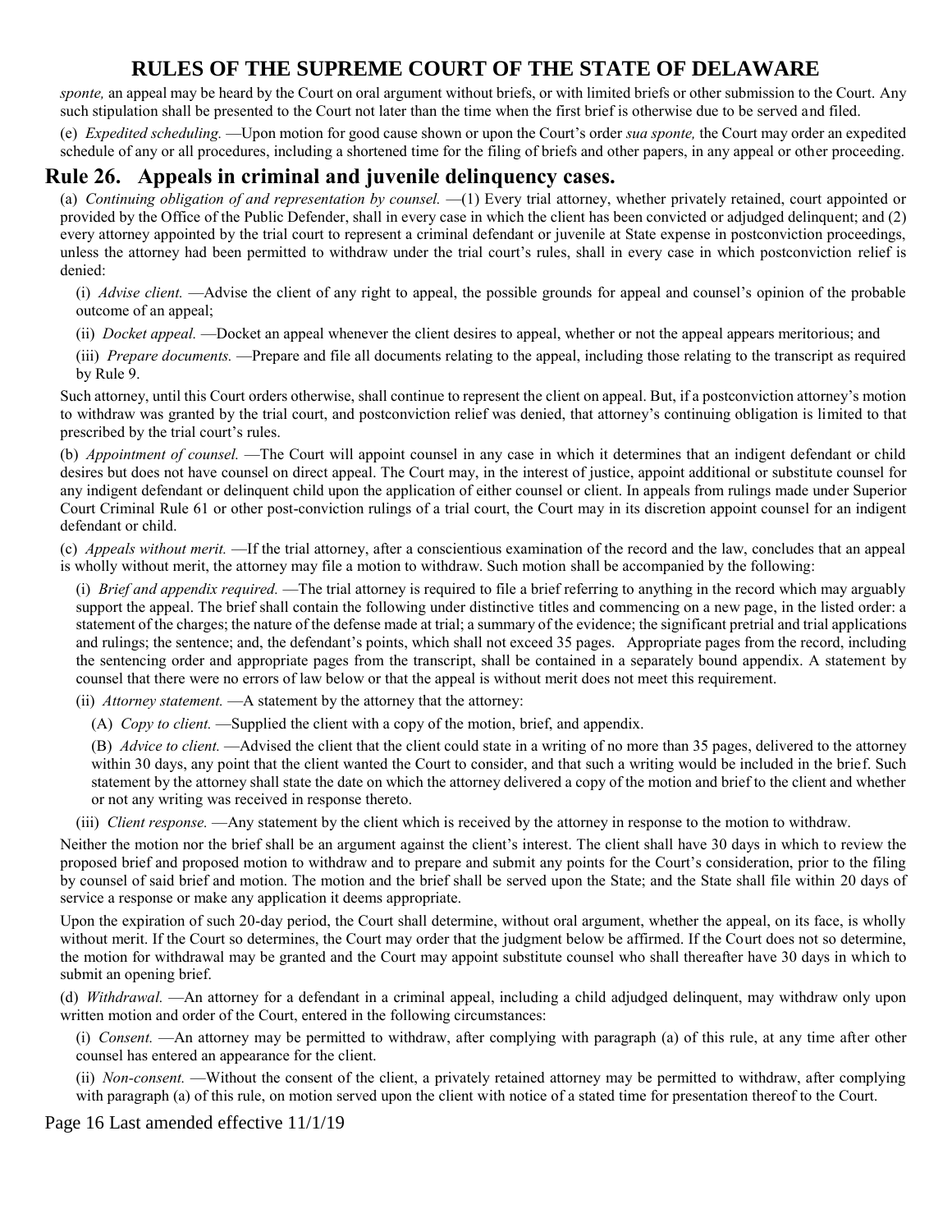*sponte,* an appeal may be heard by the Court on oral argument without briefs, or with limited briefs or other submission to the Court. Any such stipulation shall be presented to the Court not later than the time when the first brief is otherwise due to be served and filed.

(e) *Expedited scheduling.* —Upon motion for good cause shown or upon the Court's order *sua sponte,* the Court may order an expedited schedule of any or all procedures, including a shortened time for the filing of briefs and other papers, in any appeal or other proceeding.

## Rule 26. Appeals in criminal and juvenile delinquency cases.

(a) *Continuing obligation of and representation by counsel.* —(1) Every trial attorney, whether privately retained, court appointed or provided by the Office of the Public Defender, shall in every case in which the client has been convicted or adjudged delinquent; and (2) every attorney appointed by the trial court to represent a criminal defendant or juvenile at State expense in postconviction proceedings, unless the attorney had been permitted to withdraw under the trial court's rules, shall in every case in which postconviction relief is denied:

(i) *Advise client.* —Advise the client of any right to appeal, the possible grounds for appeal and counsel's opinion of the probable outcome of an appeal;

(ii) *Docket appeal.* —Docket an appeal whenever the client desires to appeal, whether or not the appeal appears meritorious; and

(iii) *Prepare documents.* —Prepare and file all documents relating to the appeal, including those relating to the transcript as required by Rule 9.

Such attorney, until this Court orders otherwise, shall continue to represent the client on appeal. But, if a postconviction attorney's motion to withdraw was granted by the trial court, and postconviction relief was denied, that attorney's continuing obligation is limited to that prescribed by the trial court's rules.

(b) *Appointment of counsel.* —The Court will appoint counsel in any case in which it determines that an indigent defendant or child desires but does not have counsel on direct appeal. The Court may, in the interest of justice, appoint additional or substitute counsel for any indigent defendant or delinquent child upon the application of either counsel or client. In appeals from rulings made under Superior Court Criminal Rule 61 or other post-conviction rulings of a trial court, the Court may in its discretion appoint counsel for an indigent defendant or child.

(c) *Appeals without merit.* —If the trial attorney, after a conscientious examination of the record and the law, concludes that an appeal is wholly without merit, the attorney may file a motion to withdraw. Such motion shall be accompanied by the following:

(i) *Brief and appendix required.* —The trial attorney is required to file a brief referring to anything in the record which may arguably support the appeal. The brief shall contain the following under distinctive titles and commencing on a new page, in the listed order: a statement of the charges; the nature of the defense made at trial; a summary of the evidence; the significant pretrial and trial applications and rulings; the sentence; and, the defendant's points, which shall not exceed 35 pages. Appropriate pages from the record, including the sentencing order and appropriate pages from the transcript, shall be contained in a separately bound appendix. A statement by counsel that there were no errors of law below or that the appeal is without merit does not meet this requirement.

(ii) *Attorney statement.* —A statement by the attorney that the attorney:

(A) *Copy to client.* —Supplied the client with a copy of the motion, brief, and appendix.

(B) *Advice to client.* —Advised the client that the client could state in a writing of no more than 35 pages, delivered to the attorney within 30 days, any point that the client wanted the Court to consider, and that such a writing would be included in the brief. Such statement by the attorney shall state the date on which the attorney delivered a copy of the motion and brief to the client and whether or not any writing was received in response thereto.

(iii) *Client response.* —Any statement by the client which is received by the attorney in response to the motion to withdraw.

Neither the motion nor the brief shall be an argument against the client's interest. The client shall have 30 days in which to review the proposed brief and proposed motion to withdraw and to prepare and submit any points for the Court's consideration, prior to the filing by counsel of said brief and motion. The motion and the brief shall be served upon the State; and the State shall file within 20 days of service a response or make any application it deems appropriate.

Upon the expiration of such 20-day period, the Court shall determine, without oral argument, whether the appeal, on its face, is wholly without merit. If the Court so determines, the Court may order that the judgment below be affirmed. If the Court does not so determine, the motion for withdrawal may be granted and the Court may appoint substitute counsel who shall thereafter have 30 days in which to submit an opening brief.

(d) *Withdrawal.* —An attorney for a defendant in a criminal appeal, including a child adjudged delinquent, may withdraw only upon written motion and order of the Court, entered in the following circumstances:

(i) *Consent.* —An attorney may be permitted to withdraw, after complying with paragraph (a) of this rule, at any time after other counsel has entered an appearance for the client.

(ii) *Non-consent.* —Without the consent of the client, a privately retained attorney may be permitted to withdraw, after complying with paragraph (a) of this rule, on motion served upon the client with notice of a stated time for presentation thereof to the Court.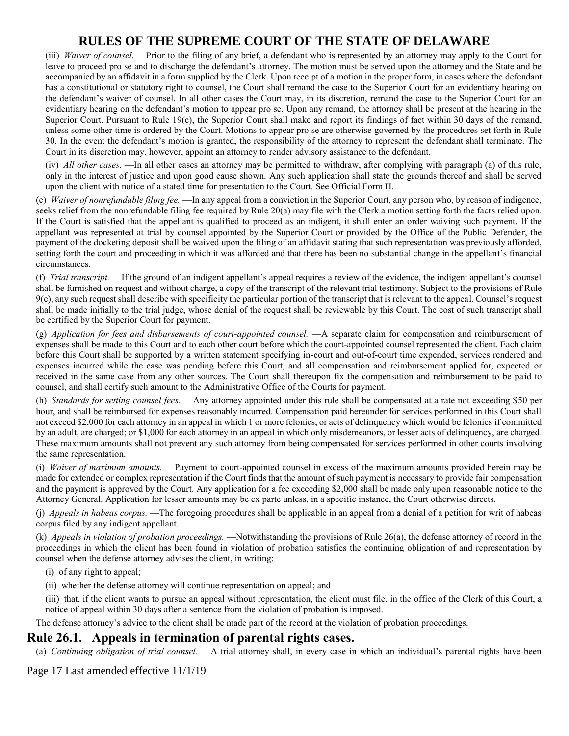(iii) *Waiver of counsel.* —Prior to the filing of any brief, a defendant who is represented by an attorney may apply to the Court for leave to proceed pro se and to discharge the defendant's attorney. The motion must be served upon the attorney and the State and be accompanied by an affidavit in a form supplied by the Clerk. Upon receipt of a motion in the proper form, in cases where the defendant has a constitutional or statutory right to counsel, the Court shall remand the case to the Superior Court for an evidentiary hearing on the defendant's waiver of counsel. In all other cases the Court may, in its discretion, remand the case to the Superior Court for an evidentiary hearing on the defendant's motion to appear pro se. Upon any remand, the attorney shall be present at the hearing in the Superior Court. Pursuant to Rule 19(c), the Superior Court shall make and report its findings of fact within 30 days of the remand, unless some other time is ordered by the Court. Motions to appear pro se are otherwise governed by the procedures set forth in Rule 30. In the event the defendant's motion is granted, the responsibility of the attorney to represent the defendant shall terminate. The Court in its discretion may, however, appoint an attorney to render advisory assistance to the defendant.

(iv) *All other cases.* —In all other cases an attorney may be permitted to withdraw, after complying with paragraph (a) of this rule, only in the interest of justice and upon good cause shown. Any such application shall state the grounds thereof and shall be served upon the client with notice of a stated time for presentation to the Court. See Official Form H.

(e) *Waiver of nonrefundable filing fee.* —In any appeal from a conviction in the Superior Court, any person who, by reason of indigence, seeks relief from the nonrefundable filing fee required by Rule 20(a) may file with the Clerk a motion setting forth the facts relied upon. If the Court is satisfied that the appellant is qualified to proceed as an indigent, it shall enter an order waiving such payment. If the appellant was represented at trial by counsel appointed by the Superior Court or provided by the Office of the Public Defender, the payment of the docketing deposit shall be waived upon the filing of an affidavit stating that such representation was previously afforded, setting forth the court and proceeding in which it was afforded and that there has been no substantial change in the appellant's financial circumstances.

(f) *Trial transcript.* —If the ground of an indigent appellant's appeal requires a review of the evidence, the indigent appellant's counsel shall be furnished on request and without charge, a copy of the transcript of the relevant trial testimony. Subject to the provisions of Rule 9(e), any such request shall describe with specificity the particular portion of the transcript that is relevant to the appeal. Counsel's request shall be made initially to the trial judge, whose denial of the request shall be reviewable by this Court. The cost of such transcript shall be certified by the Superior Court for payment.

(g) *Application for fees and disbursements of court-appointed counsel.* —A separate claim for compensation and reimbursement of expenses shall be made to this Court and to each other court before which the court-appointed counsel represented the client. Each claim before this Court shall be supported by a written statement specifying in-court and out-of-court time expended, services rendered and expenses incurred while the case was pending before this Court, and all compensation and reimbursement applied for, expected or received in the same case from any other sources. The Court shall thereupon fix the compensation and reimbursement to be paid to counsel, and shall certify such amount to the Administrative Office of the Courts for payment.

(h) *Standards for setting counsel fees.* —Any attorney appointed under this rule shall be compensated at a rate not exceeding $50 per hour, and shall be reimbursed for expenses reasonably incurred. Compensation paid hereunder for services performed in this Court shall not exceed $2,000 for each attorney in an appeal in which 1 or more felonies, or acts of delinquency which would be felonies if committed by an adult, are charged; or $1,000 for each attorney in an appeal in which only misdemeanors, or lesser acts of delinquency, are charged. These maximum amounts shall not prevent any such attorney from being compensated for services performed in other courts involving the same representation.

(i) *Waiver of maximum amounts.* —Payment to court-appointed counsel in excess of the maximum amounts provided herein may be made for extended or complex representation if the Court finds that the amount of such payment is necessary to provide fair compensation and the payment is approved by the Court. Any application for a fee exceeding $2,000 shall be made only upon reasonable notice to the Attorney General. Application for lesser amounts may be ex parte unless, in a specific instance, the Court otherwise directs.

(j) *Appeals in habeas corpus.* —The foregoing procedures shall be applicable in an appeal from a denial of a petition for writ of habeas corpus filed by any indigent appellant.

(k) *Appeals in violation of probation proceedings.* —Notwithstanding the provisions of Rule 26(a), the defense attorney of record in the proceedings in which the client has been found in violation of probation satisfies the continuing obligation of and representation by counsel when the defense attorney advises the client, in writing:

(i) of any right to appeal;

(ii) whether the defense attorney will continue representation on appeal; and

(iii) that, if the client wants to pursue an appeal without representation, the client must file, in the office of the Clerk of this Court, a notice of appeal within 30 days after a sentence from the violation of probation is imposed.

The defense attorney's advice to the client shall be made part of the record at the violation of probation proceedings.

## Rule 26.1. Appeals in termination of parental rights cases.

(a) *Continuing obligation of trial counsel.* —A trial attorney shall, in every case in which an individual's parental rights have been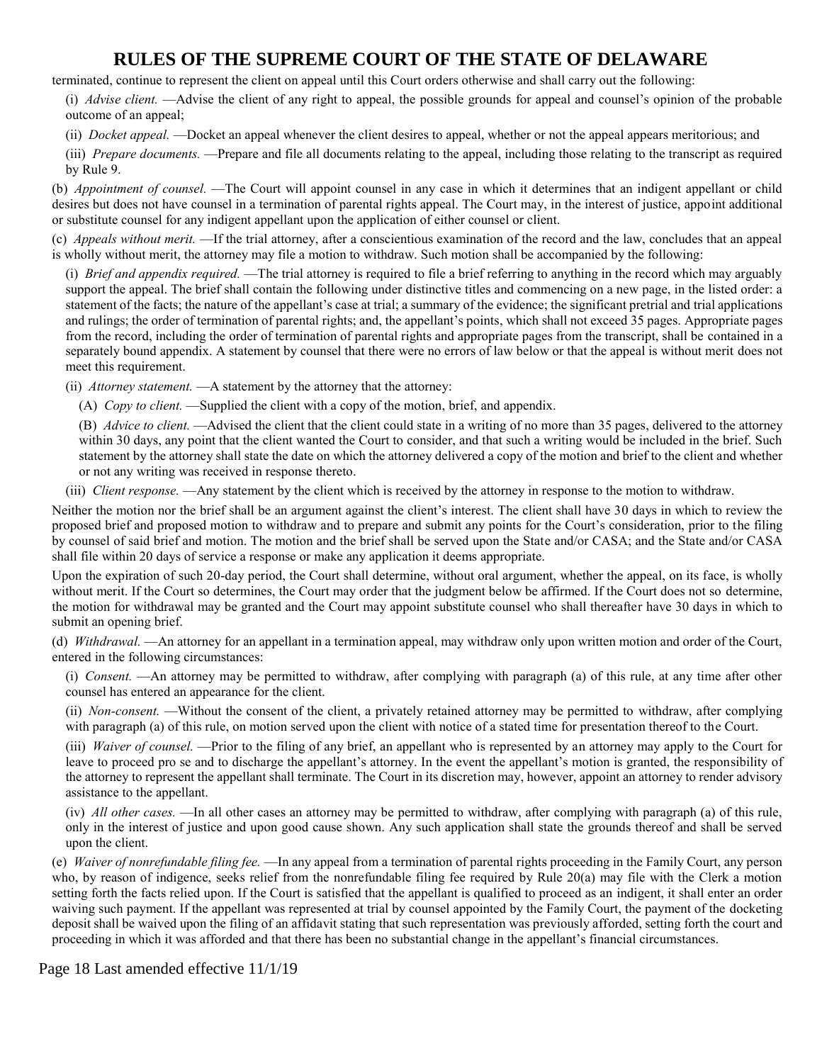terminated, continue to represent the client on appeal until this Court orders otherwise and shall carry out the following:

(i) *Advise client.* —Advise the client of any right to appeal, the possible grounds for appeal and counsel's opinion of the probable outcome of an appeal;

(ii) *Docket appeal.* —Docket an appeal whenever the client desires to appeal, whether or not the appeal appears meritorious; and

(iii) *Prepare documents.* —Prepare and file all documents relating to the appeal, including those relating to the transcript as required by Rule 9.

(b) *Appointment of counsel.* —The Court will appoint counsel in any case in which it determines that an indigent appellant or child desires but does not have counsel in a termination of parental rights appeal. The Court may, in the interest of justice, appoint additional or substitute counsel for any indigent appellant upon the application of either counsel or client.

(c) *Appeals without merit.* —If the trial attorney, after a conscientious examination of the record and the law, concludes that an appeal is wholly without merit, the attorney may file a motion to withdraw. Such motion shall be accompanied by the following:

(i) *Brief and appendix required.* —The trial attorney is required to file a brief referring to anything in the record which may arguably support the appeal. The brief shall contain the following under distinctive titles and commencing on a new page, in the listed order: a statement of the facts; the nature of the appellant's case at trial; a summary of the evidence; the significant pretrial and trial applications and rulings; the order of termination of parental rights; and, the appellant's points, which shall not exceed 35 pages. Appropriate pages from the record, including the order of termination of parental rights and appropriate pages from the transcript, shall be contained in a separately bound appendix. A statement by counsel that there were no errors of law below or that the appeal is without merit does not meet this requirement.

(ii) *Attorney statement.* —A statement by the attorney that the attorney:

(A) *Copy to client.* —Supplied the client with a copy of the motion, brief, and appendix.

(B) *Advice to client.* —Advised the client that the client could state in a writing of no more than 35 pages, delivered to the attorney within 30 days, any point that the client wanted the Court to consider, and that such a writing would be included in the brief. Such statement by the attorney shall state the date on which the attorney delivered a copy of the motion and brief to the client and whether or not any writing was received in response thereto.

(iii) *Client response.* —Any statement by the client which is received by the attorney in response to the motion to withdraw.

Neither the motion nor the brief shall be an argument against the client's interest. The client shall have 30 days in which to review the proposed brief and proposed motion to withdraw and to prepare and submit any points for the Court's consideration, prior to the filing by counsel of said brief and motion. The motion and the brief shall be served upon the State and/or CASA; and the State and/or CASA shall file within 20 days of service a response or make any application it deems appropriate.

Upon the expiration of such 20-day period, the Court shall determine, without oral argument, whether the appeal, on its face, is wholly without merit. If the Court so determines, the Court may order that the judgment below be affirmed. If the Court does not so determine, the motion for withdrawal may be granted and the Court may appoint substitute counsel who shall thereafter have 30 days in which to submit an opening brief.

(d) *Withdrawal.* —An attorney for an appellant in a termination appeal, may withdraw only upon written motion and order of the Court, entered in the following circumstances:

(i) *Consent.* —An attorney may be permitted to withdraw, after complying with paragraph (a) of this rule, at any time after other counsel has entered an appearance for the client.

(ii) *Non-consent.* —Without the consent of the client, a privately retained attorney may be permitted to withdraw, after complying with paragraph (a) of this rule, on motion served upon the client with notice of a stated time for presentation thereof to the Court.

(iii) *Waiver of counsel.* —Prior to the filing of any brief, an appellant who is represented by an attorney may apply to the Court for leave to proceed pro se and to discharge the appellant's attorney. In the event the appellant's motion is granted, the responsibility of the attorney to represent the appellant shall terminate. The Court in its discretion may, however, appoint an attorney to render advisory assistance to the appellant.

(iv) *All other cases.* —In all other cases an attorney may be permitted to withdraw, after complying with paragraph (a) of this rule, only in the interest of justice and upon good cause shown. Any such application shall state the grounds thereof and shall be served upon the client.

(e) *Waiver of nonrefundable filing fee.* —In any appeal from a termination of parental rights proceeding in the Family Court, any person who, by reason of indigence, seeks relief from the nonrefundable filing fee required by Rule 20(a) may file with the Clerk a motion setting forth the facts relied upon. If the Court is satisfied that the appellant is qualified to proceed as an indigent, it shall enter an order waiving such payment. If the appellant was represented at trial by counsel appointed by the Family Court, the payment of the docketing deposit shall be waived upon the filing of an affidavit stating that such representation was previously afforded, setting forth the court and proceeding in which it was afforded and that there has been no substantial change in the appellant's financial circumstances.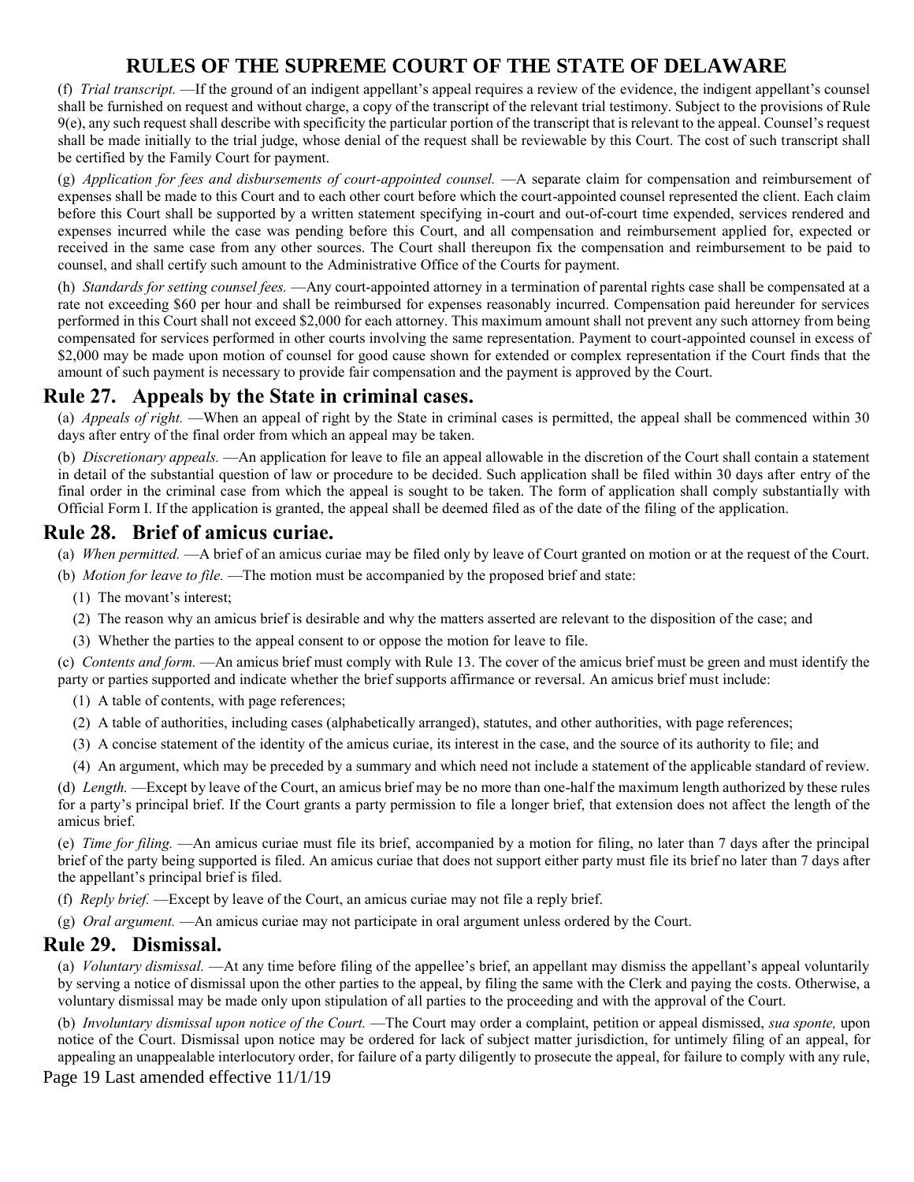(f) *Trial transcript.* —If the ground of an indigent appellant's appeal requires a review of the evidence, the indigent appellant's counsel shall be furnished on request and without charge, a copy of the transcript of the relevant trial testimony. Subject to the provisions of Rule 9(e), any such request shall describe with specificity the particular portion of the transcript that is relevant to the appeal. Counsel's request shall be made initially to the trial judge, whose denial of the request shall be reviewable by this Court. The cost of such transcript shall be certified by the Family Court for payment.

(g) *Application for fees and disbursements of court-appointed counsel.* —A separate claim for compensation and reimbursement of expenses shall be made to this Court and to each other court before which the court-appointed counsel represented the client. Each claim before this Court shall be supported by a written statement specifying in-court and out-of-court time expended, services rendered and expenses incurred while the case was pending before this Court, and all compensation and reimbursement applied for, expected or received in the same case from any other sources. The Court shall thereupon fix the compensation and reimbursement to be paid to counsel, and shall certify such amount to the Administrative Office of the Courts for payment.

(h) *Standards for setting counsel fees.* —Any court-appointed attorney in a termination of parental rights case shall be compensated at a rate not exceeding $60 per hour and shall be reimbursed for expenses reasonably incurred. Compensation paid hereunder for services performed in this Court shall not exceed $2,000 for each attorney. This maximum amount shall not prevent any such attorney from being compensated for services performed in other courts involving the same representation. Payment to court-appointed counsel in excess of $2,000 may be made upon motion of counsel for good cause shown for extended or complex representation if the Court finds that the amount of such payment is necessary to provide fair compensation and the payment is approved by the Court.

## Rule 27. Appeals by the State in criminal cases.

(a) *Appeals of right.* —When an appeal of right by the State in criminal cases is permitted, the appeal shall be commenced within 30 days after entry of the final order from which an appeal may be taken.

(b) *Discretionary appeals.* —An application for leave to file an appeal allowable in the discretion of the Court shall contain a statement in detail of the substantial question of law or procedure to be decided. Such application shall be filed within 30 days after entry of the final order in the criminal case from which the appeal is sought to be taken. The form of application shall comply substantially with Official Form I. If the application is granted, the appeal shall be deemed filed as of the date of the filing of the application.

## Rule 28. Brief of amicus curiae.

(a) *When permitted.* —A brief of an amicus curiae may be filed only by leave of Court granted on motion or at the request of the Court.

(b) *Motion for leave to file.* —The motion must be accompanied by the proposed brief and state:

(1) The movant's interest;

(2) The reason why an amicus brief is desirable and why the matters asserted are relevant to the disposition of the case; and

(3) Whether the parties to the appeal consent to or oppose the motion for leave to file.

(c) *Contents and form.* —An amicus brief must comply with Rule 13. The cover of the amicus brief must be green and must identify the party or parties supported and indicate whether the brief supports affirmance or reversal. An amicus brief must include:

(1) A table of contents, with page references;

(2) A table of authorities, including cases (alphabetically arranged), statutes, and other authorities, with page references;

(3) A concise statement of the identity of the amicus curiae, its interest in the case, and the source of its authority to file; and

(4) An argument, which may be preceded by a summary and which need not include a statement of the applicable standard of review.

(d) *Length.* —Except by leave of the Court, an amicus brief may be no more than one-half the maximum length authorized by these rules for a party's principal brief. If the Court grants a party permission to file a longer brief, that extension does not affect the length of the amicus brief.

(e) *Time for filing.* —An amicus curiae must file its brief, accompanied by a motion for filing, no later than 7 days after the principal brief of the party being supported is filed. An amicus curiae that does not support either party must file its brief no later than 7 days after the appellant's principal brief is filed.

(f) *Reply brief.* —Except by leave of the Court, an amicus curiae may not file a reply brief.

(g) *Oral argument.* —An amicus curiae may not participate in oral argument unless ordered by the Court.

## Rule 29. Dismissal.

(a) *Voluntary dismissal.* —At any time before filing of the appellee's brief, an appellant may dismiss the appellant's appeal voluntarily by serving a notice of dismissal upon the other parties to the appeal, by filing the same with the Clerk and paying the costs. Otherwise, a voluntary dismissal may be made only upon stipulation of all parties to the proceeding and with the approval of the Court.

(b) *Involuntary dismissal upon notice of the Court.* —The Court may order a complaint, petition or appeal dismissed, *sua sponte,* upon notice of the Court. Dismissal upon notice may be ordered for lack of subject matter jurisdiction, for untimely filing of an appeal, for appealing an unappealable interlocutory order, for failure of a party diligently to prosecute the appeal, for failure to comply with any rule,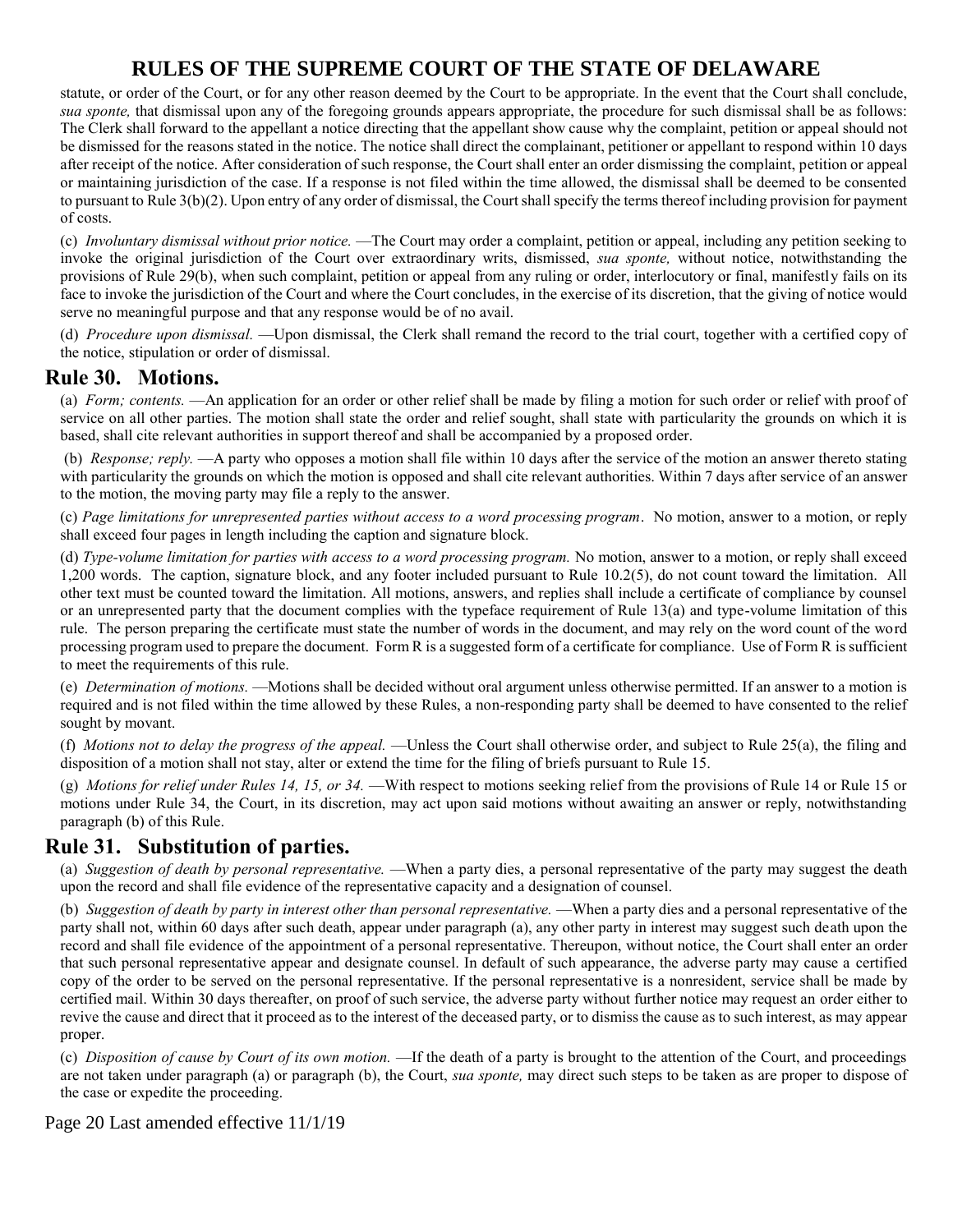statute, or order of the Court, or for any other reason deemed by the Court to be appropriate. In the event that the Court shall conclude, *sua sponte,* that dismissal upon any of the foregoing grounds appears appropriate, the procedure for such dismissal shall be as follows: The Clerk shall forward to the appellant a notice directing that the appellant show cause why the complaint, petition or appeal should not be dismissed for the reasons stated in the notice. The notice shall direct the complainant, petitioner or appellant to respond within 10 days after receipt of the notice. After consideration of such response, the Court shall enter an order dismissing the complaint, petition or appeal or maintaining jurisdiction of the case. If a response is not filed within the time allowed, the dismissal shall be deemed to be consented to pursuant to Rule 3(b)(2). Upon entry of any order of dismissal, the Court shall specify the terms thereof including provision for payment of costs.

(c) *Involuntary dismissal without prior notice.* —The Court may order a complaint, petition or appeal, including any petition seeking to invoke the original jurisdiction of the Court over extraordinary writs, dismissed, *sua sponte,* without notice, notwithstanding the provisions of Rule 29(b), when such complaint, petition or appeal from any ruling or order, interlocutory or final, manifestly fails on its face to invoke the jurisdiction of the Court and where the Court concludes, in the exercise of its discretion, that the giving of notice would serve no meaningful purpose and that any response would be of no avail.

(d) *Procedure upon dismissal.* —Upon dismissal, the Clerk shall remand the record to the trial court, together with a certified copy of the notice, stipulation or order of dismissal.

## Rule 30. Motions.

(a) *Form; contents.* —An application for an order or other relief shall be made by filing a motion for such order or relief with proof of service on all other parties. The motion shall state the order and relief sought, shall state with particularity the grounds on which it is based, shall cite relevant authorities in support thereof and shall be accompanied by a proposed order.

(b) *Response; reply.* —A party who opposes a motion shall file within 10 days after the service of the motion an answer thereto stating with particularity the grounds on which the motion is opposed and shall cite relevant authorities. Within 7 days after service of an answer to the motion, the moving party may file a reply to the answer.

(c) *Page limitations for unrepresented parties without access to a word processing program*. No motion, answer to a motion, or reply shall exceed four pages in length including the caption and signature block.

(d) *Type-volume limitation for parties with access to a word processing program.* No motion, answer to a motion, or reply shall exceed 1,200 words. The caption, signature block, and any footer included pursuant to Rule 10.2(5), do not count toward the limitation. All other text must be counted toward the limitation. All motions, answers, and replies shall include a certificate of compliance by counsel or an unrepresented party that the document complies with the typeface requirement of Rule 13(a) and type-volume limitation of this rule. The person preparing the certificate must state the number of words in the document, and may rely on the word count of the word processing program used to prepare the document. Form R is a suggested form of a certificate for compliance. Use of Form R is sufficient to meet the requirements of this rule.

(e) *Determination of motions.* —Motions shall be decided without oral argument unless otherwise permitted. If an answer to a motion is required and is not filed within the time allowed by these Rules, a non-responding party shall be deemed to have consented to the relief sought by movant.

(f) *Motions not to delay the progress of the appeal.* —Unless the Court shall otherwise order, and subject to Rule 25(a), the filing and disposition of a motion shall not stay, alter or extend the time for the filing of briefs pursuant to Rule 15.

(g) *Motions for relief under Rules 14, 15, or 34.* —With respect to motions seeking relief from the provisions of Rule 14 or Rule 15 or motions under Rule 34, the Court, in its discretion, may act upon said motions without awaiting an answer or reply, notwithstanding paragraph (b) of this Rule.

## Rule 31. Substitution of parties.

(a) *Suggestion of death by personal representative.* —When a party dies, a personal representative of the party may suggest the death upon the record and shall file evidence of the representative capacity and a designation of counsel.

(b) *Suggestion of death by party in interest other than personal representative.* —When a party dies and a personal representative of the party shall not, within 60 days after such death, appear under paragraph (a), any other party in interest may suggest such death upon the record and shall file evidence of the appointment of a personal representative. Thereupon, without notice, the Court shall enter an order that such personal representative appear and designate counsel. In default of such appearance, the adverse party may cause a certified copy of the order to be served on the personal representative. If the personal representative is a nonresident, service shall be made by certified mail. Within 30 days thereafter, on proof of such service, the adverse party without further notice may request an order either to revive the cause and direct that it proceed as to the interest of the deceased party, or to dismiss the cause as to such interest, as may appear proper.

(c) *Disposition of cause by Court of its own motion.* —If the death of a party is brought to the attention of the Court, and proceedings are not taken under paragraph (a) or paragraph (b), the Court, *sua sponte,* may direct such steps to be taken as are proper to dispose of the case or expedite the proceeding.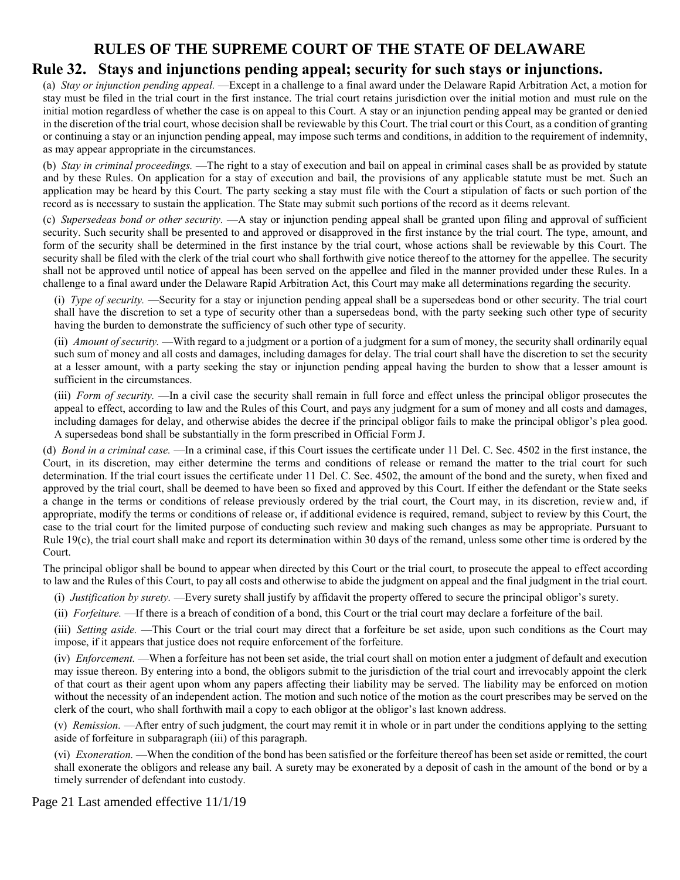# RULES OF THE SUPREME COURT OF THE STATE OF DELAWARE

## Rule 32. Stays and injunctions pending appeal; security for such stays or injunctions.

(a) *Stay or injunction pending appeal.* —Except in a challenge to a final award under the Delaware Rapid Arbitration Act, a motion for stay must be filed in the trial court in the first instance. The trial court retains jurisdiction over the initial motion and must rule on the initial motion regardless of whether the case is on appeal to this Court. A stay or an injunction pending appeal may be granted or denied in the discretion of the trial court, whose decision shall be reviewable by this Court. The trial court or this Court, as a condition of granting or continuing a stay or an injunction pending appeal, may impose such terms and conditions, in addition to the requirement of indemnity, as may appear appropriate in the circumstances.

(b) *Stay in criminal proceedings.* —The right to a stay of execution and bail on appeal in criminal cases shall be as provided by statute and by these Rules. On application for a stay of execution and bail, the provisions of any applicable statute must be met. Such an application may be heard by this Court. The party seeking a stay must file with the Court a stipulation of facts or such portion of the record as is necessary to sustain the application. The State may submit such portions of the record as it deems relevant.

(c) *Supersedeas bond or other security.* —A stay or injunction pending appeal shall be granted upon filing and approval of sufficient security. Such security shall be presented to and approved or disapproved in the first instance by the trial court. The type, amount, and form of the security shall be determined in the first instance by the trial court, whose actions shall be reviewable by this Court. The security shall be filed with the clerk of the trial court who shall forthwith give notice thereof to the attorney for the appellee. The security shall not be approved until notice of appeal has been served on the appellee and filed in the manner provided under these Rules. In a challenge to a final award under the Delaware Rapid Arbitration Act, this Court may make all determinations regarding the security.

(i) *Type of security.* —Security for a stay or injunction pending appeal shall be a supersedeas bond or other security. The trial court shall have the discretion to set a type of security other than a supersedeas bond, with the party seeking such other type of security having the burden to demonstrate the sufficiency of such other type of security.

(ii) *Amount of security.* —With regard to a judgment or a portion of a judgment for a sum of money, the security shall ordinarily equal such sum of money and all costs and damages, including damages for delay. The trial court shall have the discretion to set the security at a lesser amount, with a party seeking the stay or injunction pending appeal having the burden to show that a lesser amount is sufficient in the circumstances.

(iii) *Form of security.* —In a civil case the security shall remain in full force and effect unless the principal obligor prosecutes the appeal to effect, according to law and the Rules of this Court, and pays any judgment for a sum of money and all costs and damages, including damages for delay, and otherwise abides the decree if the principal obligor fails to make the principal obligor's plea good. A supersedeas bond shall be substantially in the form prescribed in Official Form J.

(d) *Bond in a criminal case.* —In a criminal case, if this Court issues the certificate under 11 Del. C. Sec. 4502 in the first instance, the Court, in its discretion, may either determine the terms and conditions of release or remand the matter to the trial court for such determination. If the trial court issues the certificate under 11 Del. C. Sec. 4502, the amount of the bond and the surety, when fixed and approved by the trial court, shall be deemed to have been so fixed and approved by this Court. If either the defendant or the State seeks a change in the terms or conditions of release previously ordered by the trial court, the Court may, in its discretion, review and, if appropriate, modify the terms or conditions of release or, if additional evidence is required, remand, subject to review by this Court, the case to the trial court for the limited purpose of conducting such review and making such changes as may be appropriate. Pursuant to Rule 19(c), the trial court shall make and report its determination within 30 days of the remand, unless some other time is ordered by the Court.

The principal obligor shall be bound to appear when directed by this Court or the trial court, to prosecute the appeal to effect according to law and the Rules of this Court, to pay all costs and otherwise to abide the judgment on appeal and the final judgment in the trial court.

(i) *Justification by surety.* —Every surety shall justify by affidavit the property offered to secure the principal obligor's surety.

(ii) *Forfeiture.* —If there is a breach of condition of a bond, this Court or the trial court may declare a forfeiture of the bail.

(iii) *Setting aside.* —This Court or the trial court may direct that a forfeiture be set aside, upon such conditions as the Court may impose, if it appears that justice does not require enforcement of the forfeiture.

(iv) *Enforcement.* —When a forfeiture has not been set aside, the trial court shall on motion enter a judgment of default and execution may issue thereon. By entering into a bond, the obligors submit to the jurisdiction of the trial court and irrevocably appoint the clerk of that court as their agent upon whom any papers affecting their liability may be served. The liability may be enforced on motion without the necessity of an independent action. The motion and such notice of the motion as the court prescribes may be served on the clerk of the court, who shall forthwith mail a copy to each obligor at the obligor's last known address.

(v) *Remission.* —After entry of such judgment, the court may remit it in whole or in part under the conditions applying to the setting aside of forfeiture in subparagraph (iii) of this paragraph.

(vi) *Exoneration.* —When the condition of the bond has been satisfied or the forfeiture thereof has been set aside or remitted, the court shall exonerate the obligors and release any bail. A surety may be exonerated by a deposit of cash in the amount of the bond or by a timely surrender of defendant into custody.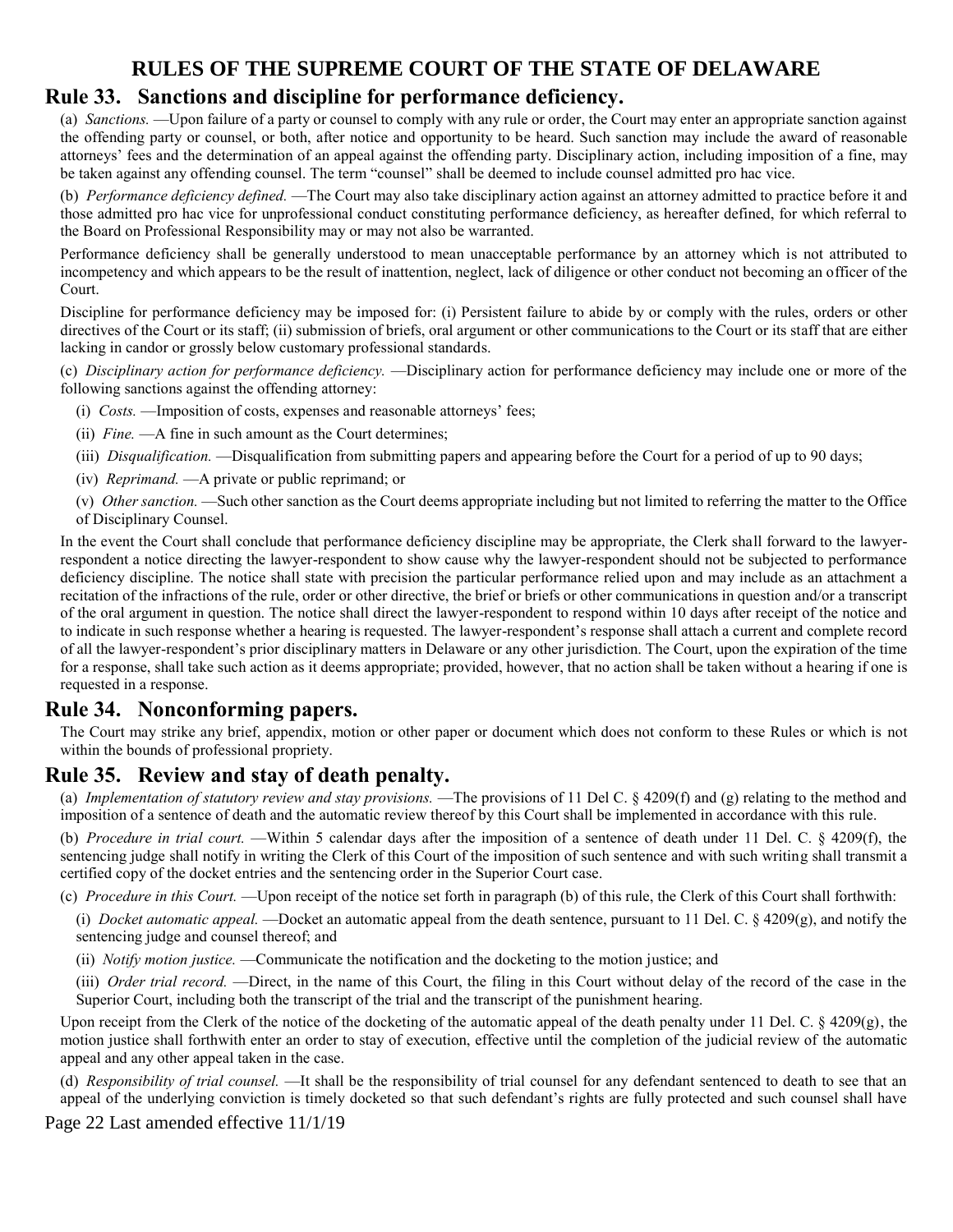# RULES OF THE SUPREME COURT OF THE STATE OF DELAWARE

## Rule 33. Sanctions and discipline for performance deficiency.

(a) *Sanctions.* —Upon failure of a party or counsel to comply with any rule or order, the Court may enter an appropriate sanction against the offending party or counsel, or both, after notice and opportunity to be heard. Such sanction may include the award of reasonable attorneys' fees and the determination of an appeal against the offending party. Disciplinary action, including imposition of a fine, may be taken against any offending counsel. The term "counsel" shall be deemed to include counsel admitted pro hac vice.

(b) *Performance deficiency defined.* —The Court may also take disciplinary action against an attorney admitted to practice before it and those admitted pro hac vice for unprofessional conduct constituting performance deficiency, as hereafter defined, for which referral to the Board on Professional Responsibility may or may not also be warranted.

Performance deficiency shall be generally understood to mean unacceptable performance by an attorney which is not attributed to incompetency and which appears to be the result of inattention, neglect, lack of diligence or other conduct not becoming an officer of the Court.

Discipline for performance deficiency may be imposed for: (i) Persistent failure to abide by or comply with the rules, orders or other directives of the Court or its staff; (ii) submission of briefs, oral argument or other communications to the Court or its staff that are either lacking in candor or grossly below customary professional standards.

(c) *Disciplinary action for performance deficiency.* —Disciplinary action for performance deficiency may include one or more of the following sanctions against the offending attorney:

(i) *Costs.* —Imposition of costs, expenses and reasonable attorneys' fees;

(ii) *Fine.* —A fine in such amount as the Court determines;

(iii) *Disqualification.* —Disqualification from submitting papers and appearing before the Court for a period of up to 90 days;

(iv) *Reprimand.* —A private or public reprimand; or

(v) *Other sanction.* —Such other sanction as the Court deems appropriate including but not limited to referring the matter to the Office of Disciplinary Counsel.

In the event the Court shall conclude that performance deficiency discipline may be appropriate, the Clerk shall forward to the lawyer-respondent a notice directing the lawyer-respondent to show cause why the lawyer-respondent should not be subjected to performance deficiency discipline. The notice shall state with precision the particular performance relied upon and may include as an attachment a recitation of the infractions of the rule, order or other directive, the brief or briefs or other communications in question and/or a transcript of the oral argument in question. The notice shall direct the lawyer-respondent to respond within 10 days after receipt of the notice and to indicate in such response whether a hearing is requested. The lawyer-respondent's response shall attach a current and complete record of all the lawyer-respondent's prior disciplinary matters in Delaware or any other jurisdiction. The Court, upon the expiration of the time for a response, shall take such action as it deems appropriate; provided, however, that no action shall be taken without a hearing if one is requested in a response.

## Rule 34. Nonconforming papers.

The Court may strike any brief, appendix, motion or other paper or document which does not conform to these Rules or which is not within the bounds of professional propriety.

## Rule 35. Review and stay of death penalty.

(a) *Implementation of statutory review and stay provisions.* —The provisions of 11 Del C. § 4209(f) and (g) relating to the method and imposition of a sentence of death and the automatic review thereof by this Court shall be implemented in accordance with this rule.

(b) *Procedure in trial court.* —Within 5 calendar days after the imposition of a sentence of death under 11 Del. C. § 4209(f), the sentencing judge shall notify in writing the Clerk of this Court of the imposition of such sentence and with such writing shall transmit a certified copy of the docket entries and the sentencing order in the Superior Court case.

(c) *Procedure in this Court.* —Upon receipt of the notice set forth in paragraph (b) of this rule, the Clerk of this Court shall forthwith:

(i) *Docket automatic appeal.* —Docket an automatic appeal from the death sentence, pursuant to 11 Del. C. § 4209(g), and notify the sentencing judge and counsel thereof; and

(ii) *Notify motion justice.* —Communicate the notification and the docketing to the motion justice; and

(iii) *Order trial record.* —Direct, in the name of this Court, the filing in this Court without delay of the record of the case in the Superior Court, including both the transcript of the trial and the transcript of the punishment hearing.

Upon receipt from the Clerk of the notice of the docketing of the automatic appeal of the death penalty under 11 Del. C. § 4209(g), the motion justice shall forthwith enter an order to stay of execution, effective until the completion of the judicial review of the automatic appeal and any other appeal taken in the case.

(d) *Responsibility of trial counsel.* —It shall be the responsibility of trial counsel for any defendant sentenced to death to see that an appeal of the underlying conviction is timely docketed so that such defendant's rights are fully protected and such counsel shall have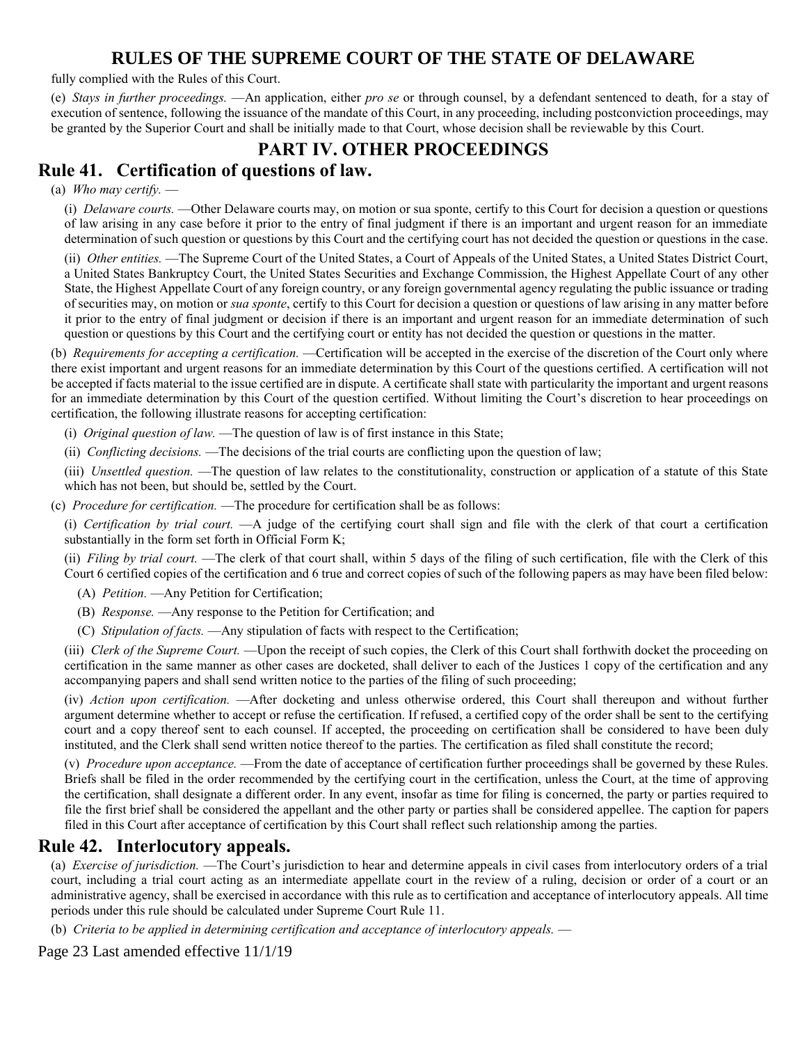fully complied with the Rules of this Court.

(e) *Stays in further proceedings.* —An application, either *pro se* or through counsel, by a defendant sentenced to death, for a stay of execution of sentence, following the issuance of the mandate of this Court, in any proceeding, including postconviction proceedings, may be granted by the Superior Court and shall be initially made to that Court, whose decision shall be reviewable by this Court.

# PART IV. OTHER PROCEEDINGS

## Rule 41. Certification of questions of law.

(a) *Who may certify.* —

(i) *Delaware courts.* —Other Delaware courts may, on motion or sua sponte, certify to this Court for decision a question or questions of law arising in any case before it prior to the entry of final judgment if there is an important and urgent reason for an immediate determination of such question or questions by this Court and the certifying court has not decided the question or questions in the case.

(ii) *Other entities.* —The Supreme Court of the United States, a Court of Appeals of the United States, a United States District Court, a United States Bankruptcy Court, the United States Securities and Exchange Commission, the Highest Appellate Court of any other State, the Highest Appellate Court of any foreign country, or any foreign governmental agency regulating the public issuance or trading of securities may, on motion or *sua sponte*, certify to this Court for decision a question or questions of law arising in any matter before it prior to the entry of final judgment or decision if there is an important and urgent reason for an immediate determination of such question or questions by this Court and the certifying court or entity has not decided the question or questions in the matter.

(b) *Requirements for accepting a certification.* —Certification will be accepted in the exercise of the discretion of the Court only where there exist important and urgent reasons for an immediate determination by this Court of the questions certified. A certification will not be accepted if facts material to the issue certified are in dispute. A certificate shall state with particularity the important and urgent reasons for an immediate determination by this Court of the question certified. Without limiting the Court's discretion to hear proceedings on certification, the following illustrate reasons for accepting certification:

(i) *Original question of law.* —The question of law is of first instance in this State;

(ii) *Conflicting decisions.* —The decisions of the trial courts are conflicting upon the question of law;

(iii) *Unsettled question.* —The question of law relates to the constitutionality, construction or application of a statute of this State which has not been, but should be, settled by the Court.

(c) *Procedure for certification.* —The procedure for certification shall be as follows:

(i) *Certification by trial court.* —A judge of the certifying court shall sign and file with the clerk of that court a certification substantially in the form set forth in Official Form K;

(ii) *Filing by trial court.* —The clerk of that court shall, within 5 days of the filing of such certification, file with the Clerk of this Court 6 certified copies of the certification and 6 true and correct copies of such of the following papers as may have been filed below:

(A) *Petition.* —Any Petition for Certification;

(B) *Response.* —Any response to the Petition for Certification; and

(C) *Stipulation of facts.* —Any stipulation of facts with respect to the Certification;

(iii) *Clerk of the Supreme Court.* —Upon the receipt of such copies, the Clerk of this Court shall forthwith docket the proceeding on certification in the same manner as other cases are docketed, shall deliver to each of the Justices 1 copy of the certification and any accompanying papers and shall send written notice to the parties of the filing of such proceeding;

(iv) *Action upon certification.* —After docketing and unless otherwise ordered, this Court shall thereupon and without further argument determine whether to accept or refuse the certification. If refused, a certified copy of the order shall be sent to the certifying court and a copy thereof sent to each counsel. If accepted, the proceeding on certification shall be considered to have been duly instituted, and the Clerk shall send written notice thereof to the parties. The certification as filed shall constitute the record;

(v) *Procedure upon acceptance.* —From the date of acceptance of certification further proceedings shall be governed by these Rules. Briefs shall be filed in the order recommended by the certifying court in the certification, unless the Court, at the time of approving the certification, shall designate a different order. In any event, insofar as time for filing is concerned, the party or parties required to file the first brief shall be considered the appellant and the other party or parties shall be considered appellee. The caption for papers filed in this Court after acceptance of certification by this Court shall reflect such relationship among the parties.

## Rule 42. Interlocutory appeals.

(a) *Exercise of jurisdiction.* —The Court's jurisdiction to hear and determine appeals in civil cases from interlocutory orders of a trial court, including a trial court acting as an intermediate appellate court in the review of a ruling, decision or order of a court or an administrative agency, shall be exercised in accordance with this rule as to certification and acceptance of interlocutory appeals. All time periods under this rule should be calculated under Supreme Court Rule 11.

(b) *Criteria to be applied in determining certification and acceptance of interlocutory appeals.* —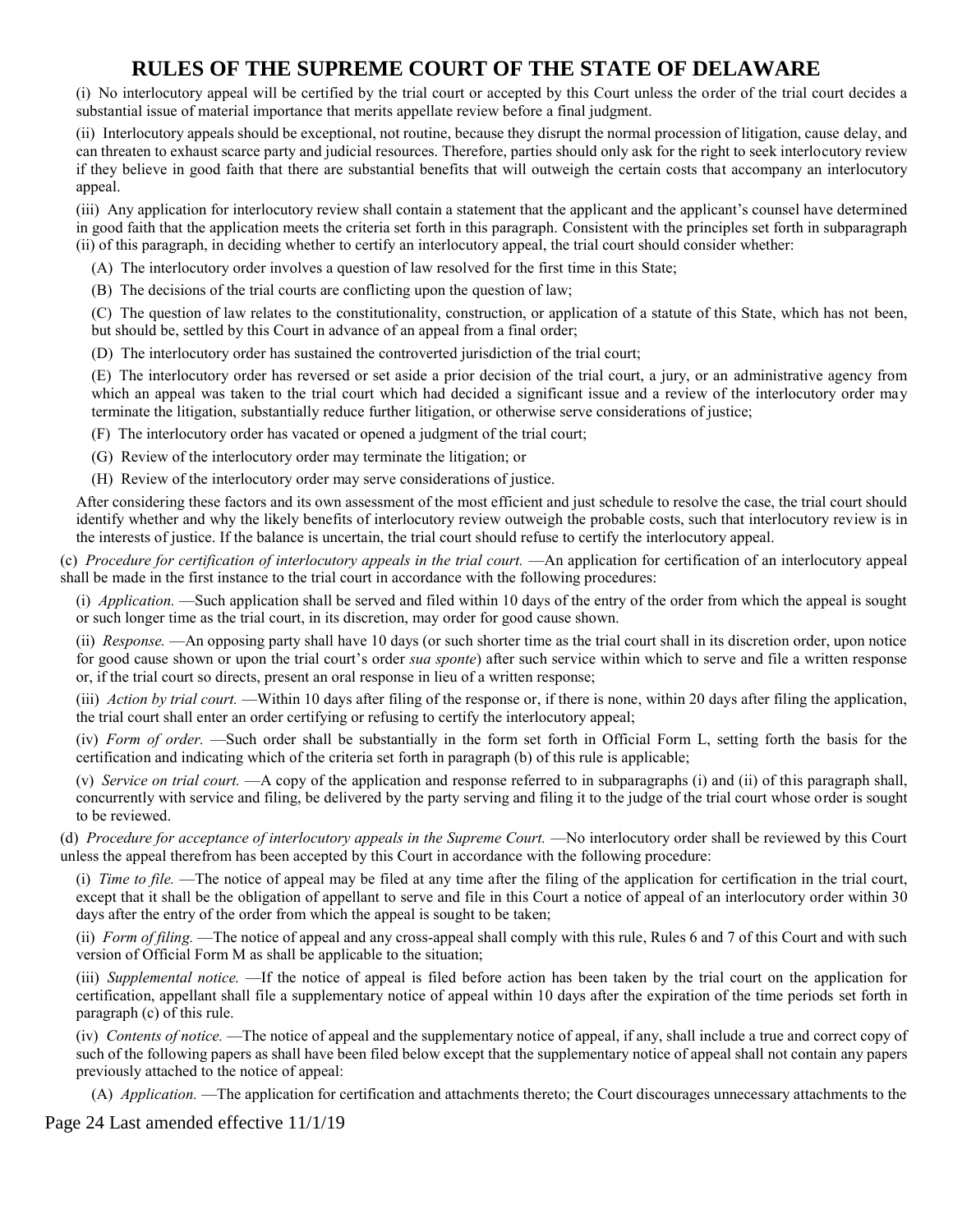(i) No interlocutory appeal will be certified by the trial court or accepted by this Court unless the order of the trial court decides a substantial issue of material importance that merits appellate review before a final judgment.

(ii) Interlocutory appeals should be exceptional, not routine, because they disrupt the normal procession of litigation, cause delay, and can threaten to exhaust scarce party and judicial resources. Therefore, parties should only ask for the right to seek interlocutory review if they believe in good faith that there are substantial benefits that will outweigh the certain costs that accompany an interlocutory appeal.

(iii) Any application for interlocutory review shall contain a statement that the applicant and the applicant's counsel have determined in good faith that the application meets the criteria set forth in this paragraph. Consistent with the principles set forth in subparagraph (ii) of this paragraph, in deciding whether to certify an interlocutory appeal, the trial court should consider whether:

(A) The interlocutory order involves a question of law resolved for the first time in this State;

(B) The decisions of the trial courts are conflicting upon the question of law;

(C) The question of law relates to the constitutionality, construction, or application of a statute of this State, which has not been, but should be, settled by this Court in advance of an appeal from a final order;

(D) The interlocutory order has sustained the controverted jurisdiction of the trial court;

(E) The interlocutory order has reversed or set aside a prior decision of the trial court, a jury, or an administrative agency from which an appeal was taken to the trial court which had decided a significant issue and a review of the interlocutory order may terminate the litigation, substantially reduce further litigation, or otherwise serve considerations of justice;

(F) The interlocutory order has vacated or opened a judgment of the trial court;

(G) Review of the interlocutory order may terminate the litigation; or

(H) Review of the interlocutory order may serve considerations of justice.

After considering these factors and its own assessment of the most efficient and just schedule to resolve the case, the trial court should identify whether and why the likely benefits of interlocutory review outweigh the probable costs, such that interlocutory review is in the interests of justice. If the balance is uncertain, the trial court should refuse to certify the interlocutory appeal.

(c) *Procedure for certification of interlocutory appeals in the trial court.* —An application for certification of an interlocutory appeal shall be made in the first instance to the trial court in accordance with the following procedures:

(i) *Application.* —Such application shall be served and filed within 10 days of the entry of the order from which the appeal is sought or such longer time as the trial court, in its discretion, may order for good cause shown.

(ii) *Response.* —An opposing party shall have 10 days (or such shorter time as the trial court shall in its discretion order, upon notice for good cause shown or upon the trial court's order *sua sponte*) after such service within which to serve and file a written response or, if the trial court so directs, present an oral response in lieu of a written response;

(iii) *Action by trial court.* —Within 10 days after filing of the response or, if there is none, within 20 days after filing the application, the trial court shall enter an order certifying or refusing to certify the interlocutory appeal;

(iv) *Form of order.* —Such order shall be substantially in the form set forth in Official Form L, setting forth the basis for the certification and indicating which of the criteria set forth in paragraph (b) of this rule is applicable;

(v) *Service on trial court.* —A copy of the application and response referred to in subparagraphs (i) and (ii) of this paragraph shall, concurrently with service and filing, be delivered by the party serving and filing it to the judge of the trial court whose order is sought to be reviewed.

(d) *Procedure for acceptance of interlocutory appeals in the Supreme Court.* —No interlocutory order shall be reviewed by this Court unless the appeal therefrom has been accepted by this Court in accordance with the following procedure:

(i) *Time to file.* —The notice of appeal may be filed at any time after the filing of the application for certification in the trial court, except that it shall be the obligation of appellant to serve and file in this Court a notice of appeal of an interlocutory order within 30 days after the entry of the order from which the appeal is sought to be taken;

(ii) *Form of filing.* —The notice of appeal and any cross-appeal shall comply with this rule, Rules 6 and 7 of this Court and with such version of Official Form M as shall be applicable to the situation;

(iii) *Supplemental notice.* —If the notice of appeal is filed before action has been taken by the trial court on the application for certification, appellant shall file a supplementary notice of appeal within 10 days after the expiration of the time periods set forth in paragraph (c) of this rule.

(iv) *Contents of notice.* —The notice of appeal and the supplementary notice of appeal, if any, shall include a true and correct copy of such of the following papers as shall have been filed below except that the supplementary notice of appeal shall not contain any papers previously attached to the notice of appeal:

(A) *Application.* —The application for certification and attachments thereto; the Court discourages unnecessary attachments to the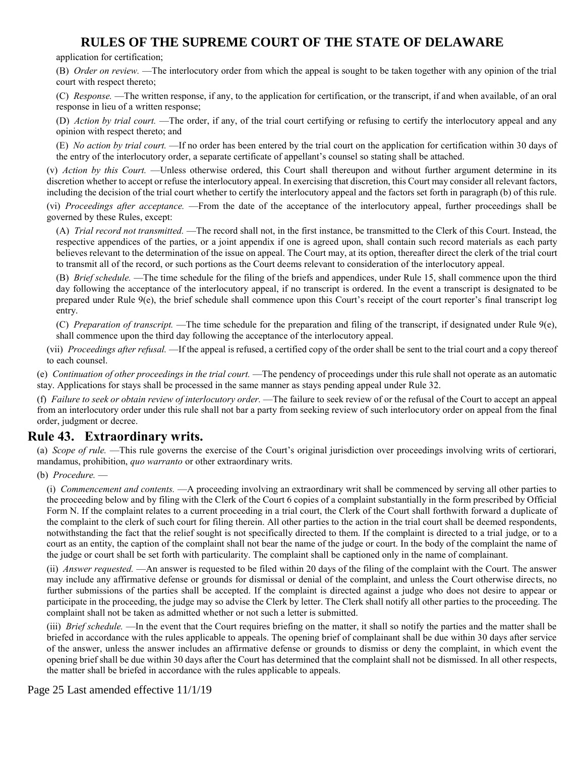application for certification;

(B) *Order on review.* —The interlocutory order from which the appeal is sought to be taken together with any opinion of the trial court with respect thereto;

(C) *Response.* —The written response, if any, to the application for certification, or the transcript, if and when available, of an oral response in lieu of a written response;

(D) *Action by trial court.* —The order, if any, of the trial court certifying or refusing to certify the interlocutory appeal and any opinion with respect thereto; and

(E) *No action by trial court.* —If no order has been entered by the trial court on the application for certification within 30 days of the entry of the interlocutory order, a separate certificate of appellant's counsel so stating shall be attached.

(v) *Action by this Court.* —Unless otherwise ordered, this Court shall thereupon and without further argument determine in its discretion whether to accept or refuse the interlocutory appeal. In exercising that discretion, this Court may consider all relevant factors, including the decision of the trial court whether to certify the interlocutory appeal and the factors set forth in paragraph (b) of this rule.

(vi) *Proceedings after acceptance.* —From the date of the acceptance of the interlocutory appeal, further proceedings shall be governed by these Rules, except:

(A) *Trial record not transmitted.* —The record shall not, in the first instance, be transmitted to the Clerk of this Court. Instead, the respective appendices of the parties, or a joint appendix if one is agreed upon, shall contain such record materials as each party believes relevant to the determination of the issue on appeal. The Court may, at its option, thereafter direct the clerk of the trial court to transmit all of the record, or such portions as the Court deems relevant to consideration of the interlocutory appeal.

(B) *Brief schedule.* —The time schedule for the filing of the briefs and appendices, under Rule 15, shall commence upon the third day following the acceptance of the interlocutory appeal, if no transcript is ordered. In the event a transcript is designated to be prepared under Rule 9(e), the brief schedule shall commence upon this Court's receipt of the court reporter's final transcript log entry.

(C) *Preparation of transcript.* —The time schedule for the preparation and filing of the transcript, if designated under Rule 9(e), shall commence upon the third day following the acceptance of the interlocutory appeal.

(vii) *Proceedings after refusal.* —If the appeal is refused, a certified copy of the order shall be sent to the trial court and a copy thereof to each counsel.

(e) *Continuation of other proceedings in the trial court.* —The pendency of proceedings under this rule shall not operate as an automatic stay. Applications for stays shall be processed in the same manner as stays pending appeal under Rule 32.

(f) *Failure to seek or obtain review of interlocutory order.* —The failure to seek review of or the refusal of the Court to accept an appeal from an interlocutory order under this rule shall not bar a party from seeking review of such interlocutory order on appeal from the final order, judgment or decree.

## Rule 43. Extraordinary writs.

(a) *Scope of rule.* —This rule governs the exercise of the Court's original jurisdiction over proceedings involving writs of certiorari, mandamus, prohibition, *quo warranto* or other extraordinary writs.

(b) *Procedure.* —

(i) *Commencement and contents.* —A proceeding involving an extraordinary writ shall be commenced by serving all other parties to the proceeding below and by filing with the Clerk of the Court 6 copies of a complaint substantially in the form prescribed by Official Form N. If the complaint relates to a current proceeding in a trial court, the Clerk of the Court shall forthwith forward a duplicate of the complaint to the clerk of such court for filing therein. All other parties to the action in the trial court shall be deemed respondents, notwithstanding the fact that the relief sought is not specifically directed to them. If the complaint is directed to a trial judge, or to a court as an entity, the caption of the complaint shall not bear the name of the judge or court. In the body of the complaint the name of the judge or court shall be set forth with particularity. The complaint shall be captioned only in the name of complainant.

(ii) *Answer requested.* —An answer is requested to be filed within 20 days of the filing of the complaint with the Court. The answer may include any affirmative defense or grounds for dismissal or denial of the complaint, and unless the Court otherwise directs, no further submissions of the parties shall be accepted. If the complaint is directed against a judge who does not desire to appear or participate in the proceeding, the judge may so advise the Clerk by letter. The Clerk shall notify all other parties to the proceeding. The complaint shall not be taken as admitted whether or not such a letter is submitted.

(iii) *Brief schedule.* —In the event that the Court requires briefing on the matter, it shall so notify the parties and the matter shall be briefed in accordance with the rules applicable to appeals. The opening brief of complainant shall be due within 30 days after service of the answer, unless the answer includes an affirmative defense or grounds to dismiss or deny the complaint, in which event the opening brief shall be due within 30 days after the Court has determined that the complaint shall not be dismissed. In all other respects, the matter shall be briefed in accordance with the rules applicable to appeals.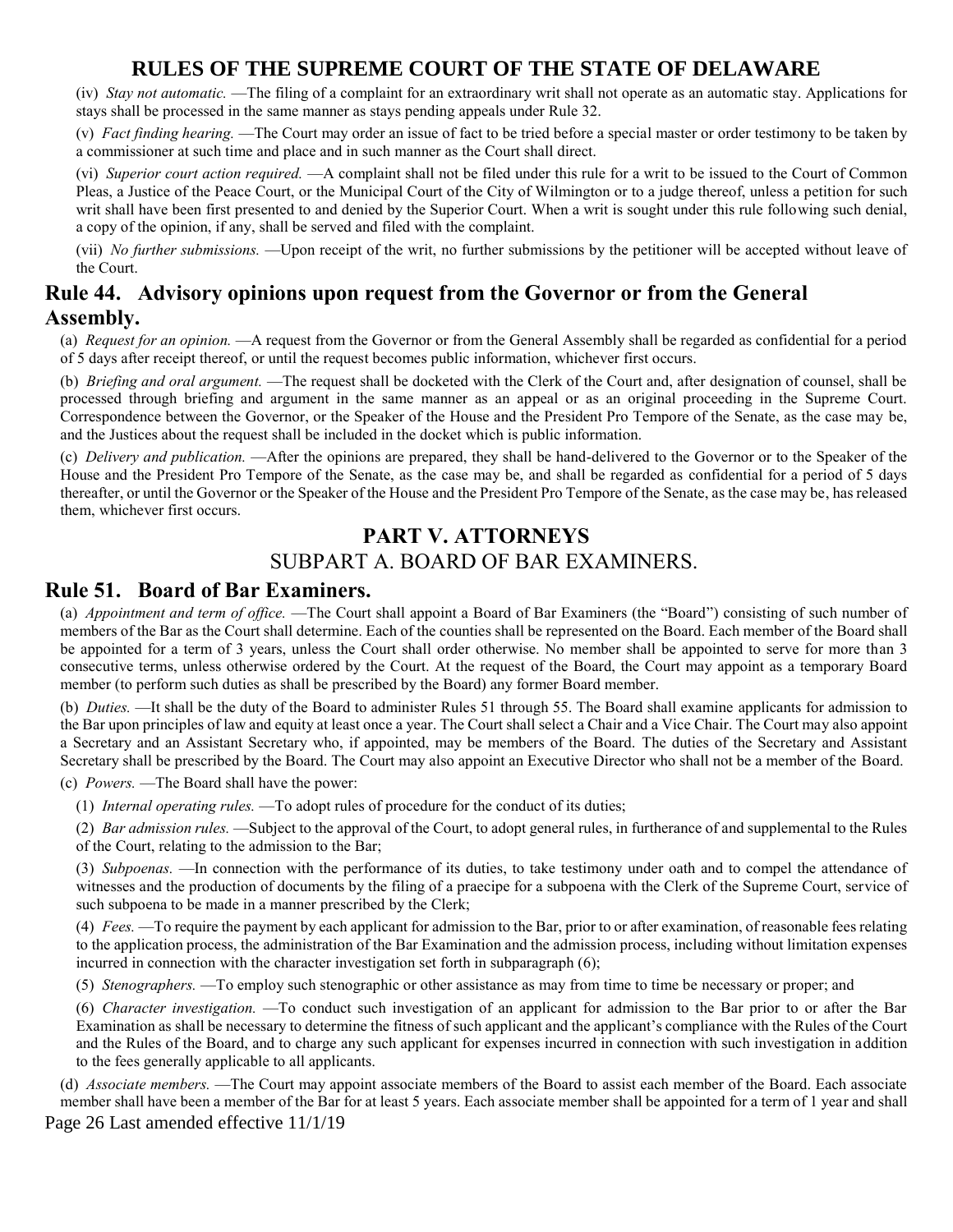(iv) *Stay not automatic.* —The filing of a complaint for an extraordinary writ shall not operate as an automatic stay. Applications for stays shall be processed in the same manner as stays pending appeals under Rule 32.

(v) *Fact finding hearing.* —The Court may order an issue of fact to be tried before a special master or order testimony to be taken by a commissioner at such time and place and in such manner as the Court shall direct.

(vi) *Superior court action required.* —A complaint shall not be filed under this rule for a writ to be issued to the Court of Common Pleas, a Justice of the Peace Court, or the Municipal Court of the City of Wilmington or to a judge thereof, unless a petition for such writ shall have been first presented to and denied by the Superior Court. When a writ is sought under this rule following such denial, a copy of the opinion, if any, shall be served and filed with the complaint.

(vii) *No further submissions.* —Upon receipt of the writ, no further submissions by the petitioner will be accepted without leave of the Court.

## Rule 44. Advisory opinions upon request from the Governor or from the General Assembly.

(a) *Request for an opinion.* —A request from the Governor or from the General Assembly shall be regarded as confidential for a period of 5 days after receipt thereof, or until the request becomes public information, whichever first occurs.

(b) *Briefing and oral argument.* —The request shall be docketed with the Clerk of the Court and, after designation of counsel, shall be processed through briefing and argument in the same manner as an appeal or as an original proceeding in the Supreme Court. Correspondence between the Governor, or the Speaker of the House and the President Pro Tempore of the Senate, as the case may be, and the Justices about the request shall be included in the docket which is public information.

(c) *Delivery and publication.* —After the opinions are prepared, they shall be hand-delivered to the Governor or to the Speaker of the House and the President Pro Tempore of the Senate, as the case may be, and shall be regarded as confidential for a period of 5 days thereafter, or until the Governor or the Speaker of the House and the President Pro Tempore of the Senate, as the case may be, has released them, whichever first occurs.

# PART V. ATTORNEYS

## SUBPART A. BOARD OF BAR EXAMINERS.

## Rule 51. Board of Bar Examiners.

(a) *Appointment and term of office.* —The Court shall appoint a Board of Bar Examiners (the "Board") consisting of such number of members of the Bar as the Court shall determine. Each of the counties shall be represented on the Board. Each member of the Board shall be appointed for a term of 3 years, unless the Court shall order otherwise. No member shall be appointed to serve for more than 3 consecutive terms, unless otherwise ordered by the Court. At the request of the Board, the Court may appoint as a temporary Board member (to perform such duties as shall be prescribed by the Board) any former Board member.

(b) *Duties.* —It shall be the duty of the Board to administer Rules 51 through 55. The Board shall examine applicants for admission to the Bar upon principles of law and equity at least once a year. The Court shall select a Chair and a Vice Chair. The Court may also appoint a Secretary and an Assistant Secretary who, if appointed, may be members of the Board. The duties of the Secretary and Assistant Secretary shall be prescribed by the Board. The Court may also appoint an Executive Director who shall not be a member of the Board.

(c) *Powers.* —The Board shall have the power:

(1) *Internal operating rules.* —To adopt rules of procedure for the conduct of its duties;

(2) *Bar admission rules.* —Subject to the approval of the Court, to adopt general rules, in furtherance of and supplemental to the Rules of the Court, relating to the admission to the Bar;

(3) *Subpoenas.* —In connection with the performance of its duties, to take testimony under oath and to compel the attendance of witnesses and the production of documents by the filing of a praecipe for a subpoena with the Clerk of the Supreme Court, service of such subpoena to be made in a manner prescribed by the Clerk;

(4) *Fees.* —To require the payment by each applicant for admission to the Bar, prior to or after examination, of reasonable fees relating to the application process, the administration of the Bar Examination and the admission process, including without limitation expenses incurred in connection with the character investigation set forth in subparagraph (6);

(5) *Stenographers.* —To employ such stenographic or other assistance as may from time to time be necessary or proper; and

(6) *Character investigation.* —To conduct such investigation of an applicant for admission to the Bar prior to or after the Bar Examination as shall be necessary to determine the fitness of such applicant and the applicant's compliance with the Rules of the Court and the Rules of the Board, and to charge any such applicant for expenses incurred in connection with such investigation in addition to the fees generally applicable to all applicants.

(d) *Associate members.* —The Court may appoint associate members of the Board to assist each member of the Board. Each associate member shall have been a member of the Bar for at least 5 years. Each associate member shall be appointed for a term of 1 year and shall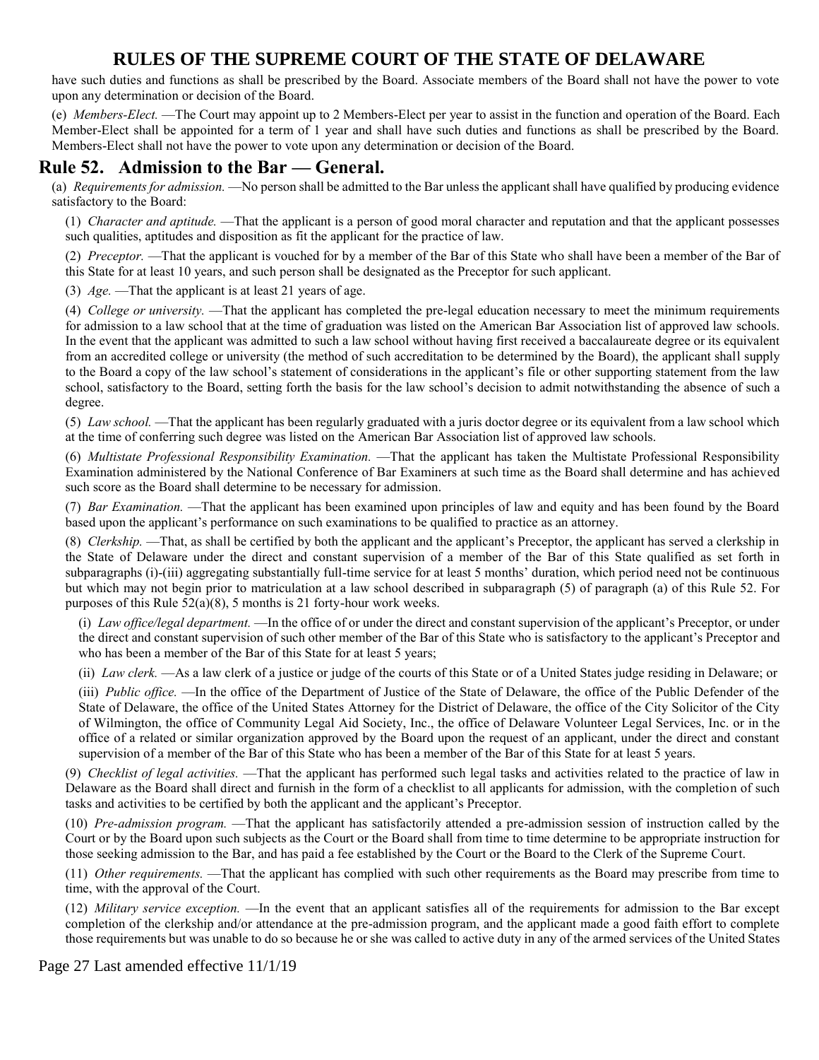have such duties and functions as shall be prescribed by the Board. Associate members of the Board shall not have the power to vote upon any determination or decision of the Board.

(e) *Members-Elect.* —The Court may appoint up to 2 Members-Elect per year to assist in the function and operation of the Board. Each Member-Elect shall be appointed for a term of 1 year and shall have such duties and functions as shall be prescribed by the Board. Members-Elect shall not have the power to vote upon any determination or decision of the Board.

## Rule 52. Admission to the Bar — General.

(a) *Requirements for admission.* —No person shall be admitted to the Bar unless the applicant shall have qualified by producing evidence satisfactory to the Board:

(1) *Character and aptitude.* —That the applicant is a person of good moral character and reputation and that the applicant possesses such qualities, aptitudes and disposition as fit the applicant for the practice of law.

(2) *Preceptor.* —That the applicant is vouched for by a member of the Bar of this State who shall have been a member of the Bar of this State for at least 10 years, and such person shall be designated as the Preceptor for such applicant.

(3) *Age.* —That the applicant is at least 21 years of age.

(4) *College or university.* —That the applicant has completed the pre-legal education necessary to meet the minimum requirements for admission to a law school that at the time of graduation was listed on the American Bar Association list of approved law schools. In the event that the applicant was admitted to such a law school without having first received a baccalaureate degree or its equivalent from an accredited college or university (the method of such accreditation to be determined by the Board), the applicant shall supply to the Board a copy of the law school's statement of considerations in the applicant's file or other supporting statement from the law school, satisfactory to the Board, setting forth the basis for the law school's decision to admit notwithstanding the absence of such a degree.

(5) *Law school.* —That the applicant has been regularly graduated with a juris doctor degree or its equivalent from a law school which at the time of conferring such degree was listed on the American Bar Association list of approved law schools.

(6) *Multistate Professional Responsibility Examination.* —That the applicant has taken the Multistate Professional Responsibility Examination administered by the National Conference of Bar Examiners at such time as the Board shall determine and has achieved such score as the Board shall determine to be necessary for admission.

(7) *Bar Examination.* —That the applicant has been examined upon principles of law and equity and has been found by the Board based upon the applicant's performance on such examinations to be qualified to practice as an attorney.

(8) *Clerkship.* —That, as shall be certified by both the applicant and the applicant's Preceptor, the applicant has served a clerkship in the State of Delaware under the direct and constant supervision of a member of the Bar of this State qualified as set forth in subparagraphs (i)-(iii) aggregating substantially full-time service for at least 5 months' duration, which period need not be continuous but which may not begin prior to matriculation at a law school described in subparagraph (5) of paragraph (a) of this Rule 52. For purposes of this Rule 52(a)(8), 5 months is 21 forty-hour work weeks.

(i) *Law office/legal department.* —In the office of or under the direct and constant supervision of the applicant's Preceptor, or under the direct and constant supervision of such other member of the Bar of this State who is satisfactory to the applicant's Preceptor and who has been a member of the Bar of this State for at least 5 years;

(ii) *Law clerk.* —As a law clerk of a justice or judge of the courts of this State or of a United States judge residing in Delaware; or

(iii) *Public office.* —In the office of the Department of Justice of the State of Delaware, the office of the Public Defender of the State of Delaware, the office of the United States Attorney for the District of Delaware, the office of the City Solicitor of the City of Wilmington, the office of Community Legal Aid Society, Inc., the office of Delaware Volunteer Legal Services, Inc. or in the office of a related or similar organization approved by the Board upon the request of an applicant, under the direct and constant supervision of a member of the Bar of this State who has been a member of the Bar of this State for at least 5 years.

(9) *Checklist of legal activities.* —That the applicant has performed such legal tasks and activities related to the practice of law in Delaware as the Board shall direct and furnish in the form of a checklist to all applicants for admission, with the completion of such tasks and activities to be certified by both the applicant and the applicant's Preceptor.

(10) *Pre-admission program.* —That the applicant has satisfactorily attended a pre-admission session of instruction called by the Court or by the Board upon such subjects as the Court or the Board shall from time to time determine to be appropriate instruction for those seeking admission to the Bar, and has paid a fee established by the Court or the Board to the Clerk of the Supreme Court.

(11) *Other requirements.* —That the applicant has complied with such other requirements as the Board may prescribe from time to time, with the approval of the Court.

(12) *Military service exception.* —In the event that an applicant satisfies all of the requirements for admission to the Bar except completion of the clerkship and/or attendance at the pre-admission program, and the applicant made a good faith effort to complete those requirements but was unable to do so because he or she was called to active duty in any of the armed services of the United States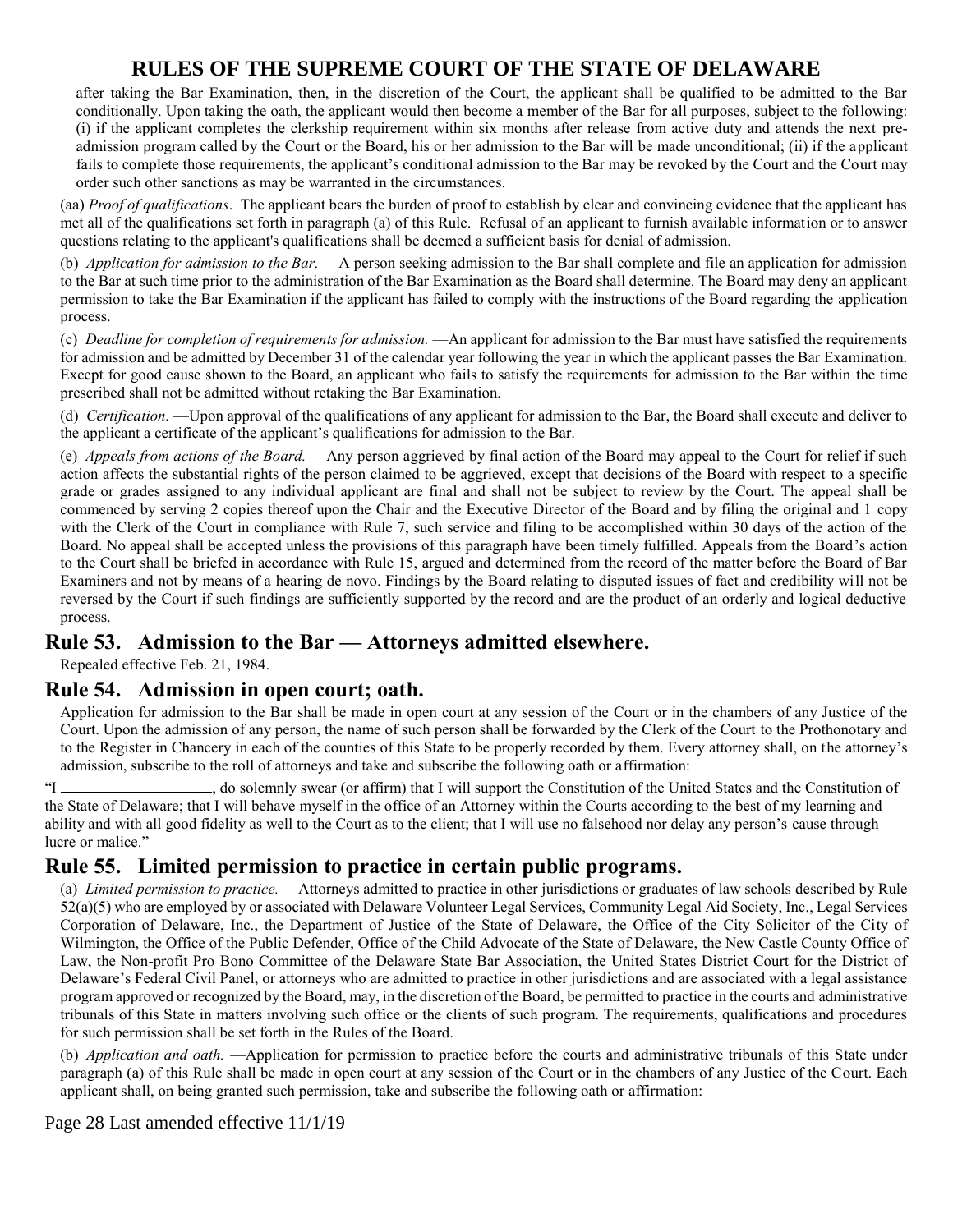after taking the Bar Examination, then, in the discretion of the Court, the applicant shall be qualified to be admitted to the Bar conditionally. Upon taking the oath, the applicant would then become a member of the Bar for all purposes, subject to the following: (i) if the applicant completes the clerkship requirement within six months after release from active duty and attends the next pre-admission program called by the Court or the Board, his or her admission to the Bar will be made unconditional; (ii) if the applicant fails to complete those requirements, the applicant's conditional admission to the Bar may be revoked by the Court and the Court may order such other sanctions as may be warranted in the circumstances.

(aa) *Proof of qualifications*. The applicant bears the burden of proof to establish by clear and convincing evidence that the applicant has met all of the qualifications set forth in paragraph (a) of this Rule. Refusal of an applicant to furnish available information or to answer questions relating to the applicant's qualifications shall be deemed a sufficient basis for denial of admission.

(b) *Application for admission to the Bar.* —A person seeking admission to the Bar shall complete and file an application for admission to the Bar at such time prior to the administration of the Bar Examination as the Board shall determine. The Board may deny an applicant permission to take the Bar Examination if the applicant has failed to comply with the instructions of the Board regarding the application process.

(c) *Deadline for completion of requirements for admission.* —An applicant for admission to the Bar must have satisfied the requirements for admission and be admitted by December 31 of the calendar year following the year in which the applicant passes the Bar Examination. Except for good cause shown to the Board, an applicant who fails to satisfy the requirements for admission to the Bar within the time prescribed shall not be admitted without retaking the Bar Examination.

(d) *Certification.* —Upon approval of the qualifications of any applicant for admission to the Bar, the Board shall execute and deliver to the applicant a certificate of the applicant's qualifications for admission to the Bar.

(e) *Appeals from actions of the Board.* —Any person aggrieved by final action of the Board may appeal to the Court for relief if such action affects the substantial rights of the person claimed to be aggrieved, except that decisions of the Board with respect to a specific grade or grades assigned to any individual applicant are final and shall not be subject to review by the Court. The appeal shall be commenced by serving 2 copies thereof upon the Chair and the Executive Director of the Board and by filing the original and 1 copy with the Clerk of the Court in compliance with Rule 7, such service and filing to be accomplished within 30 days of the action of the Board. No appeal shall be accepted unless the provisions of this paragraph have been timely fulfilled. Appeals from the Board's action to the Court shall be briefed in accordance with Rule 15, argued and determined from the record of the matter before the Board of Bar Examiners and not by means of a hearing de novo. Findings by the Board relating to disputed issues of fact and credibility will not be reversed by the Court if such findings are sufficiently supported by the record and are the product of an orderly and logical deductive process.

## Rule 53. Admission to the Bar — Attorneys admitted elsewhere.

Repealed effective Feb. 21, 1984.

## Rule 54. Admission in open court; oath.

Application for admission to the Bar shall be made in open court at any session of the Court or in the chambers of any Justice of the Court. Upon the admission of any person, the name of such person shall be forwarded by the Clerk of the Court to the Prothonotary and to the Register in Chancery in each of the counties of this State to be properly recorded by them. Every attorney shall, on the attorney's admission, subscribe to the roll of attorneys and take and subscribe the following oath or affirmation:

"I ____________________, do solemnly swear (or affirm) that I will support the Constitution of the United States and the Constitution of the State of Delaware; that I will behave myself in the office of an Attorney within the Courts according to the best of my learning and ability and with all good fidelity as well to the Court as to the client; that I will use no falsehood nor delay any person's cause through lucre or malice."

## Rule 55. Limited permission to practice in certain public programs.

(a) *Limited permission to practice.* —Attorneys admitted to practice in other jurisdictions or graduates of law schools described by Rule 52(a)(5) who are employed by or associated with Delaware Volunteer Legal Services, Community Legal Aid Society, Inc., Legal Services Corporation of Delaware, Inc., the Department of Justice of the State of Delaware, the Office of the City Solicitor of the City of Wilmington, the Office of the Public Defender, Office of the Child Advocate of the State of Delaware, the New Castle County Office of Law, the Non-profit Pro Bono Committee of the Delaware State Bar Association, the United States District Court for the District of Delaware's Federal Civil Panel, or attorneys who are admitted to practice in other jurisdictions and are associated with a legal assistance program approved or recognized by the Board, may, in the discretion of the Board, be permitted to practice in the courts and administrative tribunals of this State in matters involving such office or the clients of such program. The requirements, qualifications and procedures for such permission shall be set forth in the Rules of the Board.

(b) *Application and oath.* —Application for permission to practice before the courts and administrative tribunals of this State under paragraph (a) of this Rule shall be made in open court at any session of the Court or in the chambers of any Justice of the Court. Each applicant shall, on being granted such permission, take and subscribe the following oath or affirmation: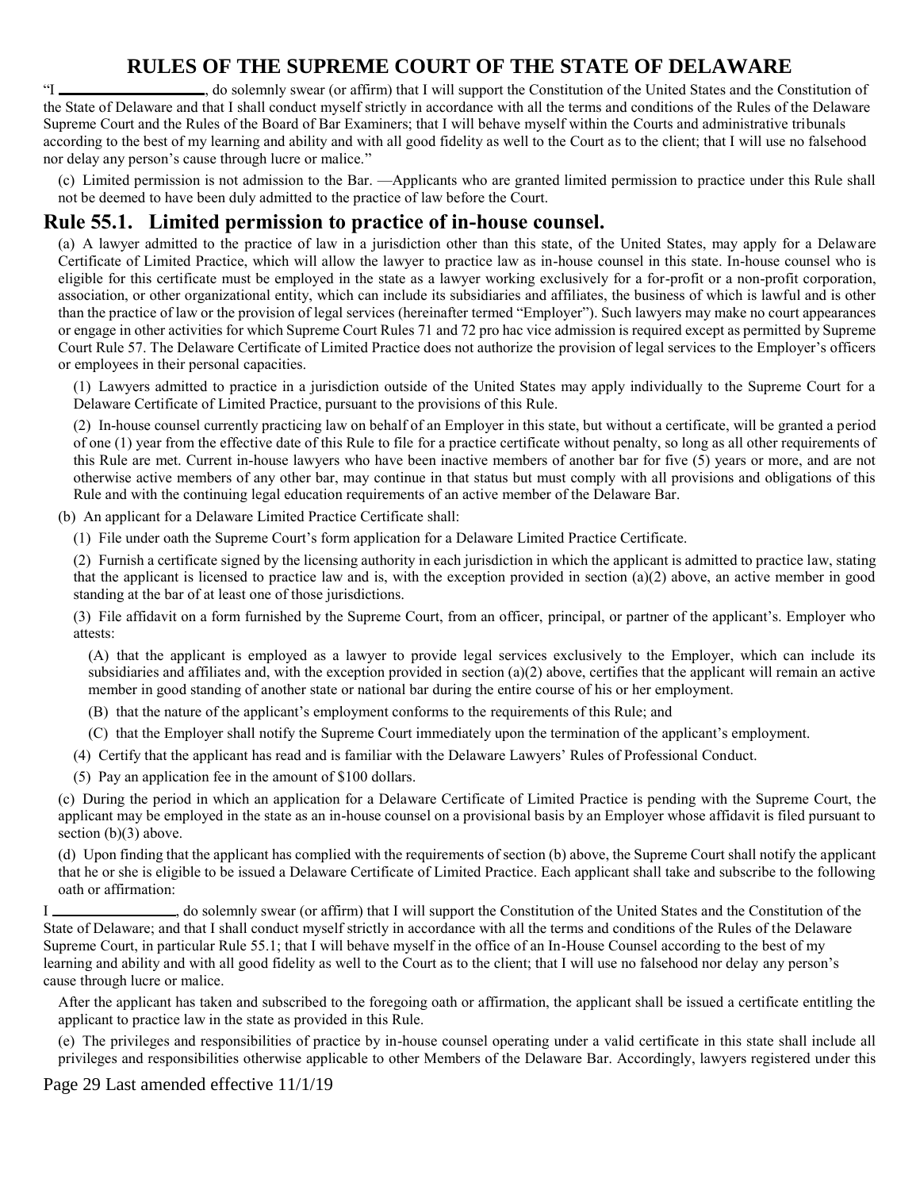"I \_\_\_\_\_\_\_\_\_\_\_\_\_\_\_\_\_\_\_\_, do solemnly swear (or affirm) that I will support the Constitution of the United States and the Constitution of the State of Delaware and that I shall conduct myself strictly in accordance with all the terms and conditions of the Rules of the Delaware Supreme Court and the Rules of the Board of Bar Examiners; that I will behave myself within the Courts and administrative tribunals according to the best of my learning and ability and with all good fidelity as well to the Court as to the client; that I will use no falsehood nor delay any person's cause through lucre or malice."

(c) Limited permission is not admission to the Bar. —Applicants who are granted limited permission to practice under this Rule shall not be deemed to have been duly admitted to the practice of law before the Court.

## Rule 55.1. Limited permission to practice of in-house counsel.

(a) A lawyer admitted to the practice of law in a jurisdiction other than this state, of the United States, may apply for a Delaware Certificate of Limited Practice, which will allow the lawyer to practice law as in-house counsel in this state. In-house counsel who is eligible for this certificate must be employed in the state as a lawyer working exclusively for a for-profit or a non-profit corporation, association, or other organizational entity, which can include its subsidiaries and affiliates, the business of which is lawful and is other than the practice of law or the provision of legal services (hereinafter termed "Employer"). Such lawyers may make no court appearances or engage in other activities for which Supreme Court Rules 71 and 72 pro hac vice admission is required except as permitted by Supreme Court Rule 57. The Delaware Certificate of Limited Practice does not authorize the provision of legal services to the Employer's officers or employees in their personal capacities.

(1) Lawyers admitted to practice in a jurisdiction outside of the United States may apply individually to the Supreme Court for a Delaware Certificate of Limited Practice, pursuant to the provisions of this Rule.

(2) In-house counsel currently practicing law on behalf of an Employer in this state, but without a certificate, will be granted a period of one (1) year from the effective date of this Rule to file for a practice certificate without penalty, so long as all other requirements of this Rule are met. Current in-house lawyers who have been inactive members of another bar for five (5) years or more, and are not otherwise active members of any other bar, may continue in that status but must comply with all provisions and obligations of this Rule and with the continuing legal education requirements of an active member of the Delaware Bar.

(b) An applicant for a Delaware Limited Practice Certificate shall:

(1) File under oath the Supreme Court's form application for a Delaware Limited Practice Certificate.

(2) Furnish a certificate signed by the licensing authority in each jurisdiction in which the applicant is admitted to practice law, stating that the applicant is licensed to practice law and is, with the exception provided in section (a)(2) above, an active member in good standing at the bar of at least one of those jurisdictions.

(3) File affidavit on a form furnished by the Supreme Court, from an officer, principal, or partner of the applicant's. Employer who attests:

(A) that the applicant is employed as a lawyer to provide legal services exclusively to the Employer, which can include its subsidiaries and affiliates and, with the exception provided in section (a)(2) above, certifies that the applicant will remain an active member in good standing of another state or national bar during the entire course of his or her employment.

(B) that the nature of the applicant's employment conforms to the requirements of this Rule; and

(C) that the Employer shall notify the Supreme Court immediately upon the termination of the applicant's employment.

(4) Certify that the applicant has read and is familiar with the Delaware Lawyers' Rules of Professional Conduct.

(5) Pay an application fee in the amount of $100 dollars.

(c) During the period in which an application for a Delaware Certificate of Limited Practice is pending with the Supreme Court, the applicant may be employed in the state as an in-house counsel on a provisional basis by an Employer whose affidavit is filed pursuant to section (b)(3) above.

(d) Upon finding that the applicant has complied with the requirements of section (b) above, the Supreme Court shall notify the applicant that he or she is eligible to be issued a Delaware Certificate of Limited Practice. Each applicant shall take and subscribe to the following oath or affirmation:

I \_\_\_\_\_\_\_\_\_\_\_\_\_\_\_\_\_\_, do solemnly swear (or affirm) that I will support the Constitution of the United States and the Constitution of the State of Delaware; and that I shall conduct myself strictly in accordance with all the terms and conditions of the Rules of the Delaware Supreme Court, in particular Rule 55.1; that I will behave myself in the office of an In-House Counsel according to the best of my learning and ability and with all good fidelity as well to the Court as to the client; that I will use no falsehood nor delay any person's cause through lucre or malice.

After the applicant has taken and subscribed to the foregoing oath or affirmation, the applicant shall be issued a certificate entitling the applicant to practice law in the state as provided in this Rule.

(e) The privileges and responsibilities of practice by in-house counsel operating under a valid certificate in this state shall include all privileges and responsibilities otherwise applicable to other Members of the Delaware Bar. Accordingly, lawyers registered under this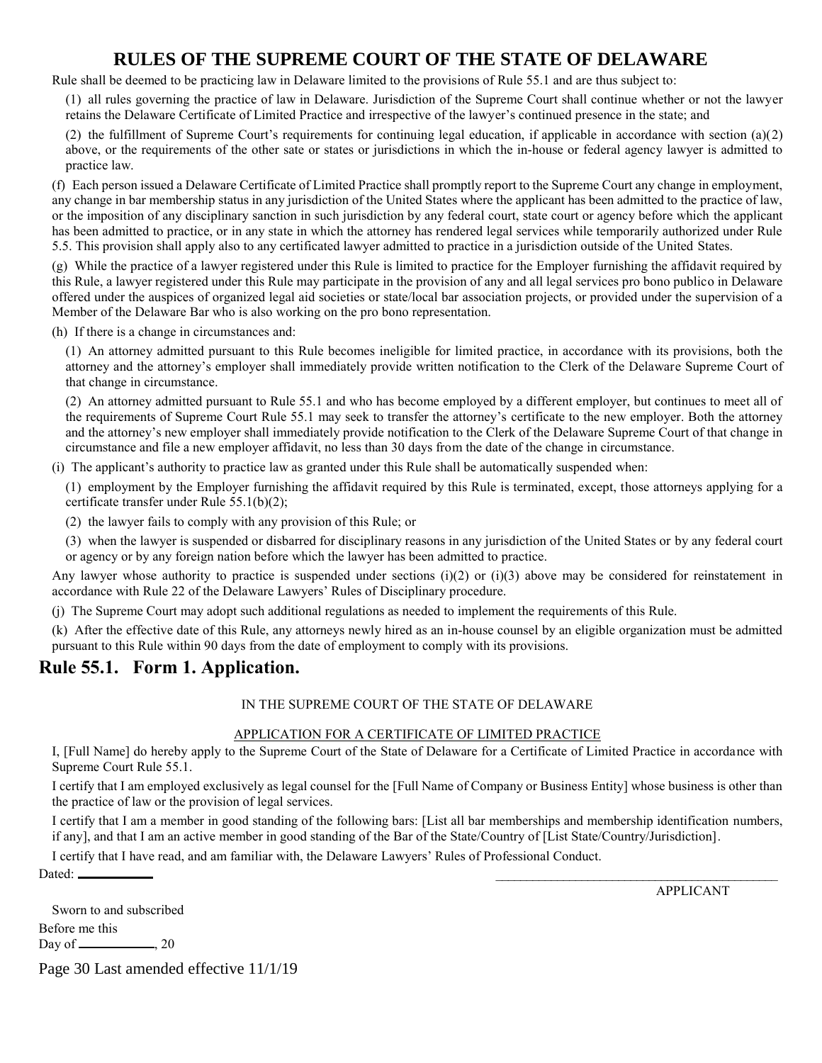Rule shall be deemed to be practicing law in Delaware limited to the provisions of Rule 55.1 and are thus subject to:

(1) all rules governing the practice of law in Delaware. Jurisdiction of the Supreme Court shall continue whether or not the lawyer retains the Delaware Certificate of Limited Practice and irrespective of the lawyer's continued presence in the state; and

(2) the fulfillment of Supreme Court's requirements for continuing legal education, if applicable in accordance with section (a)(2) above, or the requirements of the other sate or states or jurisdictions in which the in-house or federal agency lawyer is admitted to practice law.

(f) Each person issued a Delaware Certificate of Limited Practice shall promptly report to the Supreme Court any change in employment, any change in bar membership status in any jurisdiction of the United States where the applicant has been admitted to the practice of law, or the imposition of any disciplinary sanction in such jurisdiction by any federal court, state court or agency before which the applicant has been admitted to practice, or in any state in which the attorney has rendered legal services while temporarily authorized under Rule 5.5. This provision shall apply also to any certificated lawyer admitted to practice in a jurisdiction outside of the United States.

(g) While the practice of a lawyer registered under this Rule is limited to practice for the Employer furnishing the affidavit required by this Rule, a lawyer registered under this Rule may participate in the provision of any and all legal services pro bono publico in Delaware offered under the auspices of organized legal aid societies or state/local bar association projects, or provided under the supervision of a Member of the Delaware Bar who is also working on the pro bono representation.

(h) If there is a change in circumstances and:

(1) An attorney admitted pursuant to this Rule becomes ineligible for limited practice, in accordance with its provisions, both the attorney and the attorney's employer shall immediately provide written notification to the Clerk of the Delaware Supreme Court of that change in circumstance.

(2) An attorney admitted pursuant to Rule 55.1 and who has become employed by a different employer, but continues to meet all of the requirements of Supreme Court Rule 55.1 may seek to transfer the attorney's certificate to the new employer. Both the attorney and the attorney's new employer shall immediately provide notification to the Clerk of the Delaware Supreme Court of that change in circumstance and file a new employer affidavit, no less than 30 days from the date of the change in circumstance.

(i) The applicant's authority to practice law as granted under this Rule shall be automatically suspended when:

(1) employment by the Employer furnishing the affidavit required by this Rule is terminated, except, those attorneys applying for a certificate transfer under Rule 55.1(b)(2);

(2) the lawyer fails to comply with any provision of this Rule; or

(3) when the lawyer is suspended or disbarred for disciplinary reasons in any jurisdiction of the United States or by any federal court or agency or by any foreign nation before which the lawyer has been admitted to practice.

Any lawyer whose authority to practice is suspended under sections (i)(2) or (i)(3) above may be considered for reinstatement in accordance with Rule 22 of the Delaware Lawyers' Rules of Disciplinary procedure.

(j) The Supreme Court may adopt such additional regulations as needed to implement the requirements of this Rule.

(k) After the effective date of this Rule, any attorneys newly hired as an in-house counsel by an eligible organization must be admitted pursuant to this Rule within 90 days from the date of employment to comply with its provisions.

## Rule 55.1. Form 1. Application.

IN THE SUPREME COURT OF THE STATE OF DELAWARE

APPLICATION FOR A CERTIFICATE OF LIMITED PRACTICE

I, [Full Name] do hereby apply to the Supreme Court of the State of Delaware for a Certificate of Limited Practice in accordance with Supreme Court Rule 55.1.

I certify that I am employed exclusively as legal counsel for the [Full Name of Company or Business Entity] whose business is other than the practice of law or the provision of legal services.

I certify that I am a member in good standing of the following bars: [List all bar memberships and membership identification numbers, if any], and that I am an active member in good standing of the Bar of the State/Country of [List State/Country/Jurisdiction].

I certify that I have read, and am familiar with, the Delaware Lawyers' Rules of Professional Conduct.

Dated: ___________

_____________________________________________
APPLICANT

Sworn to and subscribed
Before me this
Day of ___________, 20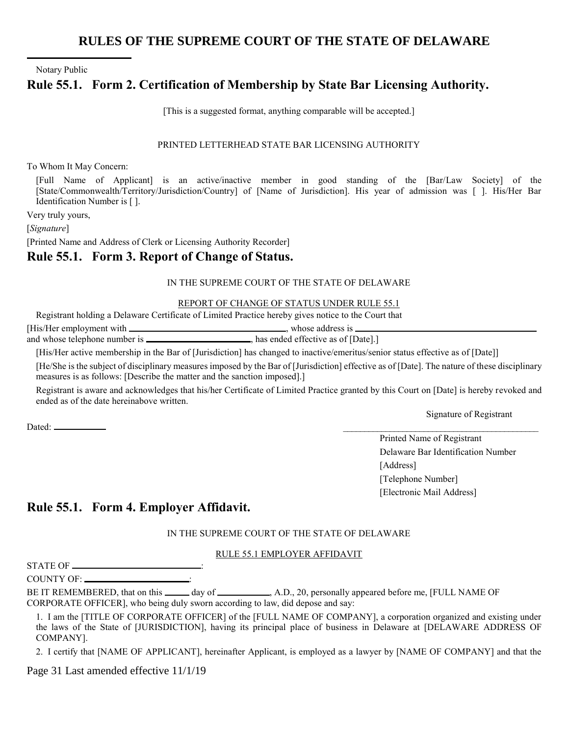Notary Public

## Rule 55.1. Form 2. Certification of Membership by State Bar Licensing Authority.

[This is a suggested format, anything comparable will be accepted.]

PRINTED LETTERHEAD STATE BAR LICENSING AUTHORITY

To Whom It May Concern:

[Full Name of Applicant] is an active/inactive member in good standing of the [Bar/Law Society] of the [State/Commonwealth/Territory/Jurisdiction/Country] of [Name of Jurisdiction]. His year of admission was [ ]. His/Her Bar Identification Number is [ ].

Very truly yours,

[*Signature*]

[Printed Name and Address of Clerk or Licensing Authority Recorder]

## Rule 55.1. Form 3. Report of Change of Status.

IN THE SUPREME COURT OF THE STATE OF DELAWARE

REPORT OF CHANGE OF STATUS UNDER RULE 55.1

Registrant holding a Delaware Certificate of Limited Practice hereby gives notice to the Court that

[His/Her employment with ______________________________, whose address is ____________________________________ and whose telephone number is ______________________, has ended effective as of [Date].]

[His/Her active membership in the Bar of [Jurisdiction] has changed to inactive/emeritus/senior status effective as of [Date]]

[He/She is the subject of disciplinary measures imposed by the Bar of [Jurisdiction] effective as of [Date]. The nature of these disciplinary measures is as follows: [Describe the matter and the sanction imposed].]

Registrant is aware and acknowledges that his/her Certificate of Limited Practice granted by this Court on [Date] is hereby revoked and ended as of the date hereinabove written.

Signature of Registrant

Dated: ___________

_____________________________________________

Printed Name of Registrant
Delaware Bar Identification Number
[Address]
[Telephone Number]
[Electronic Mail Address]

## Rule 55.1. Form 4. Employer Affidavit.

IN THE SUPREME COURT OF THE STATE OF DELAWARE

RULE 55.1 EMPLOYER AFFIDAVIT

STATE OF ____________________________:

COUNTY OF: ________________________:

BE IT REMEMBERED, that on this _____ day of ___________, A.D., 20, personally appeared before me, [FULL NAME OF CORPORATE OFFICER], who being duly sworn according to law, did depose and say:

1. I am the [TITLE OF CORPORATE OFFICER] of the [FULL NAME OF COMPANY], a corporation organized and existing under the laws of the State of [JURISDICTION], having its principal place of business in Delaware at [DELAWARE ADDRESS OF COMPANY].

2. I certify that [NAME OF APPLICANT], hereinafter Applicant, is employed as a lawyer by [NAME OF COMPANY] and that the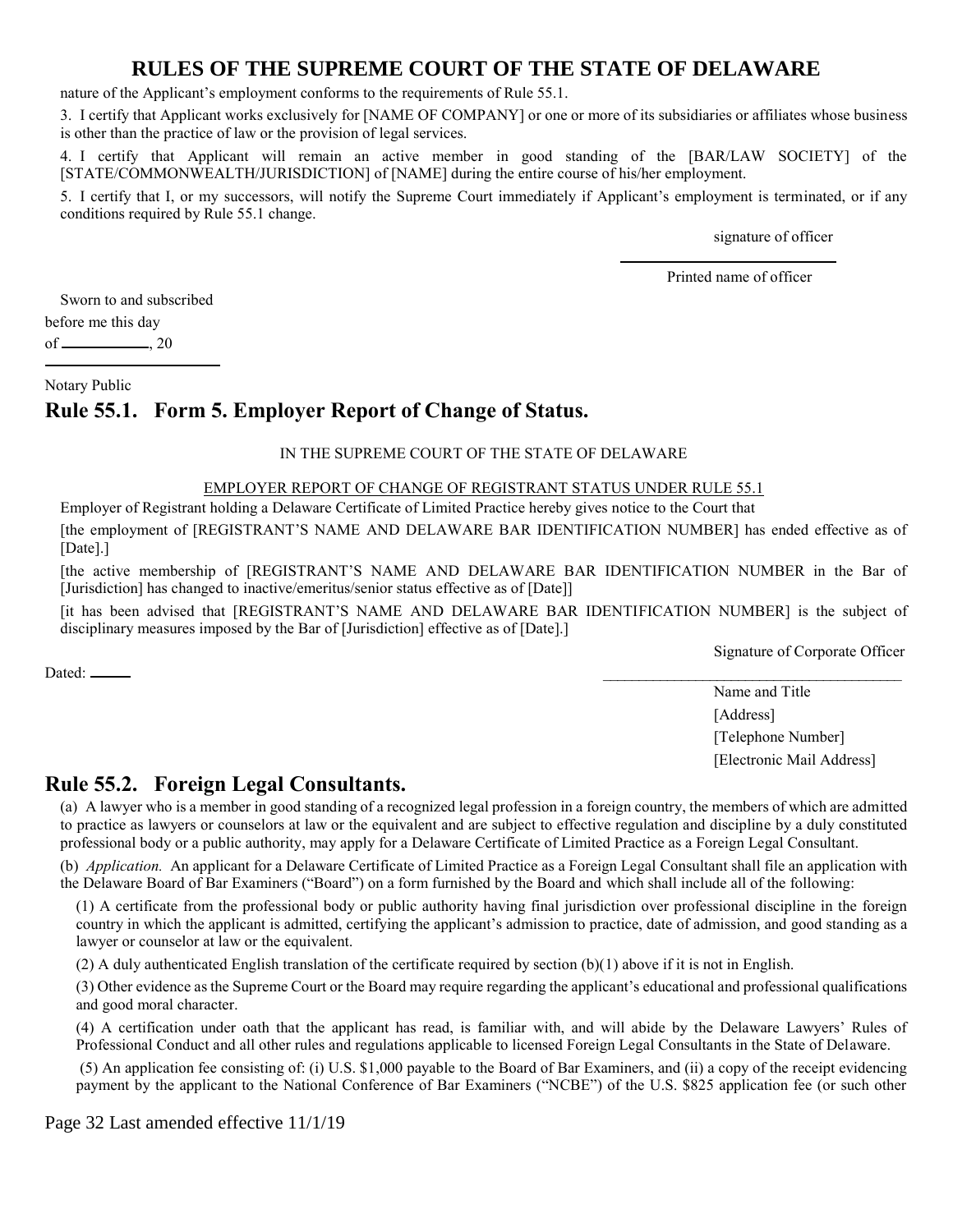nature of the Applicant's employment conforms to the requirements of Rule 55.1.

3. I certify that Applicant works exclusively for [NAME OF COMPANY] or one or more of its subsidiaries or affiliates whose business is other than the practice of law or the provision of legal services.

4. I certify that Applicant will remain an active member in good standing of the [BAR/LAW SOCIETY] of the [STATE/COMMONWEALTH/JURISDICTION] of [NAME] during the entire course of his/her employment.

5. I certify that I, or my successors, will notify the Supreme Court immediately if Applicant's employment is terminated, or if any conditions required by Rule 55.1 change.

signature of officer

\_\_\_\_\_\_\_\_\_\_\_\_\_\_\_\_\_\_\_\_\_\_\_\_

Printed name of officer

Sworn to and subscribed
before me this day
of \_\_\_\_\_\_\_\_\_\_, 20

\_\_\_\_\_\_\_\_\_\_\_\_\_\_\_\_\_\_\_\_\_\_\_\_

Notary Public

## Rule 55.1. Form 5. Employer Report of Change of Status.

IN THE SUPREME COURT OF THE STATE OF DELAWARE

EMPLOYER REPORT OF CHANGE OF REGISTRANT STATUS UNDER RULE 55.1

Employer of Registrant holding a Delaware Certificate of Limited Practice hereby gives notice to the Court that

[the employment of [REGISTRANT'S NAME AND DELAWARE BAR IDENTIFICATION NUMBER] has ended effective as of [Date].]

[the active membership of [REGISTRANT'S NAME AND DELAWARE BAR IDENTIFICATION NUMBER in the Bar of [Jurisdiction] has changed to inactive/emeritus/senior status effective as of [Date]]

[it has been advised that [REGISTRANT'S NAME AND DELAWARE BAR IDENTIFICATION NUMBER] is the subject of disciplinary measures imposed by the Bar of [Jurisdiction] effective as of [Date].]

Signature of Corporate Officer

Dated: \_\_\_\_\_

\_\_\_\_\_\_\_\_\_\_\_\_\_\_\_\_\_\_\_\_\_\_\_\_\_\_\_\_\_\_\_\_\_\_\_\_\_\_\_\_

Name and Title
[Address]
[Telephone Number]
[Electronic Mail Address]

## Rule 55.2. Foreign Legal Consultants.

(a) A lawyer who is a member in good standing of a recognized legal profession in a foreign country, the members of which are admitted to practice as lawyers or counselors at law or the equivalent and are subject to effective regulation and discipline by a duly constituted professional body or a public authority, may apply for a Delaware Certificate of Limited Practice as a Foreign Legal Consultant.

(b) *Application.* An applicant for a Delaware Certificate of Limited Practice as a Foreign Legal Consultant shall file an application with the Delaware Board of Bar Examiners ("Board") on a form furnished by the Board and which shall include all of the following:

(1) A certificate from the professional body or public authority having final jurisdiction over professional discipline in the foreign country in which the applicant is admitted, certifying the applicant's admission to practice, date of admission, and good standing as a lawyer or counselor at law or the equivalent.

(2) A duly authenticated English translation of the certificate required by section (b)(1) above if it is not in English.

(3) Other evidence as the Supreme Court or the Board may require regarding the applicant's educational and professional qualifications and good moral character.

(4) A certification under oath that the applicant has read, is familiar with, and will abide by the Delaware Lawyers' Rules of Professional Conduct and all other rules and regulations applicable to licensed Foreign Legal Consultants in the State of Delaware.

(5) An application fee consisting of: (i) U.S. $1,000 payable to the Board of Bar Examiners, and (ii) a copy of the receipt evidencing payment by the applicant to the National Conference of Bar Examiners ("NCBE") of the U.S. $825 application fee (or such other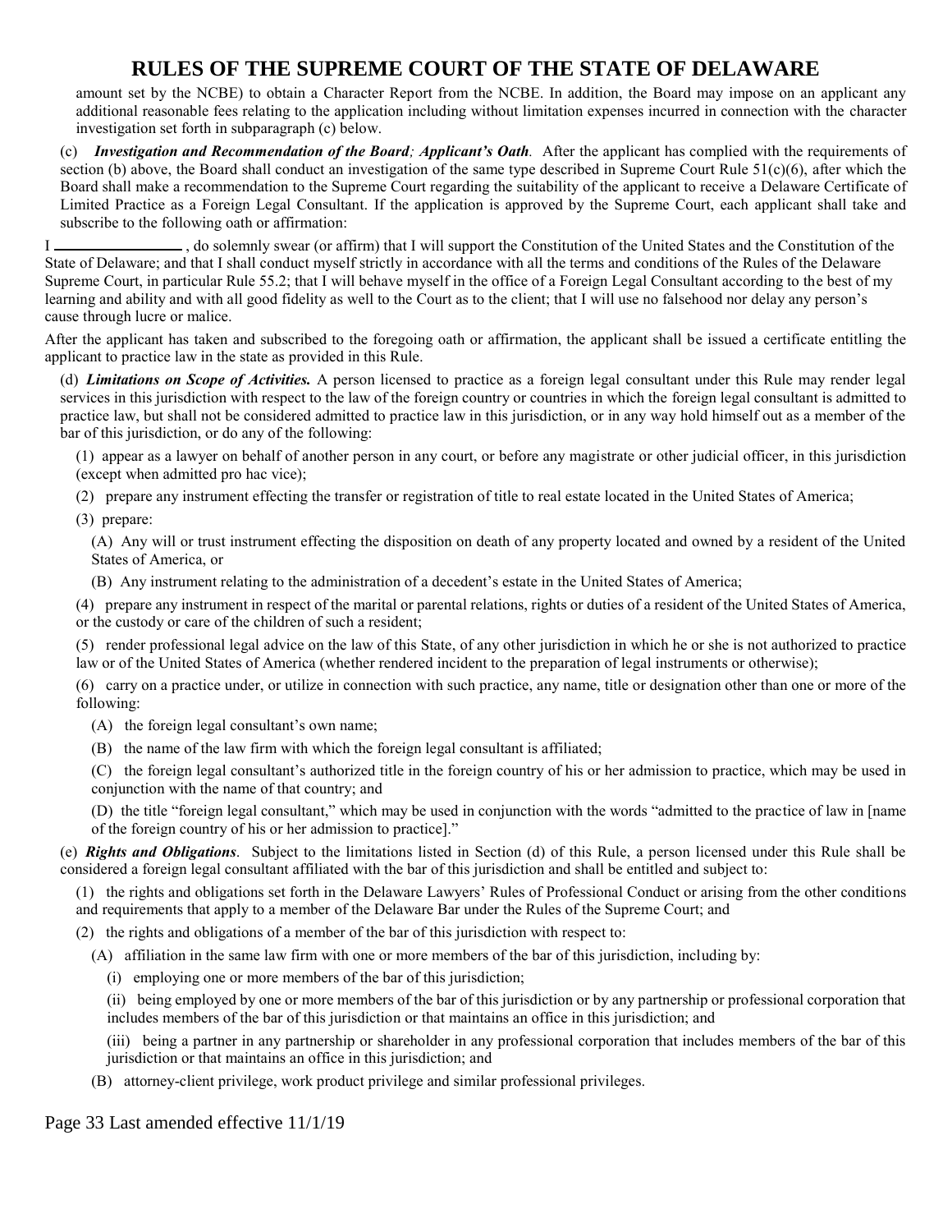amount set by the NCBE) to obtain a Character Report from the NCBE. In addition, the Board may impose on an applicant any additional reasonable fees relating to the application including without limitation expenses incurred in connection with the character investigation set forth in subparagraph (c) below.

(c) ***Investigation and Recommendation of the Board; Applicant's Oath***. After the applicant has complied with the requirements of section (b) above, the Board shall conduct an investigation of the same type described in Supreme Court Rule 51(c)(6), after which the Board shall make a recommendation to the Supreme Court regarding the suitability of the applicant to receive a Delaware Certificate of Limited Practice as a Foreign Legal Consultant. If the application is approved by the Supreme Court, each applicant shall take and subscribe to the following oath or affirmation:

I \_\_\_\_\_\_\_\_\_\_\_\_\_\_\_\_ , do solemnly swear (or affirm) that I will support the Constitution of the United States and the Constitution of the State of Delaware; and that I shall conduct myself strictly in accordance with all the terms and conditions of the Rules of the Delaware Supreme Court, in particular Rule 55.2; that I will behave myself in the office of a Foreign Legal Consultant according to the best of my learning and ability and with all good fidelity as well to the Court as to the client; that I will use no falsehood nor delay any person's cause through lucre or malice.

After the applicant has taken and subscribed to the foregoing oath or affirmation, the applicant shall be issued a certificate entitling the applicant to practice law in the state as provided in this Rule.

(d) ***Limitations on Scope of Activities.*** A person licensed to practice as a foreign legal consultant under this Rule may render legal services in this jurisdiction with respect to the law of the foreign country or countries in which the foreign legal consultant is admitted to practice law, but shall not be considered admitted to practice law in this jurisdiction, or in any way hold himself out as a member of the bar of this jurisdiction, or do any of the following:

(1) appear as a lawyer on behalf of another person in any court, or before any magistrate or other judicial officer, in this jurisdiction (except when admitted pro hac vice);

(2) prepare any instrument effecting the transfer or registration of title to real estate located in the United States of America;

(3) prepare:

(A) Any will or trust instrument effecting the disposition on death of any property located and owned by a resident of the United States of America, or

(B) Any instrument relating to the administration of a decedent's estate in the United States of America;

(4) prepare any instrument in respect of the marital or parental relations, rights or duties of a resident of the United States of America, or the custody or care of the children of such a resident;

(5) render professional legal advice on the law of this State, of any other jurisdiction in which he or she is not authorized to practice law or of the United States of America (whether rendered incident to the preparation of legal instruments or otherwise);

(6) carry on a practice under, or utilize in connection with such practice, any name, title or designation other than one or more of the following:

(A) the foreign legal consultant's own name;

(B) the name of the law firm with which the foreign legal consultant is affiliated;

(C) the foreign legal consultant's authorized title in the foreign country of his or her admission to practice, which may be used in conjunction with the name of that country; and

(D) the title "foreign legal consultant," which may be used in conjunction with the words "admitted to the practice of law in [name of the foreign country of his or her admission to practice]."

(e) ***Rights and Obligations***. Subject to the limitations listed in Section (d) of this Rule, a person licensed under this Rule shall be considered a foreign legal consultant affiliated with the bar of this jurisdiction and shall be entitled and subject to:

(1) the rights and obligations set forth in the Delaware Lawyers' Rules of Professional Conduct or arising from the other conditions and requirements that apply to a member of the Delaware Bar under the Rules of the Supreme Court; and

(2) the rights and obligations of a member of the bar of this jurisdiction with respect to:

(A) affiliation in the same law firm with one or more members of the bar of this jurisdiction, including by:

(i) employing one or more members of the bar of this jurisdiction;

(ii) being employed by one or more members of the bar of this jurisdiction or by any partnership or professional corporation that includes members of the bar of this jurisdiction or that maintains an office in this jurisdiction; and

(iii) being a partner in any partnership or shareholder in any professional corporation that includes members of the bar of this jurisdiction or that maintains an office in this jurisdiction; and

(B) attorney-client privilege, work product privilege and similar professional privileges.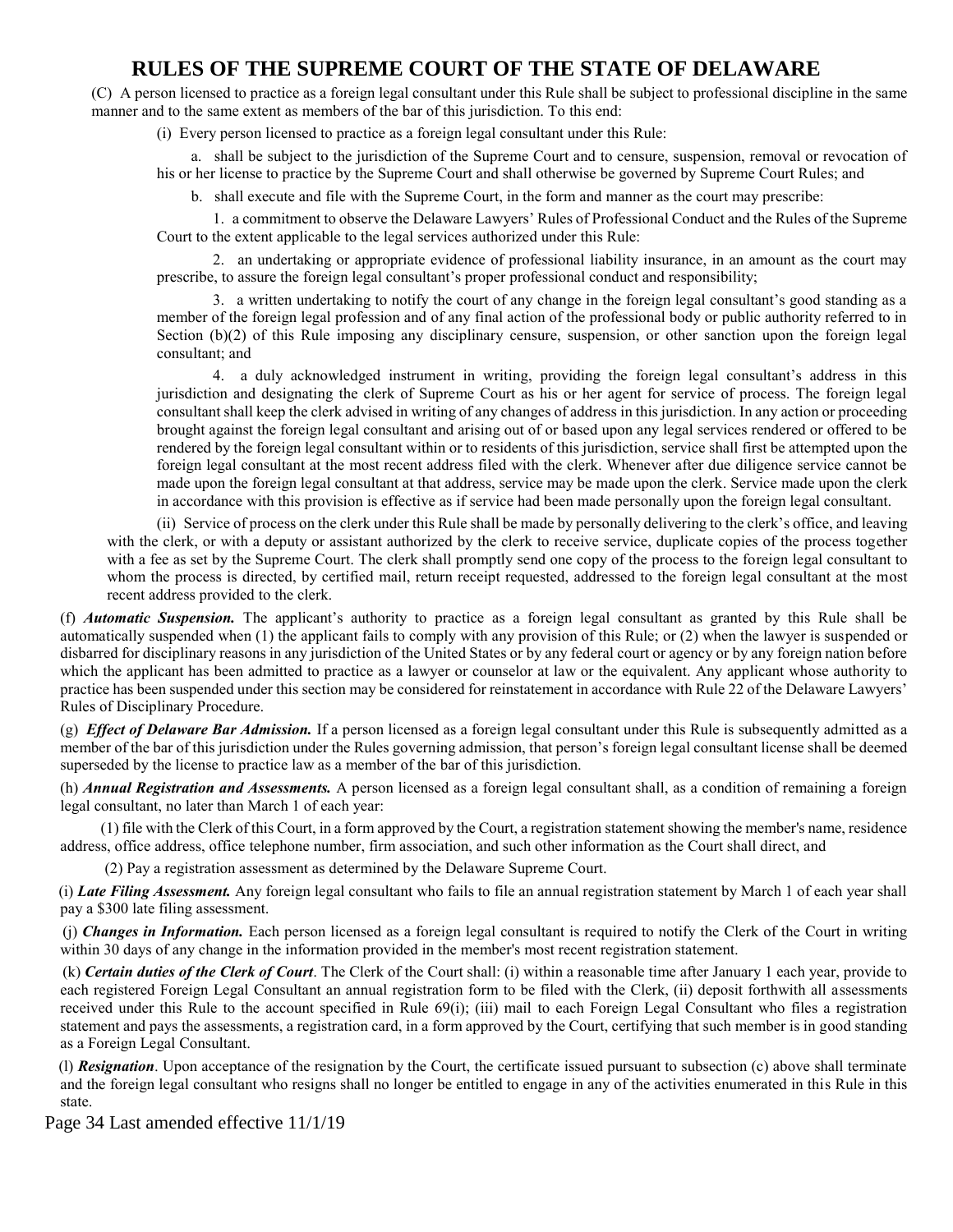(C) A person licensed to practice as a foreign legal consultant under this Rule shall be subject to professional discipline in the same manner and to the same extent as members of the bar of this jurisdiction. To this end:

(i) Every person licensed to practice as a foreign legal consultant under this Rule:

a. shall be subject to the jurisdiction of the Supreme Court and to censure, suspension, removal or revocation of his or her license to practice by the Supreme Court and shall otherwise be governed by Supreme Court Rules; and

b. shall execute and file with the Supreme Court, in the form and manner as the court may prescribe:

1. a commitment to observe the Delaware Lawyers' Rules of Professional Conduct and the Rules of the Supreme Court to the extent applicable to the legal services authorized under this Rule:

2. an undertaking or appropriate evidence of professional liability insurance, in an amount as the court may prescribe, to assure the foreign legal consultant's proper professional conduct and responsibility;

3. a written undertaking to notify the court of any change in the foreign legal consultant's good standing as a member of the foreign legal profession and of any final action of the professional body or public authority referred to in Section (b)(2) of this Rule imposing any disciplinary censure, suspension, or other sanction upon the foreign legal consultant; and

4. a duly acknowledged instrument in writing, providing the foreign legal consultant's address in this jurisdiction and designating the clerk of Supreme Court as his or her agent for service of process. The foreign legal consultant shall keep the clerk advised in writing of any changes of address in this jurisdiction. In any action or proceeding brought against the foreign legal consultant and arising out of or based upon any legal services rendered or offered to be rendered by the foreign legal consultant within or to residents of this jurisdiction, service shall first be attempted upon the foreign legal consultant at the most recent address filed with the clerk. Whenever after due diligence service cannot be made upon the foreign legal consultant at that address, service may be made upon the clerk. Service made upon the clerk in accordance with this provision is effective as if service had been made personally upon the foreign legal consultant.

(ii) Service of process on the clerk under this Rule shall be made by personally delivering to the clerk's office, and leaving with the clerk, or with a deputy or assistant authorized by the clerk to receive service, duplicate copies of the process together with a fee as set by the Supreme Court. The clerk shall promptly send one copy of the process to the foreign legal consultant to whom the process is directed, by certified mail, return receipt requested, addressed to the foreign legal consultant at the most recent address provided to the clerk.

(f) ***Automatic Suspension.*** The applicant's authority to practice as a foreign legal consultant as granted by this Rule shall be automatically suspended when (1) the applicant fails to comply with any provision of this Rule; or (2) when the lawyer is suspended or disbarred for disciplinary reasons in any jurisdiction of the United States or by any federal court or agency or by any foreign nation before which the applicant has been admitted to practice as a lawyer or counselor at law or the equivalent. Any applicant whose authority to practice has been suspended under this section may be considered for reinstatement in accordance with Rule 22 of the Delaware Lawyers' Rules of Disciplinary Procedure.

(g) ***Effect of Delaware Bar Admission.*** If a person licensed as a foreign legal consultant under this Rule is subsequently admitted as a member of the bar of this jurisdiction under the Rules governing admission, that person's foreign legal consultant license shall be deemed superseded by the license to practice law as a member of the bar of this jurisdiction.

(h) ***Annual Registration and Assessments.*** A person licensed as a foreign legal consultant shall, as a condition of remaining a foreign legal consultant, no later than March 1 of each year:

(1) file with the Clerk of this Court, in a form approved by the Court, a registration statement showing the member's name, residence address, office address, office telephone number, firm association, and such other information as the Court shall direct, and

(2) Pay a registration assessment as determined by the Delaware Supreme Court.

(i) ***Late Filing Assessment.*** Any foreign legal consultant who fails to file an annual registration statement by March 1 of each year shall pay a $300 late filing assessment.

(j) ***Changes in Information.*** Each person licensed as a foreign legal consultant is required to notify the Clerk of the Court in writing within 30 days of any change in the information provided in the member's most recent registration statement.

(k) ***Certain duties of the Clerk of Court***. The Clerk of the Court shall: (i) within a reasonable time after January 1 each year, provide to each registered Foreign Legal Consultant an annual registration form to be filed with the Clerk, (ii) deposit forthwith all assessments received under this Rule to the account specified in Rule 69(i); (iii) mail to each Foreign Legal Consultant who files a registration statement and pays the assessments, a registration card, in a form approved by the Court, certifying that such member is in good standing as a Foreign Legal Consultant.

(l) ***Resignation***. Upon acceptance of the resignation by the Court, the certificate issued pursuant to subsection (c) above shall terminate and the foreign legal consultant who resigns shall no longer be entitled to engage in any of the activities enumerated in this Rule in this state.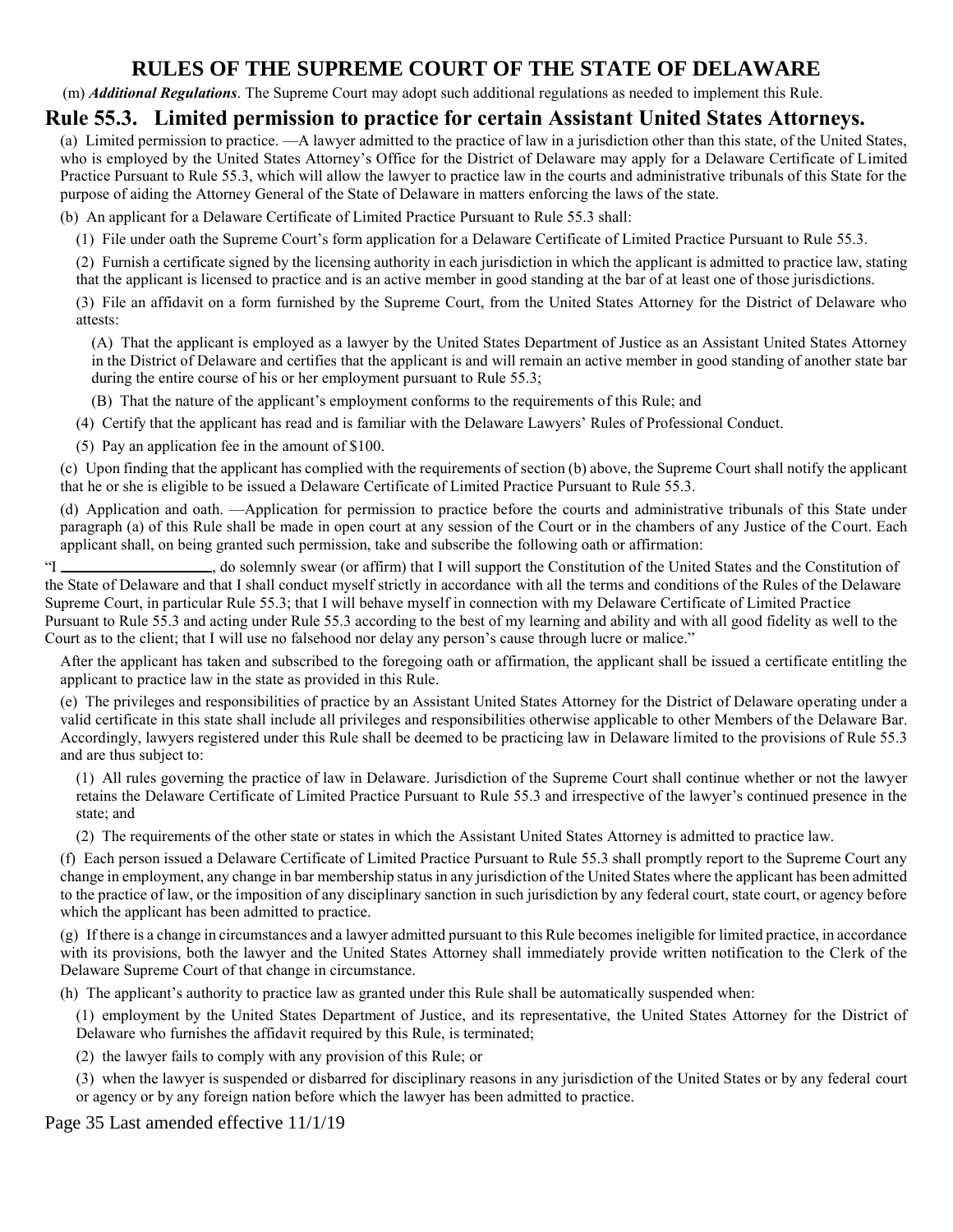(m) ***Additional Regulations***. The Supreme Court may adopt such additional regulations as needed to implement this Rule.

## Rule 55.3. Limited permission to practice for certain Assistant United States Attorneys.

(a) Limited permission to practice. —A lawyer admitted to the practice of law in a jurisdiction other than this state, of the United States, who is employed by the United States Attorney's Office for the District of Delaware may apply for a Delaware Certificate of Limited Practice Pursuant to Rule 55.3, which will allow the lawyer to practice law in the courts and administrative tribunals of this State for the purpose of aiding the Attorney General of the State of Delaware in matters enforcing the laws of the state.

(b) An applicant for a Delaware Certificate of Limited Practice Pursuant to Rule 55.3 shall:

(1) File under oath the Supreme Court's form application for a Delaware Certificate of Limited Practice Pursuant to Rule 55.3.

(2) Furnish a certificate signed by the licensing authority in each jurisdiction in which the applicant is admitted to practice law, stating that the applicant is licensed to practice and is an active member in good standing at the bar of at least one of those jurisdictions.

(3) File an affidavit on a form furnished by the Supreme Court, from the United States Attorney for the District of Delaware who attests:

(A) That the applicant is employed as a lawyer by the United States Department of Justice as an Assistant United States Attorney in the District of Delaware and certifies that the applicant is and will remain an active member in good standing of another state bar during the entire course of his or her employment pursuant to Rule 55.3;

(B) That the nature of the applicant's employment conforms to the requirements of this Rule; and

(4) Certify that the applicant has read and is familiar with the Delaware Lawyers' Rules of Professional Conduct.

(5) Pay an application fee in the amount of $100.

(c) Upon finding that the applicant has complied with the requirements of section (b) above, the Supreme Court shall notify the applicant that he or she is eligible to be issued a Delaware Certificate of Limited Practice Pursuant to Rule 55.3.

(d) Application and oath. —Application for permission to practice before the courts and administrative tribunals of this State under paragraph (a) of this Rule shall be made in open court at any session of the Court or in the chambers of any Justice of the Court. Each applicant shall, on being granted such permission, take and subscribe the following oath or affirmation:

"I ____________________, do solemnly swear (or affirm) that I will support the Constitution of the United States and the Constitution of the State of Delaware and that I shall conduct myself strictly in accordance with all the terms and conditions of the Rules of the Delaware Supreme Court, in particular Rule 55.3; that I will behave myself in connection with my Delaware Certificate of Limited Practice Pursuant to Rule 55.3 and acting under Rule 55.3 according to the best of my learning and ability and with all good fidelity as well to the Court as to the client; that I will use no falsehood nor delay any person's cause through lucre or malice."

After the applicant has taken and subscribed to the foregoing oath or affirmation, the applicant shall be issued a certificate entitling the applicant to practice law in the state as provided in this Rule.

(e) The privileges and responsibilities of practice by an Assistant United States Attorney for the District of Delaware operating under a valid certificate in this state shall include all privileges and responsibilities otherwise applicable to other Members of the Delaware Bar. Accordingly, lawyers registered under this Rule shall be deemed to be practicing law in Delaware limited to the provisions of Rule 55.3 and are thus subject to:

(1) All rules governing the practice of law in Delaware. Jurisdiction of the Supreme Court shall continue whether or not the lawyer retains the Delaware Certificate of Limited Practice Pursuant to Rule 55.3 and irrespective of the lawyer's continued presence in the state; and

(2) The requirements of the other state or states in which the Assistant United States Attorney is admitted to practice law.

(f) Each person issued a Delaware Certificate of Limited Practice Pursuant to Rule 55.3 shall promptly report to the Supreme Court any change in employment, any change in bar membership status in any jurisdiction of the United States where the applicant has been admitted to the practice of law, or the imposition of any disciplinary sanction in such jurisdiction by any federal court, state court, or agency before which the applicant has been admitted to practice.

(g) If there is a change in circumstances and a lawyer admitted pursuant to this Rule becomes ineligible for limited practice, in accordance with its provisions, both the lawyer and the United States Attorney shall immediately provide written notification to the Clerk of the Delaware Supreme Court of that change in circumstance.

(h) The applicant's authority to practice law as granted under this Rule shall be automatically suspended when:

(1) employment by the United States Department of Justice, and its representative, the United States Attorney for the District of Delaware who furnishes the affidavit required by this Rule, is terminated;

(2) the lawyer fails to comply with any provision of this Rule; or

(3) when the lawyer is suspended or disbarred for disciplinary reasons in any jurisdiction of the United States or by any federal court or agency or by any foreign nation before which the lawyer has been admitted to practice.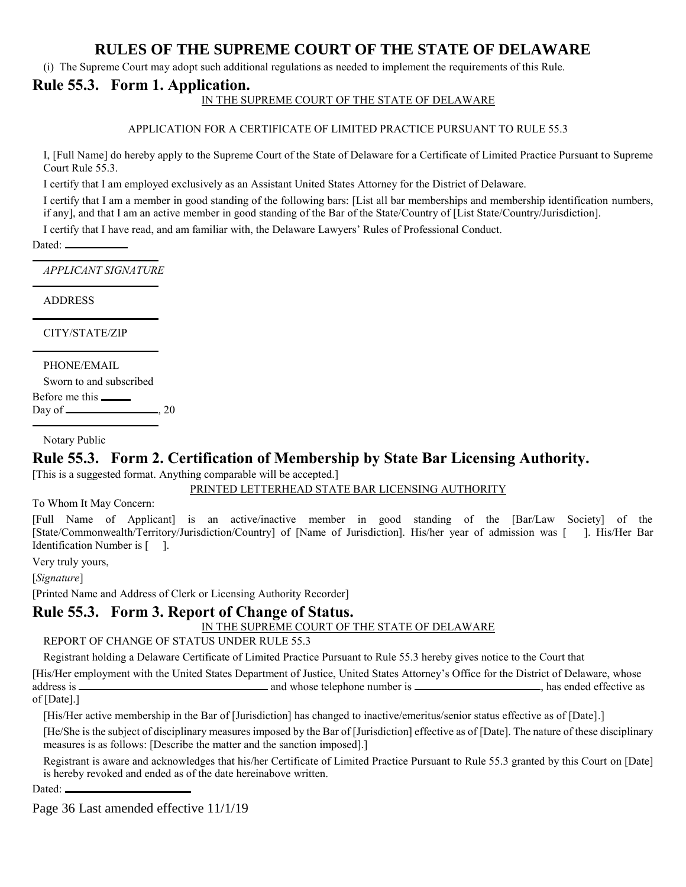(i) The Supreme Court may adopt such additional regulations as needed to implement the requirements of this Rule.

## Rule 55.3. Form 1. Application.

IN THE SUPREME COURT OF THE STATE OF DELAWARE

APPLICATION FOR A CERTIFICATE OF LIMITED PRACTICE PURSUANT TO RULE 55.3

I, [Full Name] do hereby apply to the Supreme Court of the State of Delaware for a Certificate of Limited Practice Pursuant to Supreme Court Rule 55.3.

I certify that I am employed exclusively as an Assistant United States Attorney for the District of Delaware.

I certify that I am a member in good standing of the following bars: [List all bar memberships and membership identification numbers, if any], and that I am an active member in good standing of the Bar of the State/Country of [List State/Country/Jurisdiction].

I certify that I have read, and am familiar with, the Delaware Lawyers' Rules of Professional Conduct.

Dated: ____________

______________________

*APPLICANT SIGNATURE*

______________________

ADDRESS

______________________

CITY/STATE/ZIP

______________________

PHONE/EMAIL

Sworn to and subscribed

Before me this ______

Day of __________________, 20

______________________

Notary Public

## Rule 55.3. Form 2. Certification of Membership by State Bar Licensing Authority.

[This is a suggested format. Anything comparable will be accepted.]

PRINTED LETTERHEAD STATE BAR LICENSING AUTHORITY

To Whom It May Concern:

[Full Name of Applicant] is an active/inactive member in good standing of the [Bar/Law Society] of the [State/Commonwealth/Territory/Jurisdiction/Country] of [Name of Jurisdiction]. His/her year of admission was [ ]. His/Her Bar Identification Number is [ ].

Very truly yours,

[*Signature*]

[Printed Name and Address of Clerk or Licensing Authority Recorder]

## Rule 55.3. Form 3. Report of Change of Status.

IN THE SUPREME COURT OF THE STATE OF DELAWARE

REPORT OF CHANGE OF STATUS UNDER RULE 55.3

Registrant holding a Delaware Certificate of Limited Practice Pursuant to Rule 55.3 hereby gives notice to the Court that

[His/Her employment with the United States Department of Justice, United States Attorney's Office for the District of Delaware, whose address is ________________________________ and whose telephone number is ______________________, has ended effective as of [Date].]

[His/Her active membership in the Bar of [Jurisdiction] has changed to inactive/emeritus/senior status effective as of [Date].]

[He/She is the subject of disciplinary measures imposed by the Bar of [Jurisdiction] effective as of [Date]. The nature of these disciplinary measures is as follows: [Describe the matter and the sanction imposed].]

Registrant is aware and acknowledges that his/her Certificate of Limited Practice Pursuant to Rule 55.3 granted by this Court on [Date] is hereby revoked and ended as of the date hereinabove written.

Dated: ______________________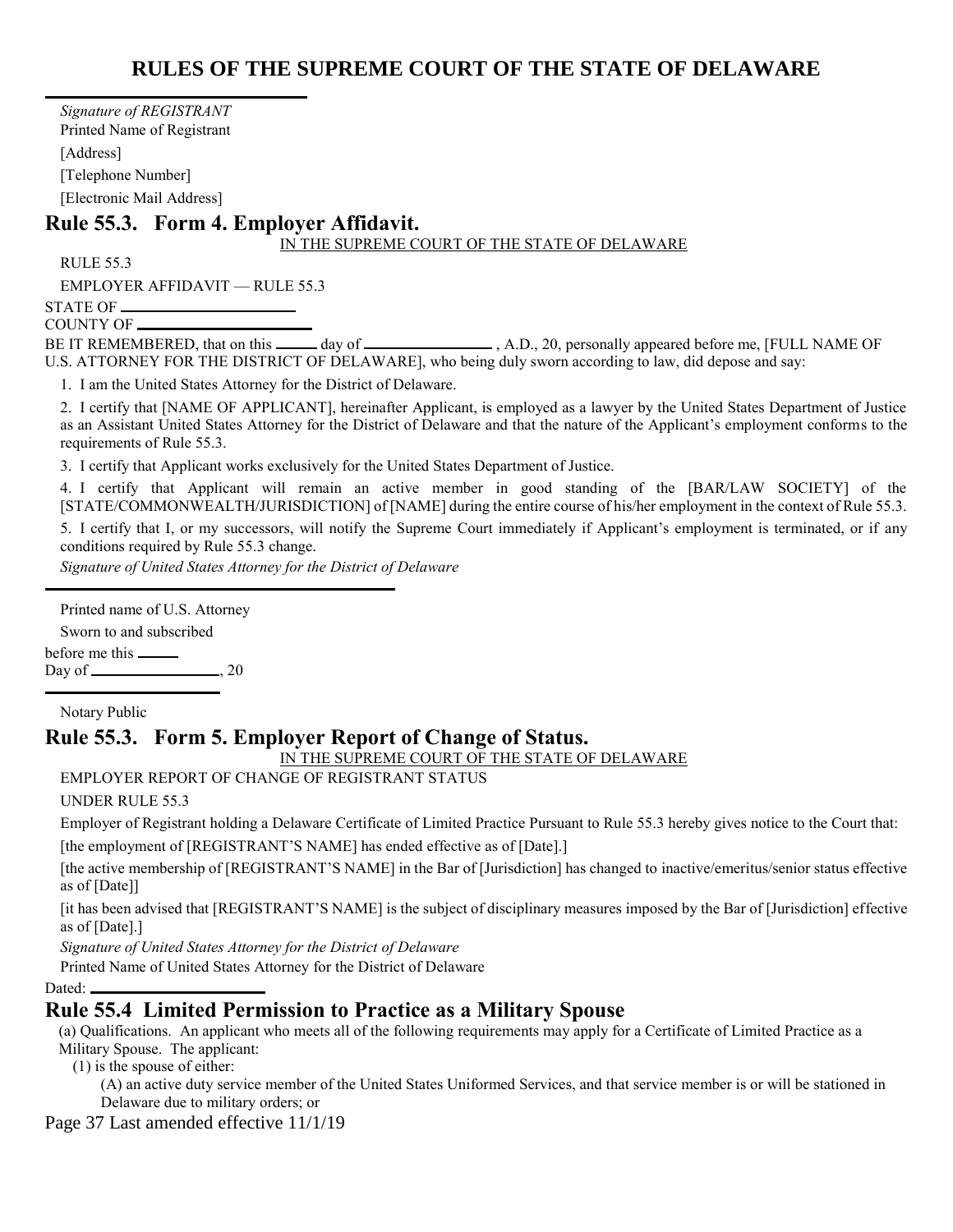\_\_\_\_\_\_\_\_\_\_\_\_\_\_\_\_\_\_\_\_\_\_\_\_\_\_\_\_\_\_

*Signature of REGISTRANT*

Printed Name of Registrant

[Address]

[Telephone Number]

[Electronic Mail Address]

## Rule 55.3. Form 4. Employer Affidavit.

IN THE SUPREME COURT OF THE STATE OF DELAWARE

RULE 55.3

EMPLOYER AFFIDAVIT — RULE 55.3

STATE OF \_\_\_\_\_\_\_\_\_\_\_\_\_\_\_\_\_\_\_\_

COUNTY OF \_\_\_\_\_\_\_\_\_\_\_\_\_\_\_\_\_\_\_\_

BE IT REMEMBERED, that on this \_\_\_\_\_ day of \_\_\_\_\_\_\_\_\_\_\_\_\_\_\_\_ , A.D., 20, personally appeared before me, [FULL NAME OF U.S. ATTORNEY FOR THE DISTRICT OF DELAWARE], who being duly sworn according to law, did depose and say:

1. I am the United States Attorney for the District of Delaware.

2. I certify that [NAME OF APPLICANT], hereinafter Applicant, is employed as a lawyer by the United States Department of Justice as an Assistant United States Attorney for the District of Delaware and that the nature of the Applicant's employment conforms to the requirements of Rule 55.3.

3. I certify that Applicant works exclusively for the United States Department of Justice.

4. I certify that Applicant will remain an active member in good standing of the [BAR/LAW SOCIETY] of the [STATE/COMMONWEALTH/JURISDICTION] of [NAME] during the entire course of his/her employment in the context of Rule 55.3.

5. I certify that I, or my successors, will notify the Supreme Court immediately if Applicant's employment is terminated, or if any conditions required by Rule 55.3 change.

*Signature of United States Attorney for the District of Delaware*

\_\_\_\_\_\_\_\_\_\_\_\_\_\_\_\_\_\_\_\_\_\_\_\_\_\_\_\_\_\_

Printed name of U.S. Attorney

Sworn to and subscribed

before me this \_\_\_\_\_

Day of \_\_\_\_\_\_\_\_\_\_\_\_\_\_\_\_, 20

\_\_\_\_\_\_\_\_\_\_\_\_\_\_\_\_\_\_\_\_

Notary Public

## Rule 55.3. Form 5. Employer Report of Change of Status.

IN THE SUPREME COURT OF THE STATE OF DELAWARE

EMPLOYER REPORT OF CHANGE OF REGISTRANT STATUS

UNDER RULE 55.3

Employer of Registrant holding a Delaware Certificate of Limited Practice Pursuant to Rule 55.3 hereby gives notice to the Court that:

[the employment of [REGISTRANT'S NAME] has ended effective as of [Date].]

[the active membership of [REGISTRANT'S NAME] in the Bar of [Jurisdiction] has changed to inactive/emeritus/senior status effective as of [Date]]

[it has been advised that [REGISTRANT'S NAME] is the subject of disciplinary measures imposed by the Bar of [Jurisdiction] effective as of [Date].]

*Signature of United States Attorney for the District of Delaware*

Printed Name of United States Attorney for the District of Delaware

Dated: \_\_\_\_\_\_\_\_\_\_\_\_\_\_\_\_\_\_\_\_

## Rule 55.4 Limited Permission to Practice as a Military Spouse

(a) Qualifications. An applicant who meets all of the following requirements may apply for a Certificate of Limited Practice as a Military Spouse. The applicant:

(1) is the spouse of either:

(A) an active duty service member of the United States Uniformed Services, and that service member is or will be stationed in Delaware due to military orders; or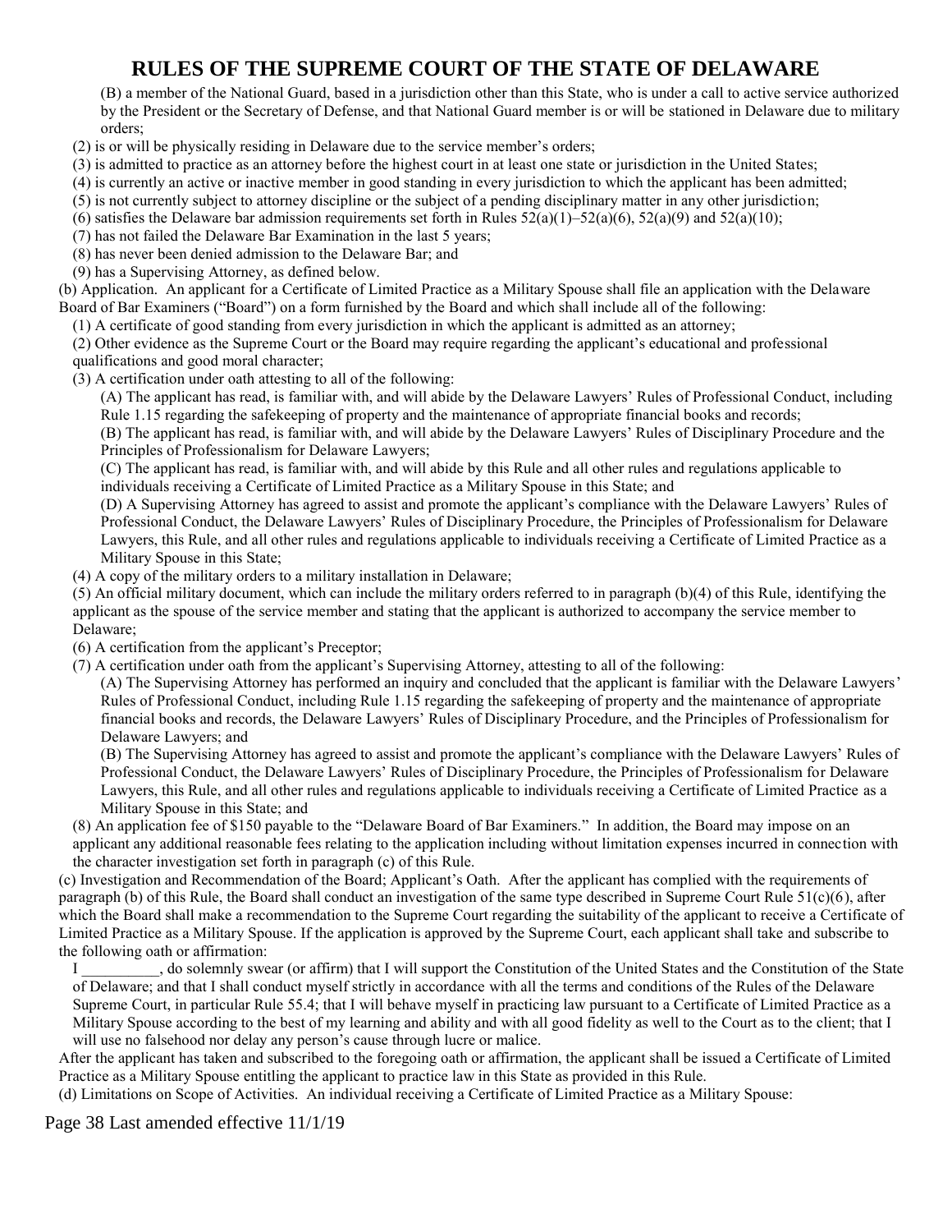(B) a member of the National Guard, based in a jurisdiction other than this State, who is under a call to active service authorized by the President or the Secretary of Defense, and that National Guard member is or will be stationed in Delaware due to military orders;

(2) is or will be physically residing in Delaware due to the service member's orders;

(3) is admitted to practice as an attorney before the highest court in at least one state or jurisdiction in the United States;

(4) is currently an active or inactive member in good standing in every jurisdiction to which the applicant has been admitted;

(5) is not currently subject to attorney discipline or the subject of a pending disciplinary matter in any other jurisdiction;

(6) satisfies the Delaware bar admission requirements set forth in Rules 52(a)(1)–52(a)(6), 52(a)(9) and 52(a)(10);

(7) has not failed the Delaware Bar Examination in the last 5 years;

(8) has never been denied admission to the Delaware Bar; and

(9) has a Supervising Attorney, as defined below.

(b) Application. An applicant for a Certificate of Limited Practice as a Military Spouse shall file an application with the Delaware Board of Bar Examiners ("Board") on a form furnished by the Board and which shall include all of the following:

(1) A certificate of good standing from every jurisdiction in which the applicant is admitted as an attorney;

(2) Other evidence as the Supreme Court or the Board may require regarding the applicant's educational and professional qualifications and good moral character;

(3) A certification under oath attesting to all of the following:

(A) The applicant has read, is familiar with, and will abide by the Delaware Lawyers' Rules of Professional Conduct, including Rule 1.15 regarding the safekeeping of property and the maintenance of appropriate financial books and records;

(B) The applicant has read, is familiar with, and will abide by the Delaware Lawyers' Rules of Disciplinary Procedure and the Principles of Professionalism for Delaware Lawyers;

(C) The applicant has read, is familiar with, and will abide by this Rule and all other rules and regulations applicable to individuals receiving a Certificate of Limited Practice as a Military Spouse in this State; and

(D) A Supervising Attorney has agreed to assist and promote the applicant's compliance with the Delaware Lawyers' Rules of Professional Conduct, the Delaware Lawyers' Rules of Disciplinary Procedure, the Principles of Professionalism for Delaware Lawyers, this Rule, and all other rules and regulations applicable to individuals receiving a Certificate of Limited Practice as a Military Spouse in this State;

(4) A copy of the military orders to a military installation in Delaware;

(5) An official military document, which can include the military orders referred to in paragraph (b)(4) of this Rule, identifying the applicant as the spouse of the service member and stating that the applicant is authorized to accompany the service member to Delaware;

(6) A certification from the applicant's Preceptor;

(7) A certification under oath from the applicant's Supervising Attorney, attesting to all of the following:

(A) The Supervising Attorney has performed an inquiry and concluded that the applicant is familiar with the Delaware Lawyers' Rules of Professional Conduct, including Rule 1.15 regarding the safekeeping of property and the maintenance of appropriate financial books and records, the Delaware Lawyers' Rules of Disciplinary Procedure, and the Principles of Professionalism for Delaware Lawyers; and

(B) The Supervising Attorney has agreed to assist and promote the applicant's compliance with the Delaware Lawyers' Rules of Professional Conduct, the Delaware Lawyers' Rules of Disciplinary Procedure, the Principles of Professionalism for Delaware Lawyers, this Rule, and all other rules and regulations applicable to individuals receiving a Certificate of Limited Practice as a Military Spouse in this State; and

(8) An application fee of $150 payable to the "Delaware Board of Bar Examiners." In addition, the Board may impose on an applicant any additional reasonable fees relating to the application including without limitation expenses incurred in connection with the character investigation set forth in paragraph (c) of this Rule.

(c) Investigation and Recommendation of the Board; Applicant's Oath. After the applicant has complied with the requirements of paragraph (b) of this Rule, the Board shall conduct an investigation of the same type described in Supreme Court Rule 51(c)(6), after which the Board shall make a recommendation to the Supreme Court regarding the suitability of the applicant to receive a Certificate of Limited Practice as a Military Spouse. If the application is approved by the Supreme Court, each applicant shall take and subscribe to the following oath or affirmation:

I __________, do solemnly swear (or affirm) that I will support the Constitution of the United States and the Constitution of the State of Delaware; and that I shall conduct myself strictly in accordance with all the terms and conditions of the Rules of the Delaware Supreme Court, in particular Rule 55.4; that I will behave myself in practicing law pursuant to a Certificate of Limited Practice as a Military Spouse according to the best of my learning and ability and with all good fidelity as well to the Court as to the client; that I will use no falsehood nor delay any person's cause through lucre or malice.

After the applicant has taken and subscribed to the foregoing oath or affirmation, the applicant shall be issued a Certificate of Limited Practice as a Military Spouse entitling the applicant to practice law in this State as provided in this Rule.

(d) Limitations on Scope of Activities. An individual receiving a Certificate of Limited Practice as a Military Spouse: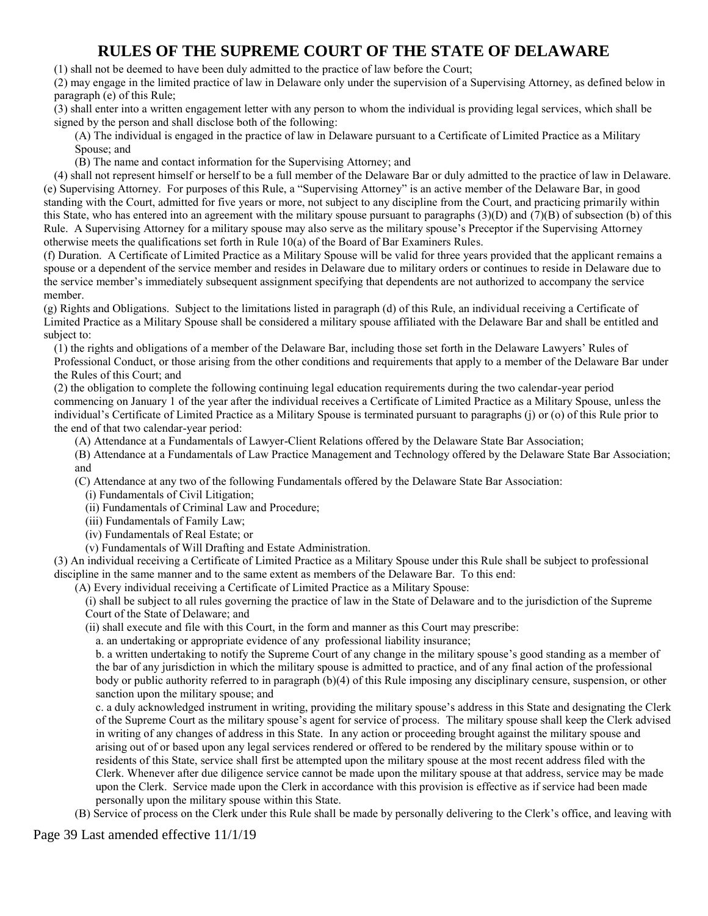(1) shall not be deemed to have been duly admitted to the practice of law before the Court;

(2) may engage in the limited practice of law in Delaware only under the supervision of a Supervising Attorney, as defined below in paragraph (e) of this Rule;

(3) shall enter into a written engagement letter with any person to whom the individual is providing legal services, which shall be signed by the person and shall disclose both of the following:

(A) The individual is engaged in the practice of law in Delaware pursuant to a Certificate of Limited Practice as a Military Spouse; and

(B) The name and contact information for the Supervising Attorney; and

(4) shall not represent himself or herself to be a full member of the Delaware Bar or duly admitted to the practice of law in Delaware.

(e) Supervising Attorney. For purposes of this Rule, a "Supervising Attorney" is an active member of the Delaware Bar, in good standing with the Court, admitted for five years or more, not subject to any discipline from the Court, and practicing primarily within this State, who has entered into an agreement with the military spouse pursuant to paragraphs (3)(D) and (7)(B) of subsection (b) of this Rule. A Supervising Attorney for a military spouse may also serve as the military spouse's Preceptor if the Supervising Attorney otherwise meets the qualifications set forth in Rule 10(a) of the Board of Bar Examiners Rules.

(f) Duration. A Certificate of Limited Practice as a Military Spouse will be valid for three years provided that the applicant remains a spouse or a dependent of the service member and resides in Delaware due to military orders or continues to reside in Delaware due to the service member's immediately subsequent assignment specifying that dependents are not authorized to accompany the service member.

(g) Rights and Obligations. Subject to the limitations listed in paragraph (d) of this Rule, an individual receiving a Certificate of Limited Practice as a Military Spouse shall be considered a military spouse affiliated with the Delaware Bar and shall be entitled and subject to:

(1) the rights and obligations of a member of the Delaware Bar, including those set forth in the Delaware Lawyers' Rules of Professional Conduct, or those arising from the other conditions and requirements that apply to a member of the Delaware Bar under the Rules of this Court; and

(2) the obligation to complete the following continuing legal education requirements during the two calendar-year period commencing on January 1 of the year after the individual receives a Certificate of Limited Practice as a Military Spouse, unless the individual's Certificate of Limited Practice as a Military Spouse is terminated pursuant to paragraphs (j) or (o) of this Rule prior to the end of that two calendar-year period:

(A) Attendance at a Fundamentals of Lawyer-Client Relations offered by the Delaware State Bar Association;

(B) Attendance at a Fundamentals of Law Practice Management and Technology offered by the Delaware State Bar Association; and

(C) Attendance at any two of the following Fundamentals offered by the Delaware State Bar Association:

(i) Fundamentals of Civil Litigation;

(ii) Fundamentals of Criminal Law and Procedure;

(iii) Fundamentals of Family Law;

(iv) Fundamentals of Real Estate; or

(v) Fundamentals of Will Drafting and Estate Administration.

(3) An individual receiving a Certificate of Limited Practice as a Military Spouse under this Rule shall be subject to professional discipline in the same manner and to the same extent as members of the Delaware Bar. To this end:

(A) Every individual receiving a Certificate of Limited Practice as a Military Spouse:

(i) shall be subject to all rules governing the practice of law in the State of Delaware and to the jurisdiction of the Supreme Court of the State of Delaware; and

(ii) shall execute and file with this Court, in the form and manner as this Court may prescribe:

a. an undertaking or appropriate evidence of any professional liability insurance;

b. a written undertaking to notify the Supreme Court of any change in the military spouse's good standing as a member of the bar of any jurisdiction in which the military spouse is admitted to practice, and of any final action of the professional body or public authority referred to in paragraph (b)(4) of this Rule imposing any disciplinary censure, suspension, or other sanction upon the military spouse; and

c. a duly acknowledged instrument in writing, providing the military spouse's address in this State and designating the Clerk of the Supreme Court as the military spouse's agent for service of process. The military spouse shall keep the Clerk advised in writing of any changes of address in this State. In any action or proceeding brought against the military spouse and arising out of or based upon any legal services rendered or offered to be rendered by the military spouse within or to residents of this State, service shall first be attempted upon the military spouse at the most recent address filed with the Clerk. Whenever after due diligence service cannot be made upon the military spouse at that address, service may be made upon the Clerk. Service made upon the Clerk in accordance with this provision is effective as if service had been made personally upon the military spouse within this State.

(B) Service of process on the Clerk under this Rule shall be made by personally delivering to the Clerk's office, and leaving with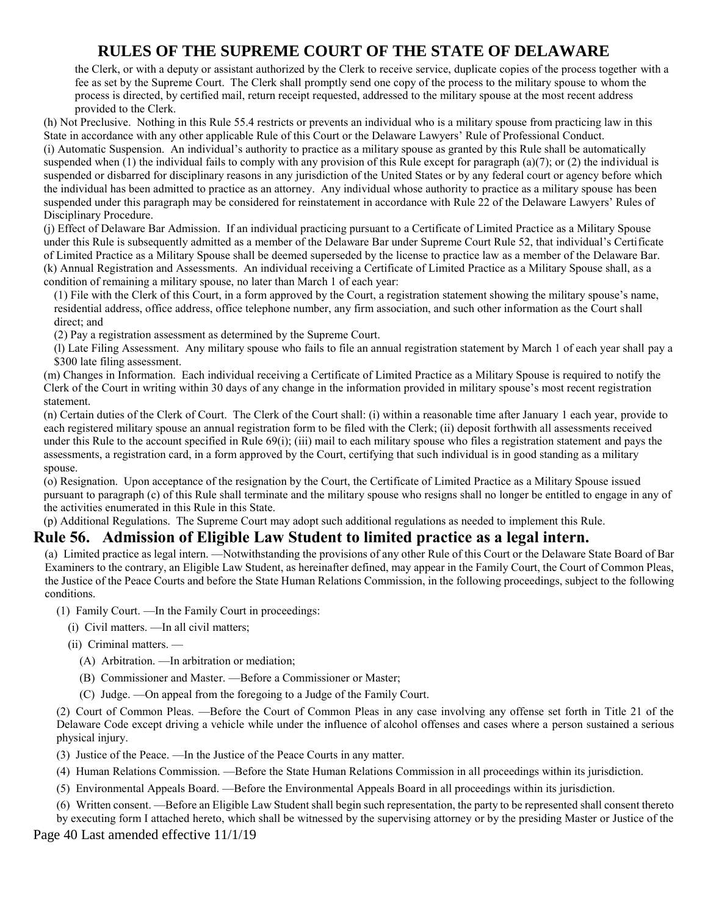the Clerk, or with a deputy or assistant authorized by the Clerk to receive service, duplicate copies of the process together with a fee as set by the Supreme Court. The Clerk shall promptly send one copy of the process to the military spouse to whom the process is directed, by certified mail, return receipt requested, addressed to the military spouse at the most recent address provided to the Clerk.

(h) Not Preclusive. Nothing in this Rule 55.4 restricts or prevents an individual who is a military spouse from practicing law in this State in accordance with any other applicable Rule of this Court or the Delaware Lawyers' Rule of Professional Conduct.

(i) Automatic Suspension. An individual's authority to practice as a military spouse as granted by this Rule shall be automatically suspended when (1) the individual fails to comply with any provision of this Rule except for paragraph (a)(7); or (2) the individual is suspended or disbarred for disciplinary reasons in any jurisdiction of the United States or by any federal court or agency before which the individual has been admitted to practice as an attorney. Any individual whose authority to practice as a military spouse has been suspended under this paragraph may be considered for reinstatement in accordance with Rule 22 of the Delaware Lawyers' Rules of Disciplinary Procedure.

(j) Effect of Delaware Bar Admission. If an individual practicing pursuant to a Certificate of Limited Practice as a Military Spouse under this Rule is subsequently admitted as a member of the Delaware Bar under Supreme Court Rule 52, that individual's Certificate of Limited Practice as a Military Spouse shall be deemed superseded by the license to practice law as a member of the Delaware Bar.

(k) Annual Registration and Assessments. An individual receiving a Certificate of Limited Practice as a Military Spouse shall, as a condition of remaining a military spouse, no later than March 1 of each year:

(1) File with the Clerk of this Court, in a form approved by the Court, a registration statement showing the military spouse's name, residential address, office address, office telephone number, any firm association, and such other information as the Court shall direct; and

(2) Pay a registration assessment as determined by the Supreme Court.

(l) Late Filing Assessment. Any military spouse who fails to file an annual registration statement by March 1 of each year shall pay a $300 late filing assessment.

(m) Changes in Information. Each individual receiving a Certificate of Limited Practice as a Military Spouse is required to notify the Clerk of the Court in writing within 30 days of any change in the information provided in military spouse's most recent registration statement.

(n) Certain duties of the Clerk of Court. The Clerk of the Court shall: (i) within a reasonable time after January 1 each year, provide to each registered military spouse an annual registration form to be filed with the Clerk; (ii) deposit forthwith all assessments received under this Rule to the account specified in Rule 69(i); (iii) mail to each military spouse who files a registration statement and pays the assessments, a registration card, in a form approved by the Court, certifying that such individual is in good standing as a military spouse.

(o) Resignation. Upon acceptance of the resignation by the Court, the Certificate of Limited Practice as a Military Spouse issued pursuant to paragraph (c) of this Rule shall terminate and the military spouse who resigns shall no longer be entitled to engage in any of the activities enumerated in this Rule in this State.

(p) Additional Regulations. The Supreme Court may adopt such additional regulations as needed to implement this Rule.

## Rule 56. Admission of Eligible Law Student to limited practice as a legal intern.

(a) Limited practice as legal intern. —Notwithstanding the provisions of any other Rule of this Court or the Delaware State Board of Bar Examiners to the contrary, an Eligible Law Student, as hereinafter defined, may appear in the Family Court, the Court of Common Pleas, the Justice of the Peace Courts and before the State Human Relations Commission, in the following proceedings, subject to the following conditions.

(1) Family Court. —In the Family Court in proceedings:

(i) Civil matters. —In all civil matters;

(ii) Criminal matters. —

(A) Arbitration. —In arbitration or mediation;

(B) Commissioner and Master. —Before a Commissioner or Master;

(C) Judge. —On appeal from the foregoing to a Judge of the Family Court.

(2) Court of Common Pleas. —Before the Court of Common Pleas in any case involving any offense set forth in Title 21 of the Delaware Code except driving a vehicle while under the influence of alcohol offenses and cases where a person sustained a serious physical injury.

(3) Justice of the Peace. —In the Justice of the Peace Courts in any matter.

(4) Human Relations Commission. —Before the State Human Relations Commission in all proceedings within its jurisdiction.

(5) Environmental Appeals Board. —Before the Environmental Appeals Board in all proceedings within its jurisdiction.

(6) Written consent. —Before an Eligible Law Student shall begin such representation, the party to be represented shall consent thereto by executing form I attached hereto, which shall be witnessed by the supervising attorney or by the presiding Master or Justice of the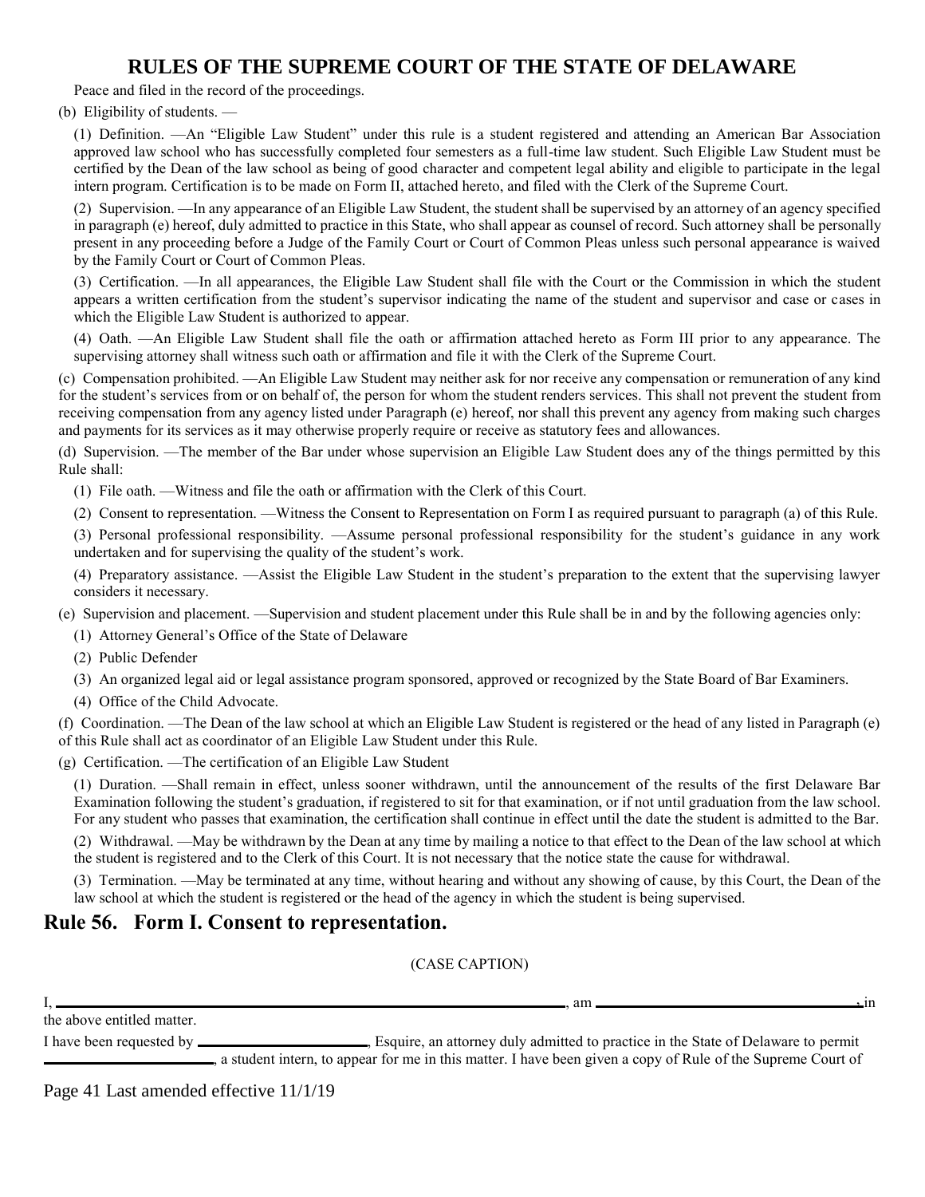Peace and filed in the record of the proceedings.

(b) Eligibility of students. —

(1) Definition. —An "Eligible Law Student" under this rule is a student registered and attending an American Bar Association approved law school who has successfully completed four semesters as a full-time law student. Such Eligible Law Student must be certified by the Dean of the law school as being of good character and competent legal ability and eligible to participate in the legal intern program. Certification is to be made on Form II, attached hereto, and filed with the Clerk of the Supreme Court.

(2) Supervision. —In any appearance of an Eligible Law Student, the student shall be supervised by an attorney of an agency specified in paragraph (e) hereof, duly admitted to practice in this State, who shall appear as counsel of record. Such attorney shall be personally present in any proceeding before a Judge of the Family Court or Court of Common Pleas unless such personal appearance is waived by the Family Court or Court of Common Pleas.

(3) Certification. —In all appearances, the Eligible Law Student shall file with the Court or the Commission in which the student appears a written certification from the student's supervisor indicating the name of the student and supervisor and case or cases in which the Eligible Law Student is authorized to appear.

(4) Oath. —An Eligible Law Student shall file the oath or affirmation attached hereto as Form III prior to any appearance. The supervising attorney shall witness such oath or affirmation and file it with the Clerk of the Supreme Court.

(c) Compensation prohibited. —An Eligible Law Student may neither ask for nor receive any compensation or remuneration of any kind for the student's services from or on behalf of, the person for whom the student renders services. This shall not prevent the student from receiving compensation from any agency listed under Paragraph (e) hereof, nor shall this prevent any agency from making such charges and payments for its services as it may otherwise properly require or receive as statutory fees and allowances.

(d) Supervision. —The member of the Bar under whose supervision an Eligible Law Student does any of the things permitted by this Rule shall:

(1) File oath. —Witness and file the oath or affirmation with the Clerk of this Court.

(2) Consent to representation. —Witness the Consent to Representation on Form I as required pursuant to paragraph (a) of this Rule.

(3) Personal professional responsibility. —Assume personal professional responsibility for the student's guidance in any work undertaken and for supervising the quality of the student's work.

(4) Preparatory assistance. —Assist the Eligible Law Student in the student's preparation to the extent that the supervising lawyer considers it necessary.

(e) Supervision and placement. —Supervision and student placement under this Rule shall be in and by the following agencies only:

(1) Attorney General's Office of the State of Delaware

(2) Public Defender

(3) An organized legal aid or legal assistance program sponsored, approved or recognized by the State Board of Bar Examiners.

(4) Office of the Child Advocate.

(f) Coordination. —The Dean of the law school at which an Eligible Law Student is registered or the head of any listed in Paragraph (e) of this Rule shall act as coordinator of an Eligible Law Student under this Rule.

(g) Certification. —The certification of an Eligible Law Student

(1) Duration. —Shall remain in effect, unless sooner withdrawn, until the announcement of the results of the first Delaware Bar Examination following the student's graduation, if registered to sit for that examination, or if not until graduation from the law school. For any student who passes that examination, the certification shall continue in effect until the date the student is admitted to the Bar.

(2) Withdrawal. —May be withdrawn by the Dean at any time by mailing a notice to that effect to the Dean of the law school at which the student is registered and to the Clerk of this Court. It is not necessary that the notice state the cause for withdrawal.

(3) Termination. —May be terminated at any time, without hearing and without any showing of cause, by this Court, the Dean of the law school at which the student is registered or the head of the agency in which the student is being supervised.

## Rule 56. Form I. Consent to representation.

(CASE CAPTION)

I, ______________________________, am ______________________, in the above entitled matter.

I have been requested by ______________________, Esquire, an attorney duly admitted to practice in the State of Delaware to permit ______________________, a student intern, to appear for me in this matter. I have been given a copy of Rule of the Supreme Court of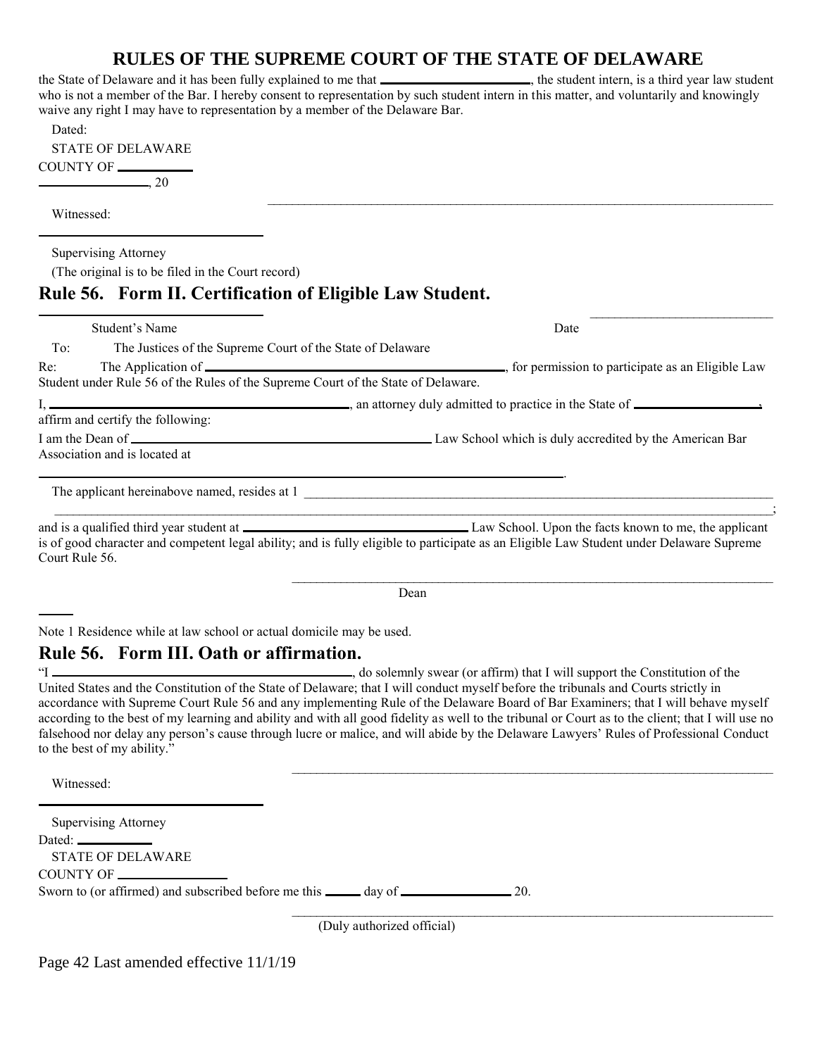the State of Delaware and it has been fully explained to me that ____________________, the student intern, is a third year law student who is not a member of the Bar. I hereby consent to representation by such student intern in this matter, and voluntarily and knowingly waive any right I may have to representation by a member of the Delaware Bar.

Dated:

STATE OF DELAWARE

COUNTY OF __________

________________, 20

________________________________________________________________________

Witnessed:

________________________________

Supervising Attorney

(The original is to be filed in the Court record)

## Rule 56. Form II. Certification of Eligible Law Student.

________________________________ ____________________________

Student's Name Date

To: The Justices of the Supreme Court of the State of Delaware

Re: The Application of ______________________________________________, for permission to participate as an Eligible Law Student under Rule 56 of the Rules of the Supreme Court of the State of Delaware.

I, ______________________________________________, an attorney duly admitted to practice in the State of __________________, affirm and certify the following:

I am the Dean of ______________________________________________ Law School which is duly accredited by the American Bar Association and is located at

__________________________________________________________________________.

The applicant hereinabove named, resides at [1] ________________________________________________________________________

__________________________________________________________________________________________;

and is a qualified third year student at ______________________________ Law School. Upon the facts known to me, the applicant is of good character and competent legal ability; and is fully eligible to participate as an Eligible Law Student under Delaware Supreme Court Rule 56.

________________________________________________________________________

Dean

Note 1 Residence while at law school or actual domicile may be used.

## Rule 56. Form III. Oath or affirmation.

"I ______________________________________________, do solemnly swear (or affirm) that I will support the Constitution of the United States and the Constitution of the State of Delaware; that I will conduct myself before the tribunals and Courts strictly in accordance with Supreme Court Rule 56 and any implementing Rule of the Delaware Board of Bar Examiners; that I will behave myself according to the best of my learning and ability and with all good fidelity as well to the tribunal or Court as to the client; that I will use no falsehood nor delay any person's cause through lucre or malice, and will abide by the Delaware Lawyers' Rules of Professional Conduct to the best of my ability."

________________________________________________________________________

Witnessed:

________________________________

Supervising Attorney

Dated: __________

STATE OF DELAWARE

COUNTY OF ______________

Sworn to (or affirmed) and subscribed before me this _____ day of ________________ 20.

________________________________________________________________________

(Duly authorized official)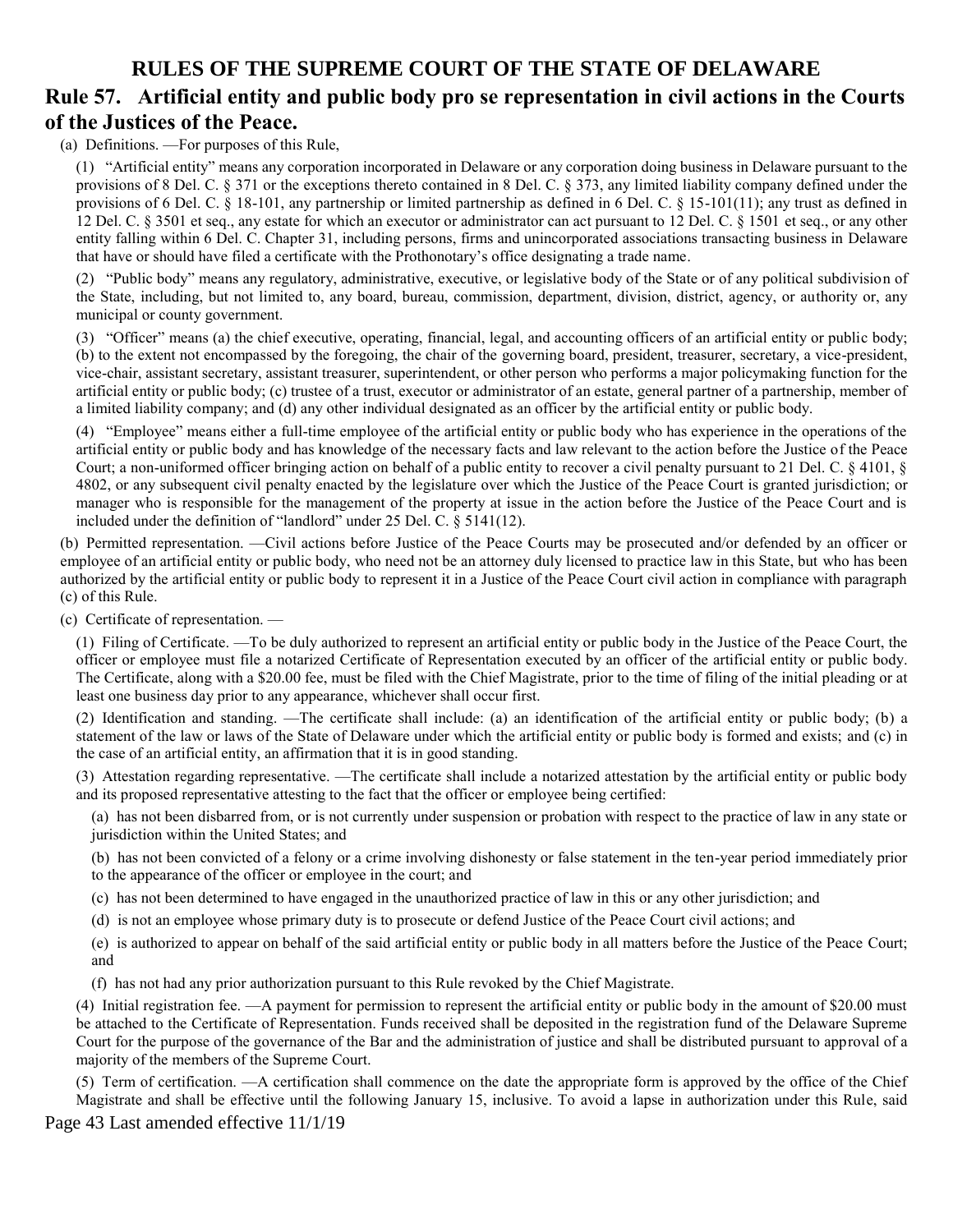# RULES OF THE SUPREME COURT OF THE STATE OF DELAWARE

## Rule 57. Artificial entity and public body pro se representation in civil actions in the Courts of the Justices of the Peace.

(a) Definitions. —For purposes of this Rule,

(1) "Artificial entity" means any corporation incorporated in Delaware or any corporation doing business in Delaware pursuant to the provisions of 8 Del. C. § 371 or the exceptions thereto contained in 8 Del. C. § 373, any limited liability company defined under the provisions of 6 Del. C. § 18-101, any partnership or limited partnership as defined in 6 Del. C. § 15-101(11); any trust as defined in 12 Del. C. § 3501 et seq., any estate for which an executor or administrator can act pursuant to 12 Del. C. § 1501 et seq., or any other entity falling within 6 Del. C. Chapter 31, including persons, firms and unincorporated associations transacting business in Delaware that have or should have filed a certificate with the Prothonotary's office designating a trade name.

(2) "Public body" means any regulatory, administrative, executive, or legislative body of the State or of any political subdivision of the State, including, but not limited to, any board, bureau, commission, department, division, district, agency, or authority or, any municipal or county government.

(3) "Officer" means (a) the chief executive, operating, financial, legal, and accounting officers of an artificial entity or public body; (b) to the extent not encompassed by the foregoing, the chair of the governing board, president, treasurer, secretary, a vice-president, vice-chair, assistant secretary, assistant treasurer, superintendent, or other person who performs a major policymaking function for the artificial entity or public body; (c) trustee of a trust, executor or administrator of an estate, general partner of a partnership, member of a limited liability company; and (d) any other individual designated as an officer by the artificial entity or public body.

(4) "Employee" means either a full-time employee of the artificial entity or public body who has experience in the operations of the artificial entity or public body and has knowledge of the necessary facts and law relevant to the action before the Justice of the Peace Court; a non-uniformed officer bringing action on behalf of a public entity to recover a civil penalty pursuant to 21 Del. C. § 4101, § 4802, or any subsequent civil penalty enacted by the legislature over which the Justice of the Peace Court is granted jurisdiction; or manager who is responsible for the management of the property at issue in the action before the Justice of the Peace Court and is included under the definition of "landlord" under 25 Del. C. § 5141(12).

(b) Permitted representation. —Civil actions before Justice of the Peace Courts may be prosecuted and/or defended by an officer or employee of an artificial entity or public body, who need not be an attorney duly licensed to practice law in this State, but who has been authorized by the artificial entity or public body to represent it in a Justice of the Peace Court civil action in compliance with paragraph (c) of this Rule.

(c) Certificate of representation. —

(1) Filing of Certificate. —To be duly authorized to represent an artificial entity or public body in the Justice of the Peace Court, the officer or employee must file a notarized Certificate of Representation executed by an officer of the artificial entity or public body. The Certificate, along with a $20.00 fee, must be filed with the Chief Magistrate, prior to the time of filing of the initial pleading or at least one business day prior to any appearance, whichever shall occur first.

(2) Identification and standing. —The certificate shall include: (a) an identification of the artificial entity or public body; (b) a statement of the law or laws of the State of Delaware under which the artificial entity or public body is formed and exists; and (c) in the case of an artificial entity, an affirmation that it is in good standing.

(3) Attestation regarding representative. —The certificate shall include a notarized attestation by the artificial entity or public body and its proposed representative attesting to the fact that the officer or employee being certified:

(a) has not been disbarred from, or is not currently under suspension or probation with respect to the practice of law in any state or jurisdiction within the United States; and

(b) has not been convicted of a felony or a crime involving dishonesty or false statement in the ten-year period immediately prior to the appearance of the officer or employee in the court; and

(c) has not been determined to have engaged in the unauthorized practice of law in this or any other jurisdiction; and

(d) is not an employee whose primary duty is to prosecute or defend Justice of the Peace Court civil actions; and

(e) is authorized to appear on behalf of the said artificial entity or public body in all matters before the Justice of the Peace Court; and

(f) has not had any prior authorization pursuant to this Rule revoked by the Chief Magistrate.

(4) Initial registration fee. —A payment for permission to represent the artificial entity or public body in the amount of $20.00 must be attached to the Certificate of Representation. Funds received shall be deposited in the registration fund of the Delaware Supreme Court for the purpose of the governance of the Bar and the administration of justice and shall be distributed pursuant to approval of a majority of the members of the Supreme Court.

(5) Term of certification. —A certification shall commence on the date the appropriate form is approved by the office of the Chief Magistrate and shall be effective until the following January 15, inclusive. To avoid a lapse in authorization under this Rule, said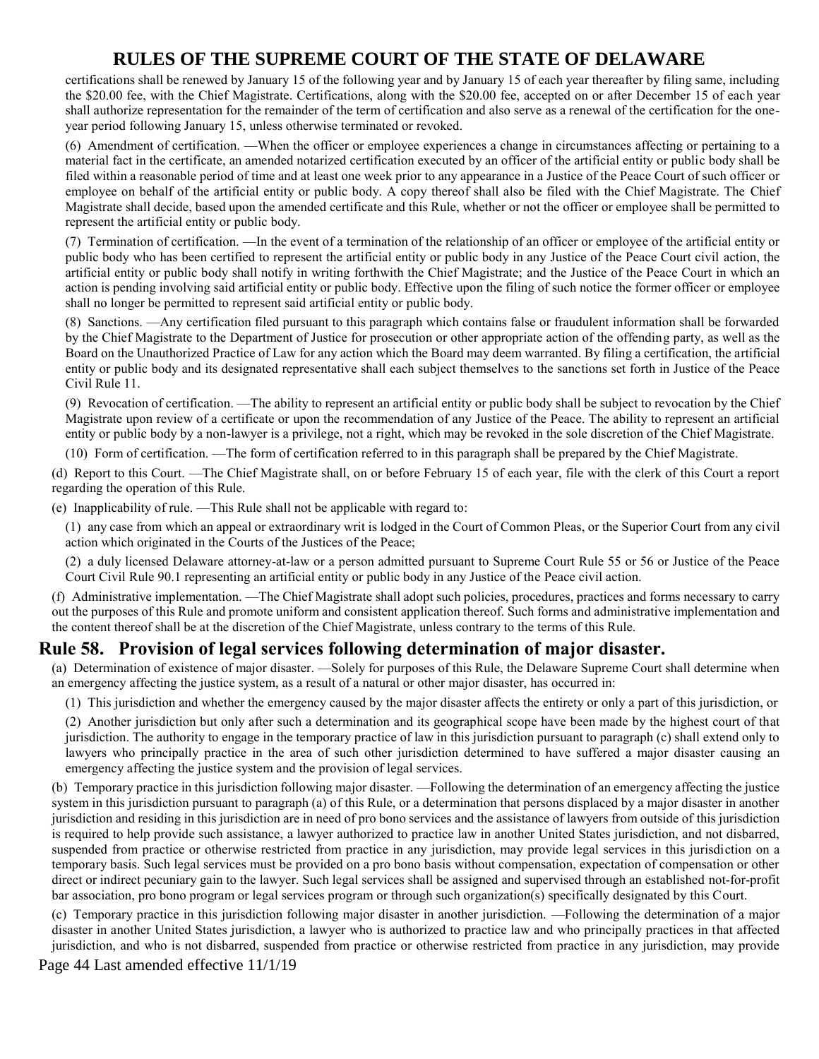certifications shall be renewed by January 15 of the following year and by January 15 of each year thereafter by filing same, including the $20.00 fee, with the Chief Magistrate. Certifications, along with the $20.00 fee, accepted on or after December 15 of each year shall authorize representation for the remainder of the term of certification and also serve as a renewal of the certification for the one-year period following January 15, unless otherwise terminated or revoked.

(6) Amendment of certification. —When the officer or employee experiences a change in circumstances affecting or pertaining to a material fact in the certificate, an amended notarized certification executed by an officer of the artificial entity or public body shall be filed within a reasonable period of time and at least one week prior to any appearance in a Justice of the Peace Court of such officer or employee on behalf of the artificial entity or public body. A copy thereof shall also be filed with the Chief Magistrate. The Chief Magistrate shall decide, based upon the amended certificate and this Rule, whether or not the officer or employee shall be permitted to represent the artificial entity or public body.

(7) Termination of certification. —In the event of a termination of the relationship of an officer or employee of the artificial entity or public body who has been certified to represent the artificial entity or public body in any Justice of the Peace Court civil action, the artificial entity or public body shall notify in writing forthwith the Chief Magistrate; and the Justice of the Peace Court in which an action is pending involving said artificial entity or public body. Effective upon the filing of such notice the former officer or employee shall no longer be permitted to represent said artificial entity or public body.

(8) Sanctions. —Any certification filed pursuant to this paragraph which contains false or fraudulent information shall be forwarded by the Chief Magistrate to the Department of Justice for prosecution or other appropriate action of the offending party, as well as the Board on the Unauthorized Practice of Law for any action which the Board may deem warranted. By filing a certification, the artificial entity or public body and its designated representative shall each subject themselves to the sanctions set forth in Justice of the Peace Civil Rule 11.

(9) Revocation of certification. —The ability to represent an artificial entity or public body shall be subject to revocation by the Chief Magistrate upon review of a certificate or upon the recommendation of any Justice of the Peace. The ability to represent an artificial entity or public body by a non-lawyer is a privilege, not a right, which may be revoked in the sole discretion of the Chief Magistrate.

(10) Form of certification. —The form of certification referred to in this paragraph shall be prepared by the Chief Magistrate.

(d) Report to this Court. —The Chief Magistrate shall, on or before February 15 of each year, file with the clerk of this Court a report regarding the operation of this Rule.

(e) Inapplicability of rule. —This Rule shall not be applicable with regard to:

(1) any case from which an appeal or extraordinary writ is lodged in the Court of Common Pleas, or the Superior Court from any civil action which originated in the Courts of the Justices of the Peace;

(2) a duly licensed Delaware attorney-at-law or a person admitted pursuant to Supreme Court Rule 55 or 56 or Justice of the Peace Court Civil Rule 90.1 representing an artificial entity or public body in any Justice of the Peace civil action.

(f) Administrative implementation. —The Chief Magistrate shall adopt such policies, procedures, practices and forms necessary to carry out the purposes of this Rule and promote uniform and consistent application thereof. Such forms and administrative implementation and the content thereof shall be at the discretion of the Chief Magistrate, unless contrary to the terms of this Rule.

## Rule 58. Provision of legal services following determination of major disaster.

(a) Determination of existence of major disaster. —Solely for purposes of this Rule, the Delaware Supreme Court shall determine when an emergency affecting the justice system, as a result of a natural or other major disaster, has occurred in:

(1) This jurisdiction and whether the emergency caused by the major disaster affects the entirety or only a part of this jurisdiction, or

(2) Another jurisdiction but only after such a determination and its geographical scope have been made by the highest court of that jurisdiction. The authority to engage in the temporary practice of law in this jurisdiction pursuant to paragraph (c) shall extend only to lawyers who principally practice in the area of such other jurisdiction determined to have suffered a major disaster causing an emergency affecting the justice system and the provision of legal services.

(b) Temporary practice in this jurisdiction following major disaster. —Following the determination of an emergency affecting the justice system in this jurisdiction pursuant to paragraph (a) of this Rule, or a determination that persons displaced by a major disaster in another jurisdiction and residing in this jurisdiction are in need of pro bono services and the assistance of lawyers from outside of this jurisdiction is required to help provide such assistance, a lawyer authorized to practice law in another United States jurisdiction, and not disbarred, suspended from practice or otherwise restricted from practice in any jurisdiction, may provide legal services in this jurisdiction on a temporary basis. Such legal services must be provided on a pro bono basis without compensation, expectation of compensation or other direct or indirect pecuniary gain to the lawyer. Such legal services shall be assigned and supervised through an established not-for-profit bar association, pro bono program or legal services program or through such organization(s) specifically designated by this Court.

(c) Temporary practice in this jurisdiction following major disaster in another jurisdiction. —Following the determination of a major disaster in another United States jurisdiction, a lawyer who is authorized to practice law and who principally practices in that affected jurisdiction, and who is not disbarred, suspended from practice or otherwise restricted from practice in any jurisdiction, may provide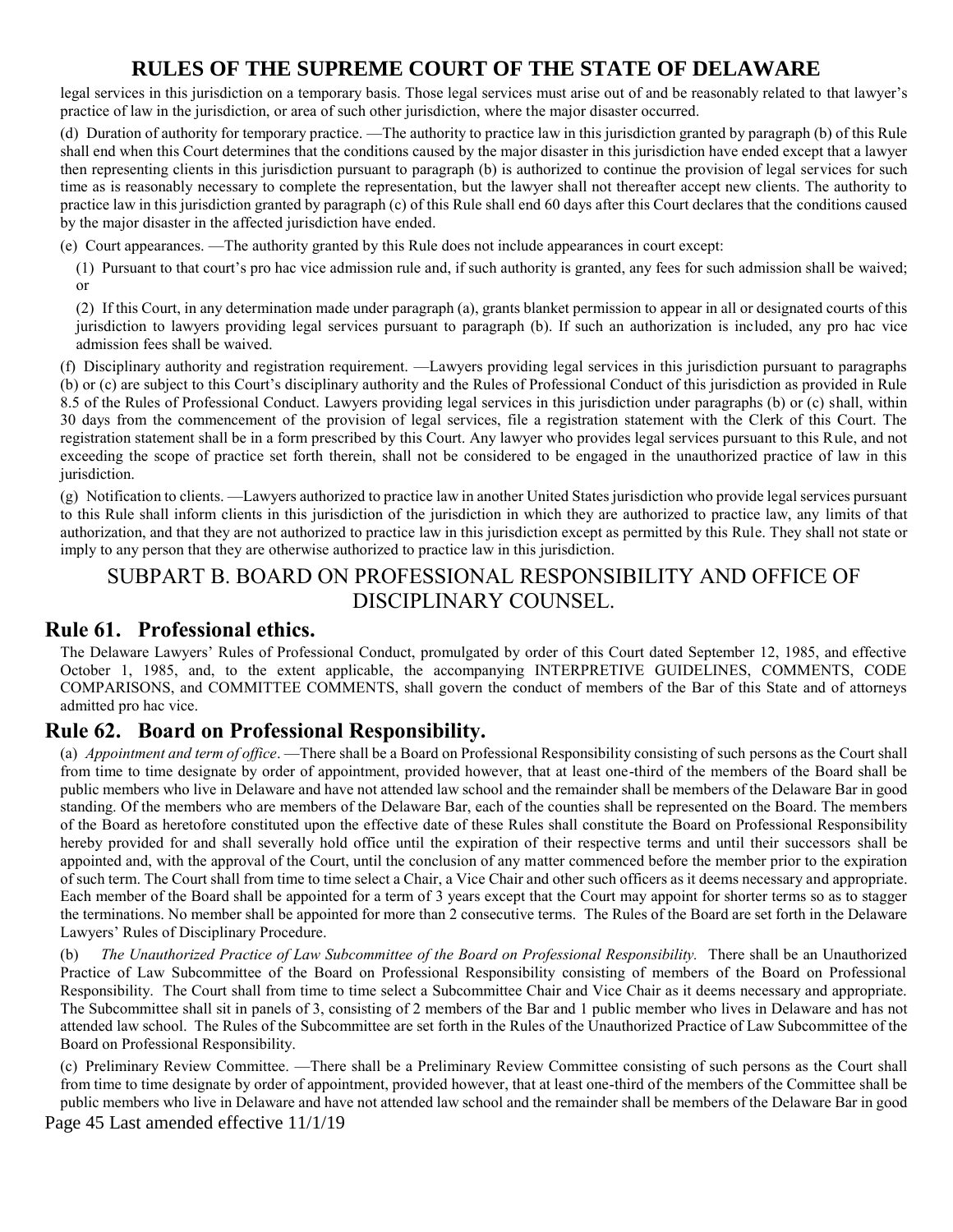legal services in this jurisdiction on a temporary basis. Those legal services must arise out of and be reasonably related to that lawyer's practice of law in the jurisdiction, or area of such other jurisdiction, where the major disaster occurred.

(d) Duration of authority for temporary practice. —The authority to practice law in this jurisdiction granted by paragraph (b) of this Rule shall end when this Court determines that the conditions caused by the major disaster in this jurisdiction have ended except that a lawyer then representing clients in this jurisdiction pursuant to paragraph (b) is authorized to continue the provision of legal services for such time as is reasonably necessary to complete the representation, but the lawyer shall not thereafter accept new clients. The authority to practice law in this jurisdiction granted by paragraph (c) of this Rule shall end 60 days after this Court declares that the conditions caused by the major disaster in the affected jurisdiction have ended.

(e) Court appearances. —The authority granted by this Rule does not include appearances in court except:

(1) Pursuant to that court's pro hac vice admission rule and, if such authority is granted, any fees for such admission shall be waived; or

(2) If this Court, in any determination made under paragraph (a), grants blanket permission to appear in all or designated courts of this jurisdiction to lawyers providing legal services pursuant to paragraph (b). If such an authorization is included, any pro hac vice admission fees shall be waived.

(f) Disciplinary authority and registration requirement. —Lawyers providing legal services in this jurisdiction pursuant to paragraphs (b) or (c) are subject to this Court's disciplinary authority and the Rules of Professional Conduct of this jurisdiction as provided in Rule 8.5 of the Rules of Professional Conduct. Lawyers providing legal services in this jurisdiction under paragraphs (b) or (c) shall, within 30 days from the commencement of the provision of legal services, file a registration statement with the Clerk of this Court. The registration statement shall be in a form prescribed by this Court. Any lawyer who provides legal services pursuant to this Rule, and not exceeding the scope of practice set forth therein, shall not be considered to be engaged in the unauthorized practice of law in this jurisdiction.

(g) Notification to clients. —Lawyers authorized to practice law in another United States jurisdiction who provide legal services pursuant to this Rule shall inform clients in this jurisdiction of the jurisdiction in which they are authorized to practice law, any limits of that authorization, and that they are not authorized to practice law in this jurisdiction except as permitted by this Rule. They shall not state or imply to any person that they are otherwise authorized to practice law in this jurisdiction.

## SUBPART B. BOARD ON PROFESSIONAL RESPONSIBILITY AND OFFICE OF DISCIPLINARY COUNSEL.

## Rule 61. Professional ethics.

The Delaware Lawyers' Rules of Professional Conduct, promulgated by order of this Court dated September 12, 1985, and effective October 1, 1985, and, to the extent applicable, the accompanying INTERPRETIVE GUIDELINES, COMMENTS, CODE COMPARISONS, and COMMITTEE COMMENTS, shall govern the conduct of members of the Bar of this State and of attorneys admitted pro hac vice.

## Rule 62. Board on Professional Responsibility.

(a) *Appointment and term of office*. —There shall be a Board on Professional Responsibility consisting of such persons as the Court shall from time to time designate by order of appointment, provided however, that at least one-third of the members of the Board shall be public members who live in Delaware and have not attended law school and the remainder shall be members of the Delaware Bar in good standing. Of the members who are members of the Delaware Bar, each of the counties shall be represented on the Board. The members of the Board as heretofore constituted upon the effective date of these Rules shall constitute the Board on Professional Responsibility hereby provided for and shall severally hold office until the expiration of their respective terms and until their successors shall be appointed and, with the approval of the Court, until the conclusion of any matter commenced before the member prior to the expiration of such term. The Court shall from time to time select a Chair, a Vice Chair and other such officers as it deems necessary and appropriate. Each member of the Board shall be appointed for a term of 3 years except that the Court may appoint for shorter terms so as to stagger the terminations. No member shall be appointed for more than 2 consecutive terms. The Rules of the Board are set forth in the Delaware Lawyers' Rules of Disciplinary Procedure.

(b) *The Unauthorized Practice of Law Subcommittee of the Board on Professional Responsibility.* There shall be an Unauthorized Practice of Law Subcommittee of the Board on Professional Responsibility consisting of members of the Board on Professional Responsibility. The Court shall from time to time select a Subcommittee Chair and Vice Chair as it deems necessary and appropriate. The Subcommittee shall sit in panels of 3, consisting of 2 members of the Bar and 1 public member who lives in Delaware and has not attended law school. The Rules of the Subcommittee are set forth in the Rules of the Unauthorized Practice of Law Subcommittee of the Board on Professional Responsibility.

(c) Preliminary Review Committee. —There shall be a Preliminary Review Committee consisting of such persons as the Court shall from time to time designate by order of appointment, provided however, that at least one-third of the members of the Committee shall be public members who live in Delaware and have not attended law school and the remainder shall be members of the Delaware Bar in good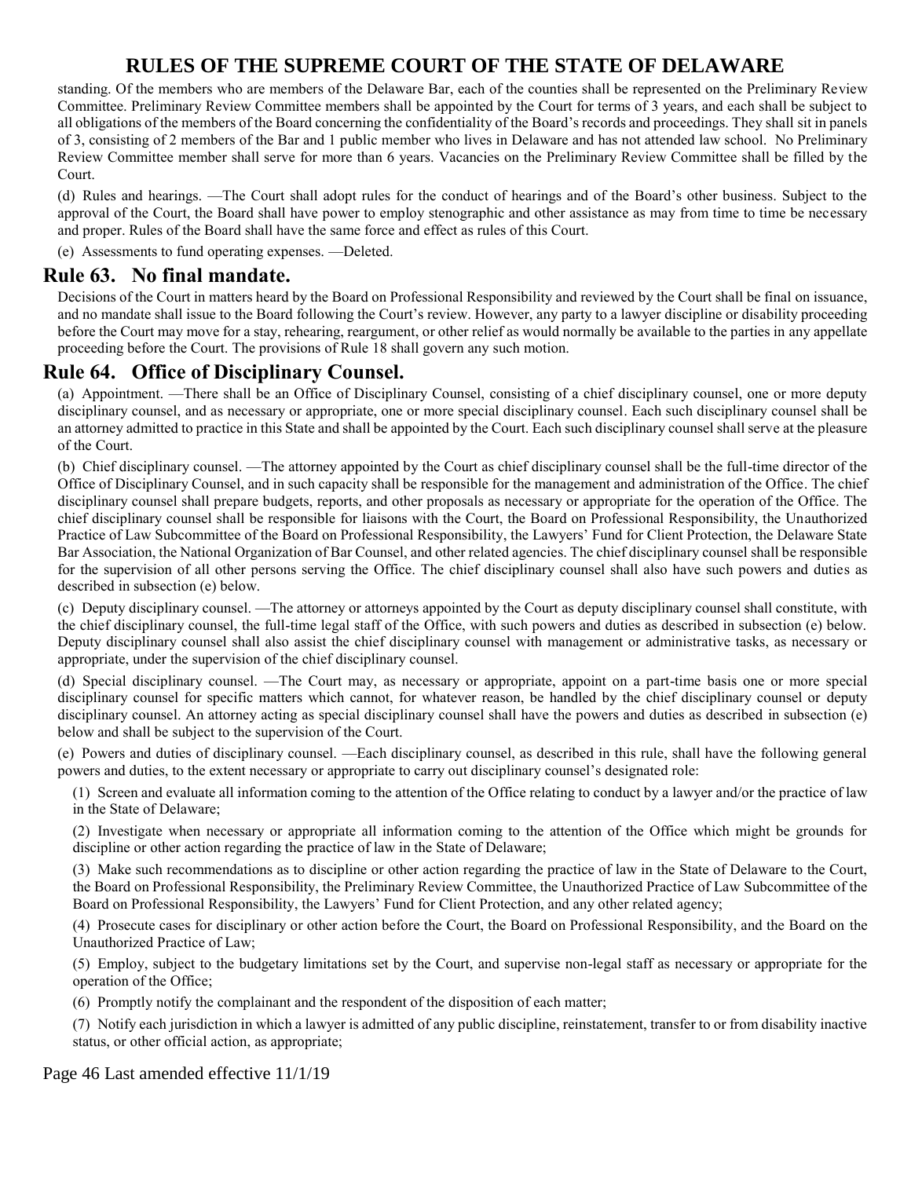standing. Of the members who are members of the Delaware Bar, each of the counties shall be represented on the Preliminary Review Committee. Preliminary Review Committee members shall be appointed by the Court for terms of 3 years, and each shall be subject to all obligations of the members of the Board concerning the confidentiality of the Board's records and proceedings. They shall sit in panels of 3, consisting of 2 members of the Bar and 1 public member who lives in Delaware and has not attended law school. No Preliminary Review Committee member shall serve for more than 6 years. Vacancies on the Preliminary Review Committee shall be filled by the Court.

(d) Rules and hearings. —The Court shall adopt rules for the conduct of hearings and of the Board's other business. Subject to the approval of the Court, the Board shall have power to employ stenographic and other assistance as may from time to time be necessary and proper. Rules of the Board shall have the same force and effect as rules of this Court.

(e) Assessments to fund operating expenses. —Deleted.

## Rule 63. No final mandate.

Decisions of the Court in matters heard by the Board on Professional Responsibility and reviewed by the Court shall be final on issuance, and no mandate shall issue to the Board following the Court's review. However, any party to a lawyer discipline or disability proceeding before the Court may move for a stay, rehearing, reargument, or other relief as would normally be available to the parties in any appellate proceeding before the Court. The provisions of Rule 18 shall govern any such motion.

## Rule 64. Office of Disciplinary Counsel.

(a) Appointment. —There shall be an Office of Disciplinary Counsel, consisting of a chief disciplinary counsel, one or more deputy disciplinary counsel, and as necessary or appropriate, one or more special disciplinary counsel. Each such disciplinary counsel shall be an attorney admitted to practice in this State and shall be appointed by the Court. Each such disciplinary counsel shall serve at the pleasure of the Court.

(b) Chief disciplinary counsel. —The attorney appointed by the Court as chief disciplinary counsel shall be the full-time director of the Office of Disciplinary Counsel, and in such capacity shall be responsible for the management and administration of the Office. The chief disciplinary counsel shall prepare budgets, reports, and other proposals as necessary or appropriate for the operation of the Office. The chief disciplinary counsel shall be responsible for liaisons with the Court, the Board on Professional Responsibility, the Unauthorized Practice of Law Subcommittee of the Board on Professional Responsibility, the Lawyers' Fund for Client Protection, the Delaware State Bar Association, the National Organization of Bar Counsel, and other related agencies. The chief disciplinary counsel shall be responsible for the supervision of all other persons serving the Office. The chief disciplinary counsel shall also have such powers and duties as described in subsection (e) below.

(c) Deputy disciplinary counsel. —The attorney or attorneys appointed by the Court as deputy disciplinary counsel shall constitute, with the chief disciplinary counsel, the full-time legal staff of the Office, with such powers and duties as described in subsection (e) below. Deputy disciplinary counsel shall also assist the chief disciplinary counsel with management or administrative tasks, as necessary or appropriate, under the supervision of the chief disciplinary counsel.

(d) Special disciplinary counsel. —The Court may, as necessary or appropriate, appoint on a part-time basis one or more special disciplinary counsel for specific matters which cannot, for whatever reason, be handled by the chief disciplinary counsel or deputy disciplinary counsel. An attorney acting as special disciplinary counsel shall have the powers and duties as described in subsection (e) below and shall be subject to the supervision of the Court.

(e) Powers and duties of disciplinary counsel. —Each disciplinary counsel, as described in this rule, shall have the following general powers and duties, to the extent necessary or appropriate to carry out disciplinary counsel's designated role:

(1) Screen and evaluate all information coming to the attention of the Office relating to conduct by a lawyer and/or the practice of law in the State of Delaware;

(2) Investigate when necessary or appropriate all information coming to the attention of the Office which might be grounds for discipline or other action regarding the practice of law in the State of Delaware;

(3) Make such recommendations as to discipline or other action regarding the practice of law in the State of Delaware to the Court, the Board on Professional Responsibility, the Preliminary Review Committee, the Unauthorized Practice of Law Subcommittee of the Board on Professional Responsibility, the Lawyers' Fund for Client Protection, and any other related agency;

(4) Prosecute cases for disciplinary or other action before the Court, the Board on Professional Responsibility, and the Board on the Unauthorized Practice of Law;

(5) Employ, subject to the budgetary limitations set by the Court, and supervise non-legal staff as necessary or appropriate for the operation of the Office;

(6) Promptly notify the complainant and the respondent of the disposition of each matter;

(7) Notify each jurisdiction in which a lawyer is admitted of any public discipline, reinstatement, transfer to or from disability inactive status, or other official action, as appropriate;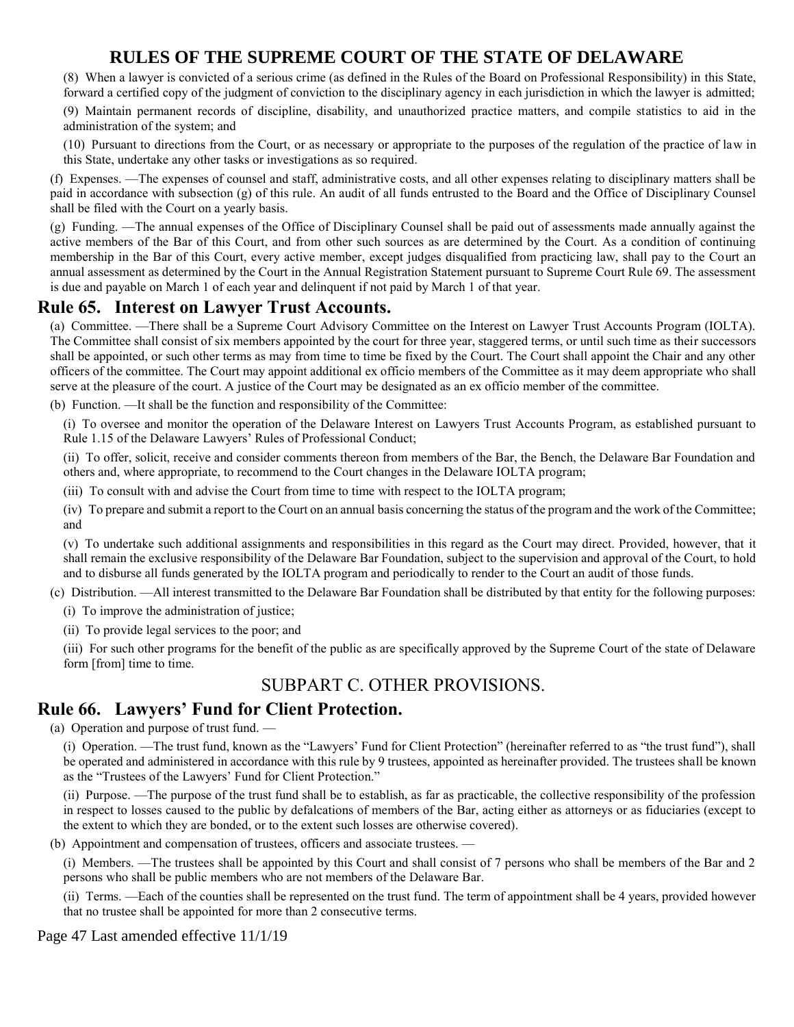(8) When a lawyer is convicted of a serious crime (as defined in the Rules of the Board on Professional Responsibility) in this State, forward a certified copy of the judgment of conviction to the disciplinary agency in each jurisdiction in which the lawyer is admitted;

(9) Maintain permanent records of discipline, disability, and unauthorized practice matters, and compile statistics to aid in the administration of the system; and

(10) Pursuant to directions from the Court, or as necessary or appropriate to the purposes of the regulation of the practice of law in this State, undertake any other tasks or investigations as so required.

(f) Expenses. —The expenses of counsel and staff, administrative costs, and all other expenses relating to disciplinary matters shall be paid in accordance with subsection (g) of this rule. An audit of all funds entrusted to the Board and the Office of Disciplinary Counsel shall be filed with the Court on a yearly basis.

(g) Funding. —The annual expenses of the Office of Disciplinary Counsel shall be paid out of assessments made annually against the active members of the Bar of this Court, and from other such sources as are determined by the Court. As a condition of continuing membership in the Bar of this Court, every active member, except judges disqualified from practicing law, shall pay to the Court an annual assessment as determined by the Court in the Annual Registration Statement pursuant to Supreme Court Rule 69. The assessment is due and payable on March 1 of each year and delinquent if not paid by March 1 of that year.

## Rule 65. Interest on Lawyer Trust Accounts.

(a) Committee. —There shall be a Supreme Court Advisory Committee on the Interest on Lawyer Trust Accounts Program (IOLTA). The Committee shall consist of six members appointed by the court for three year, staggered terms, or until such time as their successors shall be appointed, or such other terms as may from time to time be fixed by the Court. The Court shall appoint the Chair and any other officers of the committee. The Court may appoint additional ex officio members of the Committee as it may deem appropriate who shall serve at the pleasure of the court. A justice of the Court may be designated as an ex officio member of the committee.

(b) Function. —It shall be the function and responsibility of the Committee:

(i) To oversee and monitor the operation of the Delaware Interest on Lawyers Trust Accounts Program, as established pursuant to Rule 1.15 of the Delaware Lawyers' Rules of Professional Conduct;

(ii) To offer, solicit, receive and consider comments thereon from members of the Bar, the Bench, the Delaware Bar Foundation and others and, where appropriate, to recommend to the Court changes in the Delaware IOLTA program;

(iii) To consult with and advise the Court from time to time with respect to the IOLTA program;

(iv) To prepare and submit a report to the Court on an annual basis concerning the status of the program and the work of the Committee; and

(v) To undertake such additional assignments and responsibilities in this regard as the Court may direct. Provided, however, that it shall remain the exclusive responsibility of the Delaware Bar Foundation, subject to the supervision and approval of the Court, to hold and to disburse all funds generated by the IOLTA program and periodically to render to the Court an audit of those funds.

(c) Distribution. —All interest transmitted to the Delaware Bar Foundation shall be distributed by that entity for the following purposes:

(i) To improve the administration of justice;

(ii) To provide legal services to the poor; and

(iii) For such other programs for the benefit of the public as are specifically approved by the Supreme Court of the state of Delaware form [from] time to time.

# SUBPART C. OTHER PROVISIONS.

## Rule 66. Lawyers' Fund for Client Protection.

(a) Operation and purpose of trust fund. —

(i) Operation. —The trust fund, known as the "Lawyers' Fund for Client Protection" (hereinafter referred to as "the trust fund"), shall be operated and administered in accordance with this rule by 9 trustees, appointed as hereinafter provided. The trustees shall be known as the "Trustees of the Lawyers' Fund for Client Protection."

(ii) Purpose. —The purpose of the trust fund shall be to establish, as far as practicable, the collective responsibility of the profession in respect to losses caused to the public by defalcations of members of the Bar, acting either as attorneys or as fiduciaries (except to the extent to which they are bonded, or to the extent such losses are otherwise covered).

(b) Appointment and compensation of trustees, officers and associate trustees. —

(i) Members. —The trustees shall be appointed by this Court and shall consist of 7 persons who shall be members of the Bar and 2 persons who shall be public members who are not members of the Delaware Bar.

(ii) Terms. —Each of the counties shall be represented on the trust fund. The term of appointment shall be 4 years, provided however that no trustee shall be appointed for more than 2 consecutive terms.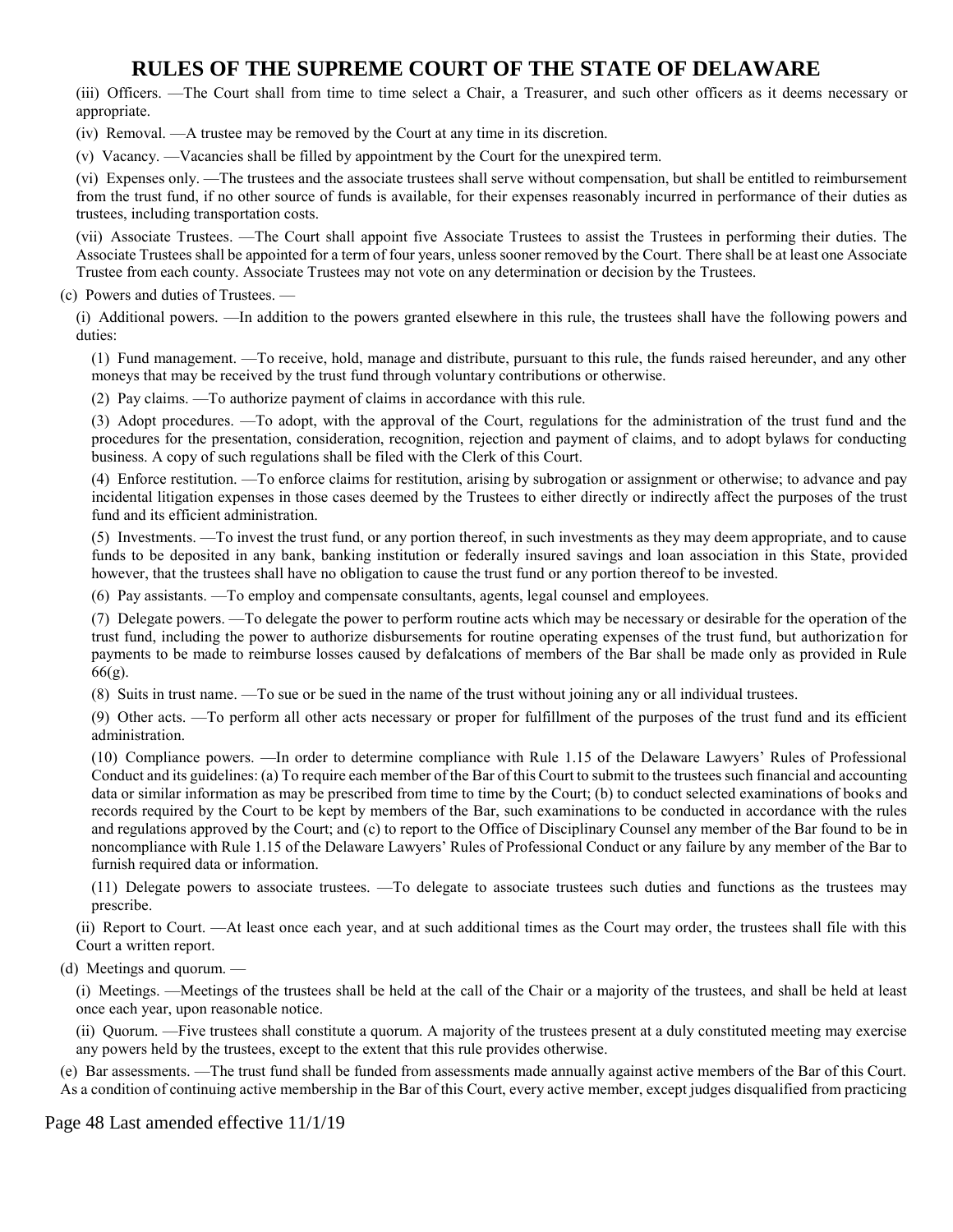(iii) Officers. —The Court shall from time to time select a Chair, a Treasurer, and such other officers as it deems necessary or appropriate.

(iv) Removal. —A trustee may be removed by the Court at any time in its discretion.

(v) Vacancy. —Vacancies shall be filled by appointment by the Court for the unexpired term.

(vi) Expenses only. —The trustees and the associate trustees shall serve without compensation, but shall be entitled to reimbursement from the trust fund, if no other source of funds is available, for their expenses reasonably incurred in performance of their duties as trustees, including transportation costs.

(vii) Associate Trustees. —The Court shall appoint five Associate Trustees to assist the Trustees in performing their duties. The Associate Trustees shall be appointed for a term of four years, unless sooner removed by the Court. There shall be at least one Associate Trustee from each county. Associate Trustees may not vote on any determination or decision by the Trustees.

(c) Powers and duties of Trustees. —

(i) Additional powers. —In addition to the powers granted elsewhere in this rule, the trustees shall have the following powers and duties:

(1) Fund management. —To receive, hold, manage and distribute, pursuant to this rule, the funds raised hereunder, and any other moneys that may be received by the trust fund through voluntary contributions or otherwise.

(2) Pay claims. —To authorize payment of claims in accordance with this rule.

(3) Adopt procedures. —To adopt, with the approval of the Court, regulations for the administration of the trust fund and the procedures for the presentation, consideration, recognition, rejection and payment of claims, and to adopt bylaws for conducting business. A copy of such regulations shall be filed with the Clerk of this Court.

(4) Enforce restitution. —To enforce claims for restitution, arising by subrogation or assignment or otherwise; to advance and pay incidental litigation expenses in those cases deemed by the Trustees to either directly or indirectly affect the purposes of the trust fund and its efficient administration.

(5) Investments. —To invest the trust fund, or any portion thereof, in such investments as they may deem appropriate, and to cause funds to be deposited in any bank, banking institution or federally insured savings and loan association in this State, provided however, that the trustees shall have no obligation to cause the trust fund or any portion thereof to be invested.

(6) Pay assistants. —To employ and compensate consultants, agents, legal counsel and employees.

(7) Delegate powers. —To delegate the power to perform routine acts which may be necessary or desirable for the operation of the trust fund, including the power to authorize disbursements for routine operating expenses of the trust fund, but authorization for payments to be made to reimburse losses caused by defalcations of members of the Bar shall be made only as provided in Rule 66(g).

(8) Suits in trust name. —To sue or be sued in the name of the trust without joining any or all individual trustees.

(9) Other acts. —To perform all other acts necessary or proper for fulfillment of the purposes of the trust fund and its efficient administration.

(10) Compliance powers. —In order to determine compliance with Rule 1.15 of the Delaware Lawyers' Rules of Professional Conduct and its guidelines: (a) To require each member of the Bar of this Court to submit to the trustees such financial and accounting data or similar information as may be prescribed from time to time by the Court; (b) to conduct selected examinations of books and records required by the Court to be kept by members of the Bar, such examinations to be conducted in accordance with the rules and regulations approved by the Court; and (c) to report to the Office of Disciplinary Counsel any member of the Bar found to be in noncompliance with Rule 1.15 of the Delaware Lawyers' Rules of Professional Conduct or any failure by any member of the Bar to furnish required data or information.

(11) Delegate powers to associate trustees. —To delegate to associate trustees such duties and functions as the trustees may prescribe.

(ii) Report to Court. —At least once each year, and at such additional times as the Court may order, the trustees shall file with this Court a written report.

(d) Meetings and quorum. —

(i) Meetings. —Meetings of the trustees shall be held at the call of the Chair or a majority of the trustees, and shall be held at least once each year, upon reasonable notice.

(ii) Quorum. —Five trustees shall constitute a quorum. A majority of the trustees present at a duly constituted meeting may exercise any powers held by the trustees, except to the extent that this rule provides otherwise.

(e) Bar assessments. —The trust fund shall be funded from assessments made annually against active members of the Bar of this Court. As a condition of continuing active membership in the Bar of this Court, every active member, except judges disqualified from practicing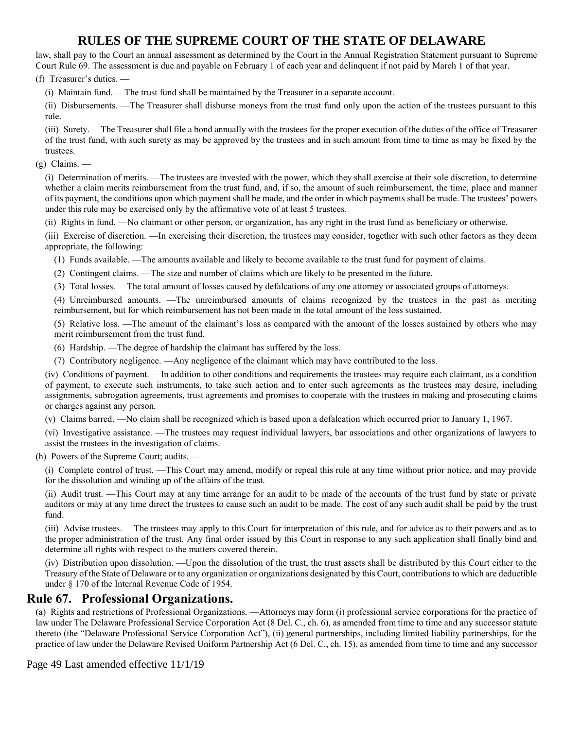law, shall pay to the Court an annual assessment as determined by the Court in the Annual Registration Statement pursuant to Supreme Court Rule 69. The assessment is due and payable on February 1 of each year and delinquent if not paid by March 1 of that year.

(f) Treasurer's duties. —

(i) Maintain fund. —The trust fund shall be maintained by the Treasurer in a separate account.

(ii) Disbursements. —The Treasurer shall disburse moneys from the trust fund only upon the action of the trustees pursuant to this rule.

(iii) Surety. —The Treasurer shall file a bond annually with the trustees for the proper execution of the duties of the office of Treasurer of the trust fund, with such surety as may be approved by the trustees and in such amount from time to time as may be fixed by the trustees.

(g) Claims. —

(i) Determination of merits. —The trustees are invested with the power, which they shall exercise at their sole discretion, to determine whether a claim merits reimbursement from the trust fund, and, if so, the amount of such reimbursement, the time, place and manner of its payment, the conditions upon which payment shall be made, and the order in which payments shall be made. The trustees' powers under this rule may be exercised only by the affirmative vote of at least 5 trustees.

(ii) Rights in fund. —No claimant or other person, or organization, has any right in the trust fund as beneficiary or otherwise.

(iii) Exercise of discretion. —In exercising their discretion, the trustees may consider, together with such other factors as they deem appropriate, the following:

(1) Funds available. —The amounts available and likely to become available to the trust fund for payment of claims.

(2) Contingent claims. —The size and number of claims which are likely to be presented in the future.

(3) Total losses. —The total amount of losses caused by defalcations of any one attorney or associated groups of attorneys.

(4) Unreimbursed amounts. —The unreimbursed amounts of claims recognized by the trustees in the past as meriting reimbursement, but for which reimbursement has not been made in the total amount of the loss sustained.

(5) Relative loss. —The amount of the claimant's loss as compared with the amount of the losses sustained by others who may merit reimbursement from the trust fund.

(6) Hardship. —The degree of hardship the claimant has suffered by the loss.

(7) Contributory negligence. —Any negligence of the claimant which may have contributed to the loss.

(iv) Conditions of payment. —In addition to other conditions and requirements the trustees may require each claimant, as a condition of payment, to execute such instruments, to take such action and to enter such agreements as the trustees may desire, including assignments, subrogation agreements, trust agreements and promises to cooperate with the trustees in making and prosecuting claims or charges against any person.

(v) Claims barred. —No claim shall be recognized which is based upon a defalcation which occurred prior to January 1, 1967.

(vi) Investigative assistance. —The trustees may request individual lawyers, bar associations and other organizations of lawyers to assist the trustees in the investigation of claims.

(h) Powers of the Supreme Court; audits. —

(i) Complete control of trust. —This Court may amend, modify or repeal this rule at any time without prior notice, and may provide for the dissolution and winding up of the affairs of the trust.

(ii) Audit trust. —This Court may at any time arrange for an audit to be made of the accounts of the trust fund by state or private auditors or may at any time direct the trustees to cause such an audit to be made. The cost of any such audit shall be paid by the trust fund.

(iii) Advise trustees. —The trustees may apply to this Court for interpretation of this rule, and for advice as to their powers and as to the proper administration of the trust. Any final order issued by this Court in response to any such application shall finally bind and determine all rights with respect to the matters covered therein.

(iv) Distribution upon dissolution. —Upon the dissolution of the trust, the trust assets shall be distributed by this Court either to the Treasury of the State of Delaware or to any organization or organizations designated by this Court, contributions to which are deductible under § 170 of the Internal Revenue Code of 1954.

## Rule 67. Professional Organizations.

(a) Rights and restrictions of Professional Organizations. —Attorneys may form (i) professional service corporations for the practice of law under The Delaware Professional Service Corporation Act (8 Del. C., ch. 6), as amended from time to time and any successor statute thereto (the "Delaware Professional Service Corporation Act"), (ii) general partnerships, including limited liability partnerships, for the practice of law under the Delaware Revised Uniform Partnership Act (6 Del. C., ch. 15), as amended from time to time and any successor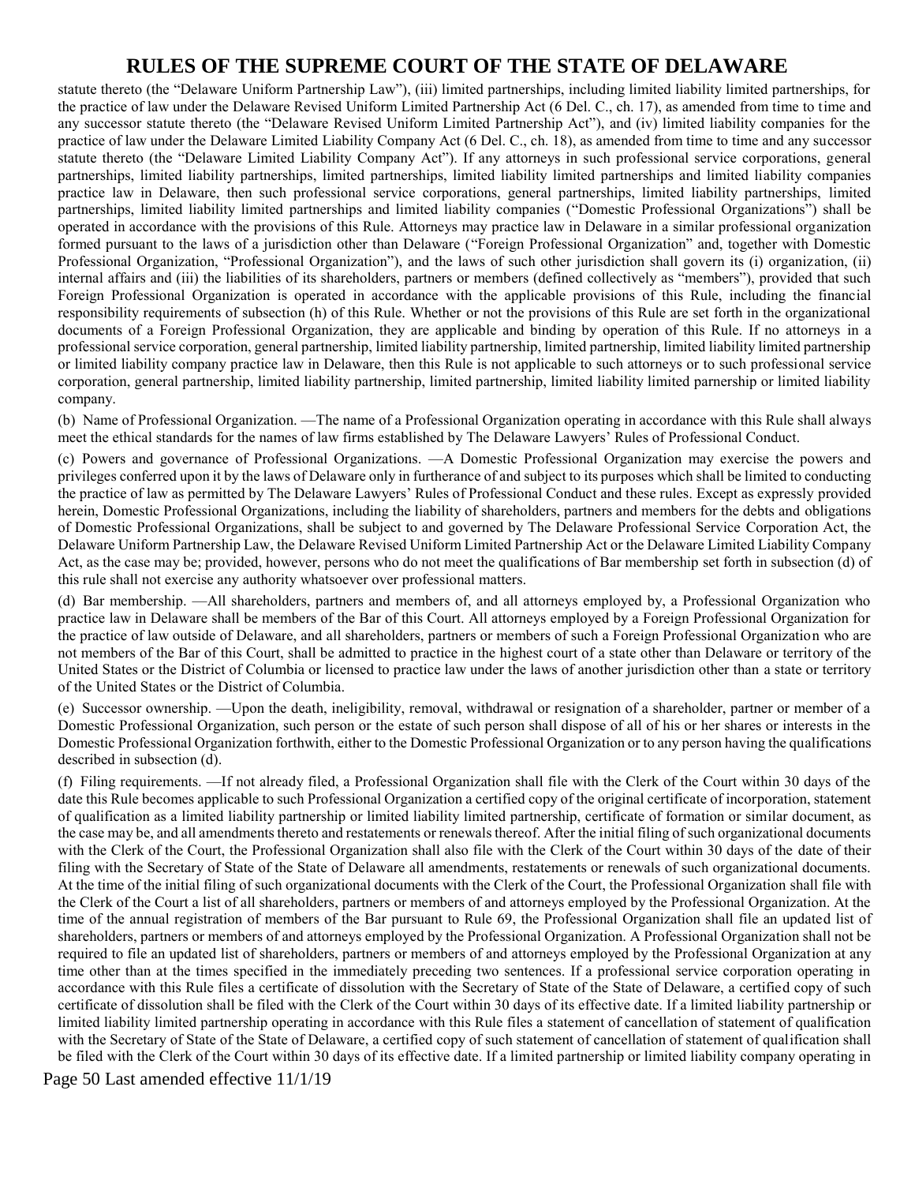statute thereto (the "Delaware Uniform Partnership Law"), (iii) limited partnerships, including limited liability limited partnerships, for the practice of law under the Delaware Revised Uniform Limited Partnership Act (6 Del. C., ch. 17), as amended from time to time and any successor statute thereto (the "Delaware Revised Uniform Limited Partnership Act"), and (iv) limited liability companies for the practice of law under the Delaware Limited Liability Company Act (6 Del. C., ch. 18), as amended from time to time and any successor statute thereto (the "Delaware Limited Liability Company Act"). If any attorneys in such professional service corporations, general partnerships, limited liability partnerships, limited partnerships, limited liability limited partnerships and limited liability companies practice law in Delaware, then such professional service corporations, general partnerships, limited liability partnerships, limited partnerships, limited liability limited partnerships and limited liability companies ("Domestic Professional Organizations") shall be operated in accordance with the provisions of this Rule. Attorneys may practice law in Delaware in a similar professional organization formed pursuant to the laws of a jurisdiction other than Delaware ("Foreign Professional Organization" and, together with Domestic Professional Organization, "Professional Organization"), and the laws of such other jurisdiction shall govern its (i) organization, (ii) internal affairs and (iii) the liabilities of its shareholders, partners or members (defined collectively as "members"), provided that such Foreign Professional Organization is operated in accordance with the applicable provisions of this Rule, including the financial responsibility requirements of subsection (h) of this Rule. Whether or not the provisions of this Rule are set forth in the organizational documents of a Foreign Professional Organization, they are applicable and binding by operation of this Rule. If no attorneys in a professional service corporation, general partnership, limited liability partnership, limited partnership, limited liability limited partnership or limited liability company practice law in Delaware, then this Rule is not applicable to such attorneys or to such professional service corporation, general partnership, limited liability partnership, limited partnership, limited liability limited parnership or limited liability company.

(b) Name of Professional Organization. —The name of a Professional Organization operating in accordance with this Rule shall always meet the ethical standards for the names of law firms established by The Delaware Lawyers' Rules of Professional Conduct.

(c) Powers and governance of Professional Organizations. —A Domestic Professional Organization may exercise the powers and privileges conferred upon it by the laws of Delaware only in furtherance of and subject to its purposes which shall be limited to conducting the practice of law as permitted by The Delaware Lawyers' Rules of Professional Conduct and these rules. Except as expressly provided herein, Domestic Professional Organizations, including the liability of shareholders, partners and members for the debts and obligations of Domestic Professional Organizations, shall be subject to and governed by The Delaware Professional Service Corporation Act, the Delaware Uniform Partnership Law, the Delaware Revised Uniform Limited Partnership Act or the Delaware Limited Liability Company Act, as the case may be; provided, however, persons who do not meet the qualifications of Bar membership set forth in subsection (d) of this rule shall not exercise any authority whatsoever over professional matters.

(d) Bar membership. —All shareholders, partners and members of, and all attorneys employed by, a Professional Organization who practice law in Delaware shall be members of the Bar of this Court. All attorneys employed by a Foreign Professional Organization for the practice of law outside of Delaware, and all shareholders, partners or members of such a Foreign Professional Organization who are not members of the Bar of this Court, shall be admitted to practice in the highest court of a state other than Delaware or territory of the United States or the District of Columbia or licensed to practice law under the laws of another jurisdiction other than a state or territory of the United States or the District of Columbia.

(e) Successor ownership. —Upon the death, ineligibility, removal, withdrawal or resignation of a shareholder, partner or member of a Domestic Professional Organization, such person or the estate of such person shall dispose of all of his or her shares or interests in the Domestic Professional Organization forthwith, either to the Domestic Professional Organization or to any person having the qualifications described in subsection (d).

(f) Filing requirements. —If not already filed, a Professional Organization shall file with the Clerk of the Court within 30 days of the date this Rule becomes applicable to such Professional Organization a certified copy of the original certificate of incorporation, statement of qualification as a limited liability partnership or limited liability limited partnership, certificate of formation or similar document, as the case may be, and all amendments thereto and restatements or renewals thereof. After the initial filing of such organizational documents with the Clerk of the Court, the Professional Organization shall also file with the Clerk of the Court within 30 days of the date of their filing with the Secretary of State of the State of Delaware all amendments, restatements or renewals of such organizational documents. At the time of the initial filing of such organizational documents with the Clerk of the Court, the Professional Organization shall file with the Clerk of the Court a list of all shareholders, partners or members of and attorneys employed by the Professional Organization. At the time of the annual registration of members of the Bar pursuant to Rule 69, the Professional Organization shall file an updated list of shareholders, partners or members of and attorneys employed by the Professional Organization. A Professional Organization shall not be required to file an updated list of shareholders, partners or members of and attorneys employed by the Professional Organization at any time other than at the times specified in the immediately preceding two sentences. If a professional service corporation operating in accordance with this Rule files a certificate of dissolution with the Secretary of State of the State of Delaware, a certified copy of such certificate of dissolution shall be filed with the Clerk of the Court within 30 days of its effective date. If a limited liability partnership or limited liability limited partnership operating in accordance with this Rule files a statement of cancellation of statement of qualification with the Secretary of State of the State of Delaware, a certified copy of such statement of cancellation of statement of qualification shall be filed with the Clerk of the Court within 30 days of its effective date. If a limited partnership or limited liability company operating in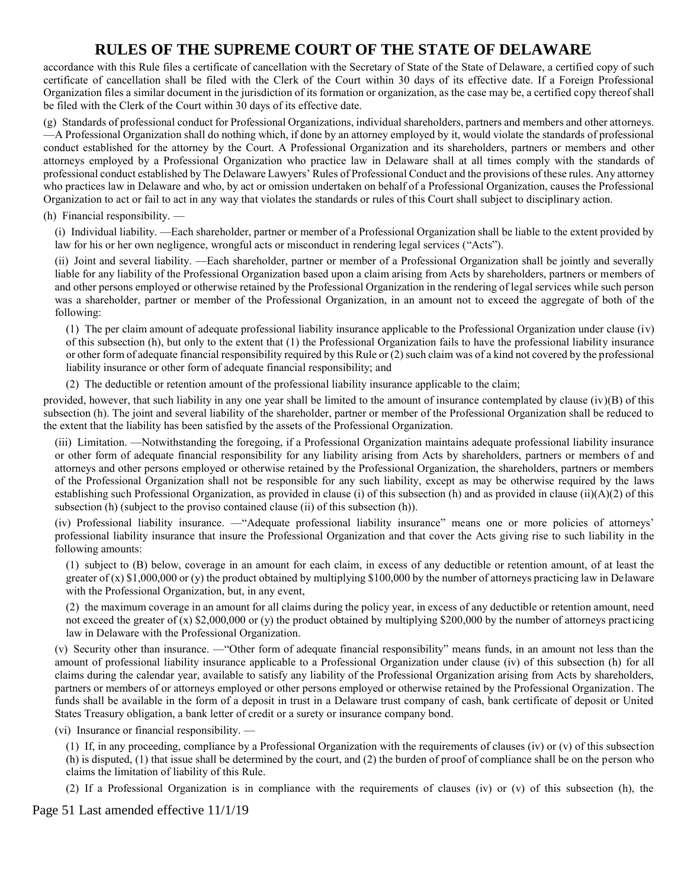accordance with this Rule files a certificate of cancellation with the Secretary of State of the State of Delaware, a certified copy of such certificate of cancellation shall be filed with the Clerk of the Court within 30 days of its effective date. If a Foreign Professional Organization files a similar document in the jurisdiction of its formation or organization, as the case may be, a certified copy thereof shall be filed with the Clerk of the Court within 30 days of its effective date.

(g) Standards of professional conduct for Professional Organizations, individual shareholders, partners and members and other attorneys. —A Professional Organization shall do nothing which, if done by an attorney employed by it, would violate the standards of professional conduct established for the attorney by the Court. A Professional Organization and its shareholders, partners or members and other attorneys employed by a Professional Organization who practice law in Delaware shall at all times comply with the standards of professional conduct established by The Delaware Lawyers' Rules of Professional Conduct and the provisions of these rules. Any attorney who practices law in Delaware and who, by act or omission undertaken on behalf of a Professional Organization, causes the Professional Organization to act or fail to act in any way that violates the standards or rules of this Court shall subject to disciplinary action.

(h) Financial responsibility. —

(i) Individual liability. —Each shareholder, partner or member of a Professional Organization shall be liable to the extent provided by law for his or her own negligence, wrongful acts or misconduct in rendering legal services ("Acts").

(ii) Joint and several liability. —Each shareholder, partner or member of a Professional Organization shall be jointly and severally liable for any liability of the Professional Organization based upon a claim arising from Acts by shareholders, partners or members of and other persons employed or otherwise retained by the Professional Organization in the rendering of legal services while such person was a shareholder, partner or member of the Professional Organization, in an amount not to exceed the aggregate of both of the following:

(1) The per claim amount of adequate professional liability insurance applicable to the Professional Organization under clause (iv) of this subsection (h), but only to the extent that (1) the Professional Organization fails to have the professional liability insurance or other form of adequate financial responsibility required by this Rule or (2) such claim was of a kind not covered by the professional liability insurance or other form of adequate financial responsibility; and

(2) The deductible or retention amount of the professional liability insurance applicable to the claim;

provided, however, that such liability in any one year shall be limited to the amount of insurance contemplated by clause (iv)(B) of this subsection (h). The joint and several liability of the shareholder, partner or member of the Professional Organization shall be reduced to the extent that the liability has been satisfied by the assets of the Professional Organization.

(iii) Limitation. —Notwithstanding the foregoing, if a Professional Organization maintains adequate professional liability insurance or other form of adequate financial responsibility for any liability arising from Acts by shareholders, partners or members of and attorneys and other persons employed or otherwise retained by the Professional Organization, the shareholders, partners or members of the Professional Organization shall not be responsible for any such liability, except as may be otherwise required by the laws establishing such Professional Organization, as provided in clause (i) of this subsection (h) and as provided in clause (ii)(A)(2) of this subsection (h) (subject to the proviso contained clause (ii) of this subsection (h)).

(iv) Professional liability insurance. —"Adequate professional liability insurance" means one or more policies of attorneys' professional liability insurance that insure the Professional Organization and that cover the Acts giving rise to such liability in the following amounts:

(1) subject to (B) below, coverage in an amount for each claim, in excess of any deductible or retention amount, of at least the greater of (x) $1,000,000 or (y) the product obtained by multiplying $100,000 by the number of attorneys practicing law in Delaware with the Professional Organization, but, in any event,

(2) the maximum coverage in an amount for all claims during the policy year, in excess of any deductible or retention amount, need not exceed the greater of (x) $2,000,000 or (y) the product obtained by multiplying $200,000 by the number of attorneys practicing law in Delaware with the Professional Organization.

(v) Security other than insurance. —"Other form of adequate financial responsibility" means funds, in an amount not less than the amount of professional liability insurance applicable to a Professional Organization under clause (iv) of this subsection (h) for all claims during the calendar year, available to satisfy any liability of the Professional Organization arising from Acts by shareholders, partners or members of or attorneys employed or other persons employed or otherwise retained by the Professional Organization. The funds shall be available in the form of a deposit in trust in a Delaware trust company of cash, bank certificate of deposit or United States Treasury obligation, a bank letter of credit or a surety or insurance company bond.

(vi) Insurance or financial responsibility. —

(1) If, in any proceeding, compliance by a Professional Organization with the requirements of clauses (iv) or (v) of this subsection (h) is disputed, (1) that issue shall be determined by the court, and (2) the burden of proof of compliance shall be on the person who claims the limitation of liability of this Rule.

(2) If a Professional Organization is in compliance with the requirements of clauses (iv) or (v) of this subsection (h), the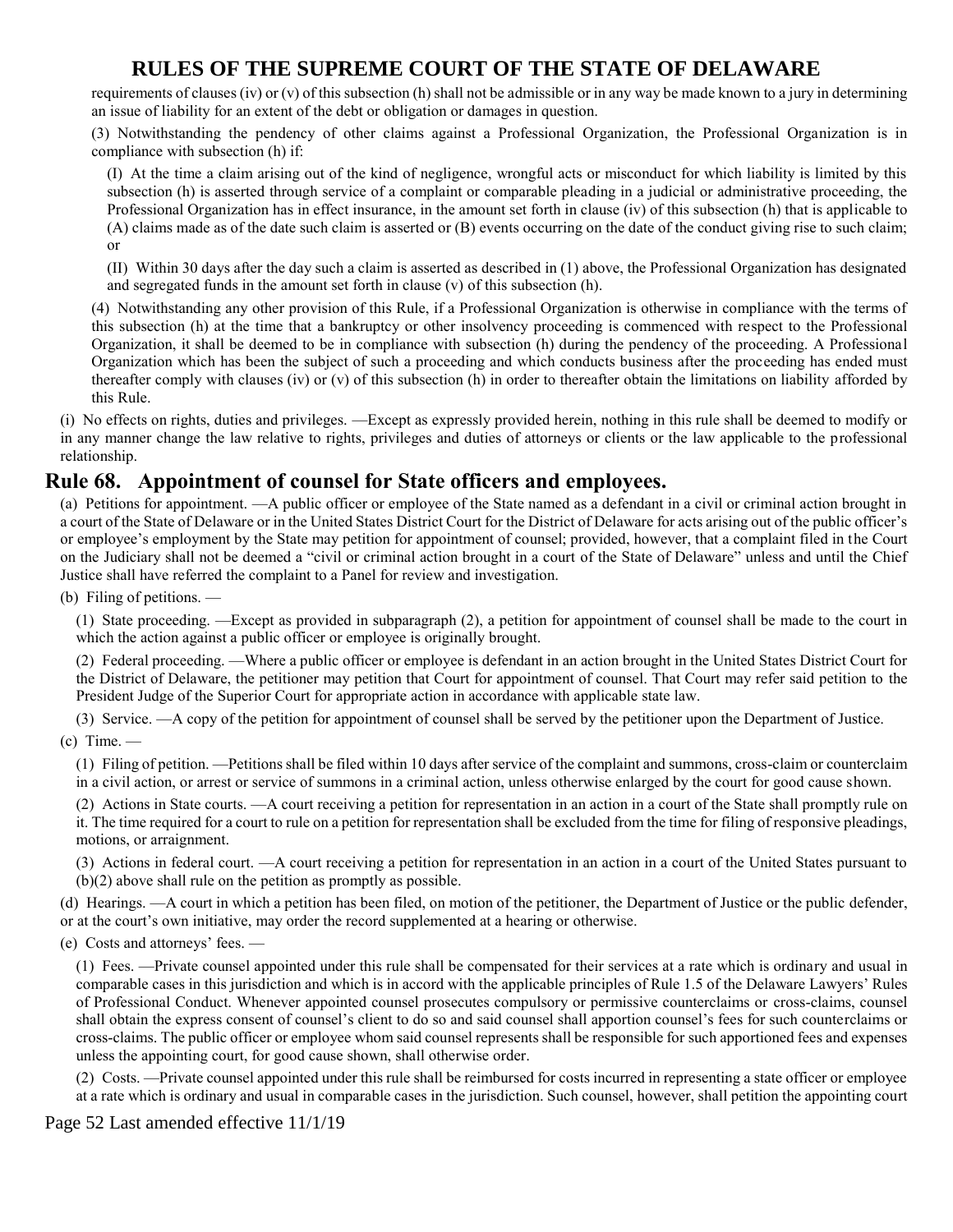requirements of clauses (iv) or (v) of this subsection (h) shall not be admissible or in any way be made known to a jury in determining an issue of liability for an extent of the debt or obligation or damages in question.

(3) Notwithstanding the pendency of other claims against a Professional Organization, the Professional Organization is in compliance with subsection (h) if:

(I) At the time a claim arising out of the kind of negligence, wrongful acts or misconduct for which liability is limited by this subsection (h) is asserted through service of a complaint or comparable pleading in a judicial or administrative proceeding, the Professional Organization has in effect insurance, in the amount set forth in clause (iv) of this subsection (h) that is applicable to (A) claims made as of the date such claim is asserted or (B) events occurring on the date of the conduct giving rise to such claim; or

(II) Within 30 days after the day such a claim is asserted as described in (1) above, the Professional Organization has designated and segregated funds in the amount set forth in clause (v) of this subsection (h).

(4) Notwithstanding any other provision of this Rule, if a Professional Organization is otherwise in compliance with the terms of this subsection (h) at the time that a bankruptcy or other insolvency proceeding is commenced with respect to the Professional Organization, it shall be deemed to be in compliance with subsection (h) during the pendency of the proceeding. A Professional Organization which has been the subject of such a proceeding and which conducts business after the proceeding has ended must thereafter comply with clauses (iv) or (v) of this subsection (h) in order to thereafter obtain the limitations on liability afforded by this Rule.

(i) No effects on rights, duties and privileges. —Except as expressly provided herein, nothing in this rule shall be deemed to modify or in any manner change the law relative to rights, privileges and duties of attorneys or clients or the law applicable to the professional relationship.

## Rule 68. Appointment of counsel for State officers and employees.

(a) Petitions for appointment. —A public officer or employee of the State named as a defendant in a civil or criminal action brought in a court of the State of Delaware or in the United States District Court for the District of Delaware for acts arising out of the public officer's or employee's employment by the State may petition for appointment of counsel; provided, however, that a complaint filed in the Court on the Judiciary shall not be deemed a "civil or criminal action brought in a court of the State of Delaware" unless and until the Chief Justice shall have referred the complaint to a Panel for review and investigation.

(b) Filing of petitions. —

(1) State proceeding. —Except as provided in subparagraph (2), a petition for appointment of counsel shall be made to the court in which the action against a public officer or employee is originally brought.

(2) Federal proceeding. —Where a public officer or employee is defendant in an action brought in the United States District Court for the District of Delaware, the petitioner may petition that Court for appointment of counsel. That Court may refer said petition to the President Judge of the Superior Court for appropriate action in accordance with applicable state law.

(3) Service. —A copy of the petition for appointment of counsel shall be served by the petitioner upon the Department of Justice.

(c) Time. —

(1) Filing of petition. —Petitions shall be filed within 10 days after service of the complaint and summons, cross-claim or counterclaim in a civil action, or arrest or service of summons in a criminal action, unless otherwise enlarged by the court for good cause shown.

(2) Actions in State courts. —A court receiving a petition for representation in an action in a court of the State shall promptly rule on it. The time required for a court to rule on a petition for representation shall be excluded from the time for filing of responsive pleadings, motions, or arraignment.

(3) Actions in federal court. —A court receiving a petition for representation in an action in a court of the United States pursuant to (b)(2) above shall rule on the petition as promptly as possible.

(d) Hearings. —A court in which a petition has been filed, on motion of the petitioner, the Department of Justice or the public defender, or at the court's own initiative, may order the record supplemented at a hearing or otherwise.

(e) Costs and attorneys' fees. —

(1) Fees. —Private counsel appointed under this rule shall be compensated for their services at a rate which is ordinary and usual in comparable cases in this jurisdiction and which is in accord with the applicable principles of Rule 1.5 of the Delaware Lawyers' Rules of Professional Conduct. Whenever appointed counsel prosecutes compulsory or permissive counterclaims or cross-claims, counsel shall obtain the express consent of counsel's client to do so and said counsel shall apportion counsel's fees for such counterclaims or cross-claims. The public officer or employee whom said counsel represents shall be responsible for such apportioned fees and expenses unless the appointing court, for good cause shown, shall otherwise order.

(2) Costs. —Private counsel appointed under this rule shall be reimbursed for costs incurred in representing a state officer or employee at a rate which is ordinary and usual in comparable cases in the jurisdiction. Such counsel, however, shall petition the appointing court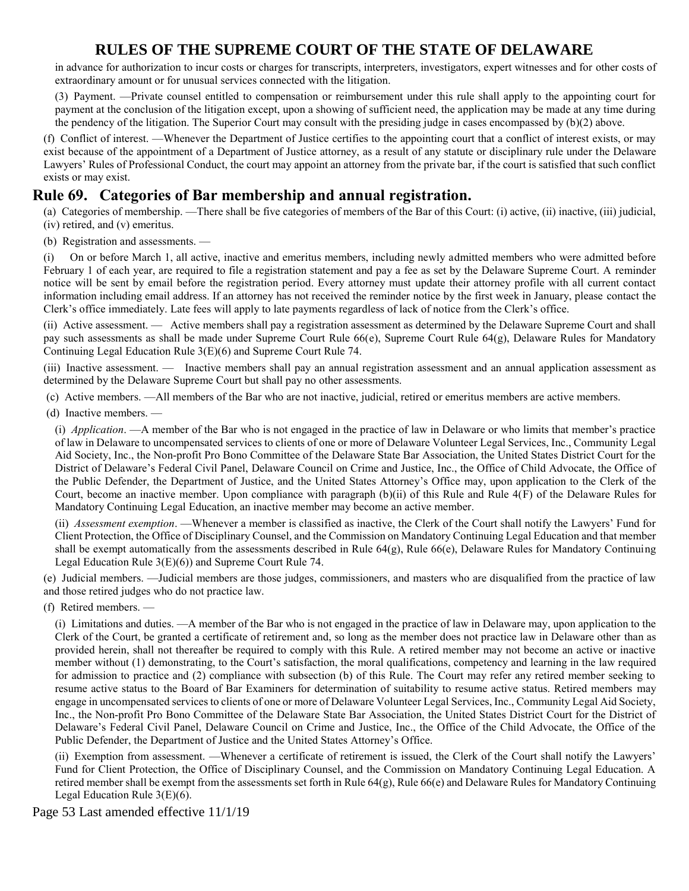in advance for authorization to incur costs or charges for transcripts, interpreters, investigators, expert witnesses and for other costs of extraordinary amount or for unusual services connected with the litigation.

(3) Payment. —Private counsel entitled to compensation or reimbursement under this rule shall apply to the appointing court for payment at the conclusion of the litigation except, upon a showing of sufficient need, the application may be made at any time during the pendency of the litigation. The Superior Court may consult with the presiding judge in cases encompassed by (b)(2) above.

(f) Conflict of interest. —Whenever the Department of Justice certifies to the appointing court that a conflict of interest exists, or may exist because of the appointment of a Department of Justice attorney, as a result of any statute or disciplinary rule under the Delaware Lawyers' Rules of Professional Conduct, the court may appoint an attorney from the private bar, if the court is satisfied that such conflict exists or may exist.

## Rule 69. Categories of Bar membership and annual registration.

(a) Categories of membership. —There shall be five categories of members of the Bar of this Court: (i) active, (ii) inactive, (iii) judicial, (iv) retired, and (v) emeritus.

(b) Registration and assessments. —

(i) On or before March 1, all active, inactive and emeritus members, including newly admitted members who were admitted before February 1 of each year, are required to file a registration statement and pay a fee as set by the Delaware Supreme Court. A reminder notice will be sent by email before the registration period. Every attorney must update their attorney profile with all current contact information including email address. If an attorney has not received the reminder notice by the first week in January, please contact the Clerk's office immediately. Late fees will apply to late payments regardless of lack of notice from the Clerk's office.

(ii) Active assessment. — Active members shall pay a registration assessment as determined by the Delaware Supreme Court and shall pay such assessments as shall be made under Supreme Court Rule 66(e), Supreme Court Rule 64(g), Delaware Rules for Mandatory Continuing Legal Education Rule 3(E)(6) and Supreme Court Rule 74.

(iii) Inactive assessment. — Inactive members shall pay an annual registration assessment and an annual application assessment as determined by the Delaware Supreme Court but shall pay no other assessments.

(c) Active members. —All members of the Bar who are not inactive, judicial, retired or emeritus members are active members.

(d) Inactive members. —

(i) *Application*. —A member of the Bar who is not engaged in the practice of law in Delaware or who limits that member's practice of law in Delaware to uncompensated services to clients of one or more of Delaware Volunteer Legal Services, Inc., Community Legal Aid Society, Inc., the Non-profit Pro Bono Committee of the Delaware State Bar Association, the United States District Court for the District of Delaware's Federal Civil Panel, Delaware Council on Crime and Justice, Inc., the Office of Child Advocate, the Office of the Public Defender, the Department of Justice, and the United States Attorney's Office may, upon application to the Clerk of the Court, become an inactive member. Upon compliance with paragraph (b)(ii) of this Rule and Rule 4(F) of the Delaware Rules for Mandatory Continuing Legal Education, an inactive member may become an active member.

(ii) *Assessment exemption*. —Whenever a member is classified as inactive, the Clerk of the Court shall notify the Lawyers' Fund for Client Protection, the Office of Disciplinary Counsel, and the Commission on Mandatory Continuing Legal Education and that member shall be exempt automatically from the assessments described in Rule 64(g), Rule 66(e), Delaware Rules for Mandatory Continuing Legal Education Rule 3(E)(6)) and Supreme Court Rule 74.

(e) Judicial members. —Judicial members are those judges, commissioners, and masters who are disqualified from the practice of law and those retired judges who do not practice law.

(f) Retired members. —

(i) Limitations and duties. —A member of the Bar who is not engaged in the practice of law in Delaware may, upon application to the Clerk of the Court, be granted a certificate of retirement and, so long as the member does not practice law in Delaware other than as provided herein, shall not thereafter be required to comply with this Rule. A retired member may not become an active or inactive member without (1) demonstrating, to the Court's satisfaction, the moral qualifications, competency and learning in the law required for admission to practice and (2) compliance with subsection (b) of this Rule. The Court may refer any retired member seeking to resume active status to the Board of Bar Examiners for determination of suitability to resume active status. Retired members may engage in uncompensated services to clients of one or more of Delaware Volunteer Legal Services, Inc., Community Legal Aid Society, Inc., the Non-profit Pro Bono Committee of the Delaware State Bar Association, the United States District Court for the District of Delaware's Federal Civil Panel, Delaware Council on Crime and Justice, Inc., the Office of the Child Advocate, the Office of the Public Defender, the Department of Justice and the United States Attorney's Office.

(ii) Exemption from assessment. —Whenever a certificate of retirement is issued, the Clerk of the Court shall notify the Lawyers' Fund for Client Protection, the Office of Disciplinary Counsel, and the Commission on Mandatory Continuing Legal Education. A retired member shall be exempt from the assessments set forth in Rule 64(g), Rule 66(e) and Delaware Rules for Mandatory Continuing Legal Education Rule 3(E)(6).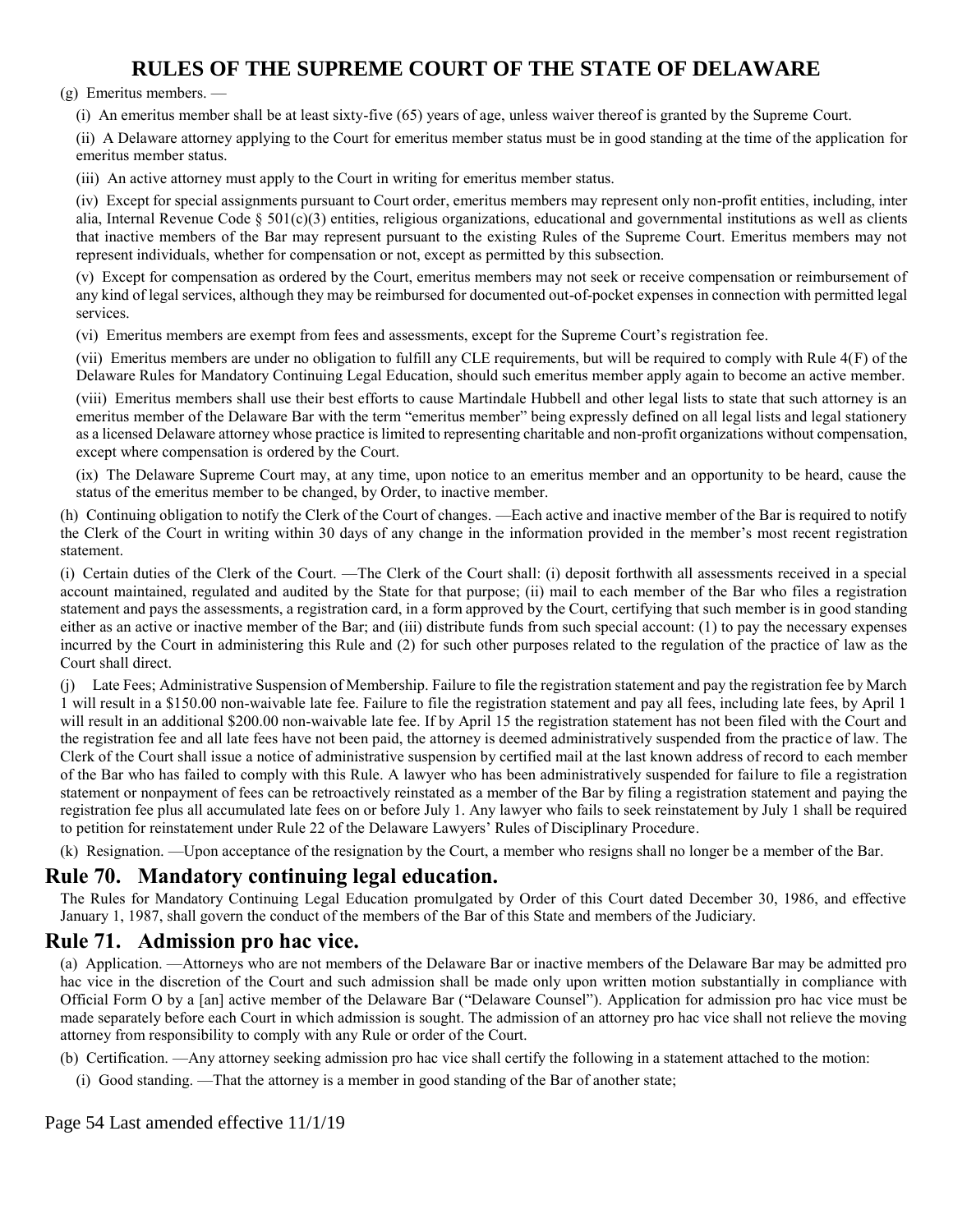(g) Emeritus members. —

(i) An emeritus member shall be at least sixty-five (65) years of age, unless waiver thereof is granted by the Supreme Court.

(ii) A Delaware attorney applying to the Court for emeritus member status must be in good standing at the time of the application for emeritus member status.

(iii) An active attorney must apply to the Court in writing for emeritus member status.

(iv) Except for special assignments pursuant to Court order, emeritus members may represent only non-profit entities, including, inter alia, Internal Revenue Code § 501(c)(3) entities, religious organizations, educational and governmental institutions as well as clients that inactive members of the Bar may represent pursuant to the existing Rules of the Supreme Court. Emeritus members may not represent individuals, whether for compensation or not, except as permitted by this subsection.

(v) Except for compensation as ordered by the Court, emeritus members may not seek or receive compensation or reimbursement of any kind of legal services, although they may be reimbursed for documented out-of-pocket expenses in connection with permitted legal services.

(vi) Emeritus members are exempt from fees and assessments, except for the Supreme Court's registration fee.

(vii) Emeritus members are under no obligation to fulfill any CLE requirements, but will be required to comply with Rule 4(F) of the Delaware Rules for Mandatory Continuing Legal Education, should such emeritus member apply again to become an active member.

(viii) Emeritus members shall use their best efforts to cause Martindale Hubbell and other legal lists to state that such attorney is an emeritus member of the Delaware Bar with the term "emeritus member" being expressly defined on all legal lists and legal stationery as a licensed Delaware attorney whose practice is limited to representing charitable and non-profit organizations without compensation, except where compensation is ordered by the Court.

(ix) The Delaware Supreme Court may, at any time, upon notice to an emeritus member and an opportunity to be heard, cause the status of the emeritus member to be changed, by Order, to inactive member.

(h) Continuing obligation to notify the Clerk of the Court of changes. —Each active and inactive member of the Bar is required to notify the Clerk of the Court in writing within 30 days of any change in the information provided in the member's most recent registration statement.

(i) Certain duties of the Clerk of the Court. —The Clerk of the Court shall: (i) deposit forthwith all assessments received in a special account maintained, regulated and audited by the State for that purpose; (ii) mail to each member of the Bar who files a registration statement and pays the assessments, a registration card, in a form approved by the Court, certifying that such member is in good standing either as an active or inactive member of the Bar; and (iii) distribute funds from such special account: (1) to pay the necessary expenses incurred by the Court in administering this Rule and (2) for such other purposes related to the regulation of the practice of law as the Court shall direct.

(j) Late Fees; Administrative Suspension of Membership. Failure to file the registration statement and pay the registration fee by March 1 will result in a $150.00 non-waivable late fee. Failure to file the registration statement and pay all fees, including late fees, by April 1 will result in an additional $200.00 non-waivable late fee. If by April 15 the registration statement has not been filed with the Court and the registration fee and all late fees have not been paid, the attorney is deemed administratively suspended from the practice of law. The Clerk of the Court shall issue a notice of administrative suspension by certified mail at the last known address of record to each member of the Bar who has failed to comply with this Rule. A lawyer who has been administratively suspended for failure to file a registration statement or nonpayment of fees can be retroactively reinstated as a member of the Bar by filing a registration statement and paying the registration fee plus all accumulated late fees on or before July 1. Any lawyer who fails to seek reinstatement by July 1 shall be required to petition for reinstatement under Rule 22 of the Delaware Lawyers' Rules of Disciplinary Procedure.

(k) Resignation. —Upon acceptance of the resignation by the Court, a member who resigns shall no longer be a member of the Bar.

## Rule 70. Mandatory continuing legal education.

The Rules for Mandatory Continuing Legal Education promulgated by Order of this Court dated December 30, 1986, and effective January 1, 1987, shall govern the conduct of the members of the Bar of this State and members of the Judiciary.

## Rule 71. Admission pro hac vice.

(a) Application. —Attorneys who are not members of the Delaware Bar or inactive members of the Delaware Bar may be admitted pro hac vice in the discretion of the Court and such admission shall be made only upon written motion substantially in compliance with Official Form O by a [an] active member of the Delaware Bar ("Delaware Counsel"). Application for admission pro hac vice must be made separately before each Court in which admission is sought. The admission of an attorney pro hac vice shall not relieve the moving attorney from responsibility to comply with any Rule or order of the Court.

(b) Certification. —Any attorney seeking admission pro hac vice shall certify the following in a statement attached to the motion:

(i) Good standing. —That the attorney is a member in good standing of the Bar of another state;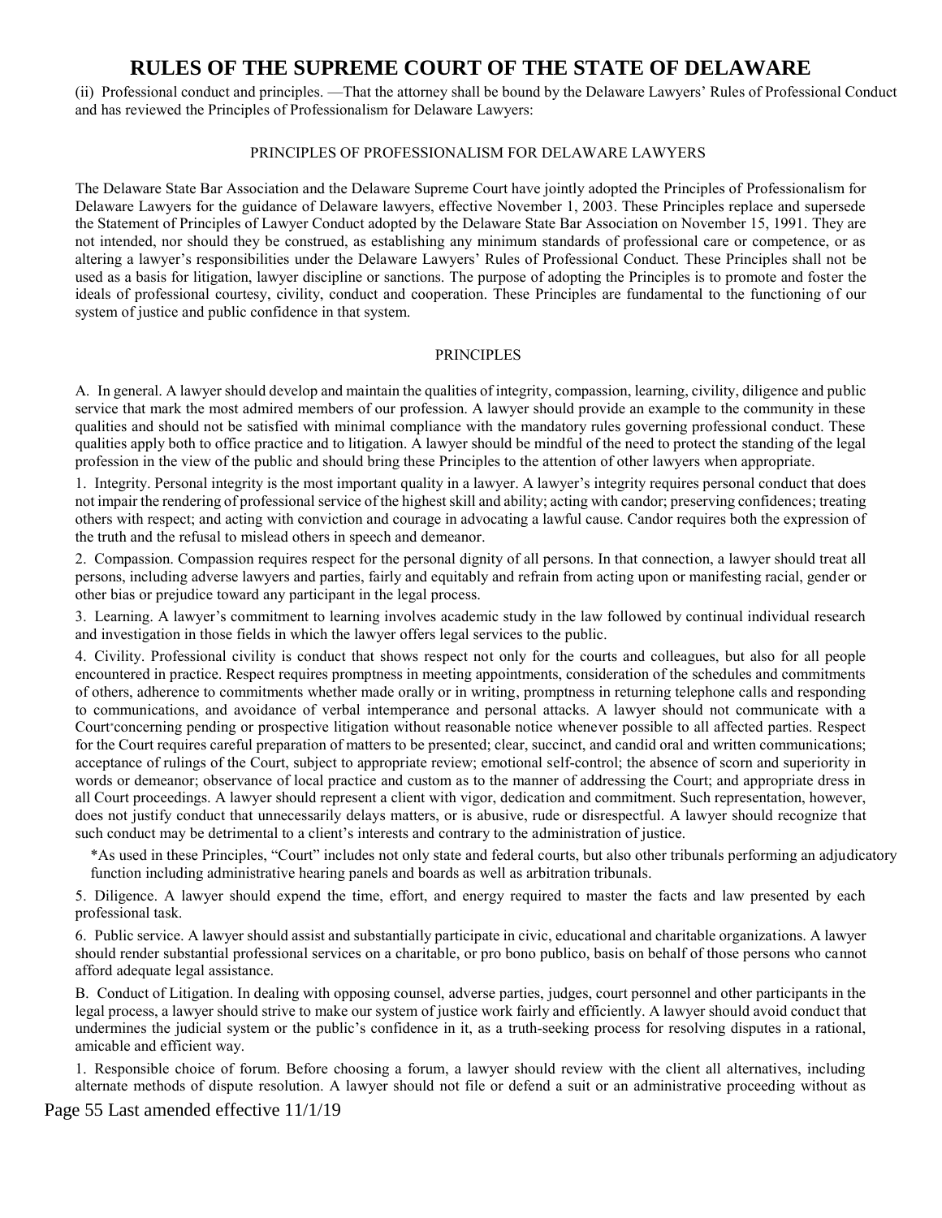# RULES OF THE SUPREME COURT OF THE STATE OF DELAWARE

(ii) Professional conduct and principles. —That the attorney shall be bound by the Delaware Lawyers' Rules of Professional Conduct and has reviewed the Principles of Professionalism for Delaware Lawyers:

## PRINCIPLES OF PROFESSIONALISM FOR DELAWARE LAWYERS

The Delaware State Bar Association and the Delaware Supreme Court have jointly adopted the Principles of Professionalism for Delaware Lawyers for the guidance of Delaware lawyers, effective November 1, 2003. These Principles replace and supersede the Statement of Principles of Lawyer Conduct adopted by the Delaware State Bar Association on November 15, 1991. They are not intended, nor should they be construed, as establishing any minimum standards of professional care or competence, or as altering a lawyer's responsibilities under the Delaware Lawyers' Rules of Professional Conduct. These Principles shall not be used as a basis for litigation, lawyer discipline or sanctions. The purpose of adopting the Principles is to promote and foster the ideals of professional courtesy, civility, conduct and cooperation. These Principles are fundamental to the functioning of our system of justice and public confidence in that system.

## PRINCIPLES

A. In general. A lawyer should develop and maintain the qualities of integrity, compassion, learning, civility, diligence and public service that mark the most admired members of our profession. A lawyer should provide an example to the community in these qualities and should not be satisfied with minimal compliance with the mandatory rules governing professional conduct. These qualities apply both to office practice and to litigation. A lawyer should be mindful of the need to protect the standing of the legal profession in the view of the public and should bring these Principles to the attention of other lawyers when appropriate.

1. Integrity. Personal integrity is the most important quality in a lawyer. A lawyer's integrity requires personal conduct that does not impair the rendering of professional service of the highest skill and ability; acting with candor; preserving confidences; treating others with respect; and acting with conviction and courage in advocating a lawful cause. Candor requires both the expression of the truth and the refusal to mislead others in speech and demeanor.

2. Compassion. Compassion requires respect for the personal dignity of all persons. In that connection, a lawyer should treat all persons, including adverse lawyers and parties, fairly and equitably and refrain from acting upon or manifesting racial, gender or other bias or prejudice toward any participant in the legal process.

3. Learning. A lawyer's commitment to learning involves academic study in the law followed by continual individual research and investigation in those fields in which the lawyer offers legal services to the public.

4. Civility. Professional civility is conduct that shows respect not only for the courts and colleagues, but also for all people encountered in practice. Respect requires promptness in meeting appointments, consideration of the schedules and commitments of others, adherence to commitments whether made orally or in writing, promptness in returning telephone calls and responding to communications, and avoidance of verbal intemperance and personal attacks. A lawyer should not communicate with a Court* concerning pending or prospective litigation without reasonable notice whenever possible to all affected parties. Respect for the Court requires careful preparation of matters to be presented; clear, succinct, and candid oral and written communications; acceptance of rulings of the Court, subject to appropriate review; emotional self-control; the absence of scorn and superiority in words or demeanor; observance of local practice and custom as to the manner of addressing the Court; and appropriate dress in all Court proceedings. A lawyer should represent a client with vigor, dedication and commitment. Such representation, however, does not justify conduct that unnecessarily delays matters, or is abusive, rude or disrespectful. A lawyer should recognize that such conduct may be detrimental to a client's interests and contrary to the administration of justice.

*As used in these Principles, "Court" includes not only state and federal courts, but also other tribunals performing an adjudicatory function including administrative hearing panels and boards as well as arbitration tribunals.

5. Diligence. A lawyer should expend the time, effort, and energy required to master the facts and law presented by each professional task.

6. Public service. A lawyer should assist and substantially participate in civic, educational and charitable organizations. A lawyer should render substantial professional services on a charitable, or pro bono publico, basis on behalf of those persons who cannot afford adequate legal assistance.

B. Conduct of Litigation. In dealing with opposing counsel, adverse parties, judges, court personnel and other participants in the legal process, a lawyer should strive to make our system of justice work fairly and efficiently. A lawyer should avoid conduct that undermines the judicial system or the public's confidence in it, as a truth-seeking process for resolving disputes in a rational, amicable and efficient way.

1. Responsible choice of forum. Before choosing a forum, a lawyer should review with the client all alternatives, including alternate methods of dispute resolution. A lawyer should not file or defend a suit or an administrative proceeding without as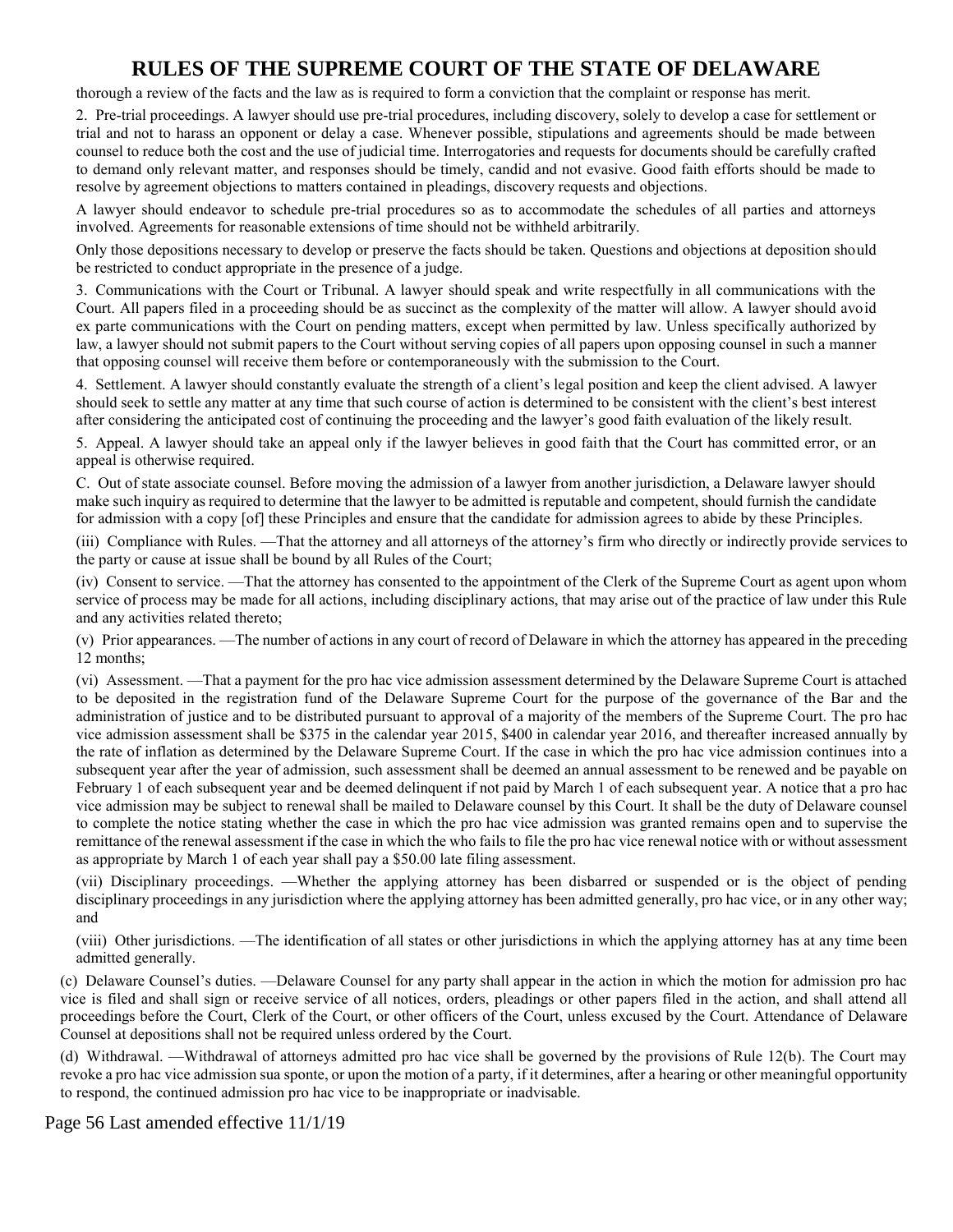thorough a review of the facts and the law as is required to form a conviction that the complaint or response has merit.

2. Pre-trial proceedings. A lawyer should use pre-trial procedures, including discovery, solely to develop a case for settlement or trial and not to harass an opponent or delay a case. Whenever possible, stipulations and agreements should be made between counsel to reduce both the cost and the use of judicial time. Interrogatories and requests for documents should be carefully crafted to demand only relevant matter, and responses should be timely, candid and not evasive. Good faith efforts should be made to resolve by agreement objections to matters contained in pleadings, discovery requests and objections.

A lawyer should endeavor to schedule pre-trial procedures so as to accommodate the schedules of all parties and attorneys involved. Agreements for reasonable extensions of time should not be withheld arbitrarily.

Only those depositions necessary to develop or preserve the facts should be taken. Questions and objections at deposition should be restricted to conduct appropriate in the presence of a judge.

3. Communications with the Court or Tribunal. A lawyer should speak and write respectfully in all communications with the Court. All papers filed in a proceeding should be as succinct as the complexity of the matter will allow. A lawyer should avoid ex parte communications with the Court on pending matters, except when permitted by law. Unless specifically authorized by law, a lawyer should not submit papers to the Court without serving copies of all papers upon opposing counsel in such a manner that opposing counsel will receive them before or contemporaneously with the submission to the Court.

4. Settlement. A lawyer should constantly evaluate the strength of a client's legal position and keep the client advised. A lawyer should seek to settle any matter at any time that such course of action is determined to be consistent with the client's best interest after considering the anticipated cost of continuing the proceeding and the lawyer's good faith evaluation of the likely result.

5. Appeal. A lawyer should take an appeal only if the lawyer believes in good faith that the Court has committed error, or an appeal is otherwise required.

C. Out of state associate counsel. Before moving the admission of a lawyer from another jurisdiction, a Delaware lawyer should make such inquiry as required to determine that the lawyer to be admitted is reputable and competent, should furnish the candidate for admission with a copy [of] these Principles and ensure that the candidate for admission agrees to abide by these Principles.

(iii) Compliance with Rules. —That the attorney and all attorneys of the attorney's firm who directly or indirectly provide services to the party or cause at issue shall be bound by all Rules of the Court;

(iv) Consent to service. —That the attorney has consented to the appointment of the Clerk of the Supreme Court as agent upon whom service of process may be made for all actions, including disciplinary actions, that may arise out of the practice of law under this Rule and any activities related thereto;

(v) Prior appearances. —The number of actions in any court of record of Delaware in which the attorney has appeared in the preceding 12 months;

(vi) Assessment. —That a payment for the pro hac vice admission assessment determined by the Delaware Supreme Court is attached to be deposited in the registration fund of the Delaware Supreme Court for the purpose of the governance of the Bar and the administration of justice and to be distributed pursuant to approval of a majority of the members of the Supreme Court. The pro hac vice admission assessment shall be $375 in the calendar year 2015, $400 in calendar year 2016, and thereafter increased annually by the rate of inflation as determined by the Delaware Supreme Court. If the case in which the pro hac vice admission continues into a subsequent year after the year of admission, such assessment shall be deemed an annual assessment to be renewed and be payable on February 1 of each subsequent year and be deemed delinquent if not paid by March 1 of each subsequent year. A notice that a pro hac vice admission may be subject to renewal shall be mailed to Delaware counsel by this Court. It shall be the duty of Delaware counsel to complete the notice stating whether the case in which the pro hac vice admission was granted remains open and to supervise the remittance of the renewal assessment if the case in which the who fails to file the pro hac vice renewal notice with or without assessment as appropriate by March 1 of each year shall pay a $50.00 late filing assessment.

(vii) Disciplinary proceedings. —Whether the applying attorney has been disbarred or suspended or is the object of pending disciplinary proceedings in any jurisdiction where the applying attorney has been admitted generally, pro hac vice, or in any other way; and

(viii) Other jurisdictions. —The identification of all states or other jurisdictions in which the applying attorney has at any time been admitted generally.

(c) Delaware Counsel's duties. —Delaware Counsel for any party shall appear in the action in which the motion for admission pro hac vice is filed and shall sign or receive service of all notices, orders, pleadings or other papers filed in the action, and shall attend all proceedings before the Court, Clerk of the Court, or other officers of the Court, unless excused by the Court. Attendance of Delaware Counsel at depositions shall not be required unless ordered by the Court.

(d) Withdrawal. —Withdrawal of attorneys admitted pro hac vice shall be governed by the provisions of Rule 12(b). The Court may revoke a pro hac vice admission sua sponte, or upon the motion of a party, if it determines, after a hearing or other meaningful opportunity to respond, the continued admission pro hac vice to be inappropriate or inadvisable.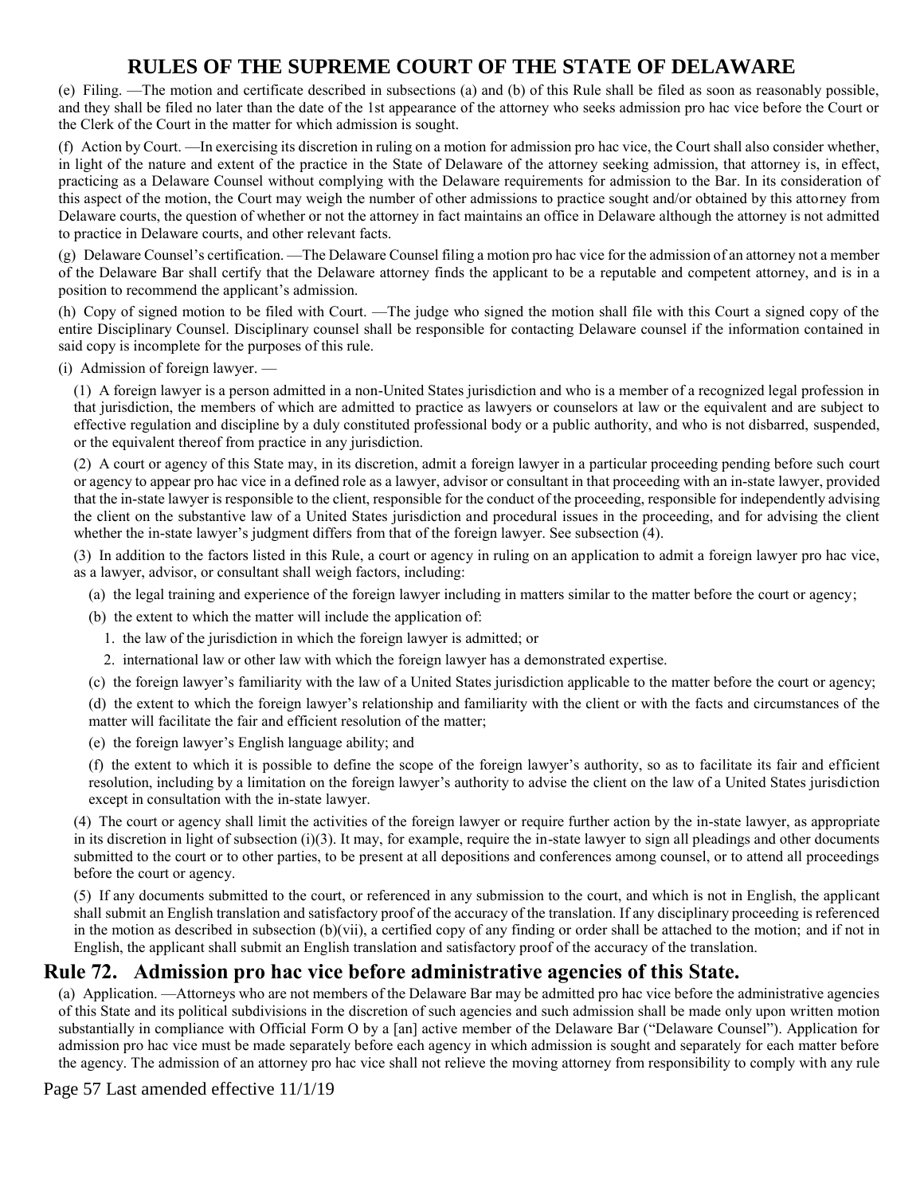(e) Filing. —The motion and certificate described in subsections (a) and (b) of this Rule shall be filed as soon as reasonably possible, and they shall be filed no later than the date of the 1st appearance of the attorney who seeks admission pro hac vice before the Court or the Clerk of the Court in the matter for which admission is sought.

(f) Action by Court. —In exercising its discretion in ruling on a motion for admission pro hac vice, the Court shall also consider whether, in light of the nature and extent of the practice in the State of Delaware of the attorney seeking admission, that attorney is, in effect, practicing as a Delaware Counsel without complying with the Delaware requirements for admission to the Bar. In its consideration of this aspect of the motion, the Court may weigh the number of other admissions to practice sought and/or obtained by this attorney from Delaware courts, the question of whether or not the attorney in fact maintains an office in Delaware although the attorney is not admitted to practice in Delaware courts, and other relevant facts.

(g) Delaware Counsel's certification. —The Delaware Counsel filing a motion pro hac vice for the admission of an attorney not a member of the Delaware Bar shall certify that the Delaware attorney finds the applicant to be a reputable and competent attorney, and is in a position to recommend the applicant's admission.

(h) Copy of signed motion to be filed with Court. —The judge who signed the motion shall file with this Court a signed copy of the entire Disciplinary Counsel. Disciplinary counsel shall be responsible for contacting Delaware counsel if the information contained in said copy is incomplete for the purposes of this rule.

(i) Admission of foreign lawyer. —

(1) A foreign lawyer is a person admitted in a non-United States jurisdiction and who is a member of a recognized legal profession in that jurisdiction, the members of which are admitted to practice as lawyers or counselors at law or the equivalent and are subject to effective regulation and discipline by a duly constituted professional body or a public authority, and who is not disbarred, suspended, or the equivalent thereof from practice in any jurisdiction.

(2) A court or agency of this State may, in its discretion, admit a foreign lawyer in a particular proceeding pending before such court or agency to appear pro hac vice in a defined role as a lawyer, advisor or consultant in that proceeding with an in-state lawyer, provided that the in-state lawyer is responsible to the client, responsible for the conduct of the proceeding, responsible for independently advising the client on the substantive law of a United States jurisdiction and procedural issues in the proceeding, and for advising the client whether the in-state lawyer's judgment differs from that of the foreign lawyer. See subsection (4).

(3) In addition to the factors listed in this Rule, a court or agency in ruling on an application to admit a foreign lawyer pro hac vice, as a lawyer, advisor, or consultant shall weigh factors, including:

(a) the legal training and experience of the foreign lawyer including in matters similar to the matter before the court or agency;

(b) the extent to which the matter will include the application of:

1. the law of the jurisdiction in which the foreign lawyer is admitted; or

2. international law or other law with which the foreign lawyer has a demonstrated expertise.

(c) the foreign lawyer's familiarity with the law of a United States jurisdiction applicable to the matter before the court or agency;

(d) the extent to which the foreign lawyer's relationship and familiarity with the client or with the facts and circumstances of the matter will facilitate the fair and efficient resolution of the matter;

(e) the foreign lawyer's English language ability; and

(f) the extent to which it is possible to define the scope of the foreign lawyer's authority, so as to facilitate its fair and efficient resolution, including by a limitation on the foreign lawyer's authority to advise the client on the law of a United States jurisdiction except in consultation with the in-state lawyer.

(4) The court or agency shall limit the activities of the foreign lawyer or require further action by the in-state lawyer, as appropriate in its discretion in light of subsection (i)(3). It may, for example, require the in-state lawyer to sign all pleadings and other documents submitted to the court or to other parties, to be present at all depositions and conferences among counsel, or to attend all proceedings before the court or agency.

(5) If any documents submitted to the court, or referenced in any submission to the court, and which is not in English, the applicant shall submit an English translation and satisfactory proof of the accuracy of the translation. If any disciplinary proceeding is referenced in the motion as described in subsection (b)(vii), a certified copy of any finding or order shall be attached to the motion; and if not in English, the applicant shall submit an English translation and satisfactory proof of the accuracy of the translation.

## Rule 72. Admission pro hac vice before administrative agencies of this State.

(a) Application. —Attorneys who are not members of the Delaware Bar may be admitted pro hac vice before the administrative agencies of this State and its political subdivisions in the discretion of such agencies and such admission shall be made only upon written motion substantially in compliance with Official Form O by a [an] active member of the Delaware Bar ("Delaware Counsel"). Application for admission pro hac vice must be made separately before each agency in which admission is sought and separately for each matter before the agency. The admission of an attorney pro hac vice shall not relieve the moving attorney from responsibility to comply with any rule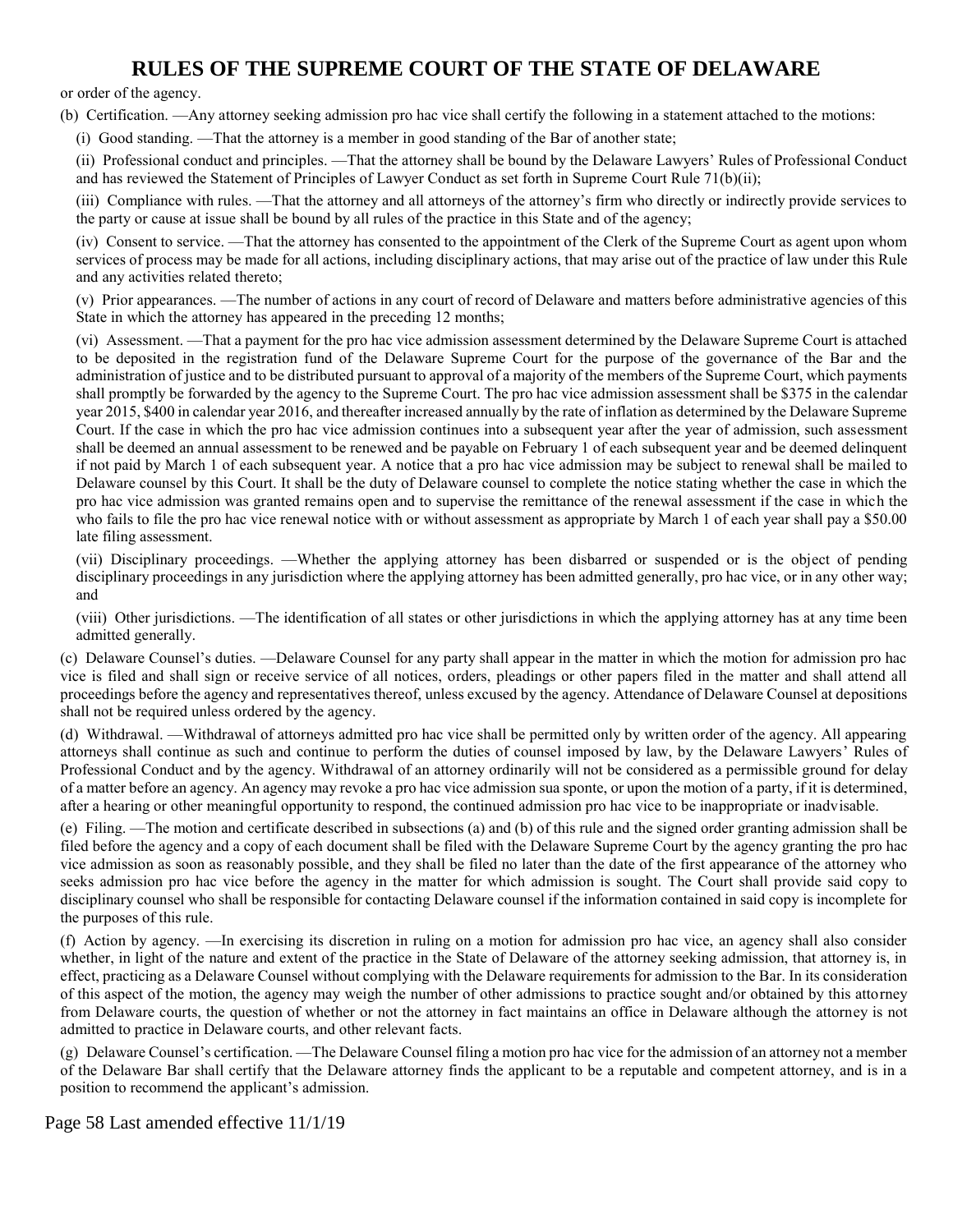or order of the agency.

(b) Certification. —Any attorney seeking admission pro hac vice shall certify the following in a statement attached to the motions:

(i) Good standing. —That the attorney is a member in good standing of the Bar of another state;

(ii) Professional conduct and principles. —That the attorney shall be bound by the Delaware Lawyers' Rules of Professional Conduct and has reviewed the Statement of Principles of Lawyer Conduct as set forth in Supreme Court Rule 71(b)(ii);

(iii) Compliance with rules. —That the attorney and all attorneys of the attorney's firm who directly or indirectly provide services to the party or cause at issue shall be bound by all rules of the practice in this State and of the agency;

(iv) Consent to service. —That the attorney has consented to the appointment of the Clerk of the Supreme Court as agent upon whom services of process may be made for all actions, including disciplinary actions, that may arise out of the practice of law under this Rule and any activities related thereto;

(v) Prior appearances. —The number of actions in any court of record of Delaware and matters before administrative agencies of this State in which the attorney has appeared in the preceding 12 months;

(vi) Assessment. —That a payment for the pro hac vice admission assessment determined by the Delaware Supreme Court is attached to be deposited in the registration fund of the Delaware Supreme Court for the purpose of the governance of the Bar and the administration of justice and to be distributed pursuant to approval of a majority of the members of the Supreme Court, which payments shall promptly be forwarded by the agency to the Supreme Court. The pro hac vice admission assessment shall be $375 in the calendar year 2015, $400 in calendar year 2016, and thereafter increased annually by the rate of inflation as determined by the Delaware Supreme Court. If the case in which the pro hac vice admission continues into a subsequent year after the year of admission, such assessment shall be deemed an annual assessment to be renewed and be payable on February 1 of each subsequent year and be deemed delinquent if not paid by March 1 of each subsequent year. A notice that a pro hac vice admission may be subject to renewal shall be mailed to Delaware counsel by this Court. It shall be the duty of Delaware counsel to complete the notice stating whether the case in which the pro hac vice admission was granted remains open and to supervise the remittance of the renewal assessment if the case in which the who fails to file the pro hac vice renewal notice with or without assessment as appropriate by March 1 of each year shall pay a $50.00 late filing assessment.

(vii) Disciplinary proceedings. —Whether the applying attorney has been disbarred or suspended or is the object of pending disciplinary proceedings in any jurisdiction where the applying attorney has been admitted generally, pro hac vice, or in any other way; and

(viii) Other jurisdictions. —The identification of all states or other jurisdictions in which the applying attorney has at any time been admitted generally.

(c) Delaware Counsel's duties. —Delaware Counsel for any party shall appear in the matter in which the motion for admission pro hac vice is filed and shall sign or receive service of all notices, orders, pleadings or other papers filed in the matter and shall attend all proceedings before the agency and representatives thereof, unless excused by the agency. Attendance of Delaware Counsel at depositions shall not be required unless ordered by the agency.

(d) Withdrawal. —Withdrawal of attorneys admitted pro hac vice shall be permitted only by written order of the agency. All appearing attorneys shall continue as such and continue to perform the duties of counsel imposed by law, by the Delaware Lawyers' Rules of Professional Conduct and by the agency. Withdrawal of an attorney ordinarily will not be considered as a permissible ground for delay of a matter before an agency. An agency may revoke a pro hac vice admission sua sponte, or upon the motion of a party, if it is determined, after a hearing or other meaningful opportunity to respond, the continued admission pro hac vice to be inappropriate or inadvisable.

(e) Filing. —The motion and certificate described in subsections (a) and (b) of this rule and the signed order granting admission shall be filed before the agency and a copy of each document shall be filed with the Delaware Supreme Court by the agency granting the pro hac vice admission as soon as reasonably possible, and they shall be filed no later than the date of the first appearance of the attorney who seeks admission pro hac vice before the agency in the matter for which admission is sought. The Court shall provide said copy to disciplinary counsel who shall be responsible for contacting Delaware counsel if the information contained in said copy is incomplete for the purposes of this rule.

(f) Action by agency. —In exercising its discretion in ruling on a motion for admission pro hac vice, an agency shall also consider whether, in light of the nature and extent of the practice in the State of Delaware of the attorney seeking admission, that attorney is, in effect, practicing as a Delaware Counsel without complying with the Delaware requirements for admission to the Bar. In its consideration of this aspect of the motion, the agency may weigh the number of other admissions to practice sought and/or obtained by this attorney from Delaware courts, the question of whether or not the attorney in fact maintains an office in Delaware although the attorney is not admitted to practice in Delaware courts, and other relevant facts.

(g) Delaware Counsel's certification. —The Delaware Counsel filing a motion pro hac vice for the admission of an attorney not a member of the Delaware Bar shall certify that the Delaware attorney finds the applicant to be a reputable and competent attorney, and is in a position to recommend the applicant's admission.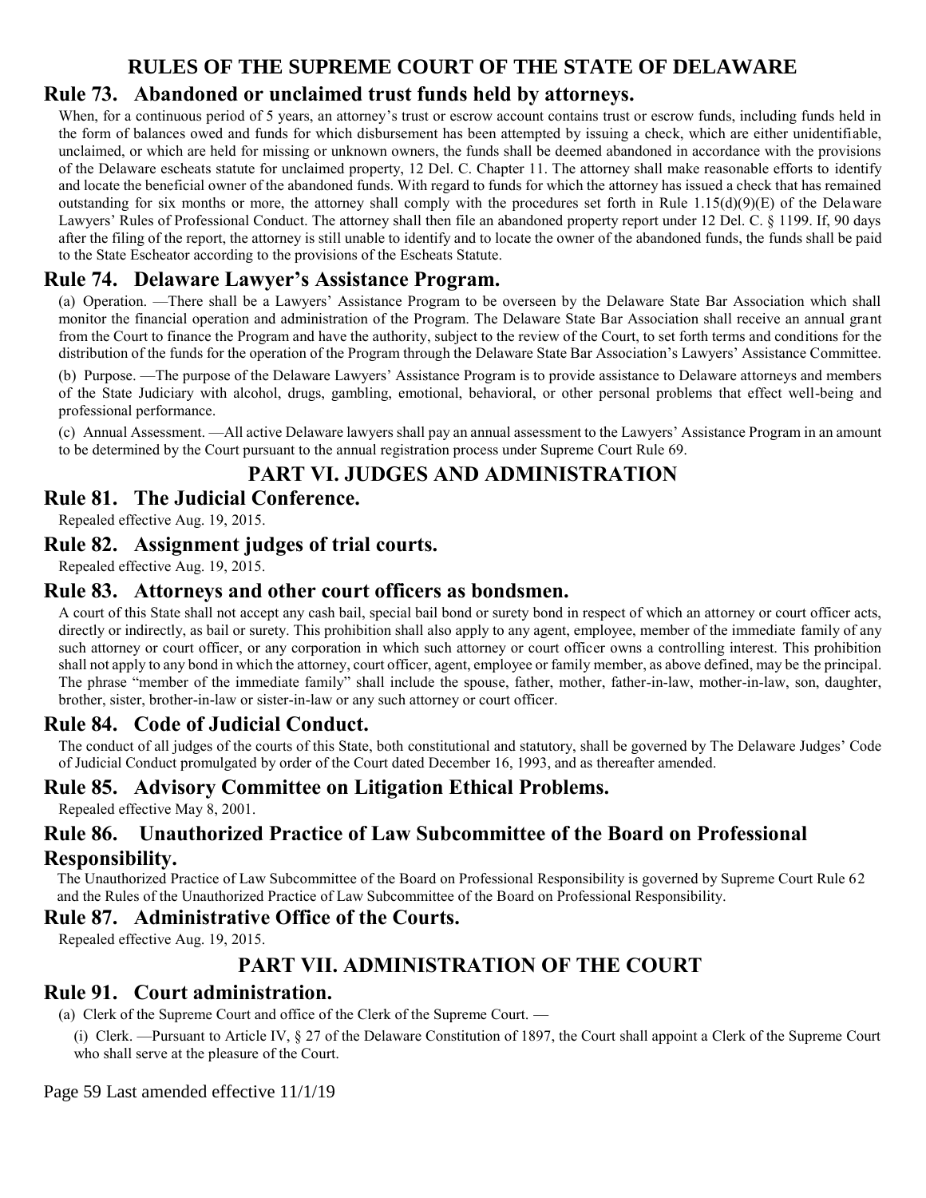# RULES OF THE SUPREME COURT OF THE STATE OF DELAWARE

## Rule 73. Abandoned or unclaimed trust funds held by attorneys.

When, for a continuous period of 5 years, an attorney's trust or escrow account contains trust or escrow funds, including funds held in the form of balances owed and funds for which disbursement has been attempted by issuing a check, which are either unidentifiable, unclaimed, or which are held for missing or unknown owners, the funds shall be deemed abandoned in accordance with the provisions of the Delaware escheats statute for unclaimed property, 12 Del. C. Chapter 11. The attorney shall make reasonable efforts to identify and locate the beneficial owner of the abandoned funds. With regard to funds for which the attorney has issued a check that has remained outstanding for six months or more, the attorney shall comply with the procedures set forth in Rule 1.15(d)(9)(E) of the Delaware Lawyers' Rules of Professional Conduct. The attorney shall then file an abandoned property report under 12 Del. C. § 1199. If, 90 days after the filing of the report, the attorney is still unable to identify and to locate the owner of the abandoned funds, the funds shall be paid to the State Escheator according to the provisions of the Escheats Statute.

## Rule 74. Delaware Lawyer's Assistance Program.

(a) Operation. —There shall be a Lawyers' Assistance Program to be overseen by the Delaware State Bar Association which shall monitor the financial operation and administration of the Program. The Delaware State Bar Association shall receive an annual grant from the Court to finance the Program and have the authority, subject to the review of the Court, to set forth terms and conditions for the distribution of the funds for the operation of the Program through the Delaware State Bar Association's Lawyers' Assistance Committee.

(b) Purpose. —The purpose of the Delaware Lawyers' Assistance Program is to provide assistance to Delaware attorneys and members of the State Judiciary with alcohol, drugs, gambling, emotional, behavioral, or other personal problems that effect well-being and professional performance.

(c) Annual Assessment. —All active Delaware lawyers shall pay an annual assessment to the Lawyers' Assistance Program in an amount to be determined by the Court pursuant to the annual registration process under Supreme Court Rule 69.

# PART VI. JUDGES AND ADMINISTRATION

## Rule 81. The Judicial Conference.

Repealed effective Aug. 19, 2015.

## Rule 82. Assignment judges of trial courts.

Repealed effective Aug. 19, 2015.

## Rule 83. Attorneys and other court officers as bondsmen.

A court of this State shall not accept any cash bail, special bail bond or surety bond in respect of which an attorney or court officer acts, directly or indirectly, as bail or surety. This prohibition shall also apply to any agent, employee, member of the immediate family of any such attorney or court officer, or any corporation in which such attorney or court officer owns a controlling interest. This prohibition shall not apply to any bond in which the attorney, court officer, agent, employee or family member, as above defined, may be the principal. The phrase "member of the immediate family" shall include the spouse, father, mother, father-in-law, mother-in-law, son, daughter, brother, sister, brother-in-law or sister-in-law or any such attorney or court officer.

## Rule 84. Code of Judicial Conduct.

The conduct of all judges of the courts of this State, both constitutional and statutory, shall be governed by The Delaware Judges' Code of Judicial Conduct promulgated by order of the Court dated December 16, 1993, and as thereafter amended.

## Rule 85. Advisory Committee on Litigation Ethical Problems.

Repealed effective May 8, 2001.

## Rule 86. Unauthorized Practice of Law Subcommittee of the Board on Professional Responsibility.

The Unauthorized Practice of Law Subcommittee of the Board on Professional Responsibility is governed by Supreme Court Rule 62 and the Rules of the Unauthorized Practice of Law Subcommittee of the Board on Professional Responsibility.

## Rule 87. Administrative Office of the Courts.

Repealed effective Aug. 19, 2015.

# PART VII. ADMINISTRATION OF THE COURT

## Rule 91. Court administration.

(a) Clerk of the Supreme Court and office of the Clerk of the Supreme Court. —

(i) Clerk. —Pursuant to Article IV, § 27 of the Delaware Constitution of 1897, the Court shall appoint a Clerk of the Supreme Court who shall serve at the pleasure of the Court.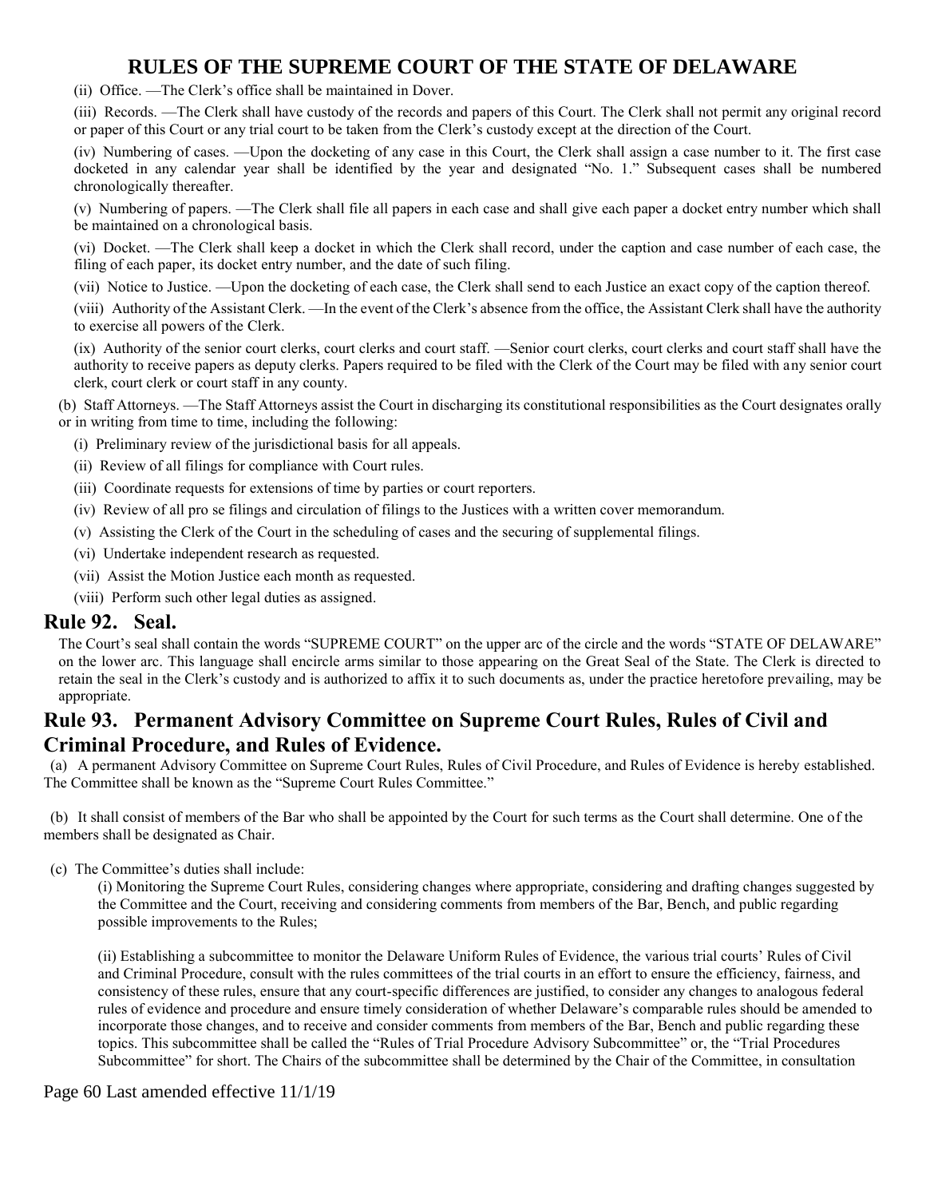(ii) Office. —The Clerk's office shall be maintained in Dover.

(iii) Records. —The Clerk shall have custody of the records and papers of this Court. The Clerk shall not permit any original record or paper of this Court or any trial court to be taken from the Clerk's custody except at the direction of the Court.

(iv) Numbering of cases. —Upon the docketing of any case in this Court, the Clerk shall assign a case number to it. The first case docketed in any calendar year shall be identified by the year and designated "No. 1." Subsequent cases shall be numbered chronologically thereafter.

(v) Numbering of papers. —The Clerk shall file all papers in each case and shall give each paper a docket entry number which shall be maintained on a chronological basis.

(vi) Docket. —The Clerk shall keep a docket in which the Clerk shall record, under the caption and case number of each case, the filing of each paper, its docket entry number, and the date of such filing.

(vii) Notice to Justice. —Upon the docketing of each case, the Clerk shall send to each Justice an exact copy of the caption thereof.

(viii) Authority of the Assistant Clerk. —In the event of the Clerk's absence from the office, the Assistant Clerk shall have the authority to exercise all powers of the Clerk.

(ix) Authority of the senior court clerks, court clerks and court staff. —Senior court clerks, court clerks and court staff shall have the authority to receive papers as deputy clerks. Papers required to be filed with the Clerk of the Court may be filed with any senior court clerk, court clerk or court staff in any county.

(b) Staff Attorneys. —The Staff Attorneys assist the Court in discharging its constitutional responsibilities as the Court designates orally or in writing from time to time, including the following:

(i) Preliminary review of the jurisdictional basis for all appeals.

(ii) Review of all filings for compliance with Court rules.

(iii) Coordinate requests for extensions of time by parties or court reporters.

(iv) Review of all pro se filings and circulation of filings to the Justices with a written cover memorandum.

(v) Assisting the Clerk of the Court in the scheduling of cases and the securing of supplemental filings.

(vi) Undertake independent research as requested.

(vii) Assist the Motion Justice each month as requested.

(viii) Perform such other legal duties as assigned.

## Rule 92. Seal.

The Court's seal shall contain the words "SUPREME COURT" on the upper arc of the circle and the words "STATE OF DELAWARE" on the lower arc. This language shall encircle arms similar to those appearing on the Great Seal of the State. The Clerk is directed to retain the seal in the Clerk's custody and is authorized to affix it to such documents as, under the practice heretofore prevailing, may be appropriate.

## Rule 93. Permanent Advisory Committee on Supreme Court Rules, Rules of Civil and Criminal Procedure, and Rules of Evidence.

(a) A permanent Advisory Committee on Supreme Court Rules, Rules of Civil Procedure, and Rules of Evidence is hereby established. The Committee shall be known as the "Supreme Court Rules Committee."

(b) It shall consist of members of the Bar who shall be appointed by the Court for such terms as the Court shall determine. One of the members shall be designated as Chair.

(c) The Committee's duties shall include:

(i) Monitoring the Supreme Court Rules, considering changes where appropriate, considering and drafting changes suggested by the Committee and the Court, receiving and considering comments from members of the Bar, Bench, and public regarding possible improvements to the Rules;

(ii) Establishing a subcommittee to monitor the Delaware Uniform Rules of Evidence, the various trial courts' Rules of Civil and Criminal Procedure, consult with the rules committees of the trial courts in an effort to ensure the efficiency, fairness, and consistency of these rules, ensure that any court-specific differences are justified, to consider any changes to analogous federal rules of evidence and procedure and ensure timely consideration of whether Delaware's comparable rules should be amended to incorporate those changes, and to receive and consider comments from members of the Bar, Bench and public regarding these topics. This subcommittee shall be called the "Rules of Trial Procedure Advisory Subcommittee" or, the "Trial Procedures Subcommittee" for short. The Chairs of the subcommittee shall be determined by the Chair of the Committee, in consultation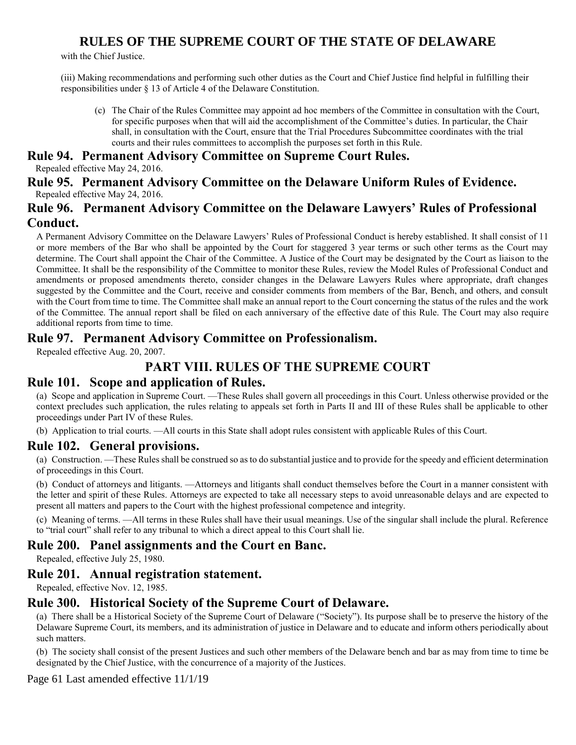with the Chief Justice.

(iii) Making recommendations and performing such other duties as the Court and Chief Justice find helpful in fulfilling their responsibilities under § 13 of Article 4 of the Delaware Constitution.

(c) The Chair of the Rules Committee may appoint ad hoc members of the Committee in consultation with the Court, for specific purposes when that will aid the accomplishment of the Committee's duties. In particular, the Chair shall, in consultation with the Court, ensure that the Trial Procedures Subcommittee coordinates with the trial courts and their rules committees to accomplish the purposes set forth in this Rule.

## Rule 94. Permanent Advisory Committee on Supreme Court Rules.

Repealed effective May 24, 2016.

## Rule 95. Permanent Advisory Committee on the Delaware Uniform Rules of Evidence.

Repealed effective May 24, 2016.

## Rule 96. Permanent Advisory Committee on the Delaware Lawyers' Rules of Professional Conduct.

A Permanent Advisory Committee on the Delaware Lawyers' Rules of Professional Conduct is hereby established. It shall consist of 11 or more members of the Bar who shall be appointed by the Court for staggered 3 year terms or such other terms as the Court may determine. The Court shall appoint the Chair of the Committee. A Justice of the Court may be designated by the Court as liaison to the Committee. It shall be the responsibility of the Committee to monitor these Rules, review the Model Rules of Professional Conduct and amendments or proposed amendments thereto, consider changes in the Delaware Lawyers Rules where appropriate, draft changes suggested by the Committee and the Court, receive and consider comments from members of the Bar, Bench, and others, and consult with the Court from time to time. The Committee shall make an annual report to the Court concerning the status of the rules and the work of the Committee. The annual report shall be filed on each anniversary of the effective date of this Rule. The Court may also require additional reports from time to time.

## Rule 97. Permanent Advisory Committee on Professionalism.

Repealed effective Aug. 20, 2007.

# PART VIII. RULES OF THE SUPREME COURT

## Rule 101. Scope and application of Rules.

(a) Scope and application in Supreme Court. —These Rules shall govern all proceedings in this Court. Unless otherwise provided or the context precludes such application, the rules relating to appeals set forth in Parts II and III of these Rules shall be applicable to other proceedings under Part IV of these Rules.

(b) Application to trial courts. —All courts in this State shall adopt rules consistent with applicable Rules of this Court.

## Rule 102. General provisions.

(a) Construction. —These Rules shall be construed so as to do substantial justice and to provide for the speedy and efficient determination of proceedings in this Court.

(b) Conduct of attorneys and litigants. —Attorneys and litigants shall conduct themselves before the Court in a manner consistent with the letter and spirit of these Rules. Attorneys are expected to take all necessary steps to avoid unreasonable delays and are expected to present all matters and papers to the Court with the highest professional competence and integrity.

(c) Meaning of terms. —All terms in these Rules shall have their usual meanings. Use of the singular shall include the plural. Reference to "trial court" shall refer to any tribunal to which a direct appeal to this Court shall lie.

## Rule 200. Panel assignments and the Court en Banc.

Repealed, effective July 25, 1980.

## Rule 201. Annual registration statement.

Repealed, effective Nov. 12, 1985.

## Rule 300. Historical Society of the Supreme Court of Delaware.

(a) There shall be a Historical Society of the Supreme Court of Delaware ("Society"). Its purpose shall be to preserve the history of the Delaware Supreme Court, its members, and its administration of justice in Delaware and to educate and inform others periodically about such matters.

(b) The society shall consist of the present Justices and such other members of the Delaware bench and bar as may from time to time be designated by the Chief Justice, with the concurrence of a majority of the Justices.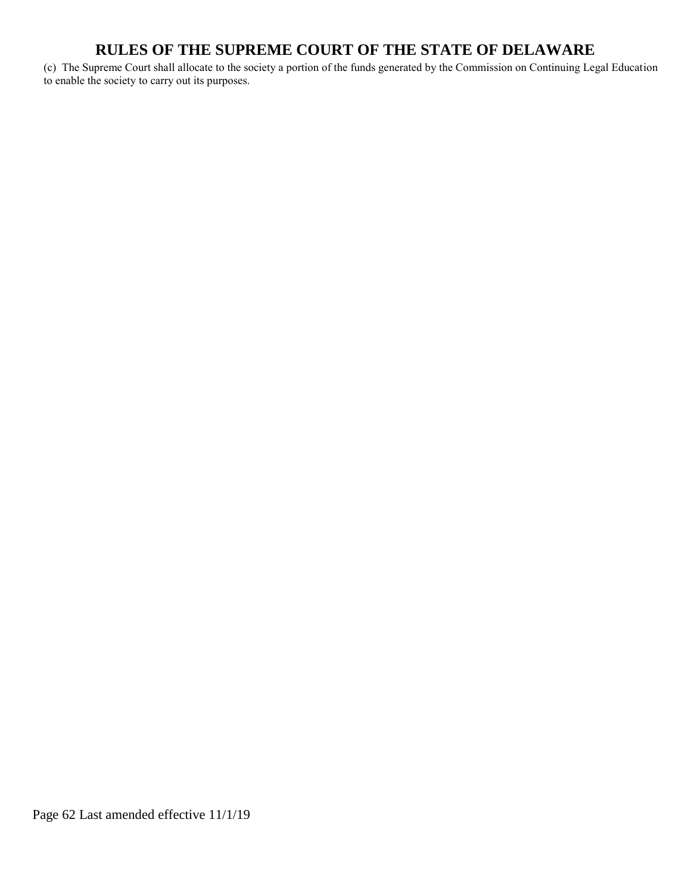(c) The Supreme Court shall allocate to the society a portion of the funds generated by the Commission on Continuing Legal Education to enable the society to carry out its purposes.